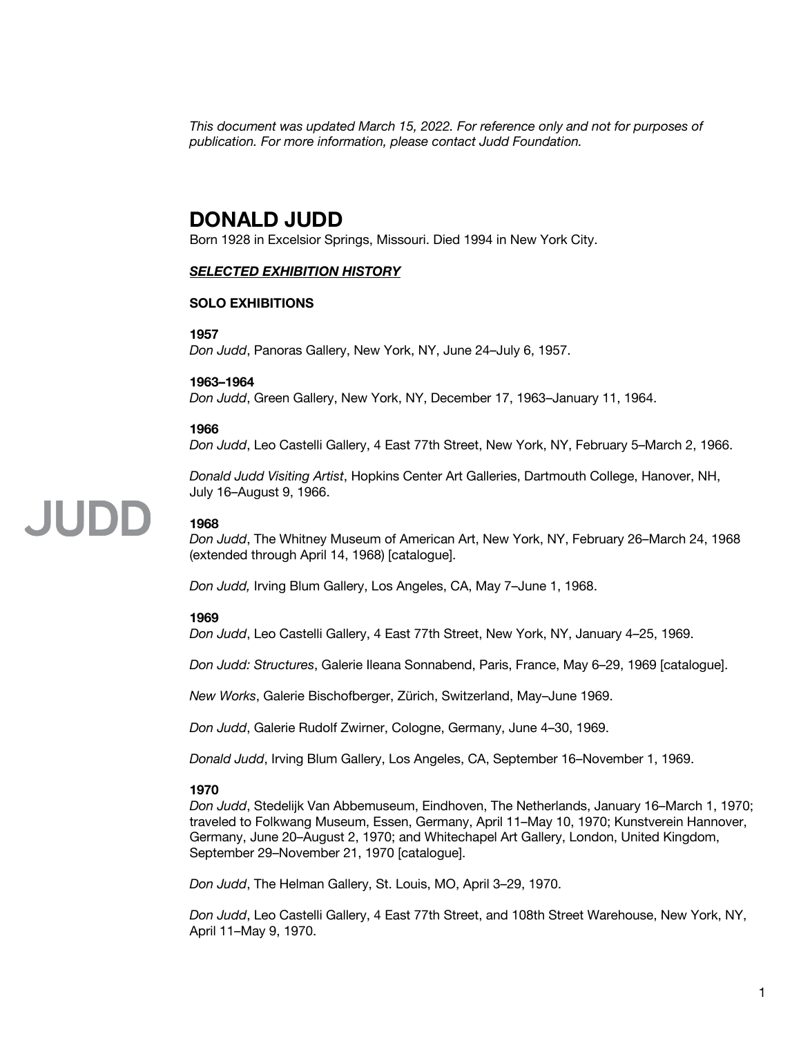*This document was updated March 15, 2022. For reference only and not for purposes of publication. For more information, please contact Judd Foundation.*

# DONALD JUDD

Born 1928 in Excelsior Springs, Missouri. Died 1994 in New York City.

## ***SELECTED EXHIBITION HISTORY***

### SOLO EXHIBITIONS

**1957**
*Don Judd*, Panoras Gallery, New York, NY, June 24–July 6, 1957.

**1963–1964**
*Don Judd*, Green Gallery, New York, NY, December 17, 1963–January 11, 1964.

**1966**
*Don Judd*, Leo Castelli Gallery, 4 East 77th Street, New York, NY, February 5–March 2, 1966.

*Donald Judd Visiting Artist*, Hopkins Center Art Galleries, Dartmouth College, Hanover, NH, July 16–August 9, 1966.

**1968**
*Don Judd*, The Whitney Museum of American Art, New York, NY, February 26–March 24, 1968 (extended through April 14, 1968) [catalogue].

*Don Judd,* Irving Blum Gallery, Los Angeles, CA, May 7–June 1, 1968.

**1969**
*Don Judd*, Leo Castelli Gallery, 4 East 77th Street, New York, NY, January 4–25, 1969.

*Don Judd: Structures*, Galerie Ileana Sonnabend, Paris, France, May 6–29, 1969 [catalogue].

*New Works*, Galerie Bischofberger, Zürich, Switzerland, May–June 1969.

*Don Judd*, Galerie Rudolf Zwirner, Cologne, Germany, June 4–30, 1969.

*Donald Judd*, Irving Blum Gallery, Los Angeles, CA, September 16–November 1, 1969.

**1970**
*Don Judd*, Stedelijk Van Abbemuseum, Eindhoven, The Netherlands, January 16–March 1, 1970; traveled to Folkwang Museum, Essen, Germany, April 11–May 10, 1970; Kunstverein Hannover, Germany, June 20–August 2, 1970; and Whitechapel Art Gallery, London, United Kingdom, September 29–November 21, 1970 [catalogue].

*Don Judd*, The Helman Gallery, St. Louis, MO, April 3–29, 1970.

*Don Judd*, Leo Castelli Gallery, 4 East 77th Street, and 108th Street Warehouse, New York, NY, April 11–May 9, 1970.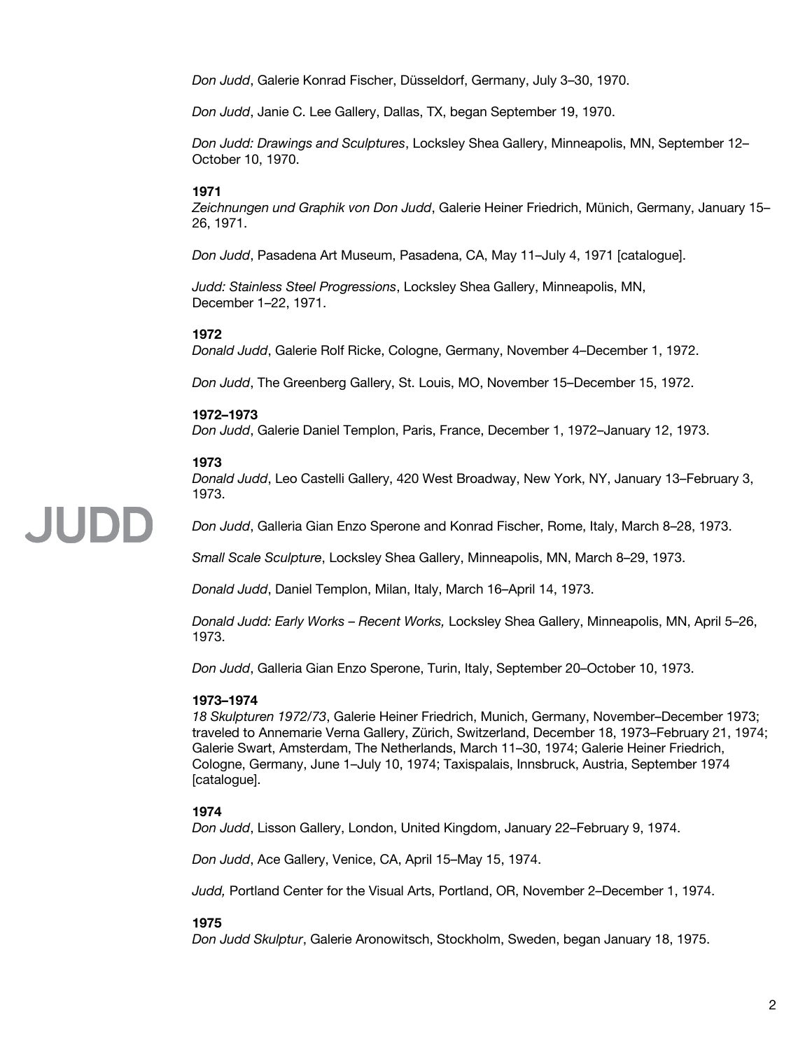*Don Judd*, Galerie Konrad Fischer, Düsseldorf, Germany, July 3–30, 1970.

*Don Judd*, Janie C. Lee Gallery, Dallas, TX, began September 19, 1970.

*Don Judd: Drawings and Sculptures*, Locksley Shea Gallery, Minneapolis, MN, September 12–October 10, 1970.

**1971**
*Zeichnungen und Graphik von Don Judd*, Galerie Heiner Friedrich, Münich, Germany, January 15–26, 1971.

*Don Judd*, Pasadena Art Museum, Pasadena, CA, May 11–July 4, 1971 [catalogue].

*Judd: Stainless Steel Progressions*, Locksley Shea Gallery, Minneapolis, MN, December 1–22, 1971.

**1972**
*Donald Judd*, Galerie Rolf Ricke, Cologne, Germany, November 4–December 1, 1972.

*Don Judd*, The Greenberg Gallery, St. Louis, MO, November 15–December 15, 1972.

**1972–1973**
*Don Judd*, Galerie Daniel Templon, Paris, France, December 1, 1972–January 12, 1973.

**1973**
*Donald Judd*, Leo Castelli Gallery, 420 West Broadway, New York, NY, January 13–February 3, 1973.

*Don Judd*, Galleria Gian Enzo Sperone and Konrad Fischer, Rome, Italy, March 8–28, 1973.

*Small Scale Sculpture*, Locksley Shea Gallery, Minneapolis, MN, March 8–29, 1973.

*Donald Judd*, Daniel Templon, Milan, Italy, March 16–April 14, 1973.

*Donald Judd: Early Works – Recent Works,* Locksley Shea Gallery, Minneapolis, MN, April 5–26, 1973.

*Don Judd*, Galleria Gian Enzo Sperone, Turin, Italy, September 20–October 10, 1973.

**1973–1974**
*18 Skulpturen 1972/73*, Galerie Heiner Friedrich, Munich, Germany, November–December 1973; traveled to Annemarie Verna Gallery, Zürich, Switzerland, December 18, 1973–February 21, 1974; Galerie Swart, Amsterdam, The Netherlands, March 11–30, 1974; Galerie Heiner Friedrich, Cologne, Germany, June 1–July 10, 1974; Taxispalais, Innsbruck, Austria, September 1974 [catalogue].

**1974**
*Don Judd*, Lisson Gallery, London, United Kingdom, January 22–February 9, 1974.

*Don Judd*, Ace Gallery, Venice, CA, April 15–May 15, 1974.

*Judd,* Portland Center for the Visual Arts, Portland, OR, November 2–December 1, 1974.

**1975**
*Don Judd Skulptur*, Galerie Aronowitsch, Stockholm, Sweden, began January 18, 1975.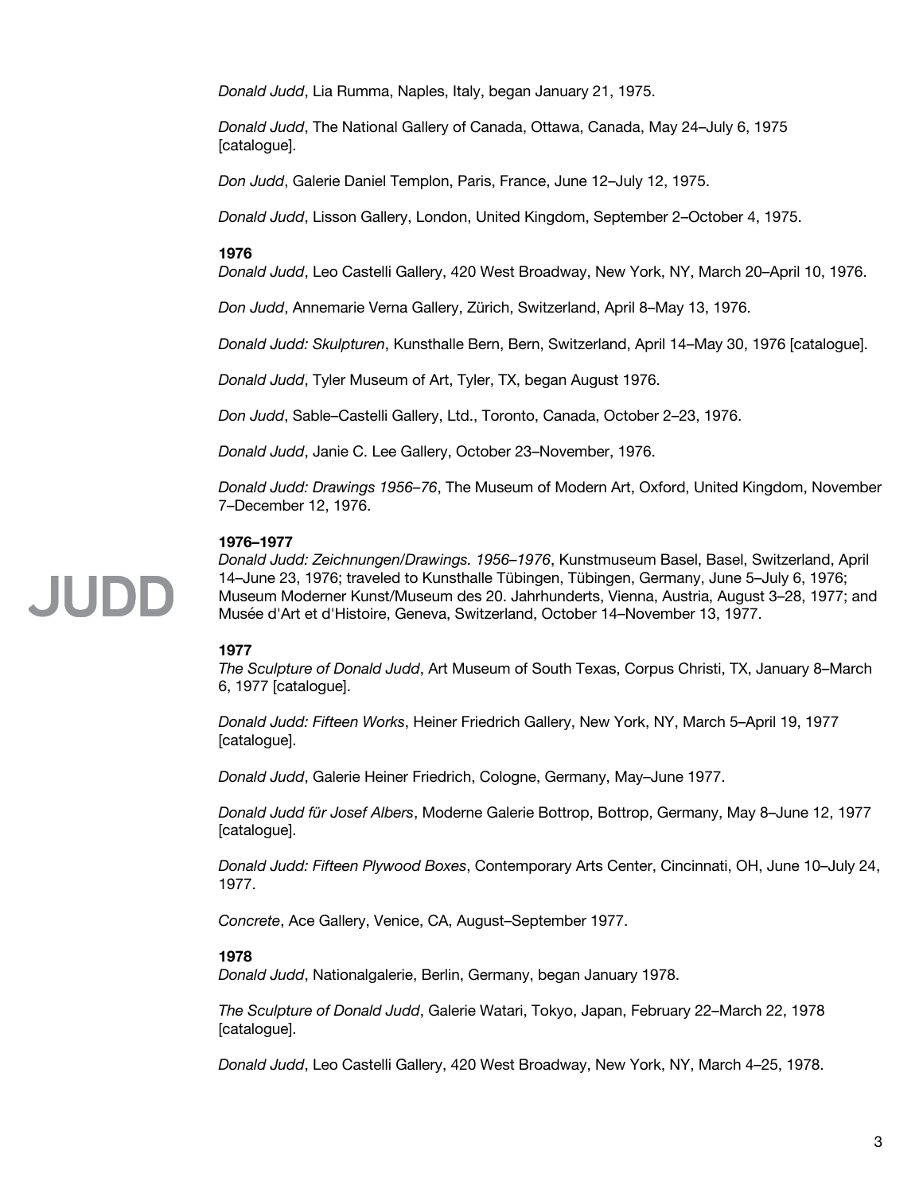*Donald Judd*, Lia Rumma, Naples, Italy, began January 21, 1975.

*Donald Judd*, The National Gallery of Canada, Ottawa, Canada, May 24–July 6, 1975 [catalogue].

*Don Judd*, Galerie Daniel Templon, Paris, France, June 12–July 12, 1975.

*Donald Judd*, Lisson Gallery, London, United Kingdom, September 2–October 4, 1975.

**1976**

*Donald Judd*, Leo Castelli Gallery, 420 West Broadway, New York, NY, March 20–April 10, 1976.

*Don Judd*, Annemarie Verna Gallery, Zürich, Switzerland, April 8–May 13, 1976.

*Donald Judd: Skulpturen*, Kunsthalle Bern, Bern, Switzerland, April 14–May 30, 1976 [catalogue].

*Donald Judd*, Tyler Museum of Art, Tyler, TX, began August 1976.

*Don Judd*, Sable–Castelli Gallery, Ltd., Toronto, Canada, October 2–23, 1976.

*Donald Judd*, Janie C. Lee Gallery, October 23–November, 1976.

*Donald Judd: Drawings 1956–76*, The Museum of Modern Art, Oxford, United Kingdom, November 7–December 12, 1976.

**1976–1977**

*Donald Judd: Zeichnungen/Drawings. 1956–1976*, Kunstmuseum Basel, Basel, Switzerland, April 14–June 23, 1976; traveled to Kunsthalle Tübingen, Tübingen, Germany, June 5–July 6, 1976; Museum Moderner Kunst/Museum des 20. Jahrhunderts, Vienna, Austria, August 3–28, 1977; and Musée d'Art et d'Histoire, Geneva, Switzerland, October 14–November 13, 1977.

**1977**

*The Sculpture of Donald Judd*, Art Museum of South Texas, Corpus Christi, TX, January 8–March 6, 1977 [catalogue].

*Donald Judd: Fifteen Works*, Heiner Friedrich Gallery, New York, NY, March 5–April 19, 1977 [catalogue].

*Donald Judd*, Galerie Heiner Friedrich, Cologne, Germany, May–June 1977.

*Donald Judd für Josef Albers*, Moderne Galerie Bottrop, Bottrop, Germany, May 8–June 12, 1977 [catalogue].

*Donald Judd: Fifteen Plywood Boxes*, Contemporary Arts Center, Cincinnati, OH, June 10–July 24, 1977.

*Concrete*, Ace Gallery, Venice, CA, August–September 1977.

**1978**

*Donald Judd*, Nationalgalerie, Berlin, Germany, began January 1978.

*The Sculpture of Donald Judd*, Galerie Watari, Tokyo, Japan, February 22–March 22, 1978 [catalogue].

*Donald Judd*, Leo Castelli Gallery, 420 West Broadway, New York, NY, March 4–25, 1978.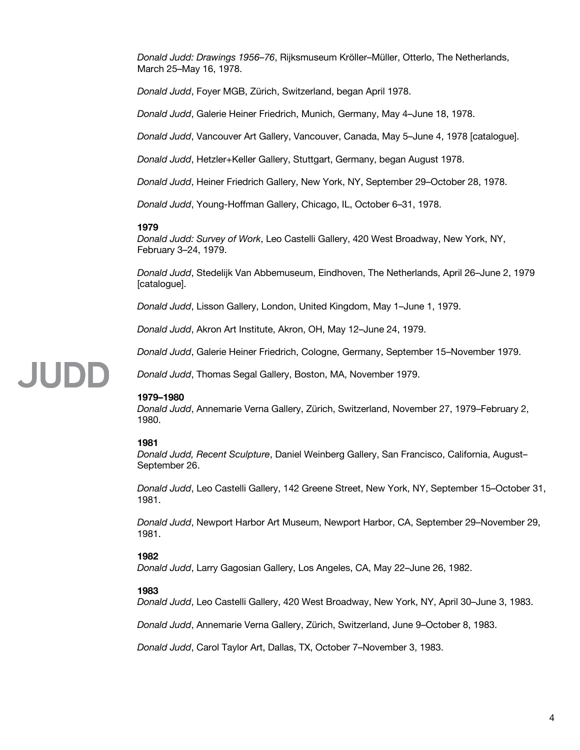*Donald Judd: Drawings 1956–76*, Rijksmuseum Kröller–Müller, Otterlo, The Netherlands, March 25–May 16, 1978.

*Donald Judd*, Foyer MGB, Zürich, Switzerland, began April 1978.

*Donald Judd*, Galerie Heiner Friedrich, Munich, Germany, May 4–June 18, 1978.

*Donald Judd*, Vancouver Art Gallery, Vancouver, Canada, May 5–June 4, 1978 [catalogue].

*Donald Judd*, Hetzler+Keller Gallery, Stuttgart, Germany, began August 1978.

*Donald Judd*, Heiner Friedrich Gallery, New York, NY, September 29–October 28, 1978.

*Donald Judd*, Young-Hoffman Gallery, Chicago, IL, October 6–31, 1978.

**1979**
*Donald Judd: Survey of Work*, Leo Castelli Gallery, 420 West Broadway, New York, NY, February 3–24, 1979.

*Donald Judd*, Stedelijk Van Abbemuseum, Eindhoven, The Netherlands, April 26–June 2, 1979 [catalogue].

*Donald Judd*, Lisson Gallery, London, United Kingdom, May 1–June 1, 1979.

*Donald Judd*, Akron Art Institute, Akron, OH, May 12–June 24, 1979.

*Donald Judd*, Galerie Heiner Friedrich, Cologne, Germany, September 15–November 1979.

*Donald Judd*, Thomas Segal Gallery, Boston, MA, November 1979.

**1979–1980**
*Donald Judd*, Annemarie Verna Gallery, Zürich, Switzerland, November 27, 1979–February 2, 1980.

**1981**
*Donald Judd, Recent Sculpture*, Daniel Weinberg Gallery, San Francisco, California, August–September 26.

*Donald Judd*, Leo Castelli Gallery, 142 Greene Street, New York, NY, September 15–October 31, 1981.

*Donald Judd*, Newport Harbor Art Museum, Newport Harbor, CA, September 29–November 29, 1981.

**1982**
*Donald Judd*, Larry Gagosian Gallery, Los Angeles, CA, May 22–June 26, 1982.

**1983**
*Donald Judd*, Leo Castelli Gallery, 420 West Broadway, New York, NY, April 30–June 3, 1983.

*Donald Judd*, Annemarie Verna Gallery, Zürich, Switzerland, June 9–October 8, 1983.

*Donald Judd*, Carol Taylor Art, Dallas, TX, October 7–November 3, 1983.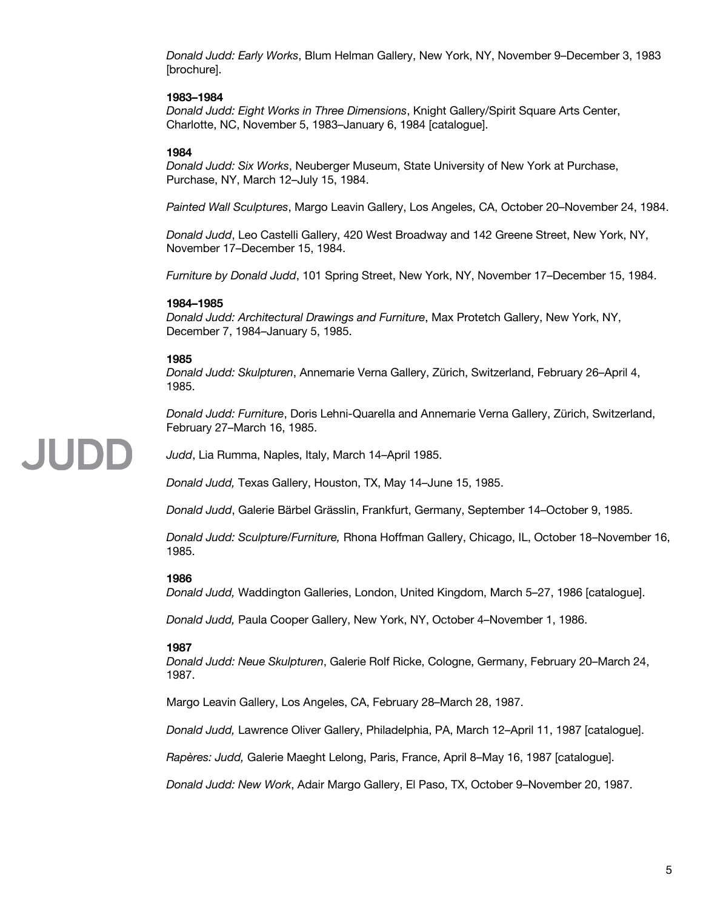*Donald Judd: Early Works*, Blum Helman Gallery, New York, NY, November 9–December 3, 1983 [brochure].

**1983–1984**

*Donald Judd: Eight Works in Three Dimensions*, Knight Gallery/Spirit Square Arts Center, Charlotte, NC, November 5, 1983–January 6, 1984 [catalogue].

**1984**

*Donald Judd: Six Works*, Neuberger Museum, State University of New York at Purchase, Purchase, NY, March 12–July 15, 1984.

*Painted Wall Sculptures*, Margo Leavin Gallery, Los Angeles, CA, October 20–November 24, 1984.

*Donald Judd*, Leo Castelli Gallery, 420 West Broadway and 142 Greene Street, New York, NY, November 17–December 15, 1984.

*Furniture by Donald Judd*, 101 Spring Street, New York, NY, November 17–December 15, 1984.

**1984–1985**

*Donald Judd: Architectural Drawings and Furniture*, Max Protetch Gallery, New York, NY, December 7, 1984–January 5, 1985.

**1985**

*Donald Judd: Skulpturen*, Annemarie Verna Gallery, Zürich, Switzerland, February 26–April 4, 1985.

*Donald Judd: Furniture*, Doris Lehni-Quarella and Annemarie Verna Gallery, Zürich, Switzerland, February 27–March 16, 1985.

*Judd*, Lia Rumma, Naples, Italy, March 14–April 1985.

*Donald Judd,* Texas Gallery, Houston, TX, May 14–June 15, 1985.

*Donald Judd*, Galerie Bärbel Grässlin, Frankfurt, Germany, September 14–October 9, 1985.

*Donald Judd: Sculpture/Furniture,* Rhona Hoffman Gallery, Chicago, IL, October 18–November 16, 1985.

**1986**

*Donald Judd,* Waddington Galleries, London, United Kingdom, March 5–27, 1986 [catalogue].

*Donald Judd,* Paula Cooper Gallery, New York, NY, October 4–November 1, 1986.

**1987**

*Donald Judd: Neue Skulpturen*, Galerie Rolf Ricke, Cologne, Germany, February 20–March 24, 1987.

Margo Leavin Gallery, Los Angeles, CA, February 28–March 28, 1987.

*Donald Judd,* Lawrence Oliver Gallery, Philadelphia, PA, March 12–April 11, 1987 [catalogue].

*Rapères: Judd,* Galerie Maeght Lelong, Paris, France, April 8–May 16, 1987 [catalogue].

*Donald Judd: New Work*, Adair Margo Gallery, El Paso, TX, October 9–November 20, 1987.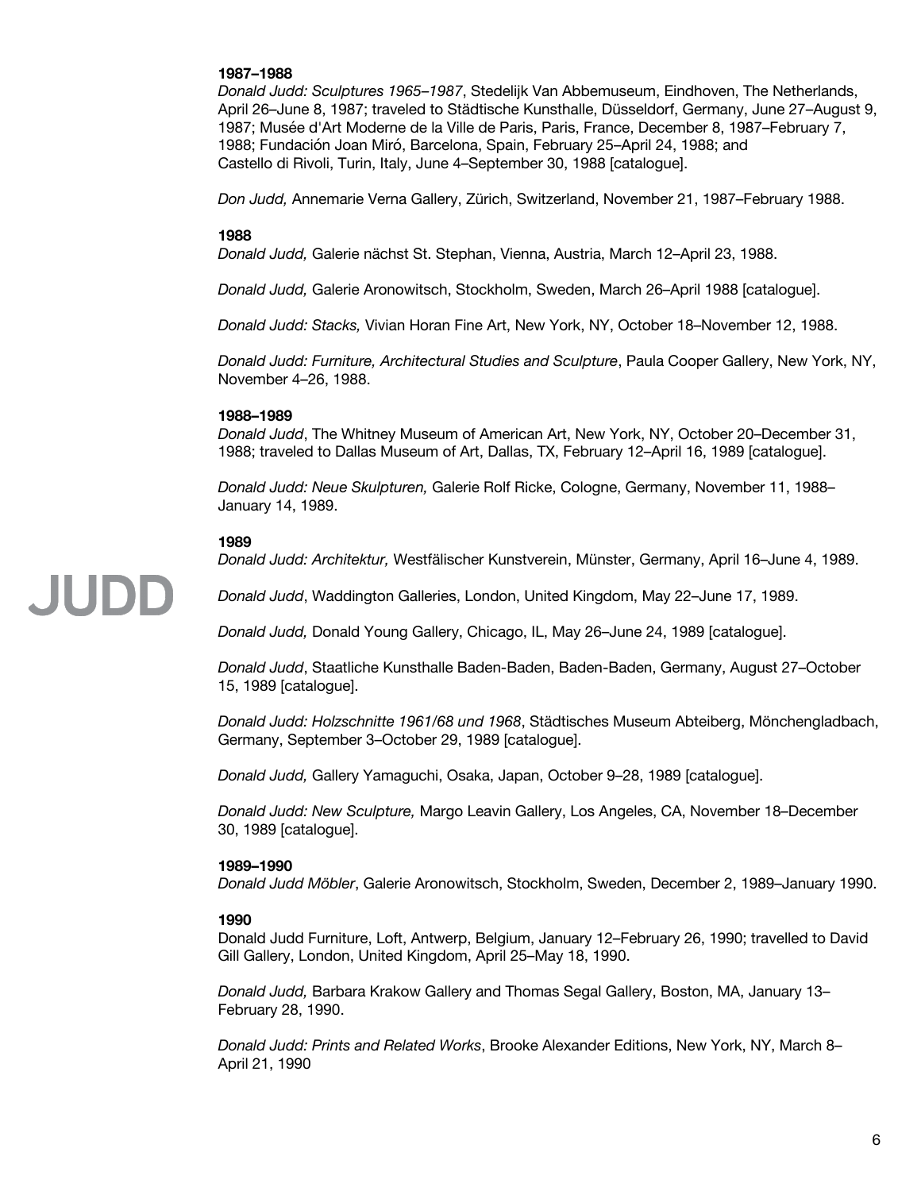**1987–1988**
*Donald Judd: Sculptures 1965–1987*, Stedelijk Van Abbemuseum, Eindhoven, The Netherlands, April 26–June 8, 1987; traveled to Städtische Kunsthalle, Düsseldorf, Germany, June 27–August 9, 1987; Musée d'Art Moderne de la Ville de Paris, Paris, France, December 8, 1987–February 7, 1988; Fundación Joan Miró, Barcelona, Spain, February 25–April 24, 1988; and Castello di Rivoli, Turin, Italy, June 4–September 30, 1988 [catalogue].

*Don Judd,* Annemarie Verna Gallery, Zürich, Switzerland, November 21, 1987–February 1988.

**1988**
*Donald Judd,* Galerie nächst St. Stephan, Vienna, Austria, March 12–April 23, 1988.

*Donald Judd,* Galerie Aronowitsch, Stockholm, Sweden, March 26–April 1988 [catalogue].

*Donald Judd: Stacks,* Vivian Horan Fine Art, New York, NY, October 18–November 12, 1988.

*Donald Judd: Furniture, Architectural Studies and Sculpture*, Paula Cooper Gallery, New York, NY, November 4–26, 1988.

**1988–1989**
*Donald Judd*, The Whitney Museum of American Art, New York, NY, October 20–December 31, 1988; traveled to Dallas Museum of Art, Dallas, TX, February 12–April 16, 1989 [catalogue].

*Donald Judd: Neue Skulpturen,* Galerie Rolf Ricke, Cologne, Germany, November 11, 1988–January 14, 1989.

**1989**
*Donald Judd: Architektur,* Westfälischer Kunstverein, Münster, Germany, April 16–June 4, 1989.

*Donald Judd*, Waddington Galleries, London, United Kingdom, May 22–June 17, 1989.

*Donald Judd,* Donald Young Gallery, Chicago, IL, May 26–June 24, 1989 [catalogue].

*Donald Judd*, Staatliche Kunsthalle Baden-Baden, Baden-Baden, Germany, August 27–October 15, 1989 [catalogue].

*Donald Judd: Holzschnitte 1961/68 und 1968*, Städtisches Museum Abteiberg, Mönchengladbach, Germany, September 3–October 29, 1989 [catalogue].

*Donald Judd,* Gallery Yamaguchi, Osaka, Japan, October 9–28, 1989 [catalogue].

*Donald Judd: New Sculpture,* Margo Leavin Gallery, Los Angeles, CA, November 18–December 30, 1989 [catalogue].

**1989–1990**
*Donald Judd Möbler*, Galerie Aronowitsch, Stockholm, Sweden, December 2, 1989–January 1990.

**1990**
Donald Judd Furniture, Loft, Antwerp, Belgium, January 12–February 26, 1990; travelled to David Gill Gallery, London, United Kingdom, April 25–May 18, 1990.

*Donald Judd,* Barbara Krakow Gallery and Thomas Segal Gallery, Boston, MA, January 13–February 28, 1990.

*Donald Judd: Prints and Related Works*, Brooke Alexander Editions, New York, NY, March 8–April 21, 1990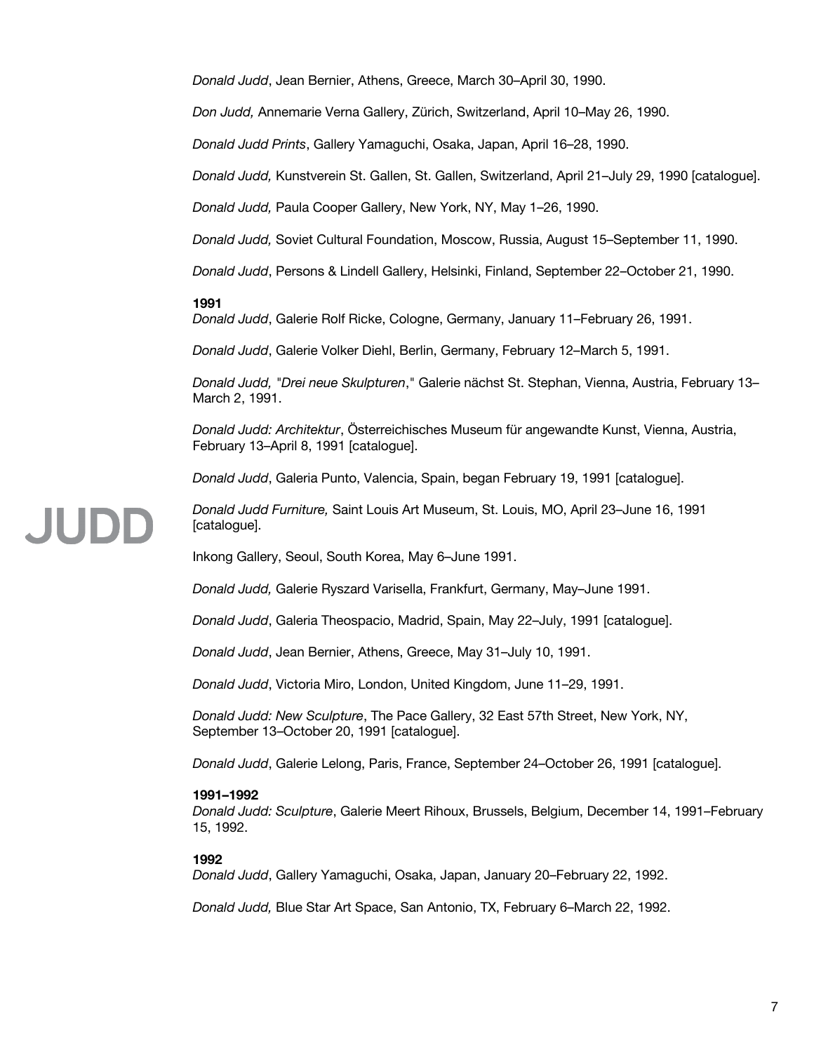*Donald Judd*, Jean Bernier, Athens, Greece, March 30–April 30, 1990.

*Don Judd,* Annemarie Verna Gallery, Zürich, Switzerland, April 10–May 26, 1990.

*Donald Judd Prints*, Gallery Yamaguchi, Osaka, Japan, April 16–28, 1990.

*Donald Judd,* Kunstverein St. Gallen, St. Gallen, Switzerland, April 21–July 29, 1990 [catalogue].

*Donald Judd,* Paula Cooper Gallery, New York, NY, May 1–26, 1990.

*Donald Judd,* Soviet Cultural Foundation, Moscow, Russia, August 15–September 11, 1990.

*Donald Judd*, Persons & Lindell Gallery, Helsinki, Finland, September 22–October 21, 1990.

**1991**
*Donald Judd*, Galerie Rolf Ricke, Cologne, Germany, January 11–February 26, 1991.

*Donald Judd*, Galerie Volker Diehl, Berlin, Germany, February 12–March 5, 1991.

*Donald Judd, "Drei neue Skulpturen*," Galerie nächst St. Stephan, Vienna, Austria, February 13–March 2, 1991.

*Donald Judd: Architektur*, Österreichisches Museum für angewandte Kunst, Vienna, Austria, February 13–April 8, 1991 [catalogue].

*Donald Judd*, Galeria Punto, Valencia, Spain, began February 19, 1991 [catalogue].

*Donald Judd Furniture,* Saint Louis Art Museum, St. Louis, MO, April 23–June 16, 1991 [catalogue].

Inkong Gallery, Seoul, South Korea, May 6–June 1991.

*Donald Judd,* Galerie Ryszard Varisella, Frankfurt, Germany, May–June 1991.

*Donald Judd*, Galeria Theospacio, Madrid, Spain, May 22–July, 1991 [catalogue].

*Donald Judd*, Jean Bernier, Athens, Greece, May 31–July 10, 1991.

*Donald Judd*, Victoria Miro, London, United Kingdom, June 11–29, 1991.

*Donald Judd: New Sculpture*, The Pace Gallery, 32 East 57th Street, New York, NY, September 13–October 20, 1991 [catalogue].

*Donald Judd*, Galerie Lelong, Paris, France, September 24–October 26, 1991 [catalogue].

**1991–1992**
*Donald Judd: Sculpture*, Galerie Meert Rihoux, Brussels, Belgium, December 14, 1991–February 15, 1992.

**1992**
*Donald Judd*, Gallery Yamaguchi, Osaka, Japan, January 20–February 22, 1992.

*Donald Judd,* Blue Star Art Space, San Antonio, TX, February 6–March 22, 1992.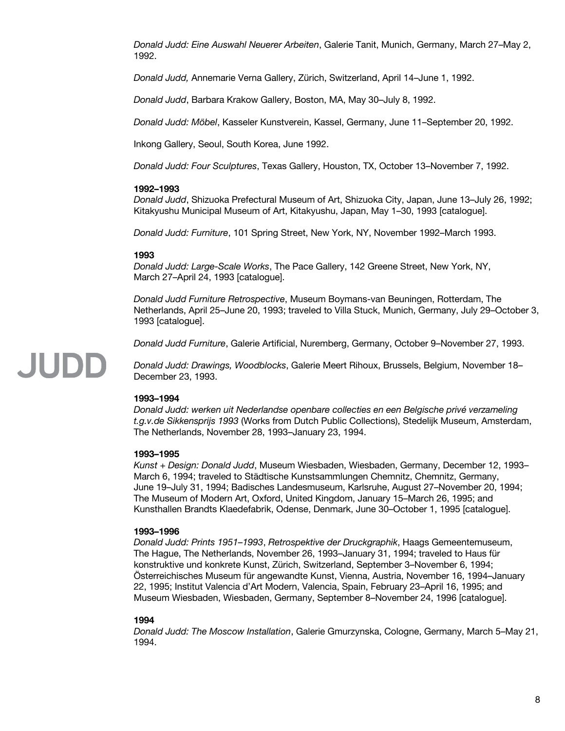*Donald Judd: Eine Auswahl Neuerer Arbeiten*, Galerie Tanit, Munich, Germany, March 27–May 2, 1992.

*Donald Judd,* Annemarie Verna Gallery, Zürich, Switzerland, April 14–June 1, 1992.

*Donald Judd*, Barbara Krakow Gallery, Boston, MA, May 30–July 8, 1992.

*Donald Judd: Möbel*, Kasseler Kunstverein, Kassel, Germany, June 11–September 20, 1992.

Inkong Gallery, Seoul, South Korea, June 1992.

*Donald Judd: Four Sculptures*, Texas Gallery, Houston, TX, October 13–November 7, 1992.

**1992–1993**
*Donald Judd*, Shizuoka Prefectural Museum of Art, Shizuoka City, Japan, June 13–July 26, 1992; Kitakyushu Municipal Museum of Art, Kitakyushu, Japan, May 1–30, 1993 [catalogue].

*Donald Judd: Furniture*, 101 Spring Street, New York, NY, November 1992–March 1993.

**1993**
*Donald Judd: Large-Scale Works*, The Pace Gallery, 142 Greene Street, New York, NY, March 27–April 24, 1993 [catalogue].

*Donald Judd Furniture Retrospective*, Museum Boymans-van Beuningen, Rotterdam, The Netherlands, April 25–June 20, 1993; traveled to Villa Stuck, Munich, Germany, July 29–October 3, 1993 [catalogue].

*Donald Judd Furniture*, Galerie Artificial, Nuremberg, Germany, October 9–November 27, 1993.

*Donald Judd: Drawings, Woodblocks*, Galerie Meert Rihoux, Brussels, Belgium, November 18–December 23, 1993.

**1993–1994**
*Donald Judd: werken uit Nederlandse openbare collecties en een Belgische privé verzameling t.g.v.de Sikkensprijs 1993* (Works from Dutch Public Collections), Stedelijk Museum, Amsterdam, The Netherlands, November 28, 1993–January 23, 1994.

**1993–1995**
*Kunst + Design: Donald Judd*, Museum Wiesbaden, Wiesbaden, Germany, December 12, 1993–March 6, 1994; traveled to Städtische Kunstsammlungen Chemnitz, Chemnitz, Germany, June 19–July 31, 1994; Badisches Landesmuseum, Karlsruhe, August 27–November 20, 1994; The Museum of Modern Art, Oxford, United Kingdom, January 15–March 26, 1995; and Kunsthallen Brandts Klaedefabrik, Odense, Denmark, June 30–October 1, 1995 [catalogue].

**1993–1996**
*Donald Judd: Prints 1951–1993*, *Retrospektive der Druckgraphik*, Haags Gemeentemuseum, The Hague, The Netherlands, November 26, 1993–January 31, 1994; traveled to Haus für konstruktive und konkrete Kunst, Zürich, Switzerland, September 3–November 6, 1994; Österreichisches Museum für angewandte Kunst, Vienna, Austria, November 16, 1994–January 22, 1995; Institut Valencia d'Art Modern, Valencia, Spain, February 23–April 16, 1995; and Museum Wiesbaden, Wiesbaden, Germany, September 8–November 24, 1996 [catalogue].

**1994**
*Donald Judd: The Moscow Installation*, Galerie Gmurzynska, Cologne, Germany, March 5–May 21, 1994.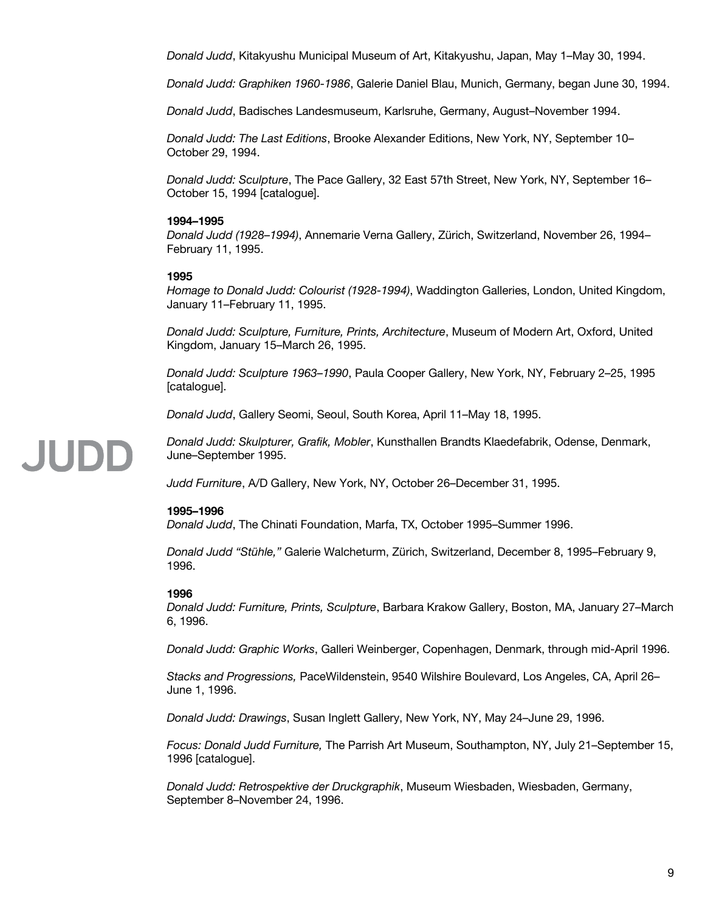*Donald Judd*, Kitakyushu Municipal Museum of Art, Kitakyushu, Japan, May 1–May 30, 1994.

*Donald Judd: Graphiken 1960-1986*, Galerie Daniel Blau, Munich, Germany, began June 30, 1994.

*Donald Judd*, Badisches Landesmuseum, Karlsruhe, Germany, August–November 1994.

*Donald Judd: The Last Editions*, Brooke Alexander Editions, New York, NY, September 10–October 29, 1994.

*Donald Judd: Sculpture*, The Pace Gallery, 32 East 57th Street, New York, NY, September 16–October 15, 1994 [catalogue].

**1994–1995**
*Donald Judd (1928–1994)*, Annemarie Verna Gallery, Zürich, Switzerland, November 26, 1994–February 11, 1995.

**1995**
*Homage to Donald Judd: Colourist (1928-1994)*, Waddington Galleries, London, United Kingdom, January 11–February 11, 1995.

*Donald Judd: Sculpture, Furniture, Prints, Architecture*, Museum of Modern Art, Oxford, United Kingdom, January 15–March 26, 1995.

*Donald Judd: Sculpture 1963–1990*, Paula Cooper Gallery, New York, NY, February 2–25, 1995 [catalogue].

*Donald Judd*, Gallery Seomi, Seoul, South Korea, April 11–May 18, 1995.

*Donald Judd: Skulpturer, Grafik, Mobler*, Kunsthallen Brandts Klaedefabrik, Odense, Denmark, June–September 1995.

*Judd Furniture*, A/D Gallery, New York, NY, October 26–December 31, 1995.

**1995–1996**
*Donald Judd*, The Chinati Foundation, Marfa, TX, October 1995–Summer 1996.

*Donald Judd "Stühle,"* Galerie Walcheturm, Zürich, Switzerland, December 8, 1995–February 9, 1996.

**1996**
*Donald Judd: Furniture, Prints, Sculpture*, Barbara Krakow Gallery, Boston, MA, January 27–March 6, 1996.

*Donald Judd: Graphic Works*, Galleri Weinberger, Copenhagen, Denmark, through mid-April 1996.

*Stacks and Progressions,* PaceWildenstein, 9540 Wilshire Boulevard, Los Angeles, CA, April 26–June 1, 1996.

*Donald Judd: Drawings*, Susan Inglett Gallery, New York, NY, May 24–June 29, 1996.

*Focus: Donald Judd Furniture,* The Parrish Art Museum, Southampton, NY, July 21–September 15, 1996 [catalogue].

*Donald Judd: Retrospektive der Druckgraphik*, Museum Wiesbaden, Wiesbaden, Germany, September 8–November 24, 1996.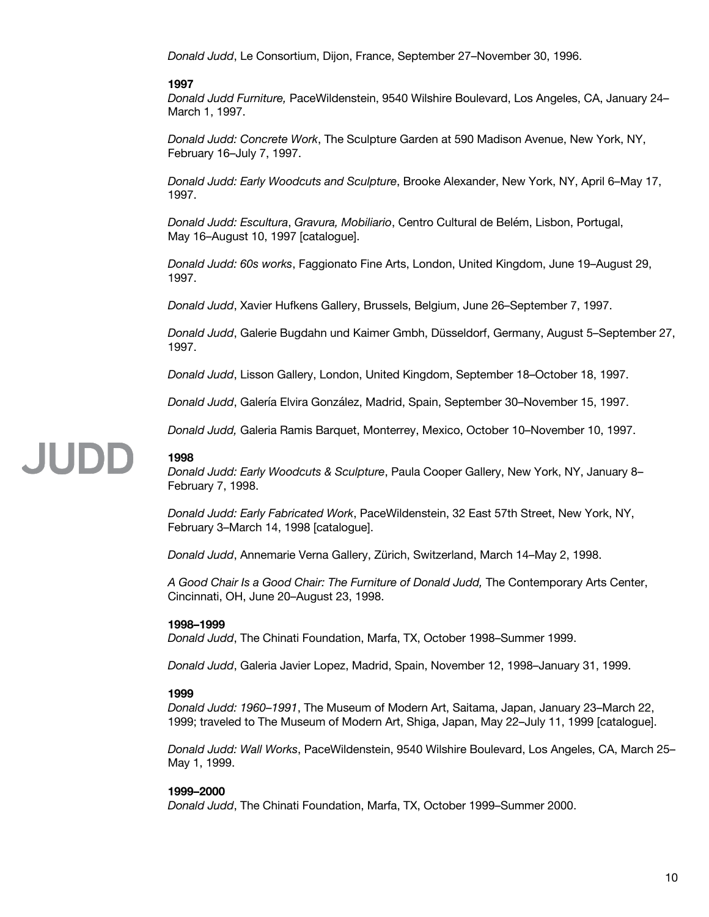*Donald Judd*, Le Consortium, Dijon, France, September 27–November 30, 1996.

**1997**

*Donald Judd Furniture,* PaceWildenstein, 9540 Wilshire Boulevard, Los Angeles, CA, January 24–March 1, 1997.

*Donald Judd: Concrete Work*, The Sculpture Garden at 590 Madison Avenue, New York, NY, February 16–July 7, 1997.

*Donald Judd: Early Woodcuts and Sculpture*, Brooke Alexander, New York, NY, April 6–May 17, 1997.

*Donald Judd: Escultura*, *Gravura, Mobiliario*, Centro Cultural de Belém, Lisbon, Portugal, May 16–August 10, 1997 [catalogue].

*Donald Judd: 60s works*, Faggionato Fine Arts, London, United Kingdom, June 19–August 29, 1997.

*Donald Judd*, Xavier Hufkens Gallery, Brussels, Belgium, June 26–September 7, 1997.

*Donald Judd*, Galerie Bugdahn und Kaimer Gmbh, Düsseldorf, Germany, August 5–September 27, 1997.

*Donald Judd*, Lisson Gallery, London, United Kingdom, September 18–October 18, 1997.

*Donald Judd*, Galería Elvira González, Madrid, Spain, September 30–November 15, 1997.

*Donald Judd,* Galeria Ramis Barquet, Monterrey, Mexico, October 10–November 10, 1997.

**1998**

*Donald Judd: Early Woodcuts & Sculpture*, Paula Cooper Gallery, New York, NY, January 8–February 7, 1998.

*Donald Judd: Early Fabricated Work*, PaceWildenstein, 32 East 57th Street, New York, NY, February 3–March 14, 1998 [catalogue].

*Donald Judd*, Annemarie Verna Gallery, Zürich, Switzerland, March 14–May 2, 1998.

*A Good Chair Is a Good Chair: The Furniture of Donald Judd,* The Contemporary Arts Center, Cincinnati, OH, June 20–August 23, 1998.

**1998–1999**

*Donald Judd*, The Chinati Foundation, Marfa, TX, October 1998–Summer 1999.

*Donald Judd*, Galeria Javier Lopez, Madrid, Spain, November 12, 1998–January 31, 1999.

**1999**

*Donald Judd: 1960–1991*, The Museum of Modern Art, Saitama, Japan, January 23–March 22, 1999; traveled to The Museum of Modern Art, Shiga, Japan, May 22–July 11, 1999 [catalogue].

*Donald Judd: Wall Works*, PaceWildenstein, 9540 Wilshire Boulevard, Los Angeles, CA, March 25–May 1, 1999.

**1999–2000**

*Donald Judd*, The Chinati Foundation, Marfa, TX, October 1999–Summer 2000.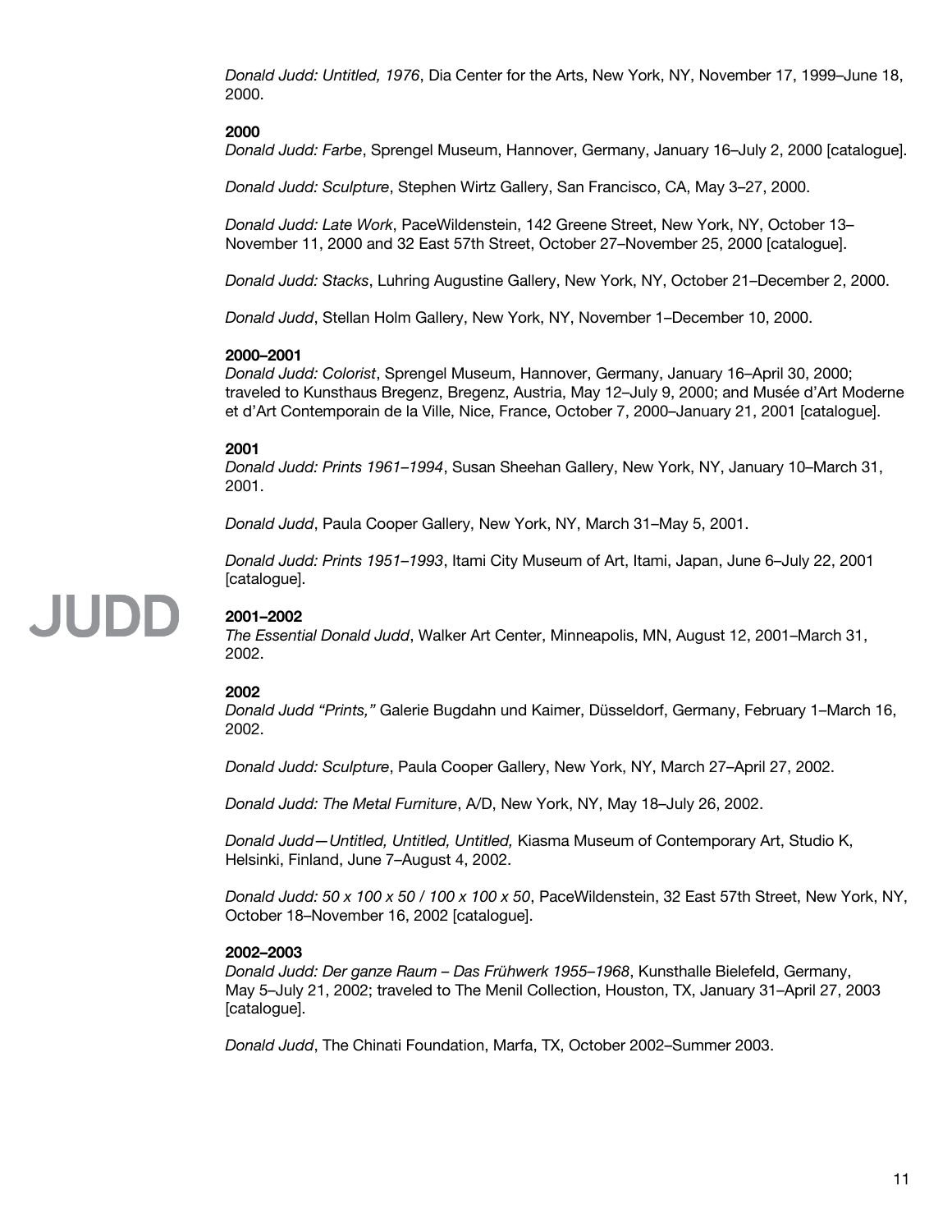*Donald Judd: Untitled, 1976*, Dia Center for the Arts, New York, NY, November 17, 1999–June 18, 2000.

**2000**
*Donald Judd: Farbe*, Sprengel Museum, Hannover, Germany, January 16–July 2, 2000 [catalogue].

*Donald Judd: Sculpture*, Stephen Wirtz Gallery, San Francisco, CA, May 3–27, 2000.

*Donald Judd: Late Work*, PaceWildenstein, 142 Greene Street, New York, NY, October 13–November 11, 2000 and 32 East 57th Street, October 27–November 25, 2000 [catalogue].

*Donald Judd: Stacks*, Luhring Augustine Gallery, New York, NY, October 21–December 2, 2000.

*Donald Judd*, Stellan Holm Gallery, New York, NY, November 1–December 10, 2000.

**2000–2001**
*Donald Judd: Colorist*, Sprengel Museum, Hannover, Germany, January 16–April 30, 2000; traveled to Kunsthaus Bregenz, Bregenz, Austria, May 12–July 9, 2000; and Musée d'Art Moderne et d'Art Contemporain de la Ville, Nice, France, October 7, 2000–January 21, 2001 [catalogue].

**2001**
*Donald Judd: Prints 1961–1994*, Susan Sheehan Gallery, New York, NY, January 10–March 31, 2001.

*Donald Judd*, Paula Cooper Gallery, New York, NY, March 31–May 5, 2001.

*Donald Judd: Prints 1951–1993*, Itami City Museum of Art, Itami, Japan, June 6–July 22, 2001 [catalogue].

**2001–2002**
*The Essential Donald Judd*, Walker Art Center, Minneapolis, MN, August 12, 2001–March 31, 2002.

**2002**
*Donald Judd "Prints,"* Galerie Bugdahn und Kaimer, Düsseldorf, Germany, February 1–March 16, 2002.

*Donald Judd: Sculpture*, Paula Cooper Gallery, New York, NY, March 27–April 27, 2002.

*Donald Judd: The Metal Furniture*, A/D, New York, NY, May 18–July 26, 2002.

*Donald Judd—Untitled, Untitled, Untitled,* Kiasma Museum of Contemporary Art, Studio K, Helsinki, Finland, June 7–August 4, 2002.

*Donald Judd: 50 x 100 x 50 / 100 x 100 x 50*, PaceWildenstein, 32 East 57th Street, New York, NY, October 18–November 16, 2002 [catalogue].

**2002–2003**
*Donald Judd: Der ganze Raum – Das Frühwerk 1955–1968*, Kunsthalle Bielefeld, Germany, May 5–July 21, 2002; traveled to The Menil Collection, Houston, TX, January 31–April 27, 2003 [catalogue].

*Donald Judd*, The Chinati Foundation, Marfa, TX, October 2002–Summer 2003.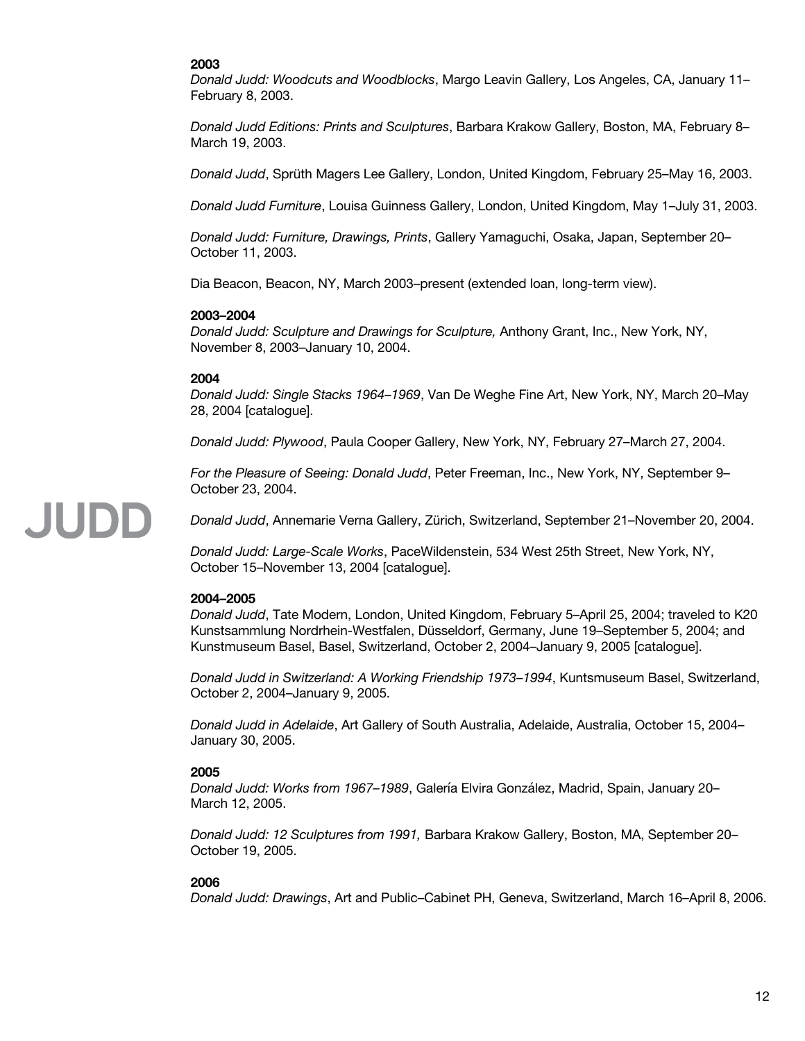**2003**

*Donald Judd: Woodcuts and Woodblocks*, Margo Leavin Gallery, Los Angeles, CA, January 11–February 8, 2003.

*Donald Judd Editions: Prints and Sculptures*, Barbara Krakow Gallery, Boston, MA, February 8–March 19, 2003.

*Donald Judd*, Sprüth Magers Lee Gallery, London, United Kingdom, February 25–May 16, 2003.

*Donald Judd Furniture*, Louisa Guinness Gallery, London, United Kingdom, May 1–July 31, 2003.

*Donald Judd: Furniture, Drawings, Prints*, Gallery Yamaguchi, Osaka, Japan, September 20–October 11, 2003.

Dia Beacon, Beacon, NY, March 2003–present (extended loan, long-term view).

**2003–2004**

*Donald Judd: Sculpture and Drawings for Sculpture,* Anthony Grant, Inc., New York, NY, November 8, 2003–January 10, 2004.

**2004**

*Donald Judd: Single Stacks 1964–1969*, Van De Weghe Fine Art, New York, NY, March 20–May 28, 2004 [catalogue].

*Donald Judd: Plywood*, Paula Cooper Gallery, New York, NY, February 27–March 27, 2004.

*For the Pleasure of Seeing: Donald Judd*, Peter Freeman, Inc., New York, NY, September 9–October 23, 2004.

*Donald Judd*, Annemarie Verna Gallery, Zürich, Switzerland, September 21–November 20, 2004.

*Donald Judd: Large-Scale Works*, PaceWildenstein, 534 West 25th Street, New York, NY, October 15–November 13, 2004 [catalogue].

**2004–2005**

*Donald Judd*, Tate Modern, London, United Kingdom, February 5–April 25, 2004; traveled to K20 Kunstsammlung Nordrhein-Westfalen, Düsseldorf, Germany, June 19–September 5, 2004; and Kunstmuseum Basel, Basel, Switzerland, October 2, 2004–January 9, 2005 [catalogue].

*Donald Judd in Switzerland: A Working Friendship 1973–1994*, Kuntsmuseum Basel, Switzerland, October 2, 2004–January 9, 2005.

*Donald Judd in Adelaide*, Art Gallery of South Australia, Adelaide, Australia, October 15, 2004–January 30, 2005.

**2005**

*Donald Judd: Works from 1967–1989*, Galería Elvira González, Madrid, Spain, January 20–March 12, 2005.

*Donald Judd: 12 Sculptures from 1991,* Barbara Krakow Gallery, Boston, MA, September 20–October 19, 2005.

**2006**

*Donald Judd: Drawings*, Art and Public–Cabinet PH, Geneva, Switzerland, March 16–April 8, 2006.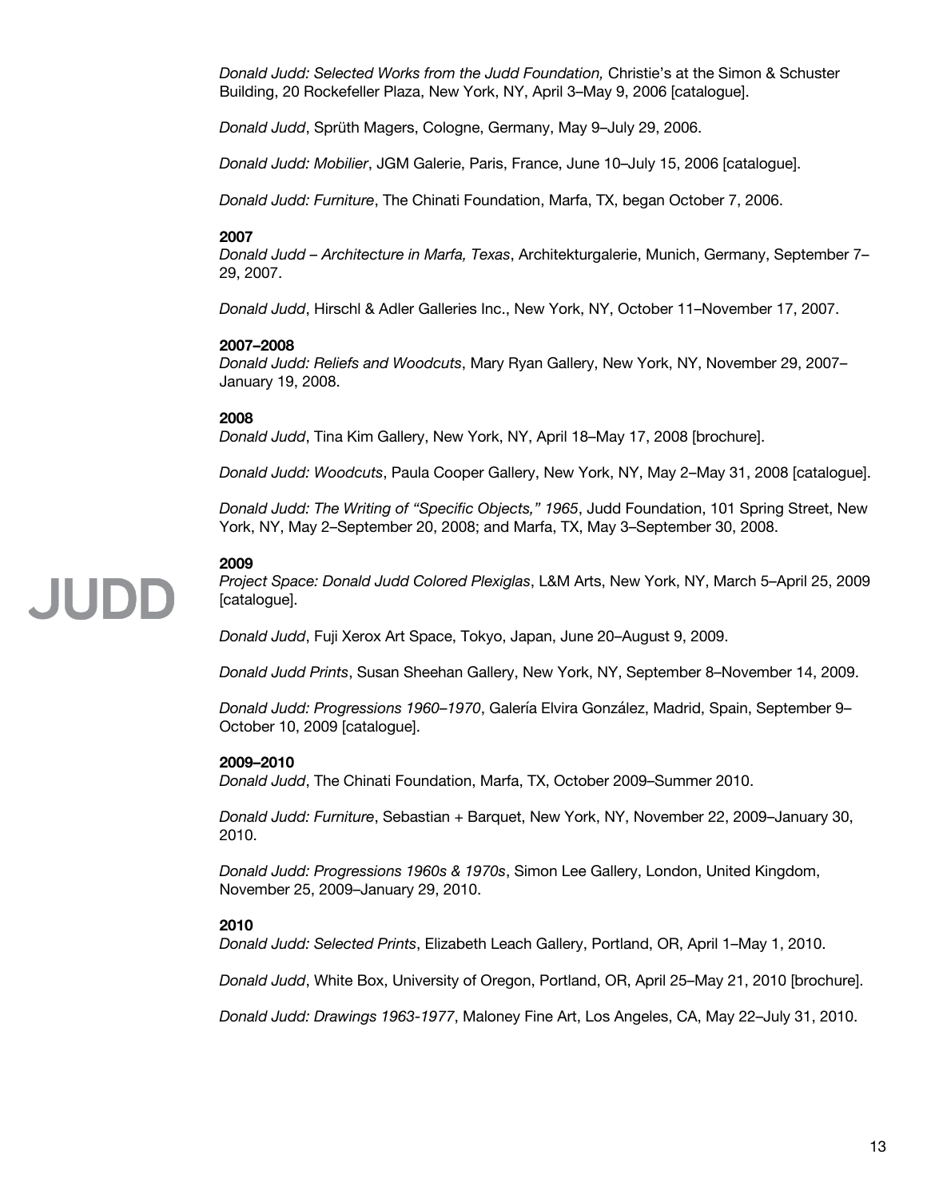*Donald Judd: Selected Works from the Judd Foundation,* Christie's at the Simon & Schuster Building, 20 Rockefeller Plaza, New York, NY, April 3–May 9, 2006 [catalogue].

*Donald Judd*, Sprüth Magers, Cologne, Germany, May 9–July 29, 2006.

*Donald Judd: Mobilier*, JGM Galerie, Paris, France, June 10–July 15, 2006 [catalogue].

*Donald Judd: Furniture*, The Chinati Foundation, Marfa, TX, began October 7, 2006.

**2007**

*Donald Judd – Architecture in Marfa, Texas*, Architekturgalerie, Munich, Germany, September 7–29, 2007.

*Donald Judd*, Hirschl & Adler Galleries Inc., New York, NY, October 11–November 17, 2007.

**2007–2008**

*Donald Judd: Reliefs and Woodcuts*, Mary Ryan Gallery, New York, NY, November 29, 2007–January 19, 2008.

**2008**

*Donald Judd*, Tina Kim Gallery, New York, NY, April 18–May 17, 2008 [brochure].

*Donald Judd: Woodcuts*, Paula Cooper Gallery, New York, NY, May 2–May 31, 2008 [catalogue].

*Donald Judd: The Writing of "Specific Objects," 1965*, Judd Foundation, 101 Spring Street, New York, NY, May 2–September 20, 2008; and Marfa, TX, May 3–September 30, 2008.

**2009**

*Project Space: Donald Judd Colored Plexiglas*, L&M Arts, New York, NY, March 5–April 25, 2009 [catalogue].

*Donald Judd*, Fuji Xerox Art Space, Tokyo, Japan, June 20–August 9, 2009.

*Donald Judd Prints*, Susan Sheehan Gallery, New York, NY, September 8–November 14, 2009.

*Donald Judd: Progressions 1960–1970*, Galería Elvira González, Madrid, Spain, September 9–October 10, 2009 [catalogue].

**2009–2010**

*Donald Judd*, The Chinati Foundation, Marfa, TX, October 2009–Summer 2010.

*Donald Judd: Furniture*, Sebastian + Barquet, New York, NY, November 22, 2009–January 30, 2010.

*Donald Judd: Progressions 1960s & 1970s*, Simon Lee Gallery, London, United Kingdom, November 25, 2009–January 29, 2010.

**2010**

*Donald Judd: Selected Prints*, Elizabeth Leach Gallery, Portland, OR, April 1–May 1, 2010.

*Donald Judd*, White Box, University of Oregon, Portland, OR, April 25–May 21, 2010 [brochure].

*Donald Judd: Drawings 1963-1977*, Maloney Fine Art, Los Angeles, CA, May 22–July 31, 2010.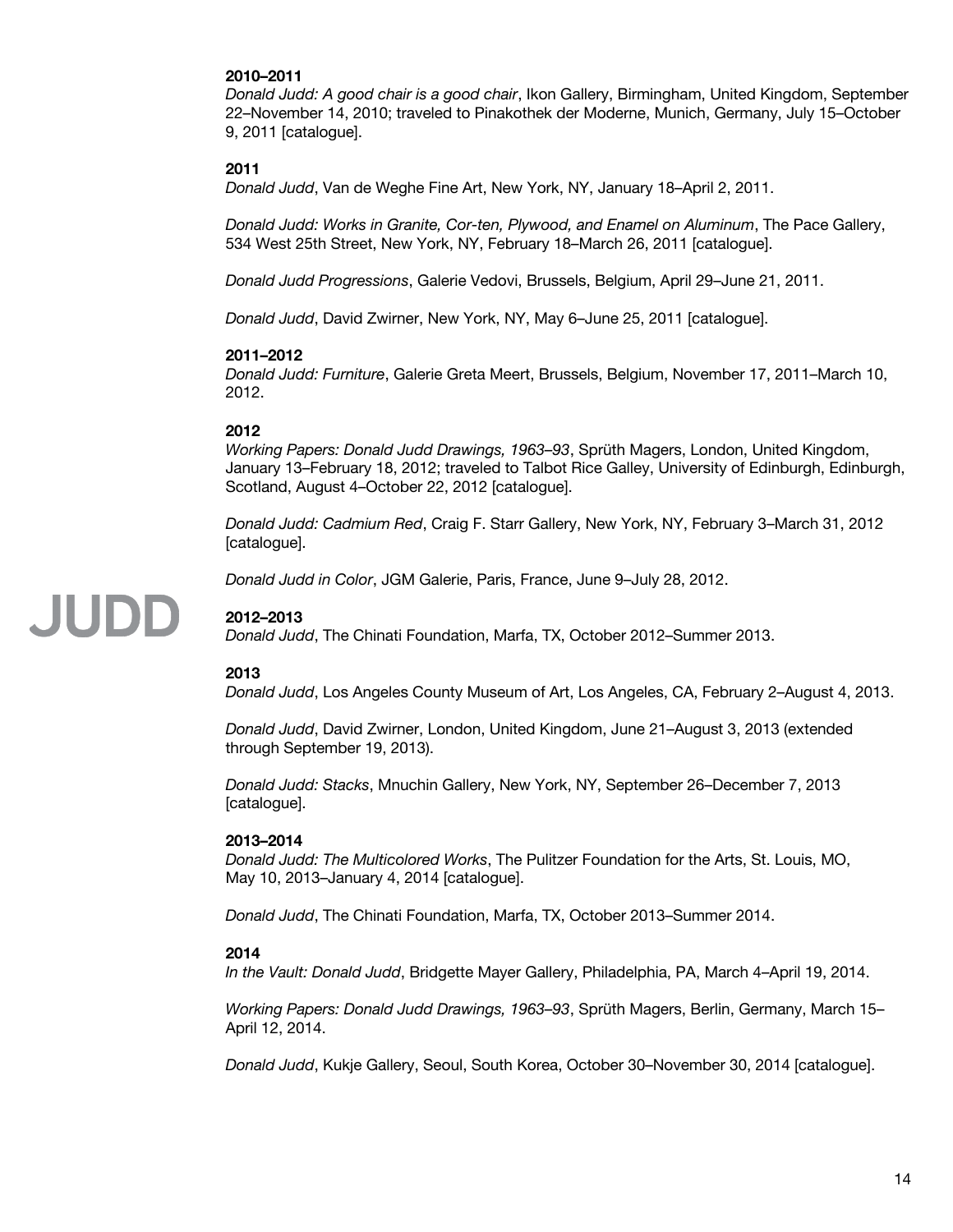**2010–2011**
*Donald Judd: A good chair is a good chair*, Ikon Gallery, Birmingham, United Kingdom, September 22–November 14, 2010; traveled to Pinakothek der Moderne, Munich, Germany, July 15–October 9, 2011 [catalogue].

**2011**
*Donald Judd*, Van de Weghe Fine Art, New York, NY, January 18–April 2, 2011.

*Donald Judd: Works in Granite, Cor-ten, Plywood, and Enamel on Aluminum*, The Pace Gallery, 534 West 25th Street, New York, NY, February 18–March 26, 2011 [catalogue].

*Donald Judd Progressions*, Galerie Vedovi, Brussels, Belgium, April 29–June 21, 2011.

*Donald Judd*, David Zwirner, New York, NY, May 6–June 25, 2011 [catalogue].

**2011–2012**
*Donald Judd: Furniture*, Galerie Greta Meert, Brussels, Belgium, November 17, 2011–March 10, 2012.

**2012**
*Working Papers: Donald Judd Drawings, 1963–93*, Sprüth Magers, London, United Kingdom, January 13–February 18, 2012; traveled to Talbot Rice Galley, University of Edinburgh, Edinburgh, Scotland, August 4–October 22, 2012 [catalogue].

*Donald Judd: Cadmium Red*, Craig F. Starr Gallery, New York, NY, February 3–March 31, 2012 [catalogue].

*Donald Judd in Color*, JGM Galerie, Paris, France, June 9–July 28, 2012.

**2012–2013**
*Donald Judd*, The Chinati Foundation, Marfa, TX, October 2012–Summer 2013.

**2013**
*Donald Judd*, Los Angeles County Museum of Art, Los Angeles, CA, February 2–August 4, 2013.

*Donald Judd*, David Zwirner, London, United Kingdom, June 21–August 3, 2013 (extended through September 19, 2013).

*Donald Judd: Stacks*, Mnuchin Gallery, New York, NY, September 26–December 7, 2013 [catalogue].

**2013–2014**
*Donald Judd: The Multicolored Works*, The Pulitzer Foundation for the Arts, St. Louis, MO, May 10, 2013–January 4, 2014 [catalogue].

*Donald Judd*, The Chinati Foundation, Marfa, TX, October 2013–Summer 2014.

**2014**
*In the Vault: Donald Judd*, Bridgette Mayer Gallery, Philadelphia, PA, March 4–April 19, 2014.

*Working Papers: Donald Judd Drawings, 1963–93*, Sprüth Magers, Berlin, Germany, March 15–April 12, 2014.

*Donald Judd*, Kukje Gallery, Seoul, South Korea, October 30–November 30, 2014 [catalogue].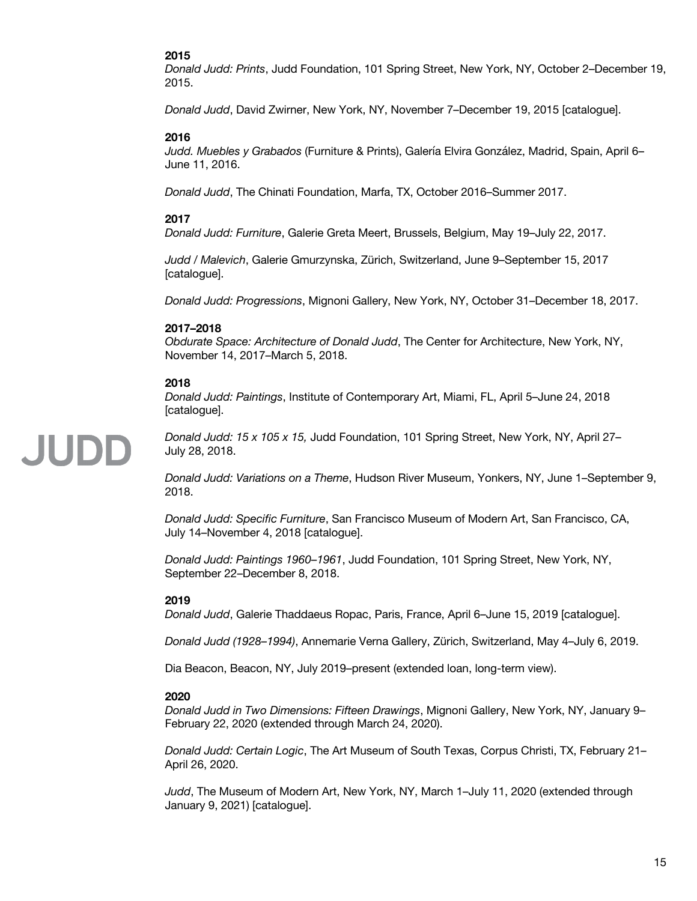**2015**

*Donald Judd: Prints*, Judd Foundation, 101 Spring Street, New York, NY, October 2–December 19, 2015.

*Donald Judd*, David Zwirner, New York, NY, November 7–December 19, 2015 [catalogue].

**2016**

*Judd. Muebles y Grabados* (Furniture & Prints), Galería Elvira González, Madrid, Spain, April 6–June 11, 2016.

*Donald Judd*, The Chinati Foundation, Marfa, TX, October 2016–Summer 2017.

**2017**

*Donald Judd: Furniture*, Galerie Greta Meert, Brussels, Belgium, May 19–July 22, 2017.

*Judd / Malevich*, Galerie Gmurzynska, Zürich, Switzerland, June 9–September 15, 2017 [catalogue].

*Donald Judd: Progressions*, Mignoni Gallery, New York, NY, October 31–December 18, 2017.

**2017–2018**

*Obdurate Space: Architecture of Donald Judd*, The Center for Architecture, New York, NY, November 14, 2017–March 5, 2018.

**2018**

*Donald Judd: Paintings*, Institute of Contemporary Art, Miami, FL, April 5–June 24, 2018 [catalogue].

*Donald Judd: 15 x 105 x 15,* Judd Foundation, 101 Spring Street, New York, NY, April 27–July 28, 2018.

*Donald Judd: Variations on a Theme*, Hudson River Museum, Yonkers, NY, June 1–September 9, 2018.

*Donald Judd: Specific Furniture*, San Francisco Museum of Modern Art, San Francisco, CA, July 14–November 4, 2018 [catalogue].

*Donald Judd: Paintings 1960–1961*, Judd Foundation, 101 Spring Street, New York, NY, September 22–December 8, 2018.

**2019**

*Donald Judd*, Galerie Thaddaeus Ropac, Paris, France, April 6–June 15, 2019 [catalogue].

*Donald Judd (1928–1994)*, Annemarie Verna Gallery, Zürich, Switzerland, May 4–July 6, 2019.

Dia Beacon, Beacon, NY, July 2019–present (extended loan, long-term view).

**2020**

*Donald Judd in Two Dimensions: Fifteen Drawings*, Mignoni Gallery, New York, NY, January 9–February 22, 2020 (extended through March 24, 2020).

*Donald Judd: Certain Logic*, The Art Museum of South Texas, Corpus Christi, TX, February 21–April 26, 2020.

*Judd*, The Museum of Modern Art, New York, NY, March 1–July 11, 2020 (extended through January 9, 2021) [catalogue].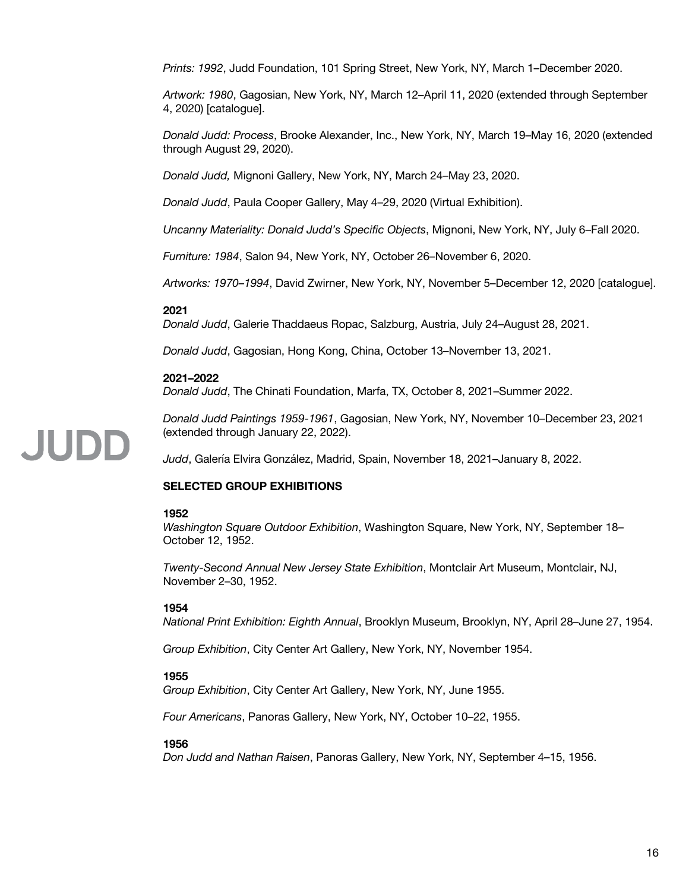*Prints: 1992*, Judd Foundation, 101 Spring Street, New York, NY, March 1–December 2020.

*Artwork: 1980*, Gagosian, New York, NY, March 12–April 11, 2020 (extended through September 4, 2020) [catalogue].

*Donald Judd: Process*, Brooke Alexander, Inc., New York, NY, March 19–May 16, 2020 (extended through August 29, 2020).

*Donald Judd,* Mignoni Gallery, New York, NY, March 24–May 23, 2020.

*Donald Judd*, Paula Cooper Gallery, May 4–29, 2020 (Virtual Exhibition).

*Uncanny Materiality: Donald Judd's Specific Objects*, Mignoni, New York, NY, July 6–Fall 2020.

*Furniture: 1984*, Salon 94, New York, NY, October 26–November 6, 2020.

*Artworks: 1970–1994*, David Zwirner, New York, NY, November 5–December 12, 2020 [catalogue].

**2021**
*Donald Judd*, Galerie Thaddaeus Ropac, Salzburg, Austria, July 24–August 28, 2021.

*Donald Judd*, Gagosian, Hong Kong, China, October 13–November 13, 2021.

**2021–2022**
*Donald Judd*, The Chinati Foundation, Marfa, TX, October 8, 2021–Summer 2022.

*Donald Judd Paintings 1959-1961*, Gagosian, New York, NY, November 10–December 23, 2021 (extended through January 22, 2022).

*Judd*, Galería Elvira González, Madrid, Spain, November 18, 2021–January 8, 2022.

**SELECTED GROUP EXHIBITIONS**

**1952**
*Washington Square Outdoor Exhibition*, Washington Square, New York, NY, September 18–October 12, 1952.

*Twenty-Second Annual New Jersey State Exhibition*, Montclair Art Museum, Montclair, NJ, November 2–30, 1952.

**1954**
*National Print Exhibition: Eighth Annual*, Brooklyn Museum, Brooklyn, NY, April 28–June 27, 1954.

*Group Exhibition*, City Center Art Gallery, New York, NY, November 1954.

**1955**
*Group Exhibition*, City Center Art Gallery, New York, NY, June 1955.

*Four Americans*, Panoras Gallery, New York, NY, October 10–22, 1955.

**1956**
*Don Judd and Nathan Raisen*, Panoras Gallery, New York, NY, September 4–15, 1956.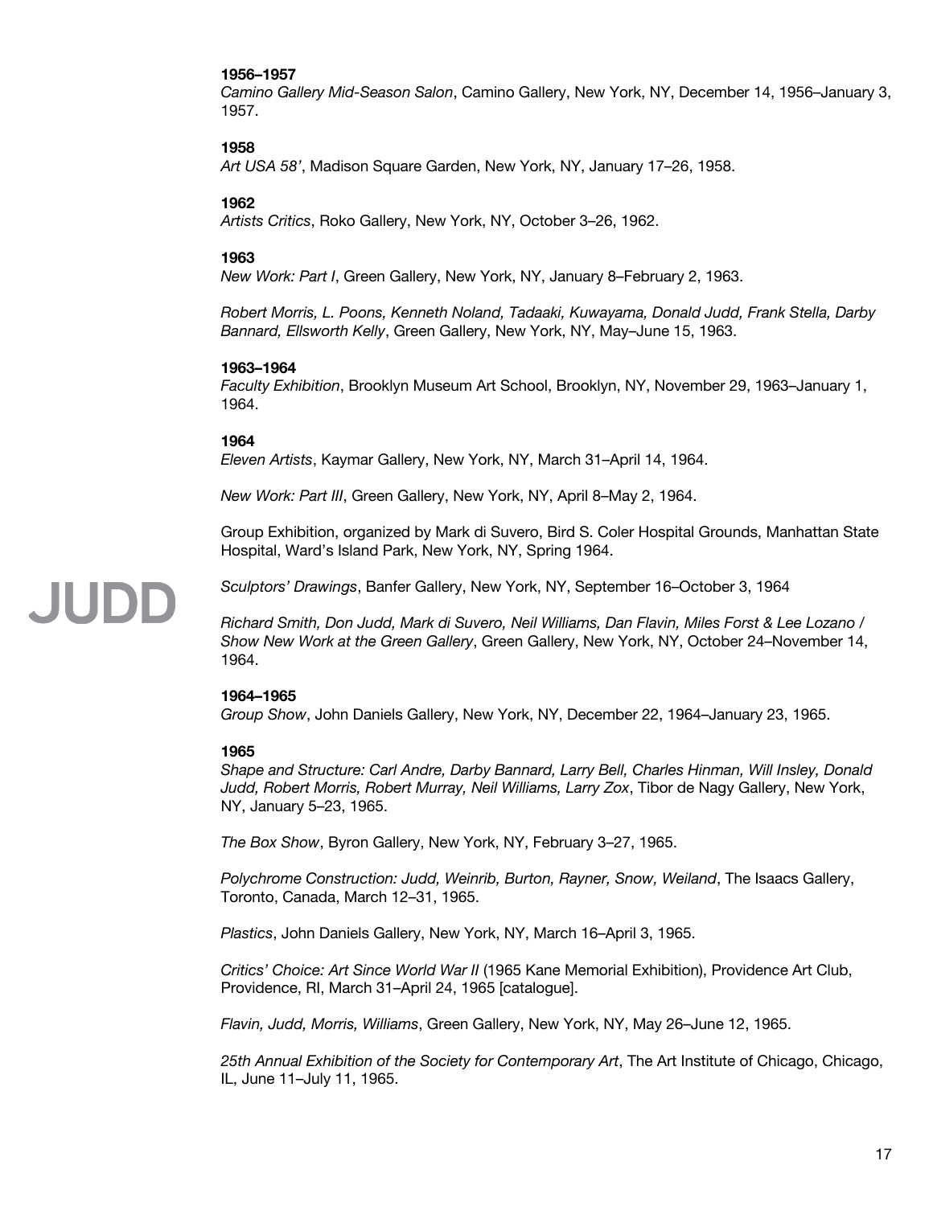**1956–1957**
*Camino Gallery Mid-Season Salon*, Camino Gallery, New York, NY, December 14, 1956–January 3, 1957.

**1958**
*Art USA 58'*, Madison Square Garden, New York, NY, January 17–26, 1958.

**1962**
*Artists Critics*, Roko Gallery, New York, NY, October 3–26, 1962.

**1963**
*New Work: Part I*, Green Gallery, New York, NY, January 8–February 2, 1963.

*Robert Morris, L. Poons, Kenneth Noland, Tadaaki, Kuwayama, Donald Judd, Frank Stella, Darby Bannard, Ellsworth Kelly*, Green Gallery, New York, NY, May–June 15, 1963.

**1963–1964**
*Faculty Exhibition*, Brooklyn Museum Art School, Brooklyn, NY, November 29, 1963–January 1, 1964.

**1964**
*Eleven Artists*, Kaymar Gallery, New York, NY, March 31–April 14, 1964.

*New Work: Part III*, Green Gallery, New York, NY, April 8–May 2, 1964.

Group Exhibition, organized by Mark di Suvero, Bird S. Coler Hospital Grounds, Manhattan State Hospital, Ward's Island Park, New York, NY, Spring 1964.

*Sculptors' Drawings*, Banfer Gallery, New York, NY, September 16–October 3, 1964

*Richard Smith, Don Judd, Mark di Suvero, Neil Williams, Dan Flavin, Miles Forst & Lee Lozano / Show New Work at the Green Gallery*, Green Gallery, New York, NY, October 24–November 14, 1964.

**1964–1965**
*Group Show*, John Daniels Gallery, New York, NY, December 22, 1964–January 23, 1965.

**1965**
*Shape and Structure: Carl Andre, Darby Bannard, Larry Bell, Charles Hinman, Will Insley, Donald Judd, Robert Morris, Robert Murray, Neil Williams, Larry Zox*, Tibor de Nagy Gallery, New York, NY, January 5–23, 1965.

*The Box Show*, Byron Gallery, New York, NY, February 3–27, 1965.

*Polychrome Construction: Judd, Weinrib, Burton, Rayner, Snow, Weiland*, The Isaacs Gallery, Toronto, Canada, March 12–31, 1965.

*Plastics*, John Daniels Gallery, New York, NY, March 16–April 3, 1965.

*Critics' Choice: Art Since World War II* (1965 Kane Memorial Exhibition), Providence Art Club, Providence, RI, March 31–April 24, 1965 [catalogue].

*Flavin, Judd, Morris, Williams*, Green Gallery, New York, NY, May 26–June 12, 1965.

*25th Annual Exhibition of the Society for Contemporary Art*, The Art Institute of Chicago, Chicago, IL, June 11–July 11, 1965.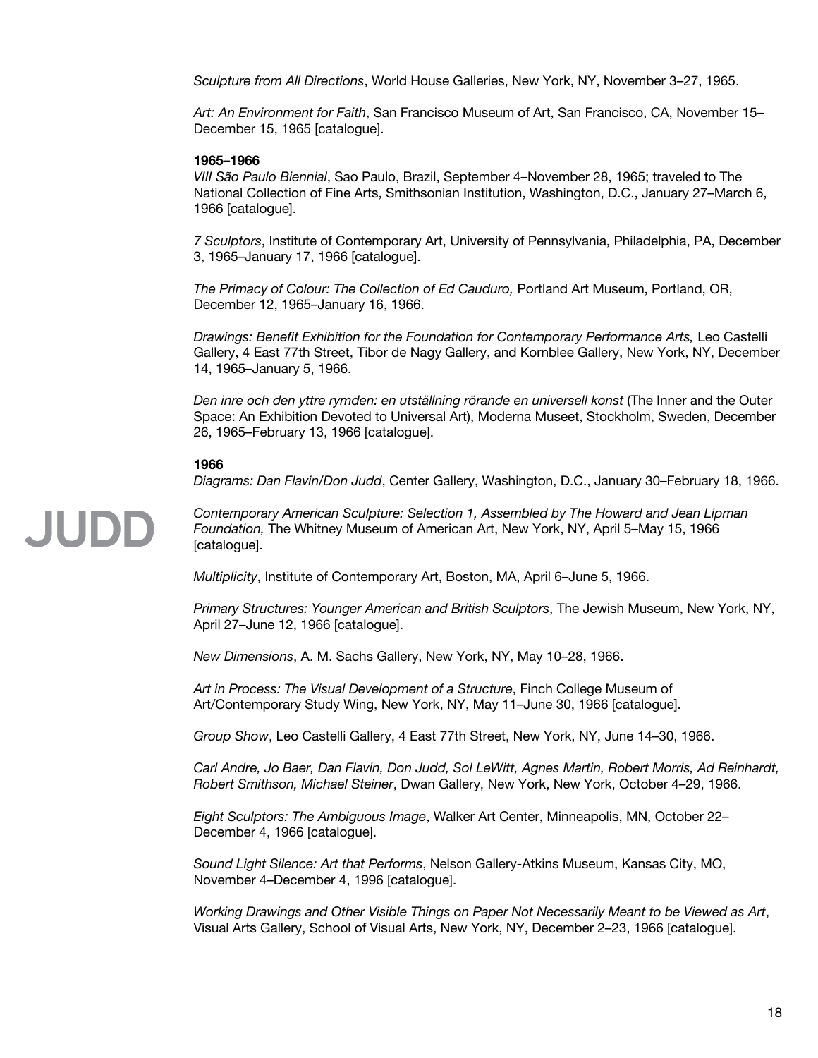*Sculpture from All Directions*, World House Galleries, New York, NY, November 3–27, 1965.

*Art: An Environment for Faith*, San Francisco Museum of Art, San Francisco, CA, November 15–December 15, 1965 [catalogue].

**1965–1966**

*VIII São Paulo Biennial*, Sao Paulo, Brazil, September 4–November 28, 1965; traveled to The National Collection of Fine Arts, Smithsonian Institution, Washington, D.C., January 27–March 6, 1966 [catalogue].

*7 Sculptors*, Institute of Contemporary Art, University of Pennsylvania, Philadelphia, PA, December 3, 1965–January 17, 1966 [catalogue].

*The Primacy of Colour: The Collection of Ed Cauduro,* Portland Art Museum, Portland, OR, December 12, 1965–January 16, 1966.

*Drawings: Benefit Exhibition for the Foundation for Contemporary Performance Arts,* Leo Castelli Gallery, 4 East 77th Street, Tibor de Nagy Gallery, and Kornblee Gallery, New York, NY, December 14, 1965–January 5, 1966.

*Den inre och den yttre rymden: en utställning rörande en universell konst* (The Inner and the Outer Space: An Exhibition Devoted to Universal Art), Moderna Museet, Stockholm, Sweden, December 26, 1965–February 13, 1966 [catalogue].

**1966**

*Diagrams: Dan Flavin/Don Judd*, Center Gallery, Washington, D.C., January 30–February 18, 1966.

*Contemporary American Sculpture: Selection 1, Assembled by The Howard and Jean Lipman Foundation,* The Whitney Museum of American Art, New York, NY, April 5–May 15, 1966 [catalogue].

*Multiplicity*, Institute of Contemporary Art, Boston, MA, April 6–June 5, 1966.

*Primary Structures: Younger American and British Sculptors*, The Jewish Museum, New York, NY, April 27–June 12, 1966 [catalogue].

*New Dimensions*, A. M. Sachs Gallery, New York, NY, May 10–28, 1966.

*Art in Process: The Visual Development of a Structure*, Finch College Museum of Art/Contemporary Study Wing, New York, NY, May 11–June 30, 1966 [catalogue].

*Group Show*, Leo Castelli Gallery, 4 East 77th Street, New York, NY, June 14–30, 1966.

*Carl Andre, Jo Baer, Dan Flavin, Don Judd, Sol LeWitt, Agnes Martin, Robert Morris, Ad Reinhardt, Robert Smithson, Michael Steiner*, Dwan Gallery, New York, New York, October 4–29, 1966.

*Eight Sculptors: The Ambiguous Image*, Walker Art Center, Minneapolis, MN, October 22–December 4, 1966 [catalogue].

*Sound Light Silence: Art that Performs*, Nelson Gallery-Atkins Museum, Kansas City, MO, November 4–December 4, 1996 [catalogue].

*Working Drawings and Other Visible Things on Paper Not Necessarily Meant to be Viewed as Art*, Visual Arts Gallery, School of Visual Arts, New York, NY, December 2–23, 1966 [catalogue].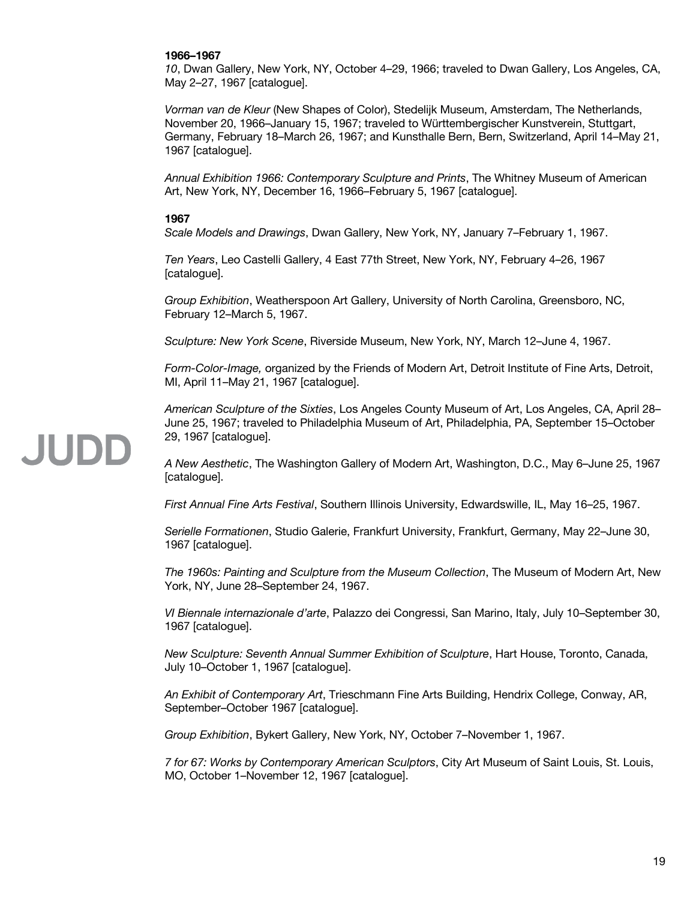**1966–1967**

*10*, Dwan Gallery, New York, NY, October 4–29, 1966; traveled to Dwan Gallery, Los Angeles, CA, May 2–27, 1967 [catalogue].

*Vorman van de Kleur* (New Shapes of Color), Stedelijk Museum, Amsterdam, The Netherlands, November 20, 1966–January 15, 1967; traveled to Württembergischer Kunstverein, Stuttgart, Germany, February 18–March 26, 1967; and Kunsthalle Bern, Bern, Switzerland, April 14–May 21, 1967 [catalogue].

*Annual Exhibition 1966: Contemporary Sculpture and Prints*, The Whitney Museum of American Art, New York, NY, December 16, 1966–February 5, 1967 [catalogue].

**1967**

*Scale Models and Drawings*, Dwan Gallery, New York, NY, January 7–February 1, 1967.

*Ten Years*, Leo Castelli Gallery, 4 East 77th Street, New York, NY, February 4–26, 1967 [catalogue].

*Group Exhibition*, Weatherspoon Art Gallery, University of North Carolina, Greensboro, NC, February 12–March 5, 1967.

*Sculpture: New York Scene*, Riverside Museum, New York, NY, March 12–June 4, 1967.

*Form-Color-Image,* organized by the Friends of Modern Art, Detroit Institute of Fine Arts, Detroit, MI, April 11–May 21, 1967 [catalogue].

*American Sculpture of the Sixties*, Los Angeles County Museum of Art, Los Angeles, CA, April 28–June 25, 1967; traveled to Philadelphia Museum of Art, Philadelphia, PA, September 15–October 29, 1967 [catalogue].

*A New Aesthetic*, The Washington Gallery of Modern Art, Washington, D.C., May 6–June 25, 1967 [catalogue].

*First Annual Fine Arts Festival*, Southern Illinois University, Edwardswille, IL, May 16–25, 1967.

*Serielle Formationen*, Studio Galerie, Frankfurt University, Frankfurt, Germany, May 22–June 30, 1967 [catalogue].

*The 1960s: Painting and Sculpture from the Museum Collection*, The Museum of Modern Art, New York, NY, June 28–September 24, 1967.

*VI Biennale internazionale d'arte*, Palazzo dei Congressi, San Marino, Italy, July 10–September 30, 1967 [catalogue].

*New Sculpture: Seventh Annual Summer Exhibition of Sculpture*, Hart House, Toronto, Canada, July 10–October 1, 1967 [catalogue].

*An Exhibit of Contemporary Art*, Trieschmann Fine Arts Building, Hendrix College, Conway, AR, September–October 1967 [catalogue].

*Group Exhibition*, Bykert Gallery, New York, NY, October 7–November 1, 1967.

*7 for 67: Works by Contemporary American Sculptors*, City Art Museum of Saint Louis, St. Louis, MO, October 1–November 12, 1967 [catalogue].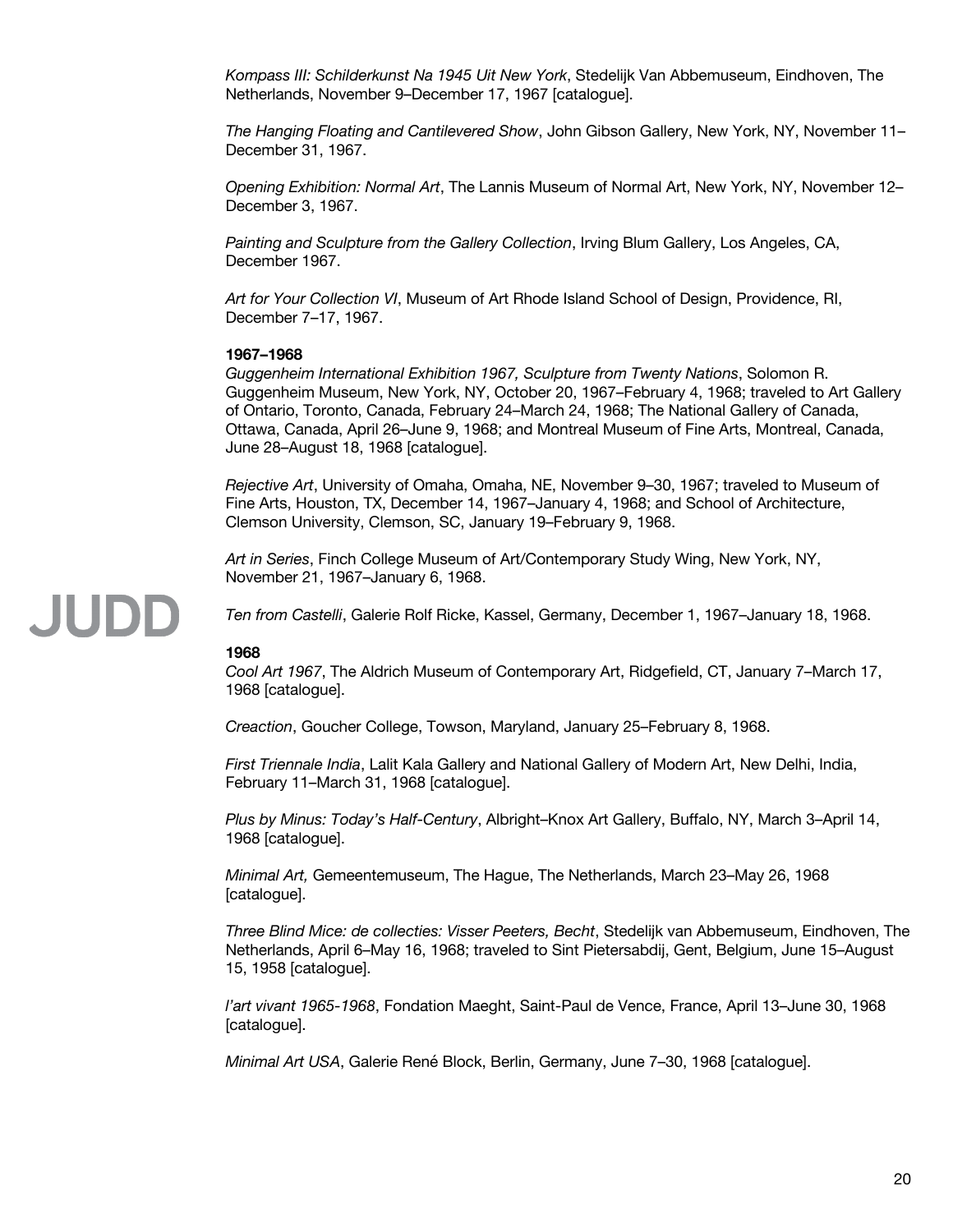*Kompass III: Schilderkunst Na 1945 Uit New York*, Stedelijk Van Abbemuseum, Eindhoven, The Netherlands, November 9–December 17, 1967 [catalogue].

*The Hanging Floating and Cantilevered Show*, John Gibson Gallery, New York, NY, November 11–December 31, 1967.

*Opening Exhibition: Normal Art*, The Lannis Museum of Normal Art, New York, NY, November 12–December 3, 1967.

*Painting and Sculpture from the Gallery Collection*, Irving Blum Gallery, Los Angeles, CA, December 1967.

*Art for Your Collection VI*, Museum of Art Rhode Island School of Design, Providence, RI, December 7–17, 1967.

**1967–1968**

*Guggenheim International Exhibition 1967, Sculpture from Twenty Nations*, Solomon R. Guggenheim Museum, New York, NY, October 20, 1967–February 4, 1968; traveled to Art Gallery of Ontario, Toronto, Canada, February 24–March 24, 1968; The National Gallery of Canada, Ottawa, Canada, April 26–June 9, 1968; and Montreal Museum of Fine Arts, Montreal, Canada, June 28–August 18, 1968 [catalogue].

*Rejective Art*, University of Omaha, Omaha, NE, November 9–30, 1967; traveled to Museum of Fine Arts, Houston, TX, December 14, 1967–January 4, 1968; and School of Architecture, Clemson University, Clemson, SC, January 19–February 9, 1968.

*Art in Series*, Finch College Museum of Art/Contemporary Study Wing, New York, NY, November 21, 1967–January 6, 1968.

*Ten from Castelli*, Galerie Rolf Ricke, Kassel, Germany, December 1, 1967–January 18, 1968.

**1968**

*Cool Art 1967*, The Aldrich Museum of Contemporary Art, Ridgefield, CT, January 7–March 17, 1968 [catalogue].

*Creaction*, Goucher College, Towson, Maryland, January 25–February 8, 1968.

*First Triennale India*, Lalit Kala Gallery and National Gallery of Modern Art, New Delhi, India, February 11–March 31, 1968 [catalogue].

*Plus by Minus: Today's Half-Century*, Albright–Knox Art Gallery, Buffalo, NY, March 3–April 14, 1968 [catalogue].

*Minimal Art,* Gemeentemuseum, The Hague, The Netherlands, March 23–May 26, 1968 [catalogue].

*Three Blind Mice: de collecties: Visser Peeters, Becht*, Stedelijk van Abbemuseum, Eindhoven, The Netherlands, April 6–May 16, 1968; traveled to Sint Pietersabdij, Gent, Belgium, June 15–August 15, 1958 [catalogue].

*l'art vivant 1965-1968*, Fondation Maeght, Saint-Paul de Vence, France, April 13–June 30, 1968 [catalogue].

*Minimal Art USA*, Galerie René Block, Berlin, Germany, June 7–30, 1968 [catalogue].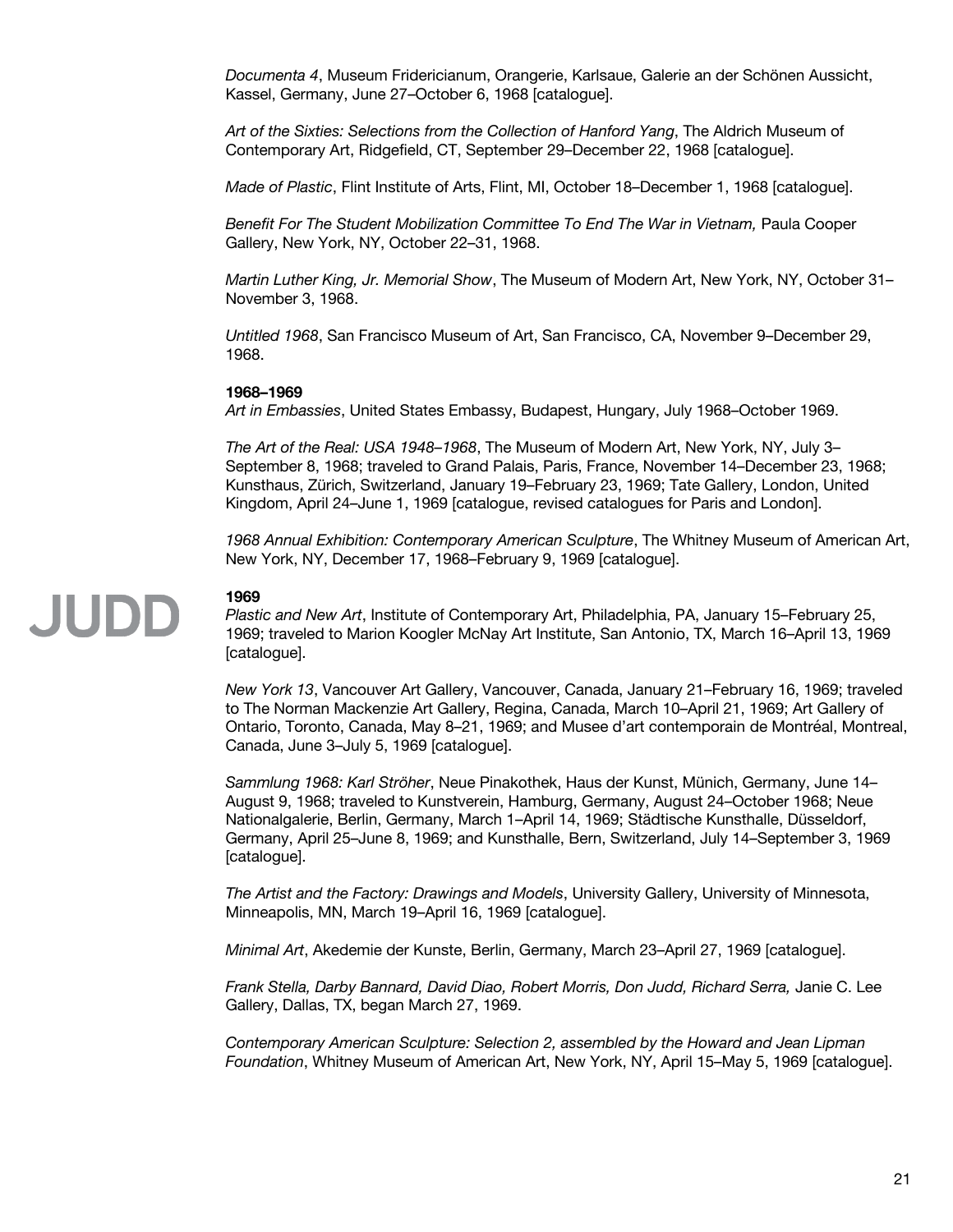*Documenta 4*, Museum Fridericianum, Orangerie, Karlsaue, Galerie an der Schönen Aussicht, Kassel, Germany, June 27–October 6, 1968 [catalogue].

*Art of the Sixties: Selections from the Collection of Hanford Yang*, The Aldrich Museum of Contemporary Art, Ridgefield, CT, September 29–December 22, 1968 [catalogue].

*Made of Plastic*, Flint Institute of Arts, Flint, MI, October 18–December 1, 1968 [catalogue].

*Benefit For The Student Mobilization Committee To End The War in Vietnam,* Paula Cooper Gallery, New York, NY, October 22–31, 1968.

*Martin Luther King, Jr. Memorial Show*, The Museum of Modern Art, New York, NY, October 31–November 3, 1968.

*Untitled 1968*, San Francisco Museum of Art, San Francisco, CA, November 9–December 29, 1968.

**1968–1969**

*Art in Embassies*, United States Embassy, Budapest, Hungary, July 1968–October 1969.

*The Art of the Real: USA 1948–1968*, The Museum of Modern Art, New York, NY, July 3–September 8, 1968; traveled to Grand Palais, Paris, France, November 14–December 23, 1968; Kunsthaus, Zürich, Switzerland, January 19–February 23, 1969; Tate Gallery, London, United Kingdom, April 24–June 1, 1969 [catalogue, revised catalogues for Paris and London].

*1968 Annual Exhibition: Contemporary American Sculpture*, The Whitney Museum of American Art, New York, NY, December 17, 1968–February 9, 1969 [catalogue].

**1969**

*Plastic and New Art*, Institute of Contemporary Art, Philadelphia, PA, January 15–February 25, 1969; traveled to Marion Koogler McNay Art Institute, San Antonio, TX, March 16–April 13, 1969 [catalogue].

*New York 13*, Vancouver Art Gallery, Vancouver, Canada, January 21–February 16, 1969; traveled to The Norman Mackenzie Art Gallery, Regina, Canada, March 10–April 21, 1969; Art Gallery of Ontario, Toronto, Canada, May 8–21, 1969; and Musee d'art contemporain de Montréal, Montreal, Canada, June 3–July 5, 1969 [catalogue].

*Sammlung 1968: Karl Ströher*, Neue Pinakothek, Haus der Kunst, Münich, Germany, June 14–August 9, 1968; traveled to Kunstverein, Hamburg, Germany, August 24–October 1968; Neue Nationalgalerie, Berlin, Germany, March 1–April 14, 1969; Städtische Kunsthalle, Düsseldorf, Germany, April 25–June 8, 1969; and Kunsthalle, Bern, Switzerland, July 14–September 3, 1969 [catalogue].

*The Artist and the Factory: Drawings and Models*, University Gallery, University of Minnesota, Minneapolis, MN, March 19–April 16, 1969 [catalogue].

*Minimal Art*, Akedemie der Kunste, Berlin, Germany, March 23–April 27, 1969 [catalogue].

*Frank Stella, Darby Bannard, David Diao, Robert Morris, Don Judd, Richard Serra,* Janie C. Lee Gallery, Dallas, TX, began March 27, 1969.

*Contemporary American Sculpture: Selection 2, assembled by the Howard and Jean Lipman Foundation*, Whitney Museum of American Art, New York, NY, April 15–May 5, 1969 [catalogue].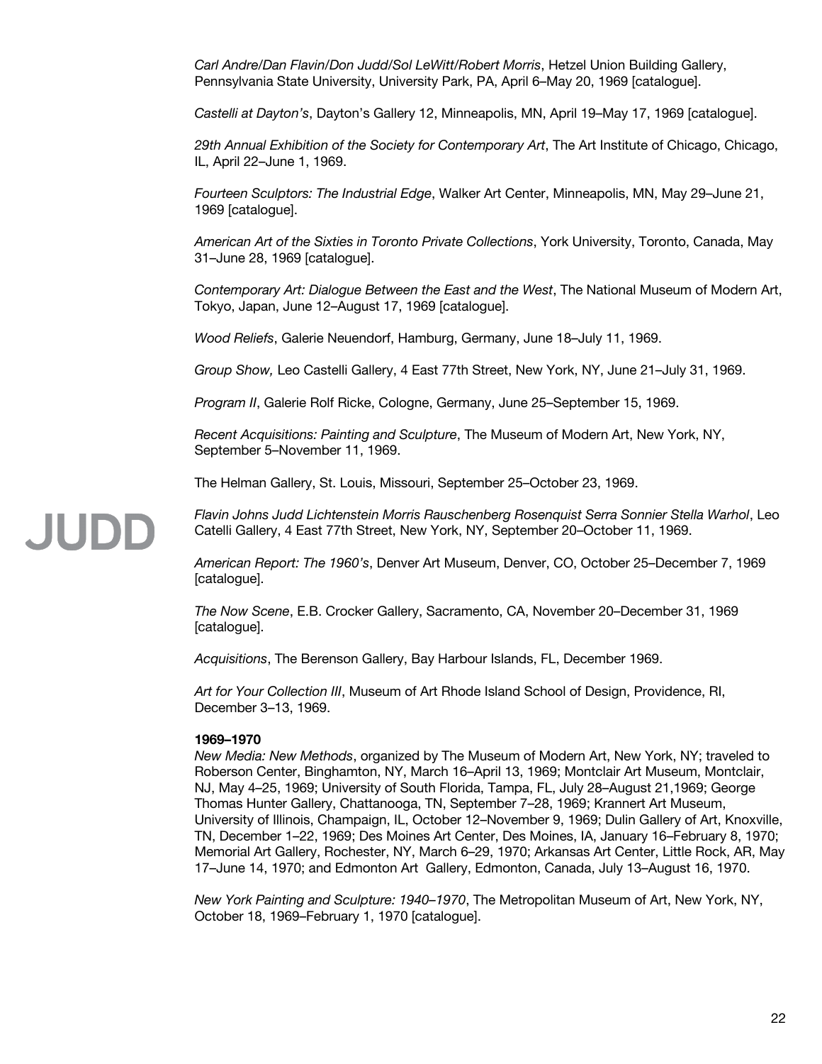*Carl Andre/Dan Flavin/Don Judd/Sol LeWitt/Robert Morris*, Hetzel Union Building Gallery, Pennsylvania State University, University Park, PA, April 6–May 20, 1969 [catalogue].

*Castelli at Dayton's*, Dayton's Gallery 12, Minneapolis, MN, April 19–May 17, 1969 [catalogue].

*29th Annual Exhibition of the Society for Contemporary Art*, The Art Institute of Chicago, Chicago, IL, April 22–June 1, 1969.

*Fourteen Sculptors: The Industrial Edge*, Walker Art Center, Minneapolis, MN, May 29–June 21, 1969 [catalogue].

*American Art of the Sixties in Toronto Private Collections*, York University, Toronto, Canada, May 31–June 28, 1969 [catalogue].

*Contemporary Art: Dialogue Between the East and the West*, The National Museum of Modern Art, Tokyo, Japan, June 12–August 17, 1969 [catalogue].

*Wood Reliefs*, Galerie Neuendorf, Hamburg, Germany, June 18–July 11, 1969.

*Group Show,* Leo Castelli Gallery, 4 East 77th Street, New York, NY, June 21–July 31, 1969.

*Program II*, Galerie Rolf Ricke, Cologne, Germany, June 25–September 15, 1969.

*Recent Acquisitions: Painting and Sculpture*, The Museum of Modern Art, New York, NY, September 5–November 11, 1969.

The Helman Gallery, St. Louis, Missouri, September 25–October 23, 1969.

*Flavin Johns Judd Lichtenstein Morris Rauschenberg Rosenquist Serra Sonnier Stella Warhol*, Leo Catelli Gallery, 4 East 77th Street, New York, NY, September 20–October 11, 1969.

*American Report: The 1960's*, Denver Art Museum, Denver, CO, October 25–December 7, 1969 [catalogue].

*The Now Scene*, E.B. Crocker Gallery, Sacramento, CA, November 20–December 31, 1969 [catalogue].

*Acquisitions*, The Berenson Gallery, Bay Harbour Islands, FL, December 1969.

*Art for Your Collection III*, Museum of Art Rhode Island School of Design, Providence, RI, December 3–13, 1969.

**1969–1970**

*New Media: New Methods*, organized by The Museum of Modern Art, New York, NY; traveled to Roberson Center, Binghamton, NY, March 16–April 13, 1969; Montclair Art Museum, Montclair, NJ, May 4–25, 1969; University of South Florida, Tampa, FL, July 28–August 21,1969; George Thomas Hunter Gallery, Chattanooga, TN, September 7–28, 1969; Krannert Art Museum, University of Illinois, Champaign, IL, October 12–November 9, 1969; Dulin Gallery of Art, Knoxville, TN, December 1–22, 1969; Des Moines Art Center, Des Moines, IA, January 16–February 8, 1970; Memorial Art Gallery, Rochester, NY, March 6–29, 1970; Arkansas Art Center, Little Rock, AR, May 17–June 14, 1970; and Edmonton Art Gallery, Edmonton, Canada, July 13–August 16, 1970.

*New York Painting and Sculpture: 1940–1970*, The Metropolitan Museum of Art, New York, NY, October 18, 1969–February 1, 1970 [catalogue].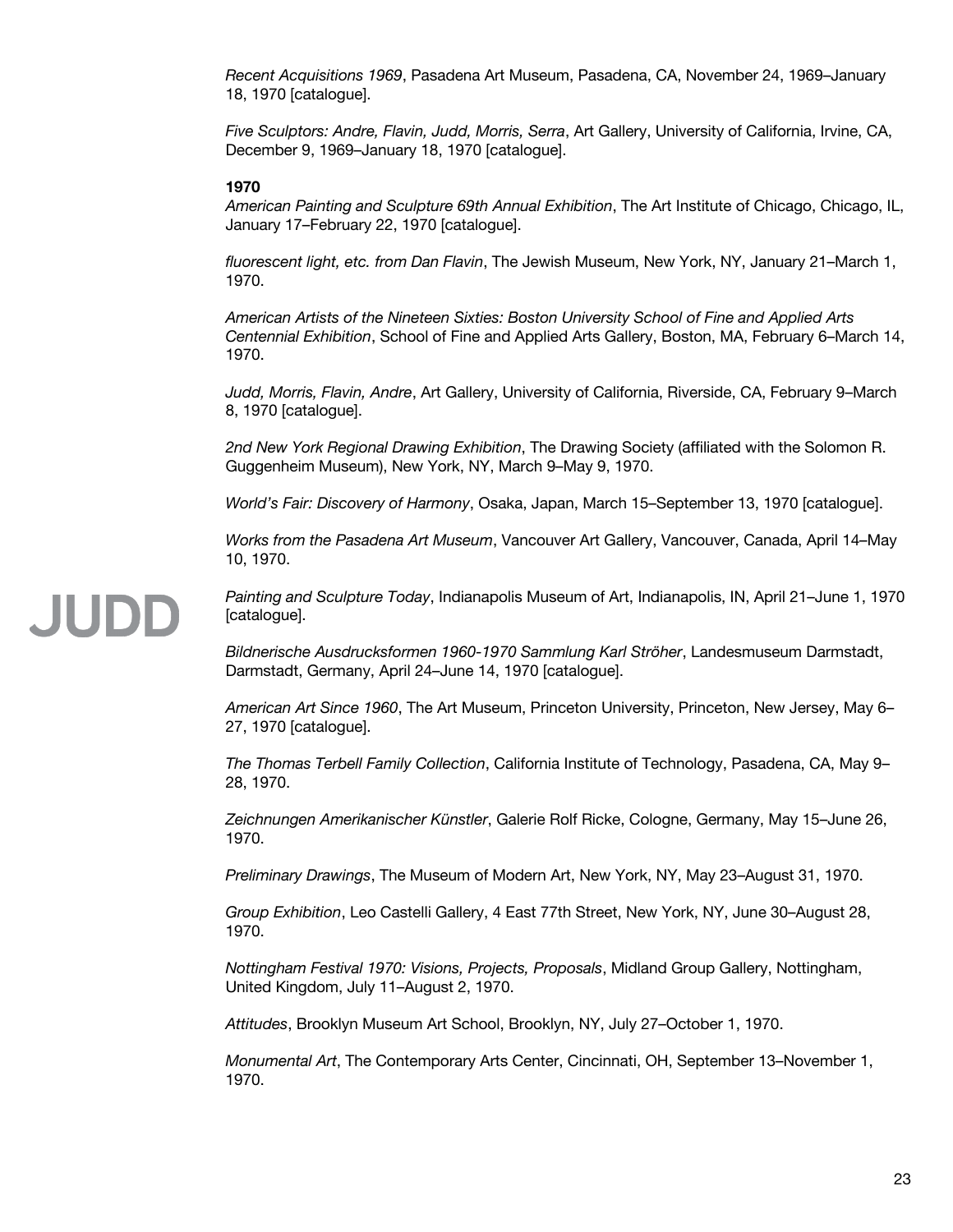*Recent Acquisitions 1969*, Pasadena Art Museum, Pasadena, CA, November 24, 1969–January 18, 1970 [catalogue].

*Five Sculptors: Andre, Flavin, Judd, Morris, Serra*, Art Gallery, University of California, Irvine, CA, December 9, 1969–January 18, 1970 [catalogue].

**1970**

*American Painting and Sculpture 69th Annual Exhibition*, The Art Institute of Chicago, Chicago, IL, January 17–February 22, 1970 [catalogue].

*fluorescent light, etc. from Dan Flavin*, The Jewish Museum, New York, NY, January 21–March 1, 1970.

*American Artists of the Nineteen Sixties: Boston University School of Fine and Applied Arts Centennial Exhibition*, School of Fine and Applied Arts Gallery, Boston, MA, February 6–March 14, 1970.

*Judd, Morris, Flavin, Andre*, Art Gallery, University of California, Riverside, CA, February 9–March 8, 1970 [catalogue].

*2nd New York Regional Drawing Exhibition*, The Drawing Society (affiliated with the Solomon R. Guggenheim Museum), New York, NY, March 9–May 9, 1970.

*World's Fair: Discovery of Harmony*, Osaka, Japan, March 15–September 13, 1970 [catalogue].

*Works from the Pasadena Art Museum*, Vancouver Art Gallery, Vancouver, Canada, April 14–May 10, 1970.

*Painting and Sculpture Today*, Indianapolis Museum of Art, Indianapolis, IN, April 21–June 1, 1970 [catalogue].

*Bildnerische Ausdrucksformen 1960-1970 Sammlung Karl Ströher*, Landesmuseum Darmstadt, Darmstadt, Germany, April 24–June 14, 1970 [catalogue].

*American Art Since 1960*, The Art Museum, Princeton University, Princeton, New Jersey, May 6–27, 1970 [catalogue].

*The Thomas Terbell Family Collection*, California Institute of Technology, Pasadena, CA, May 9–28, 1970.

*Zeichnungen Amerikanischer Künstler*, Galerie Rolf Ricke, Cologne, Germany, May 15–June 26, 1970.

*Preliminary Drawings*, The Museum of Modern Art, New York, NY, May 23–August 31, 1970.

*Group Exhibition*, Leo Castelli Gallery, 4 East 77th Street, New York, NY, June 30–August 28, 1970.

*Nottingham Festival 1970: Visions, Projects, Proposals*, Midland Group Gallery, Nottingham, United Kingdom, July 11–August 2, 1970.

*Attitudes*, Brooklyn Museum Art School, Brooklyn, NY, July 27–October 1, 1970.

*Monumental Art*, The Contemporary Arts Center, Cincinnati, OH, September 13–November 1, 1970.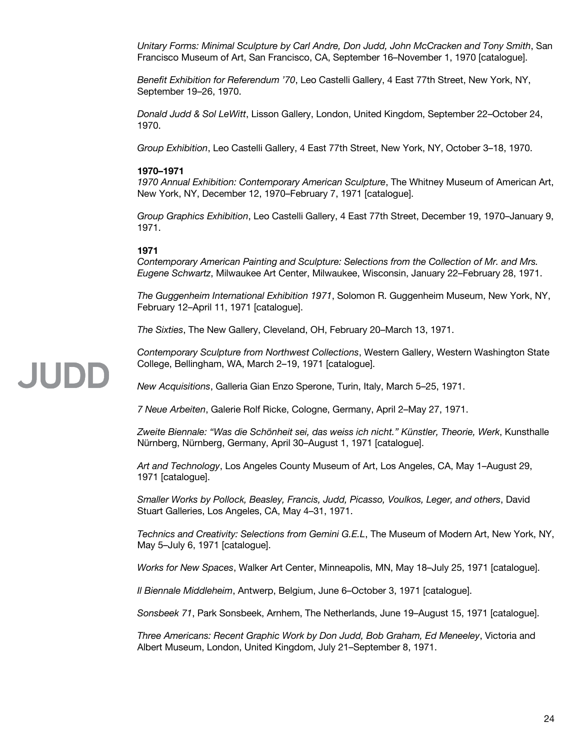*Unitary Forms: Minimal Sculpture by Carl Andre, Don Judd, John McCracken and Tony Smith*, San Francisco Museum of Art, San Francisco, CA, September 16–November 1, 1970 [catalogue].

*Benefit Exhibition for Referendum '70*, Leo Castelli Gallery, 4 East 77th Street, New York, NY, September 19–26, 1970.

*Donald Judd & Sol LeWitt*, Lisson Gallery, London, United Kingdom, September 22–October 24, 1970.

*Group Exhibition*, Leo Castelli Gallery, 4 East 77th Street, New York, NY, October 3–18, 1970.

**1970–1971**

*1970 Annual Exhibition: Contemporary American Sculpture*, The Whitney Museum of American Art, New York, NY, December 12, 1970–February 7, 1971 [catalogue].

*Group Graphics Exhibition*, Leo Castelli Gallery, 4 East 77th Street, December 19, 1970–January 9, 1971.

**1971**

*Contemporary American Painting and Sculpture: Selections from the Collection of Mr. and Mrs. Eugene Schwartz*, Milwaukee Art Center, Milwaukee, Wisconsin, January 22–February 28, 1971.

*The Guggenheim International Exhibition 1971*, Solomon R. Guggenheim Museum, New York, NY, February 12–April 11, 1971 [catalogue].

*The Sixties*, The New Gallery, Cleveland, OH, February 20–March 13, 1971.

*Contemporary Sculpture from Northwest Collections*, Western Gallery, Western Washington State College, Bellingham, WA, March 2–19, 1971 [catalogue].

*New Acquisitions*, Galleria Gian Enzo Sperone, Turin, Italy, March 5–25, 1971.

*7 Neue Arbeiten*, Galerie Rolf Ricke, Cologne, Germany, April 2–May 27, 1971.

*Zweite Biennale: "Was die Schönheit sei, das weiss ich nicht." Künstler, Theorie, Werk*, Kunsthalle Nürnberg, Nürnberg, Germany, April 30–August 1, 1971 [catalogue].

*Art and Technology*, Los Angeles County Museum of Art, Los Angeles, CA, May 1–August 29, 1971 [catalogue].

*Smaller Works by Pollock, Beasley, Francis, Judd, Picasso, Voulkos, Leger, and others*, David Stuart Galleries, Los Angeles, CA, May 4–31, 1971.

*Technics and Creativity: Selections from Gemini G.E.L*, The Museum of Modern Art, New York, NY, May 5–July 6, 1971 [catalogue].

*Works for New Spaces*, Walker Art Center, Minneapolis, MN, May 18–July 25, 1971 [catalogue].

*Il Biennale Middleheim*, Antwerp, Belgium, June 6–October 3, 1971 [catalogue].

*Sonsbeek 71*, Park Sonsbeek, Arnhem, The Netherlands, June 19–August 15, 1971 [catalogue].

*Three Americans: Recent Graphic Work by Don Judd, Bob Graham, Ed Meneeley*, Victoria and Albert Museum, London, United Kingdom, July 21–September 8, 1971.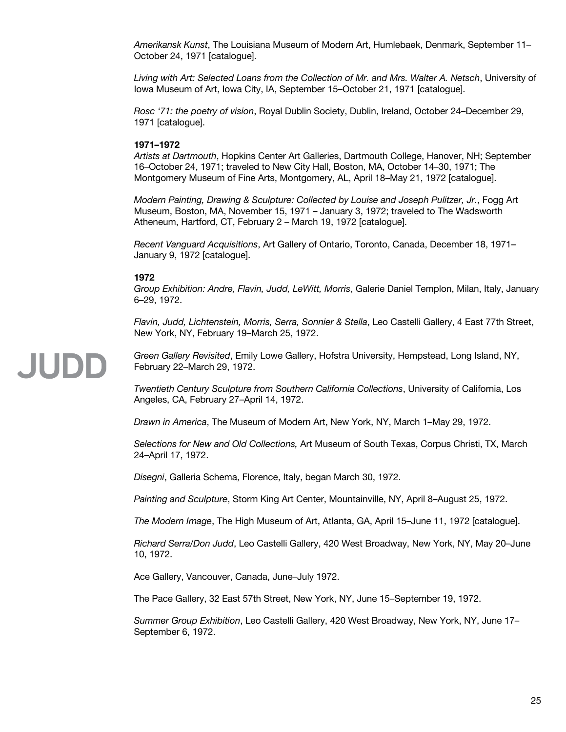*Amerikansk Kunst*, The Louisiana Museum of Modern Art, Humlebaek, Denmark, September 11–October 24, 1971 [catalogue].

*Living with Art: Selected Loans from the Collection of Mr. and Mrs. Walter A. Netsch*, University of Iowa Museum of Art, Iowa City, IA, September 15–October 21, 1971 [catalogue].

*Rosc '71: the poetry of vision*, Royal Dublin Society, Dublin, Ireland, October 24–December 29, 1971 [catalogue].

**1971–1972**

*Artists at Dartmouth*, Hopkins Center Art Galleries, Dartmouth College, Hanover, NH; September 16–October 24, 1971; traveled to New City Hall, Boston, MA, October 14–30, 1971; The Montgomery Museum of Fine Arts, Montgomery, AL, April 18–May 21, 1972 [catalogue].

*Modern Painting, Drawing & Sculpture: Collected by Louise and Joseph Pulitzer, Jr.*, Fogg Art Museum, Boston, MA, November 15, 1971 – January 3, 1972; traveled to The Wadsworth Atheneum, Hartford, CT, February 2 – March 19, 1972 [catalogue].

*Recent Vanguard Acquisitions*, Art Gallery of Ontario, Toronto, Canada, December 18, 1971–January 9, 1972 [catalogue].

**1972**

*Group Exhibition: Andre, Flavin, Judd, LeWitt, Morris*, Galerie Daniel Templon, Milan, Italy, January 6–29, 1972.

*Flavin, Judd, Lichtenstein, Morris, Serra, Sonnier & Stella*, Leo Castelli Gallery, 4 East 77th Street, New York, NY, February 19–March 25, 1972.

*Green Gallery Revisited*, Emily Lowe Gallery, Hofstra University, Hempstead, Long Island, NY, February 22–March 29, 1972.

*Twentieth Century Sculpture from Southern California Collections*, University of California, Los Angeles, CA, February 27–April 14, 1972.

*Drawn in America*, The Museum of Modern Art, New York, NY, March 1–May 29, 1972.

*Selections for New and Old Collections,* Art Museum of South Texas, Corpus Christi, TX, March 24–April 17, 1972.

*Disegni*, Galleria Schema, Florence, Italy, began March 30, 1972.

*Painting and Sculpture*, Storm King Art Center, Mountainville, NY, April 8–August 25, 1972.

*The Modern Image*, The High Museum of Art, Atlanta, GA, April 15–June 11, 1972 [catalogue].

*Richard Serra/Don Judd*, Leo Castelli Gallery, 420 West Broadway, New York, NY, May 20–June 10, 1972.

Ace Gallery, Vancouver, Canada, June–July 1972.

The Pace Gallery, 32 East 57th Street, New York, NY, June 15–September 19, 1972.

*Summer Group Exhibition*, Leo Castelli Gallery, 420 West Broadway, New York, NY, June 17–September 6, 1972.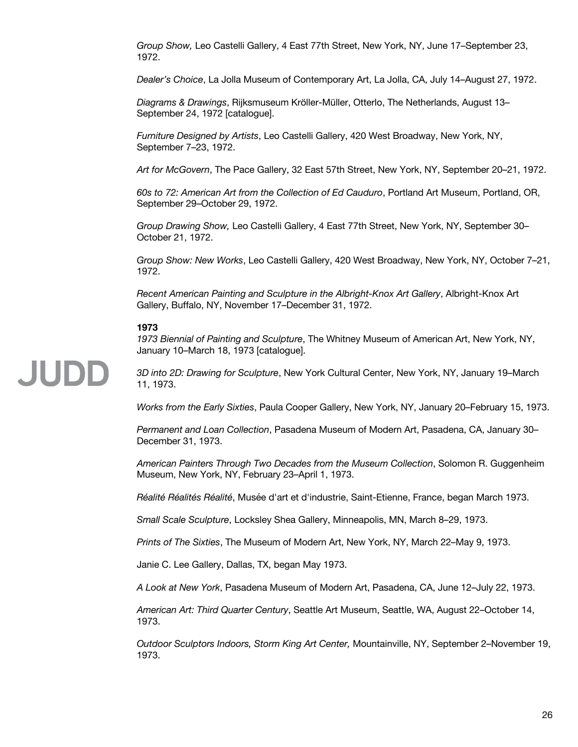*Group Show,* Leo Castelli Gallery, 4 East 77th Street, New York, NY, June 17–September 23, 1972.

*Dealer's Choice*, La Jolla Museum of Contemporary Art, La Jolla, CA, July 14–August 27, 1972.

*Diagrams & Drawings*, Rijksmuseum Kröller-Müller, Otterlo, The Netherlands, August 13–September 24, 1972 [catalogue].

*Furniture Designed by Artists*, Leo Castelli Gallery, 420 West Broadway, New York, NY, September 7–23, 1972.

*Art for McGovern*, The Pace Gallery, 32 East 57th Street, New York, NY, September 20–21, 1972.

*60s to 72: American Art from the Collection of Ed Cauduro*, Portland Art Museum, Portland, OR, September 29–October 29, 1972.

*Group Drawing Show,* Leo Castelli Gallery, 4 East 77th Street, New York, NY, September 30–October 21, 1972.

*Group Show: New Works*, Leo Castelli Gallery, 420 West Broadway, New York, NY, October 7–21, 1972.

*Recent American Painting and Sculpture in the Albright-Knox Art Gallery*, Albright-Knox Art Gallery, Buffalo, NY, November 17–December 31, 1972.

**1973**

*1973 Biennial of Painting and Sculpture*, The Whitney Museum of American Art, New York, NY, January 10–March 18, 1973 [catalogue].

*3D into 2D: Drawing for Sculpture*, New York Cultural Center, New York, NY, January 19–March 11, 1973.

*Works from the Early Sixties*, Paula Cooper Gallery, New York, NY, January 20–February 15, 1973.

*Permanent and Loan Collection*, Pasadena Museum of Modern Art, Pasadena, CA, January 30–December 31, 1973.

*American Painters Through Two Decades from the Museum Collection*, Solomon R. Guggenheim Museum, New York, NY, February 23–April 1, 1973.

*Réalité Réalités Réalité*, Musée d'art et d'industrie, Saint-Etienne, France, began March 1973.

*Small Scale Sculpture*, Locksley Shea Gallery, Minneapolis, MN, March 8–29, 1973.

*Prints of The Sixties*, The Museum of Modern Art, New York, NY, March 22–May 9, 1973.

Janie C. Lee Gallery, Dallas, TX, began May 1973.

*A Look at New York*, Pasadena Museum of Modern Art, Pasadena, CA, June 12–July 22, 1973.

*American Art: Third Quarter Century*, Seattle Art Museum, Seattle, WA, August 22–October 14, 1973.

*Outdoor Sculptors Indoors, Storm King Art Center,* Mountainville, NY, September 2–November 19, 1973.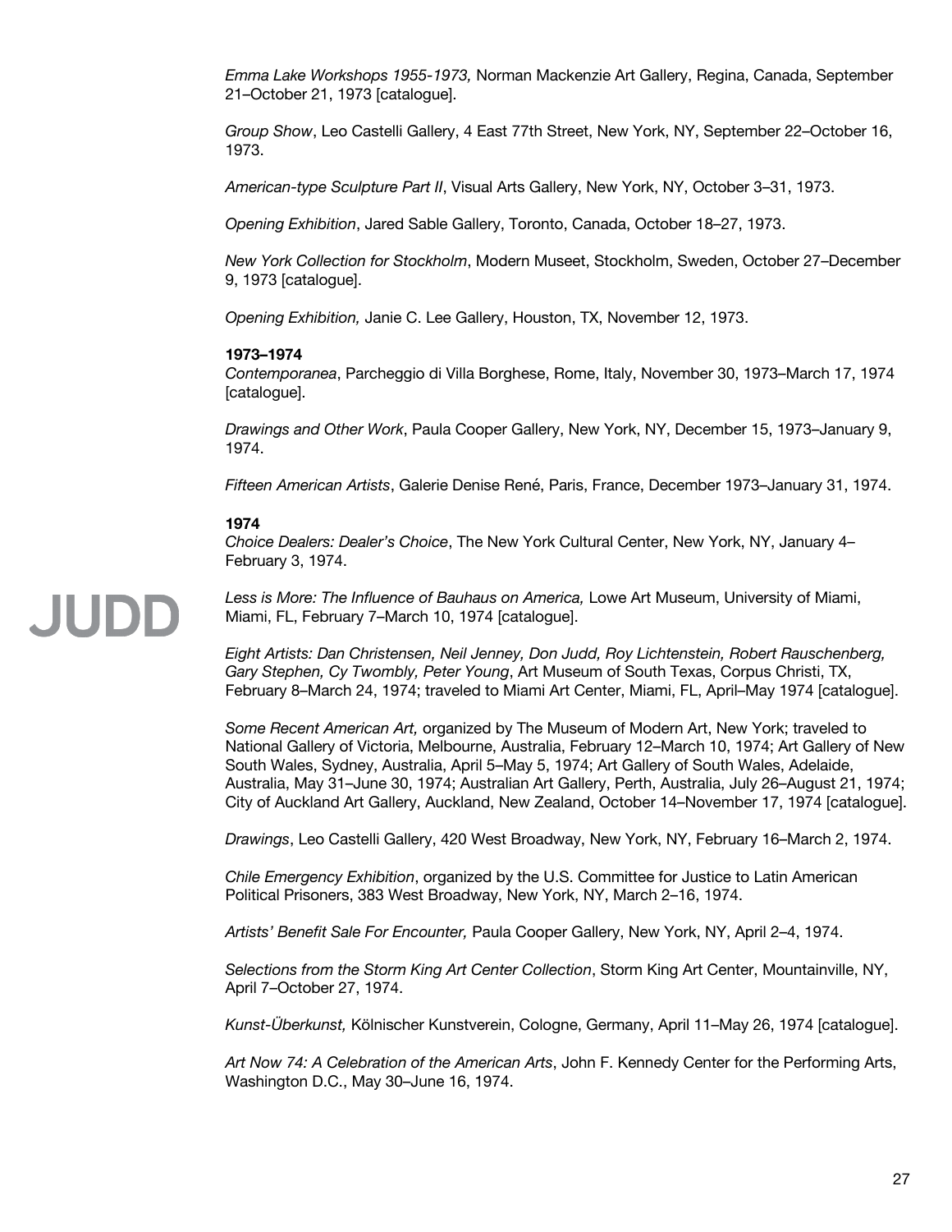*Emma Lake Workshops 1955-1973,* Norman Mackenzie Art Gallery, Regina, Canada, September 21–October 21, 1973 [catalogue].

*Group Show*, Leo Castelli Gallery, 4 East 77th Street, New York, NY, September 22–October 16, 1973.

*American-type Sculpture Part II*, Visual Arts Gallery, New York, NY, October 3–31, 1973.

*Opening Exhibition*, Jared Sable Gallery, Toronto, Canada, October 18–27, 1973.

*New York Collection for Stockholm*, Modern Museet, Stockholm, Sweden, October 27–December 9, 1973 [catalogue].

*Opening Exhibition,* Janie C. Lee Gallery, Houston, TX, November 12, 1973.

**1973–1974**

*Contemporanea*, Parcheggio di Villa Borghese, Rome, Italy, November 30, 1973–March 17, 1974 [catalogue].

*Drawings and Other Work*, Paula Cooper Gallery, New York, NY, December 15, 1973–January 9, 1974.

*Fifteen American Artists*, Galerie Denise René, Paris, France, December 1973–January 31, 1974.

**1974**

*Choice Dealers: Dealer's Choice*, The New York Cultural Center, New York, NY, January 4–February 3, 1974.

*Less is More: The Influence of Bauhaus on America,* Lowe Art Museum, University of Miami, Miami, FL, February 7–March 10, 1974 [catalogue].

*Eight Artists: Dan Christensen, Neil Jenney, Don Judd, Roy Lichtenstein, Robert Rauschenberg, Gary Stephen, Cy Twombly, Peter Young*, Art Museum of South Texas, Corpus Christi, TX, February 8–March 24, 1974; traveled to Miami Art Center, Miami, FL, April–May 1974 [catalogue].

*Some Recent American Art,* organized by The Museum of Modern Art, New York; traveled to National Gallery of Victoria, Melbourne, Australia, February 12–March 10, 1974; Art Gallery of New South Wales, Sydney, Australia, April 5–May 5, 1974; Art Gallery of South Wales, Adelaide, Australia, May 31–June 30, 1974; Australian Art Gallery, Perth, Australia, July 26–August 21, 1974; City of Auckland Art Gallery, Auckland, New Zealand, October 14–November 17, 1974 [catalogue].

*Drawings*, Leo Castelli Gallery, 420 West Broadway, New York, NY, February 16–March 2, 1974.

*Chile Emergency Exhibition*, organized by the U.S. Committee for Justice to Latin American Political Prisoners, 383 West Broadway, New York, NY, March 2–16, 1974.

*Artists' Benefit Sale For Encounter,* Paula Cooper Gallery, New York, NY, April 2–4, 1974.

*Selections from the Storm King Art Center Collection*, Storm King Art Center, Mountainville, NY, April 7–October 27, 1974.

*Kunst-Überkunst,* Kölnischer Kunstverein, Cologne, Germany, April 11–May 26, 1974 [catalogue].

*Art Now 74: A Celebration of the American Arts*, John F. Kennedy Center for the Performing Arts, Washington D.C., May 30–June 16, 1974.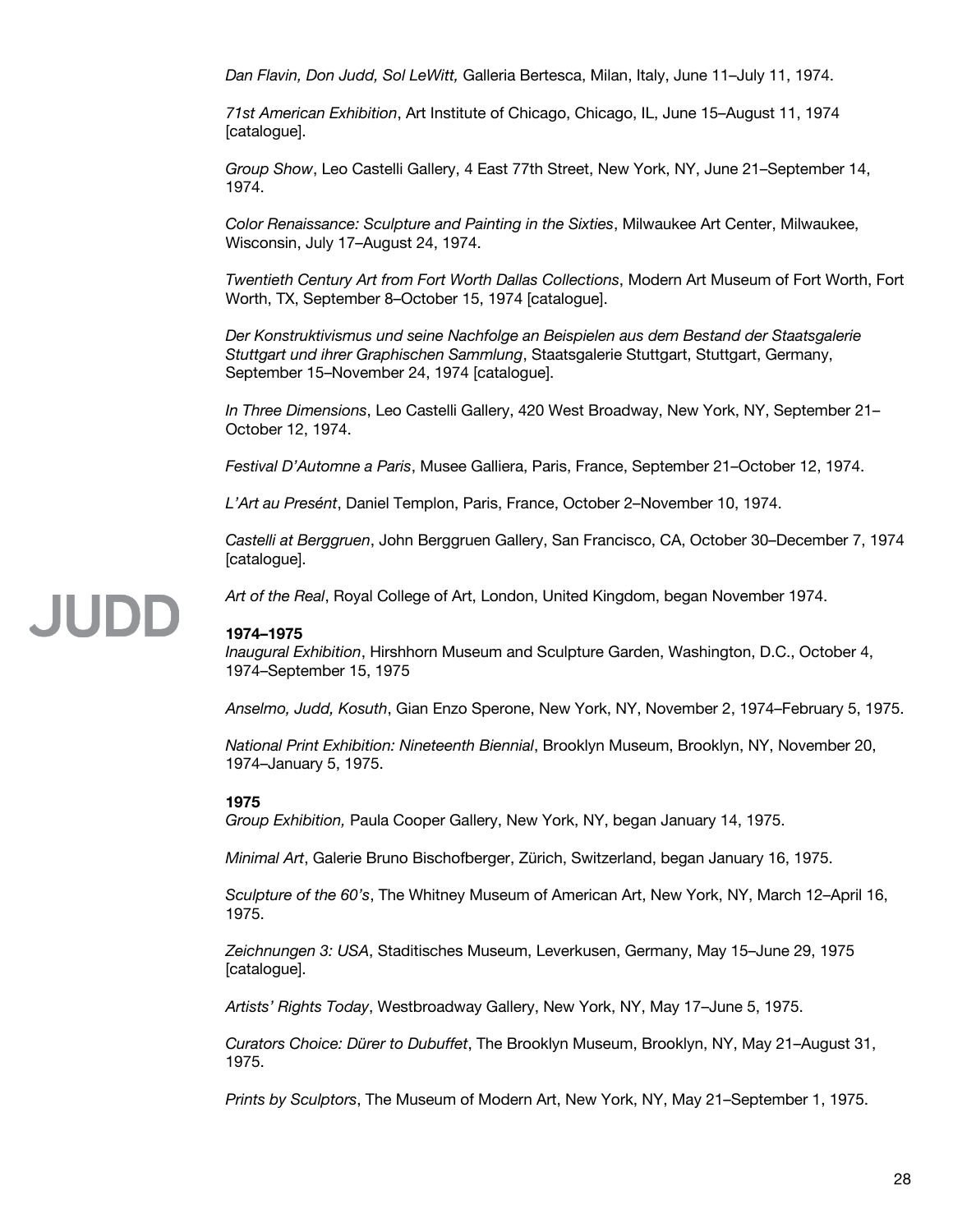*Dan Flavin, Don Judd, Sol LeWitt,* Galleria Bertesca, Milan, Italy, June 11–July 11, 1974.

*71st American Exhibition*, Art Institute of Chicago, Chicago, IL, June 15–August 11, 1974 [catalogue].

*Group Show*, Leo Castelli Gallery, 4 East 77th Street, New York, NY, June 21–September 14, 1974.

*Color Renaissance: Sculpture and Painting in the Sixties*, Milwaukee Art Center, Milwaukee, Wisconsin, July 17–August 24, 1974.

*Twentieth Century Art from Fort Worth Dallas Collections*, Modern Art Museum of Fort Worth, Fort Worth, TX, September 8–October 15, 1974 [catalogue].

*Der Konstruktivismus und seine Nachfolge an Beispielen aus dem Bestand der Staatsgalerie Stuttgart und ihrer Graphischen Sammlung*, Staatsgalerie Stuttgart, Stuttgart, Germany, September 15–November 24, 1974 [catalogue].

*In Three Dimensions*, Leo Castelli Gallery, 420 West Broadway, New York, NY, September 21–October 12, 1974.

*Festival D'Automne a Paris*, Musee Galliera, Paris, France, September 21–October 12, 1974.

*L'Art au Presént*, Daniel Templon, Paris, France, October 2–November 10, 1974.

*Castelli at Berggruen*, John Berggruen Gallery, San Francisco, CA, October 30–December 7, 1974 [catalogue].

*Art of the Real*, Royal College of Art, London, United Kingdom, began November 1974.

**1974–1975**

*Inaugural Exhibition*, Hirshhorn Museum and Sculpture Garden, Washington, D.C., October 4, 1974–September 15, 1975

*Anselmo, Judd, Kosuth*, Gian Enzo Sperone, New York, NY, November 2, 1974–February 5, 1975.

*National Print Exhibition: Nineteenth Biennial*, Brooklyn Museum, Brooklyn, NY, November 20, 1974–January 5, 1975.

**1975**

*Group Exhibition,* Paula Cooper Gallery, New York, NY, began January 14, 1975.

*Minimal Art*, Galerie Bruno Bischofberger, Zürich, Switzerland, began January 16, 1975.

*Sculpture of the 60's*, The Whitney Museum of American Art, New York, NY, March 12–April 16, 1975.

*Zeichnungen 3: USA*, Staditisches Museum, Leverkusen, Germany, May 15–June 29, 1975 [catalogue].

*Artists' Rights Today*, Westbroadway Gallery, New York, NY, May 17–June 5, 1975.

*Curators Choice: Dürer to Dubuffet*, The Brooklyn Museum, Brooklyn, NY, May 21–August 31, 1975.

*Prints by Sculptors*, The Museum of Modern Art, New York, NY, May 21–September 1, 1975.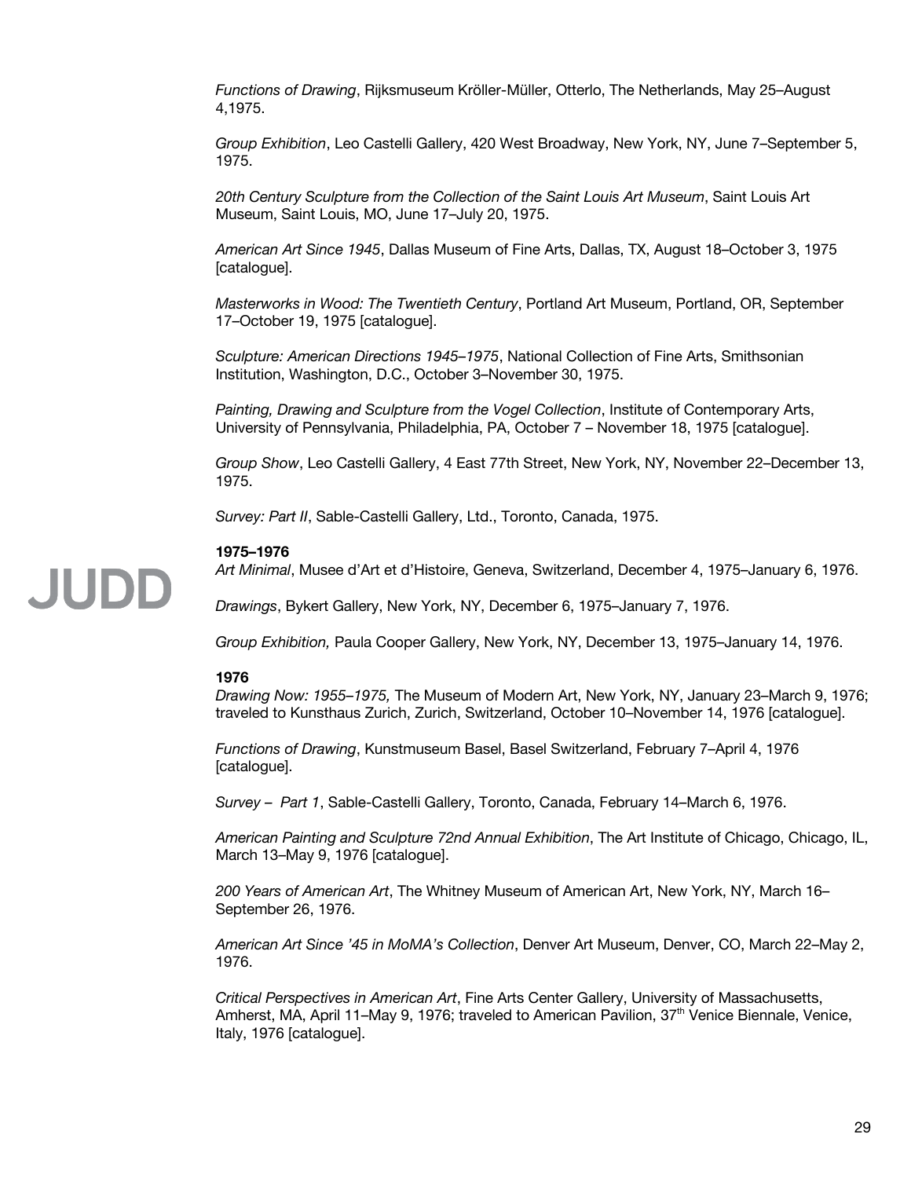*Functions of Drawing*, Rijksmuseum Kröller-Müller, Otterlo, The Netherlands, May 25–August 4,1975.

*Group Exhibition*, Leo Castelli Gallery, 420 West Broadway, New York, NY, June 7–September 5, 1975.

*20th Century Sculpture from the Collection of the Saint Louis Art Museum*, Saint Louis Art Museum, Saint Louis, MO, June 17–July 20, 1975.

*American Art Since 1945*, Dallas Museum of Fine Arts, Dallas, TX, August 18–October 3, 1975 [catalogue].

*Masterworks in Wood: The Twentieth Century*, Portland Art Museum, Portland, OR, September 17–October 19, 1975 [catalogue].

*Sculpture: American Directions 1945–1975*, National Collection of Fine Arts, Smithsonian Institution, Washington, D.C., October 3–November 30, 1975.

*Painting, Drawing and Sculpture from the Vogel Collection*, Institute of Contemporary Arts, University of Pennsylvania, Philadelphia, PA, October 7 – November 18, 1975 [catalogue].

*Group Show*, Leo Castelli Gallery, 4 East 77th Street, New York, NY, November 22–December 13, 1975.

*Survey: Part II*, Sable-Castelli Gallery, Ltd., Toronto, Canada, 1975.

**1975–1976**

*Art Minimal*, Musee d'Art et d'Histoire, Geneva, Switzerland, December 4, 1975–January 6, 1976.

*Drawings*, Bykert Gallery, New York, NY, December 6, 1975–January 7, 1976.

*Group Exhibition,* Paula Cooper Gallery, New York, NY, December 13, 1975–January 14, 1976.

**1976**

*Drawing Now: 1955–1975,* The Museum of Modern Art, New York, NY, January 23–March 9, 1976; traveled to Kunsthaus Zurich, Zurich, Switzerland, October 10–November 14, 1976 [catalogue].

*Functions of Drawing*, Kunstmuseum Basel, Basel Switzerland, February 7–April 4, 1976 [catalogue].

*Survey – Part 1*, Sable-Castelli Gallery, Toronto, Canada, February 14–March 6, 1976.

*American Painting and Sculpture 72nd Annual Exhibition*, The Art Institute of Chicago, Chicago, IL, March 13–May 9, 1976 [catalogue].

*200 Years of American Art*, The Whitney Museum of American Art, New York, NY, March 16–September 26, 1976.

*American Art Since '45 in MoMA's Collection*, Denver Art Museum, Denver, CO, March 22–May 2, 1976.

*Critical Perspectives in American Art*, Fine Arts Center Gallery, University of Massachusetts, Amherst, MA, April 11–May 9, 1976; traveled to American Pavilion, 37th Venice Biennale, Venice, Italy, 1976 [catalogue].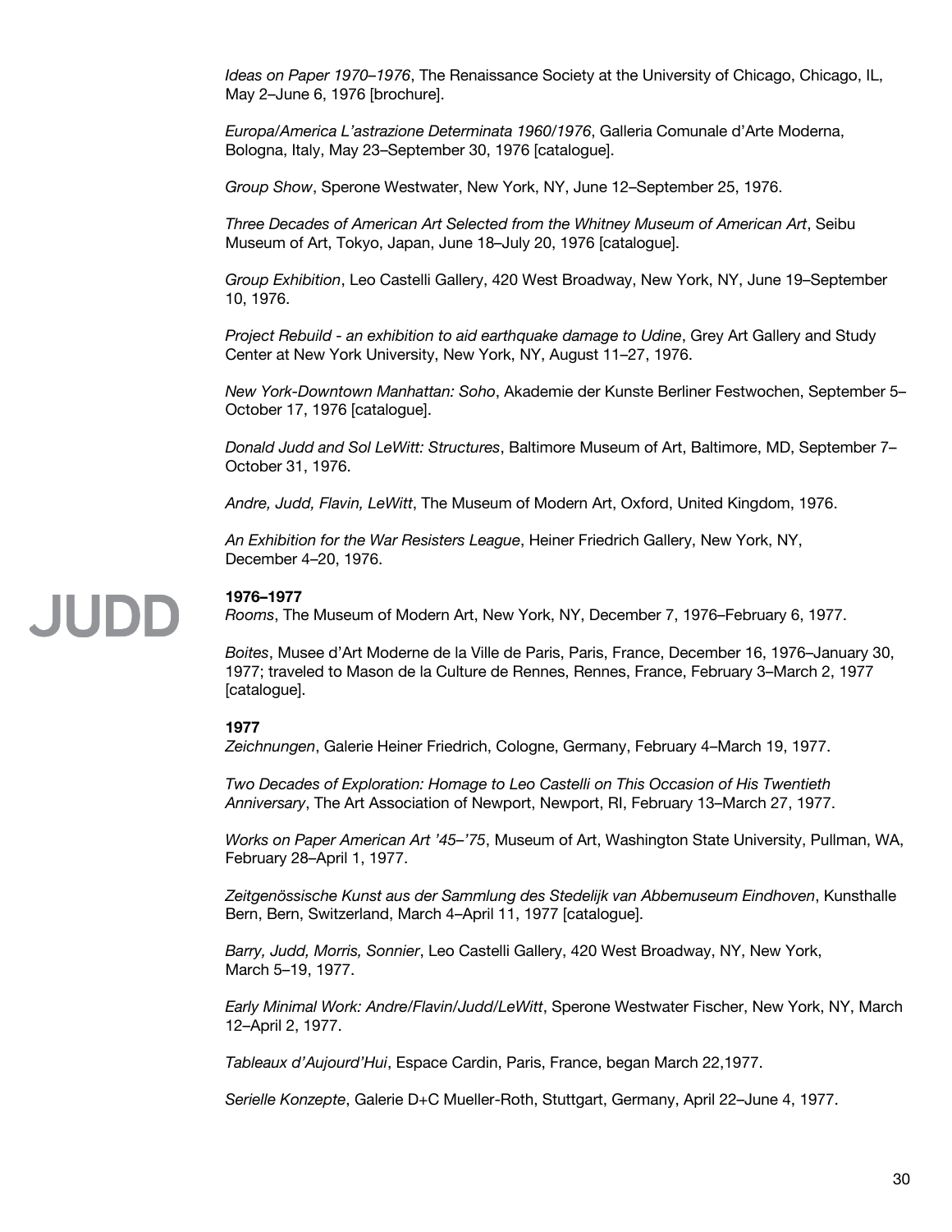*Ideas on Paper 1970–1976*, The Renaissance Society at the University of Chicago, Chicago, IL, May 2–June 6, 1976 [brochure].

*Europa/America L'astrazione Determinata 1960/1976*, Galleria Comunale d'Arte Moderna, Bologna, Italy, May 23–September 30, 1976 [catalogue].

*Group Show*, Sperone Westwater, New York, NY, June 12–September 25, 1976.

*Three Decades of American Art Selected from the Whitney Museum of American Art*, Seibu Museum of Art, Tokyo, Japan, June 18–July 20, 1976 [catalogue].

*Group Exhibition*, Leo Castelli Gallery, 420 West Broadway, New York, NY, June 19–September 10, 1976.

*Project Rebuild - an exhibition to aid earthquake damage to Udine*, Grey Art Gallery and Study Center at New York University, New York, NY, August 11–27, 1976.

*New York-Downtown Manhattan: Soho*, Akademie der Kunste Berliner Festwochen, September 5–October 17, 1976 [catalogue].

*Donald Judd and Sol LeWitt: Structures*, Baltimore Museum of Art, Baltimore, MD, September 7–October 31, 1976.

*Andre, Judd, Flavin, LeWitt*, The Museum of Modern Art, Oxford, United Kingdom, 1976.

*An Exhibition for the War Resisters League*, Heiner Friedrich Gallery, New York, NY, December 4–20, 1976.

**1976–1977**

*Rooms*, The Museum of Modern Art, New York, NY, December 7, 1976–February 6, 1977.

*Boites*, Musee d'Art Moderne de la Ville de Paris, Paris, France, December 16, 1976–January 30, 1977; traveled to Mason de la Culture de Rennes, Rennes, France, February 3–March 2, 1977 [catalogue].

**1977**

*Zeichnungen*, Galerie Heiner Friedrich, Cologne, Germany, February 4–March 19, 1977.

*Two Decades of Exploration: Homage to Leo Castelli on This Occasion of His Twentieth Anniversary*, The Art Association of Newport, Newport, RI, February 13–March 27, 1977.

*Works on Paper American Art '45–'75*, Museum of Art, Washington State University, Pullman, WA, February 28–April 1, 1977.

*Zeitgenössische Kunst aus der Sammlung des Stedelijk van Abbemuseum Eindhoven*, Kunsthalle Bern, Bern, Switzerland, March 4–April 11, 1977 [catalogue].

*Barry, Judd, Morris, Sonnier*, Leo Castelli Gallery, 420 West Broadway, NY, New York, March 5–19, 1977.

*Early Minimal Work: Andre/Flavin/Judd/LeWitt*, Sperone Westwater Fischer, New York, NY, March 12–April 2, 1977.

*Tableaux d'Aujourd'Hui*, Espace Cardin, Paris, France, began March 22,1977.

*Serielle Konzepte*, Galerie D+C Mueller-Roth, Stuttgart, Germany, April 22–June 4, 1977.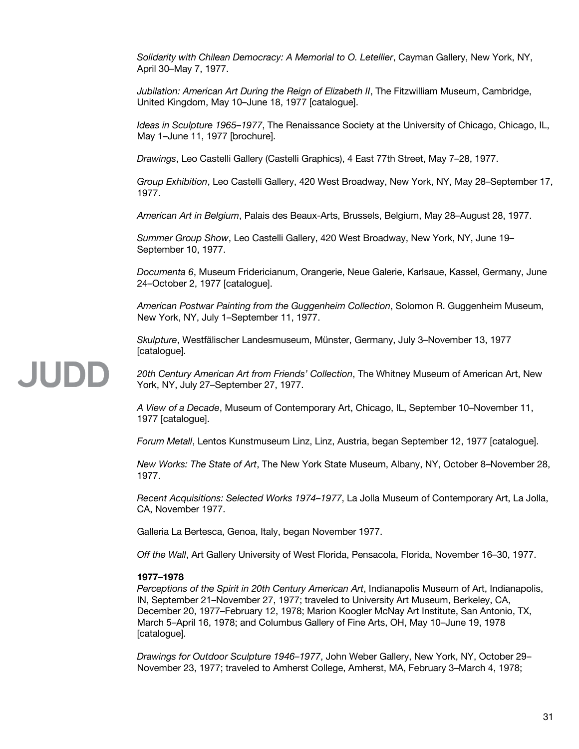*Solidarity with Chilean Democracy: A Memorial to O. Letellier*, Cayman Gallery, New York, NY, April 30–May 7, 1977.

*Jubilation: American Art During the Reign of Elizabeth II*, The Fitzwilliam Museum, Cambridge, United Kingdom, May 10–June 18, 1977 [catalogue].

*Ideas in Sculpture 1965–1977*, The Renaissance Society at the University of Chicago, Chicago, IL, May 1–June 11, 1977 [brochure].

*Drawings*, Leo Castelli Gallery (Castelli Graphics), 4 East 77th Street, May 7–28, 1977.

*Group Exhibition*, Leo Castelli Gallery, 420 West Broadway, New York, NY, May 28–September 17, 1977.

*American Art in Belgium*, Palais des Beaux-Arts, Brussels, Belgium, May 28–August 28, 1977.

*Summer Group Show*, Leo Castelli Gallery, 420 West Broadway, New York, NY, June 19–September 10, 1977.

*Documenta 6*, Museum Fridericianum, Orangerie, Neue Galerie, Karlsaue, Kassel, Germany, June 24–October 2, 1977 [catalogue].

*American Postwar Painting from the Guggenheim Collection*, Solomon R. Guggenheim Museum, New York, NY, July 1–September 11, 1977.

*Skulpture*, Westfälischer Landesmuseum, Münster, Germany, July 3–November 13, 1977 [catalogue].

*20th Century American Art from Friends' Collection*, The Whitney Museum of American Art, New York, NY, July 27–September 27, 1977.

*A View of a Decade*, Museum of Contemporary Art, Chicago, IL, September 10–November 11, 1977 [catalogue].

*Forum Metall*, Lentos Kunstmuseum Linz, Linz, Austria, began September 12, 1977 [catalogue].

*New Works: The State of Art*, The New York State Museum, Albany, NY, October 8–November 28, 1977.

*Recent Acquisitions: Selected Works 1974–1977*, La Jolla Museum of Contemporary Art, La Jolla, CA, November 1977.

Galleria La Bertesca, Genoa, Italy, began November 1977.

*Off the Wall*, Art Gallery University of West Florida, Pensacola, Florida, November 16–30, 1977.

**1977–1978**

*Perceptions of the Spirit in 20th Century American Art*, Indianapolis Museum of Art, Indianapolis, IN, September 21–November 27, 1977; traveled to University Art Museum, Berkeley, CA, December 20, 1977–February 12, 1978; Marion Koogler McNay Art Institute, San Antonio, TX, March 5–April 16, 1978; and Columbus Gallery of Fine Arts, OH, May 10–June 19, 1978 [catalogue].

*Drawings for Outdoor Sculpture 1946–1977*, John Weber Gallery, New York, NY, October 29–November 23, 1977; traveled to Amherst College, Amherst, MA, February 3–March 4, 1978;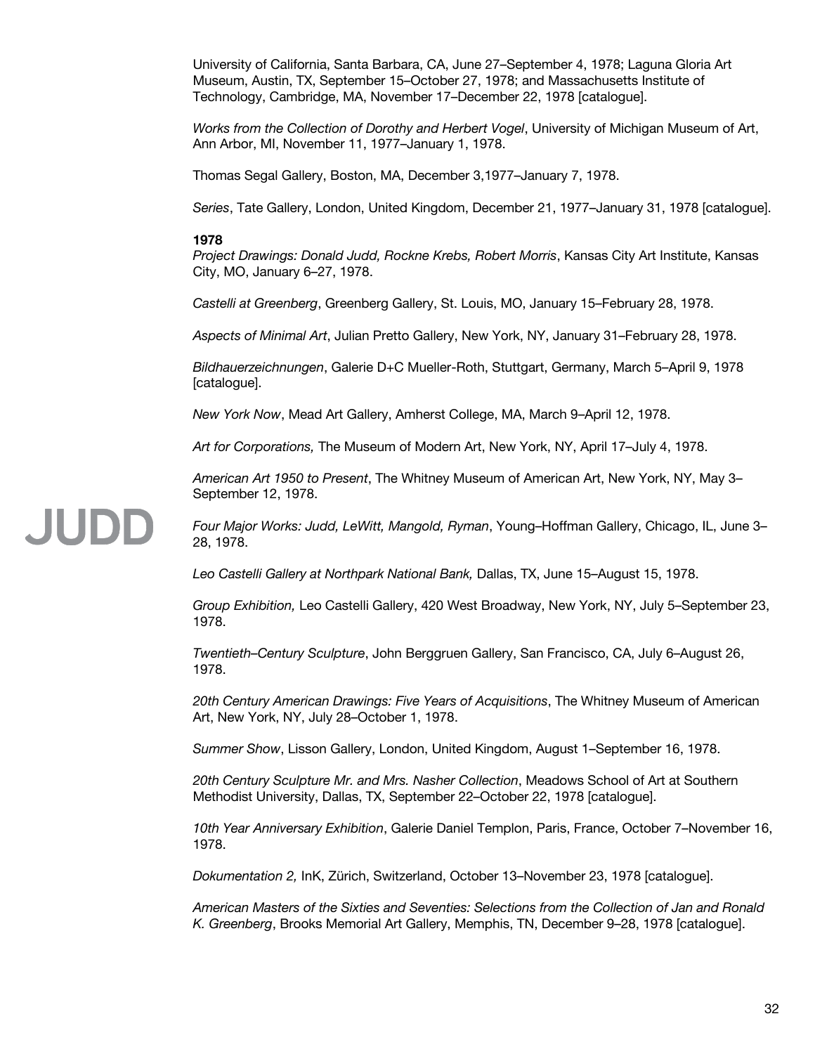University of California, Santa Barbara, CA, June 27–September 4, 1978; Laguna Gloria Art Museum, Austin, TX, September 15–October 27, 1978; and Massachusetts Institute of Technology, Cambridge, MA, November 17–December 22, 1978 [catalogue].

*Works from the Collection of Dorothy and Herbert Vogel*, University of Michigan Museum of Art, Ann Arbor, MI, November 11, 1977–January 1, 1978.

Thomas Segal Gallery, Boston, MA, December 3,1977–January 7, 1978.

*Series*, Tate Gallery, London, United Kingdom, December 21, 1977–January 31, 1978 [catalogue].

**1978**

*Project Drawings: Donald Judd, Rockne Krebs, Robert Morris*, Kansas City Art Institute, Kansas City, MO, January 6–27, 1978.

*Castelli at Greenberg*, Greenberg Gallery, St. Louis, MO, January 15–February 28, 1978.

*Aspects of Minimal Art*, Julian Pretto Gallery, New York, NY, January 31–February 28, 1978.

*Bildhauerzeichnungen*, Galerie D+C Mueller-Roth, Stuttgart, Germany, March 5–April 9, 1978 [catalogue].

*New York Now*, Mead Art Gallery, Amherst College, MA, March 9–April 12, 1978.

*Art for Corporations,* The Museum of Modern Art, New York, NY, April 17–July 4, 1978.

*American Art 1950 to Present*, The Whitney Museum of American Art, New York, NY, May 3–September 12, 1978.

*Four Major Works: Judd, LeWitt, Mangold, Ryman*, Young–Hoffman Gallery, Chicago, IL, June 3–28, 1978.

*Leo Castelli Gallery at Northpark National Bank,* Dallas, TX, June 15–August 15, 1978.

*Group Exhibition,* Leo Castelli Gallery, 420 West Broadway, New York, NY, July 5–September 23, 1978.

*Twentieth–Century Sculpture*, John Berggruen Gallery, San Francisco, CA, July 6–August 26, 1978.

*20th Century American Drawings: Five Years of Acquisitions*, The Whitney Museum of American Art, New York, NY, July 28–October 1, 1978.

*Summer Show*, Lisson Gallery, London, United Kingdom, August 1–September 16, 1978.

*20th Century Sculpture Mr. and Mrs. Nasher Collection*, Meadows School of Art at Southern Methodist University, Dallas, TX, September 22–October 22, 1978 [catalogue].

*10th Year Anniversary Exhibition*, Galerie Daniel Templon, Paris, France, October 7–November 16, 1978.

*Dokumentation 2,* InK, Zürich, Switzerland, October 13–November 23, 1978 [catalogue].

*American Masters of the Sixties and Seventies: Selections from the Collection of Jan and Ronald K. Greenberg*, Brooks Memorial Art Gallery, Memphis, TN, December 9–28, 1978 [catalogue].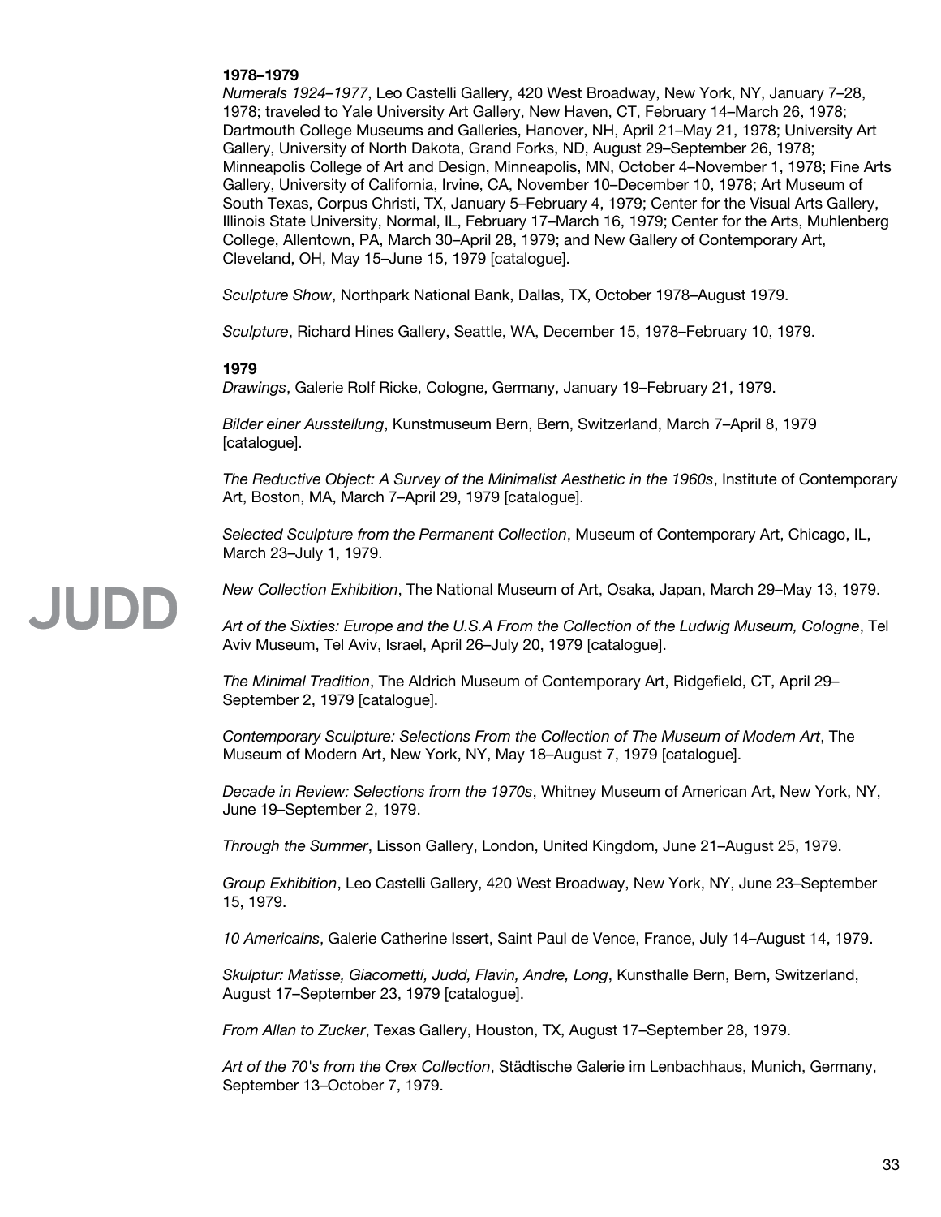**1978–1979**

*Numerals 1924–1977*, Leo Castelli Gallery, 420 West Broadway, New York, NY, January 7–28, 1978; traveled to Yale University Art Gallery, New Haven, CT, February 14–March 26, 1978; Dartmouth College Museums and Galleries, Hanover, NH, April 21–May 21, 1978; University Art Gallery, University of North Dakota, Grand Forks, ND, August 29–September 26, 1978; Minneapolis College of Art and Design, Minneapolis, MN, October 4–November 1, 1978; Fine Arts Gallery, University of California, Irvine, CA, November 10–December 10, 1978; Art Museum of South Texas, Corpus Christi, TX, January 5–February 4, 1979; Center for the Visual Arts Gallery, Illinois State University, Normal, IL, February 17–March 16, 1979; Center for the Arts, Muhlenberg College, Allentown, PA, March 30–April 28, 1979; and New Gallery of Contemporary Art, Cleveland, OH, May 15–June 15, 1979 [catalogue].

*Sculpture Show*, Northpark National Bank, Dallas, TX, October 1978–August 1979.

*Sculpture*, Richard Hines Gallery, Seattle, WA, December 15, 1978–February 10, 1979.

**1979**

*Drawings*, Galerie Rolf Ricke, Cologne, Germany, January 19–February 21, 1979.

*Bilder einer Ausstellung*, Kunstmuseum Bern, Bern, Switzerland, March 7–April 8, 1979 [catalogue].

*The Reductive Object: A Survey of the Minimalist Aesthetic in the 1960s*, Institute of Contemporary Art, Boston, MA, March 7–April 29, 1979 [catalogue].

*Selected Sculpture from the Permanent Collection*, Museum of Contemporary Art, Chicago, IL, March 23–July 1, 1979.

*New Collection Exhibition*, The National Museum of Art, Osaka, Japan, March 29–May 13, 1979.

*Art of the Sixties: Europe and the U.S.A From the Collection of the Ludwig Museum, Cologne*, Tel Aviv Museum, Tel Aviv, Israel, April 26–July 20, 1979 [catalogue].

*The Minimal Tradition*, The Aldrich Museum of Contemporary Art, Ridgefield, CT, April 29–September 2, 1979 [catalogue].

*Contemporary Sculpture: Selections From the Collection of The Museum of Modern Art*, The Museum of Modern Art, New York, NY, May 18–August 7, 1979 [catalogue].

*Decade in Review: Selections from the 1970s*, Whitney Museum of American Art, New York, NY, June 19–September 2, 1979.

*Through the Summer*, Lisson Gallery, London, United Kingdom, June 21–August 25, 1979.

*Group Exhibition*, Leo Castelli Gallery, 420 West Broadway, New York, NY, June 23–September 15, 1979.

*10 Americains*, Galerie Catherine Issert, Saint Paul de Vence, France, July 14–August 14, 1979.

*Skulptur: Matisse, Giacometti, Judd, Flavin, Andre, Long*, Kunsthalle Bern, Bern, Switzerland, August 17–September 23, 1979 [catalogue].

*From Allan to Zucker*, Texas Gallery, Houston, TX, August 17–September 28, 1979.

*Art of the 70's from the Crex Collection*, Städtische Galerie im Lenbachhaus, Munich, Germany, September 13–October 7, 1979.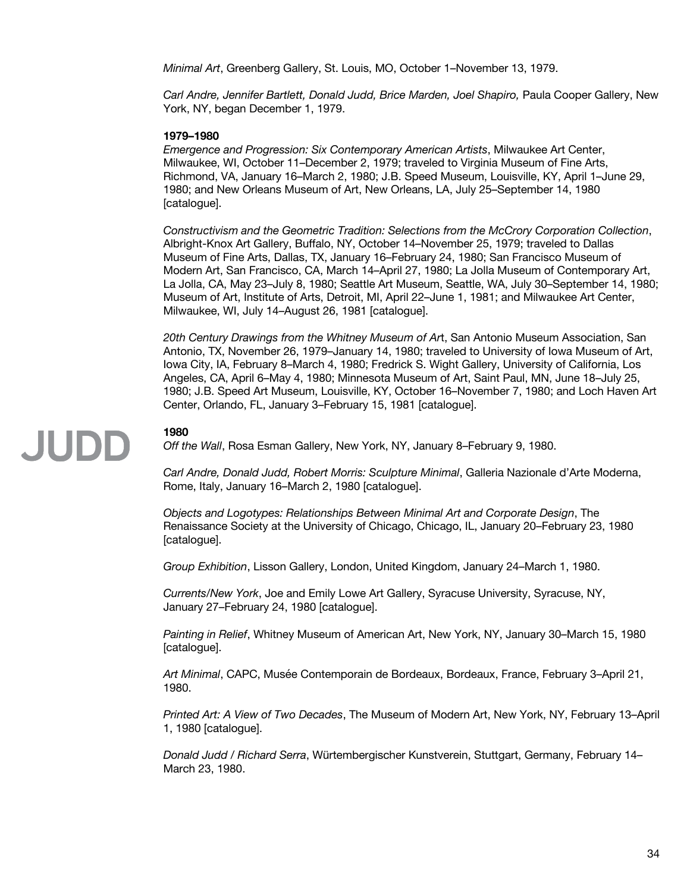*Minimal Art*, Greenberg Gallery, St. Louis, MO, October 1–November 13, 1979.

*Carl Andre, Jennifer Bartlett, Donald Judd, Brice Marden, Joel Shapiro,* Paula Cooper Gallery, New York, NY, began December 1, 1979.

**1979–1980**

*Emergence and Progression: Six Contemporary American Artists*, Milwaukee Art Center, Milwaukee, WI, October 11–December 2, 1979; traveled to Virginia Museum of Fine Arts, Richmond, VA, January 16–March 2, 1980; J.B. Speed Museum, Louisville, KY, April 1–June 29, 1980; and New Orleans Museum of Art, New Orleans, LA, July 25–September 14, 1980 [catalogue].

*Constructivism and the Geometric Tradition: Selections from the McCrory Corporation Collection*, Albright-Knox Art Gallery, Buffalo, NY, October 14–November 25, 1979; traveled to Dallas Museum of Fine Arts, Dallas, TX, January 16–February 24, 1980; San Francisco Museum of Modern Art, San Francisco, CA, March 14–April 27, 1980; La Jolla Museum of Contemporary Art, La Jolla, CA, May 23–July 8, 1980; Seattle Art Museum, Seattle, WA, July 30–September 14, 1980; Museum of Art, Institute of Arts, Detroit, MI, April 22–June 1, 1981; and Milwaukee Art Center, Milwaukee, WI, July 14–August 26, 1981 [catalogue].

*20th Century Drawings from the Whitney Museum of Art*, San Antonio Museum Association, San Antonio, TX, November 26, 1979–January 14, 1980; traveled to University of Iowa Museum of Art, Iowa City, IA, February 8–March 4, 1980; Fredrick S. Wight Gallery, University of California, Los Angeles, CA, April 6–May 4, 1980; Minnesota Museum of Art, Saint Paul, MN, June 18–July 25, 1980; J.B. Speed Art Museum, Louisville, KY, October 16–November 7, 1980; and Loch Haven Art Center, Orlando, FL, January 3–February 15, 1981 [catalogue].

**1980**

*Off the Wall*, Rosa Esman Gallery, New York, NY, January 8–February 9, 1980.

*Carl Andre, Donald Judd, Robert Morris: Sculpture Minimal*, Galleria Nazionale d'Arte Moderna, Rome, Italy, January 16–March 2, 1980 [catalogue].

*Objects and Logotypes: Relationships Between Minimal Art and Corporate Design*, The Renaissance Society at the University of Chicago, Chicago, IL, January 20–February 23, 1980 [catalogue].

*Group Exhibition*, Lisson Gallery, London, United Kingdom, January 24–March 1, 1980.

*Currents/New York*, Joe and Emily Lowe Art Gallery, Syracuse University, Syracuse, NY, January 27–February 24, 1980 [catalogue].

*Painting in Relief*, Whitney Museum of American Art, New York, NY, January 30–March 15, 1980 [catalogue].

*Art Minimal*, CAPC, Musée Contemporain de Bordeaux, Bordeaux, France, February 3–April 21, 1980.

*Printed Art: A View of Two Decades*, The Museum of Modern Art, New York, NY, February 13–April 1, 1980 [catalogue].

*Donald Judd / Richard Serra*, Würtembergischer Kunstverein, Stuttgart, Germany, February 14–March 23, 1980.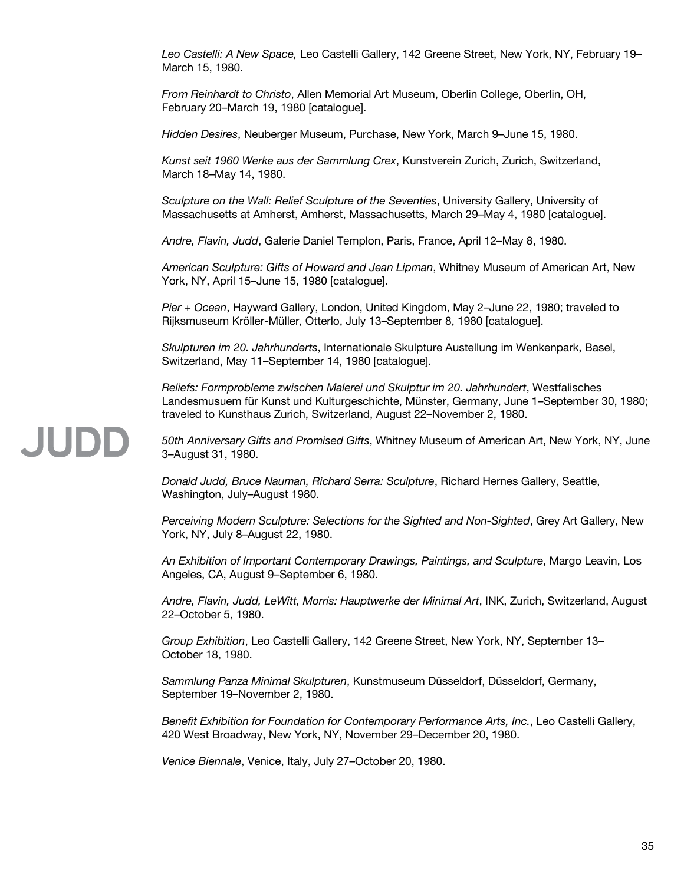*Leo Castelli: A New Space,* Leo Castelli Gallery, 142 Greene Street, New York, NY, February 19–March 15, 1980.

*From Reinhardt to Christo*, Allen Memorial Art Museum, Oberlin College, Oberlin, OH, February 20–March 19, 1980 [catalogue].

*Hidden Desires*, Neuberger Museum, Purchase, New York, March 9–June 15, 1980.

*Kunst seit 1960 Werke aus der Sammlung Crex*, Kunstverein Zurich, Zurich, Switzerland, March 18–May 14, 1980.

*Sculpture on the Wall: Relief Sculpture of the Seventies*, University Gallery, University of Massachusetts at Amherst, Amherst, Massachusetts, March 29–May 4, 1980 [catalogue].

*Andre, Flavin, Judd*, Galerie Daniel Templon, Paris, France, April 12–May 8, 1980.

*American Sculpture: Gifts of Howard and Jean Lipman*, Whitney Museum of American Art, New York, NY, April 15–June 15, 1980 [catalogue].

*Pier + Ocean*, Hayward Gallery, London, United Kingdom, May 2–June 22, 1980; traveled to Rijksmuseum Kröller-Müller, Otterlo, July 13–September 8, 1980 [catalogue].

*Skulpturen im 20. Jahrhunderts*, Internationale Skulpture Austellung im Wenkenpark, Basel, Switzerland, May 11–September 14, 1980 [catalogue].

*Reliefs: Formprobleme zwischen Malerei und Skulptur im 20. Jahrhundert*, Westfalisches Landesmusuem für Kunst und Kulturgeschichte, Münster, Germany, June 1–September 30, 1980; traveled to Kunsthaus Zurich, Switzerland, August 22–November 2, 1980.

*50th Anniversary Gifts and Promised Gifts*, Whitney Museum of American Art, New York, NY, June 3–August 31, 1980.

*Donald Judd, Bruce Nauman, Richard Serra: Sculpture*, Richard Hernes Gallery, Seattle, Washington, July–August 1980.

*Perceiving Modern Sculpture: Selections for the Sighted and Non-Sighted*, Grey Art Gallery, New York, NY, July 8–August 22, 1980.

*An Exhibition of Important Contemporary Drawings, Paintings, and Sculpture*, Margo Leavin, Los Angeles, CA, August 9–September 6, 1980.

*Andre, Flavin, Judd, LeWitt, Morris: Hauptwerke der Minimal Art*, INK, Zurich, Switzerland, August 22–October 5, 1980.

*Group Exhibition*, Leo Castelli Gallery, 142 Greene Street, New York, NY, September 13–October 18, 1980.

*Sammlung Panza Minimal Skulpturen*, Kunstmuseum Düsseldorf, Düsseldorf, Germany, September 19–November 2, 1980.

*Benefit Exhibition for Foundation for Contemporary Performance Arts, Inc.*, Leo Castelli Gallery, 420 West Broadway, New York, NY, November 29–December 20, 1980.

*Venice Biennale*, Venice, Italy, July 27–October 20, 1980.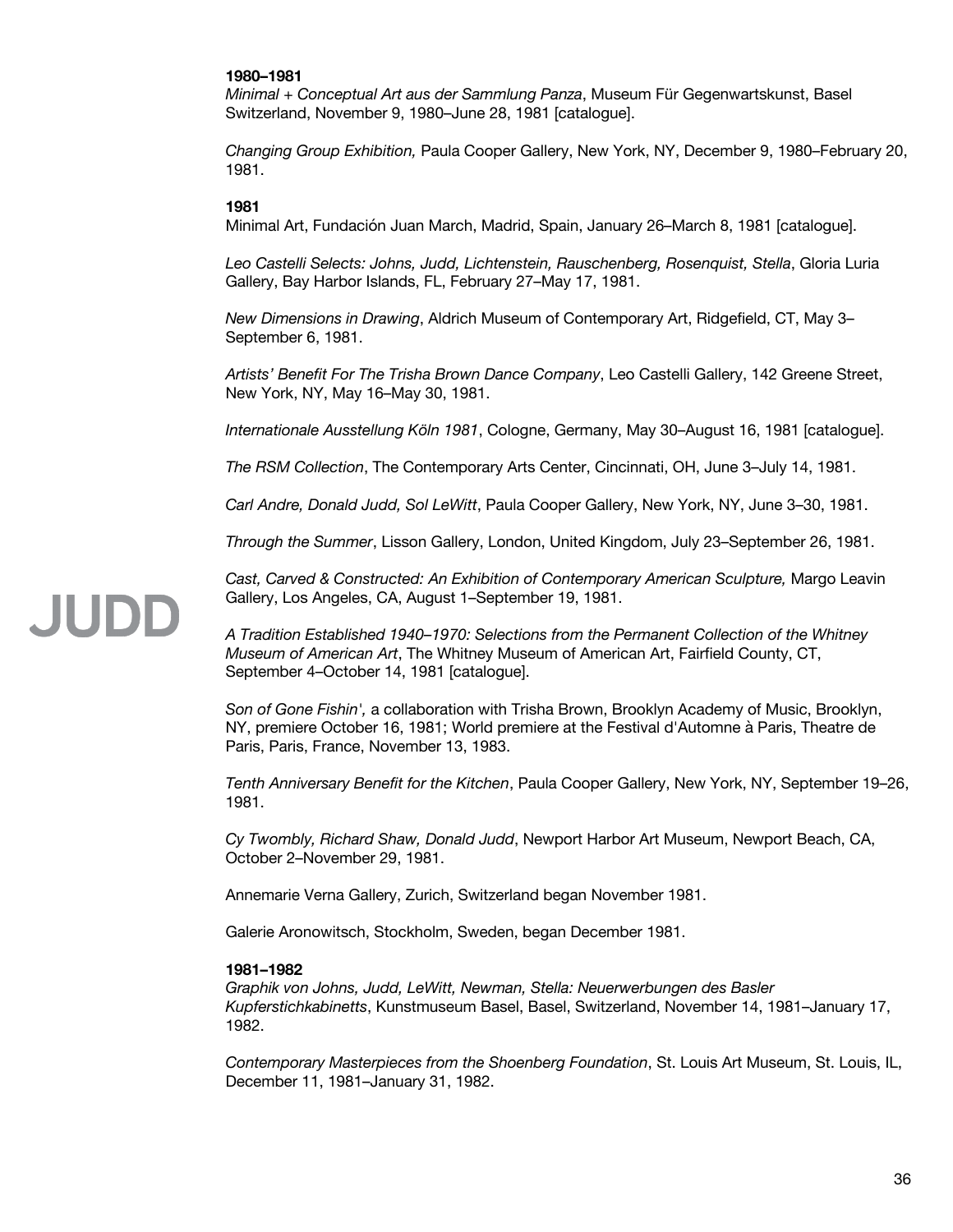**1980–1981**
*Minimal + Conceptual Art aus der Sammlung Panza*, Museum Für Gegenwartskunst, Basel Switzerland, November 9, 1980–June 28, 1981 [catalogue].

*Changing Group Exhibition,* Paula Cooper Gallery, New York, NY, December 9, 1980–February 20, 1981.

**1981**
Minimal Art, Fundación Juan March, Madrid, Spain, January 26–March 8, 1981 [catalogue].

*Leo Castelli Selects: Johns, Judd, Lichtenstein, Rauschenberg, Rosenquist, Stella*, Gloria Luria Gallery, Bay Harbor Islands, FL, February 27–May 17, 1981.

*New Dimensions in Drawing*, Aldrich Museum of Contemporary Art, Ridgefield, CT, May 3–September 6, 1981.

*Artists' Benefit For The Trisha Brown Dance Company*, Leo Castelli Gallery, 142 Greene Street, New York, NY, May 16–May 30, 1981.

*Internationale Ausstellung Köln 1981*, Cologne, Germany, May 30–August 16, 1981 [catalogue].

*The RSM Collection*, The Contemporary Arts Center, Cincinnati, OH, June 3–July 14, 1981.

*Carl Andre, Donald Judd, Sol LeWitt*, Paula Cooper Gallery, New York, NY, June 3–30, 1981.

*Through the Summer*, Lisson Gallery, London, United Kingdom, July 23–September 26, 1981.

*Cast, Carved & Constructed: An Exhibition of Contemporary American Sculpture,* Margo Leavin Gallery, Los Angeles, CA, August 1–September 19, 1981.

*A Tradition Established 1940–1970: Selections from the Permanent Collection of the Whitney Museum of American Art*, The Whitney Museum of American Art, Fairfield County, CT, September 4–October 14, 1981 [catalogue].

*Son of Gone Fishin',* a collaboration with Trisha Brown, Brooklyn Academy of Music, Brooklyn, NY, premiere October 16, 1981; World premiere at the Festival d'Automne à Paris, Theatre de Paris, Paris, France, November 13, 1983.

*Tenth Anniversary Benefit for the Kitchen*, Paula Cooper Gallery, New York, NY, September 19–26, 1981.

*Cy Twombly, Richard Shaw, Donald Judd*, Newport Harbor Art Museum, Newport Beach, CA, October 2–November 29, 1981.

Annemarie Verna Gallery, Zurich, Switzerland began November 1981.

Galerie Aronowitsch, Stockholm, Sweden, began December 1981.

**1981–1982**
*Graphik von Johns, Judd, LeWitt, Newman, Stella: Neuerwerbungen des Basler Kupferstichkabinetts*, Kunstmuseum Basel, Basel, Switzerland, November 14, 1981–January 17, 1982.

*Contemporary Masterpieces from the Shoenberg Foundation*, St. Louis Art Museum, St. Louis, IL, December 11, 1981–January 31, 1982.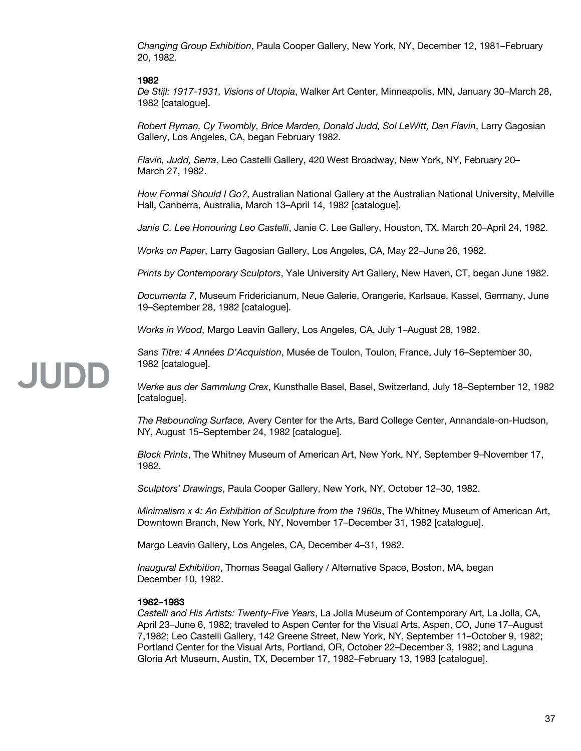*Changing Group Exhibition*, Paula Cooper Gallery, New York, NY, December 12, 1981–February 20, 1982.

**1982**
*De Stijl: 1917-1931, Visions of Utopia*, Walker Art Center, Minneapolis, MN, January 30–March 28, 1982 [catalogue].

*Robert Ryman, Cy Twombly, Brice Marden, Donald Judd, Sol LeWitt, Dan Flavin*, Larry Gagosian Gallery, Los Angeles, CA, began February 1982.

*Flavin, Judd, Serra*, Leo Castelli Gallery, 420 West Broadway, New York, NY, February 20–March 27, 1982.

*How Formal Should I Go?*, Australian National Gallery at the Australian National University, Melville Hall, Canberra, Australia, March 13–April 14, 1982 [catalogue].

*Janie C. Lee Honouring Leo Castelli*, Janie C. Lee Gallery, Houston, TX, March 20–April 24, 1982.

*Works on Paper*, Larry Gagosian Gallery, Los Angeles, CA, May 22–June 26, 1982.

*Prints by Contemporary Sculptors*, Yale University Art Gallery, New Haven, CT, began June 1982.

*Documenta 7*, Museum Fridericianum, Neue Galerie, Orangerie, Karlsaue, Kassel, Germany, June 19–September 28, 1982 [catalogue].

*Works in Wood*, Margo Leavin Gallery, Los Angeles, CA, July 1–August 28, 1982.

*Sans Titre: 4 Années D'Acquistion*, Musée de Toulon, Toulon, France, July 16–September 30, 1982 [catalogue].

*Werke aus der Sammlung Crex*, Kunsthalle Basel, Basel, Switzerland, July 18–September 12, 1982 [catalogue].

*The Rebounding Surface,* Avery Center for the Arts, Bard College Center, Annandale-on-Hudson, NY, August 15–September 24, 1982 [catalogue].

*Block Prints*, The Whitney Museum of American Art, New York, NY, September 9–November 17, 1982.

*Sculptors' Drawings*, Paula Cooper Gallery, New York, NY, October 12–30, 1982.

*Minimalism x 4: An Exhibition of Sculpture from the 1960s*, The Whitney Museum of American Art, Downtown Branch, New York, NY, November 17–December 31, 1982 [catalogue].

Margo Leavin Gallery, Los Angeles, CA, December 4–31, 1982.

*Inaugural Exhibition*, Thomas Seagal Gallery / Alternative Space, Boston, MA, began December 10, 1982.

**1982–1983**
*Castelli and His Artists: Twenty-Five Years*, La Jolla Museum of Contemporary Art, La Jolla, CA, April 23–June 6, 1982; traveled to Aspen Center for the Visual Arts, Aspen, CO, June 17–August 7,1982; Leo Castelli Gallery, 142 Greene Street, New York, NY, September 11–October 9, 1982; Portland Center for the Visual Arts, Portland, OR, October 22–December 3, 1982; and Laguna Gloria Art Museum, Austin, TX, December 17, 1982–February 13, 1983 [catalogue].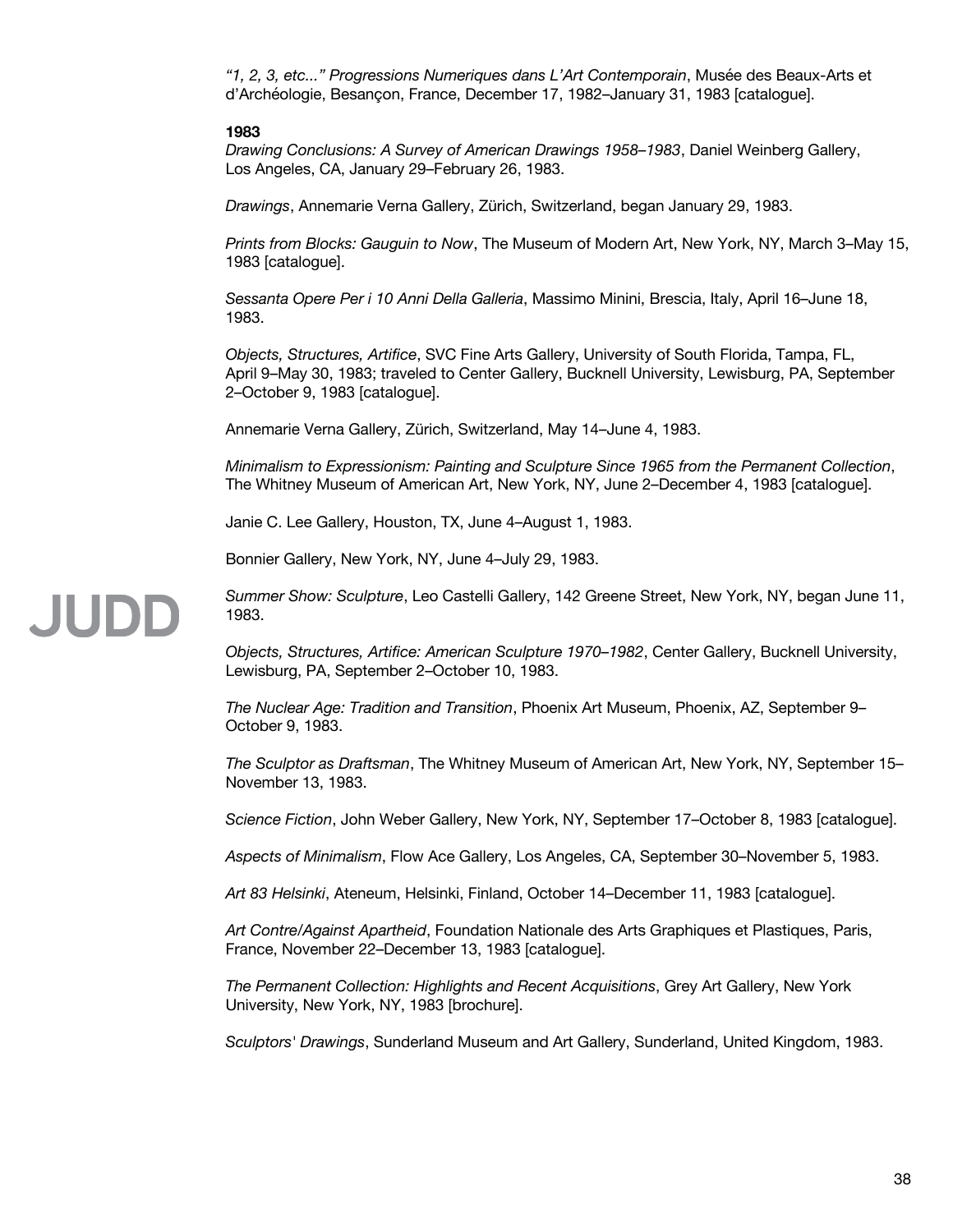*"1, 2, 3, etc..." Progressions Numeriques dans L'Art Contemporain*, Musée des Beaux-Arts et d'Archéologie, Besançon, France, December 17, 1982–January 31, 1983 [catalogue].

**1983**

*Drawing Conclusions: A Survey of American Drawings 1958–1983*, Daniel Weinberg Gallery, Los Angeles, CA, January 29–February 26, 1983.

*Drawings*, Annemarie Verna Gallery, Zürich, Switzerland, began January 29, 1983.

*Prints from Blocks: Gauguin to Now*, The Museum of Modern Art, New York, NY, March 3–May 15, 1983 [catalogue].

*Sessanta Opere Per i 10 Anni Della Galleria*, Massimo Minini, Brescia, Italy, April 16–June 18, 1983.

*Objects, Structures, Artifice*, SVC Fine Arts Gallery, University of South Florida, Tampa, FL, April 9–May 30, 1983; traveled to Center Gallery, Bucknell University, Lewisburg, PA, September 2–October 9, 1983 [catalogue].

Annemarie Verna Gallery, Zürich, Switzerland, May 14–June 4, 1983.

*Minimalism to Expressionism: Painting and Sculpture Since 1965 from the Permanent Collection*, The Whitney Museum of American Art, New York, NY, June 2–December 4, 1983 [catalogue].

Janie C. Lee Gallery, Houston, TX, June 4–August 1, 1983.

Bonnier Gallery, New York, NY, June 4–July 29, 1983.

*Summer Show: Sculpture*, Leo Castelli Gallery, 142 Greene Street, New York, NY, began June 11, 1983.

*Objects, Structures, Artifice: American Sculpture 1970–1982*, Center Gallery, Bucknell University, Lewisburg, PA, September 2–October 10, 1983.

*The Nuclear Age: Tradition and Transition*, Phoenix Art Museum, Phoenix, AZ, September 9–October 9, 1983.

*The Sculptor as Draftsman*, The Whitney Museum of American Art, New York, NY, September 15–November 13, 1983.

*Science Fiction*, John Weber Gallery, New York, NY, September 17–October 8, 1983 [catalogue].

*Aspects of Minimalism*, Flow Ace Gallery, Los Angeles, CA, September 30–November 5, 1983.

*Art 83 Helsinki*, Ateneum, Helsinki, Finland, October 14–December 11, 1983 [catalogue].

*Art Contre/Against Apartheid*, Foundation Nationale des Arts Graphiques et Plastiques, Paris, France, November 22–December 13, 1983 [catalogue].

*The Permanent Collection: Highlights and Recent Acquisitions*, Grey Art Gallery, New York University, New York, NY, 1983 [brochure].

*Sculptors' Drawings*, Sunderland Museum and Art Gallery, Sunderland, United Kingdom, 1983.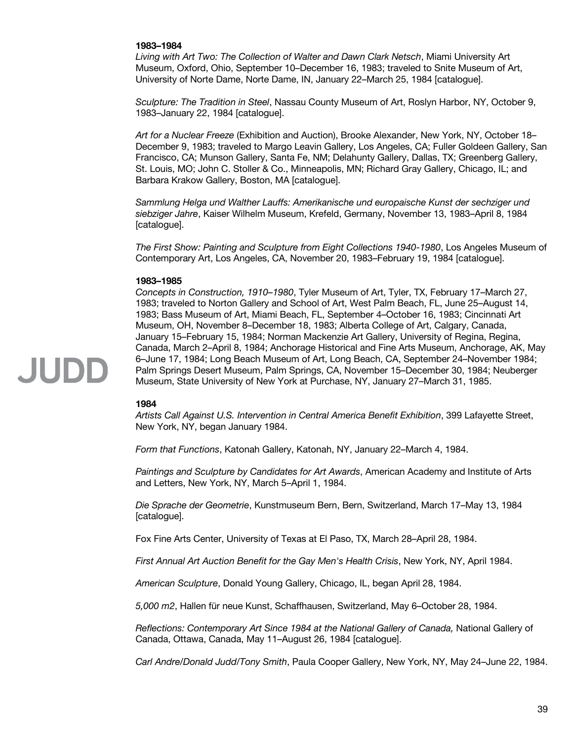**1983–1984**

*Living with Art Two: The Collection of Walter and Dawn Clark Netsch*, Miami University Art Museum, Oxford, Ohio, September 10–December 16, 1983; traveled to Snite Museum of Art, University of Norte Dame, Norte Dame, IN, January 22–March 25, 1984 [catalogue].

*Sculpture: The Tradition in Steel*, Nassau County Museum of Art, Roslyn Harbor, NY, October 9, 1983–January 22, 1984 [catalogue].

*Art for a Nuclear Freeze* (Exhibition and Auction), Brooke Alexander, New York, NY, October 18–December 9, 1983; traveled to Margo Leavin Gallery, Los Angeles, CA; Fuller Goldeen Gallery, San Francisco, CA; Munson Gallery, Santa Fe, NM; Delahunty Gallery, Dallas, TX; Greenberg Gallery, St. Louis, MO; John C. Stoller & Co., Minneapolis, MN; Richard Gray Gallery, Chicago, IL; and Barbara Krakow Gallery, Boston, MA [catalogue].

*Sammlung Helga und Walther Lauffs: Amerikanische und europaische Kunst der sechziger und siebziger Jahre*, Kaiser Wilhelm Museum, Krefeld, Germany, November 13, 1983–April 8, 1984 [catalogue].

*The First Show: Painting and Sculpture from Eight Collections 1940-1980*, Los Angeles Museum of Contemporary Art, Los Angeles, CA, November 20, 1983–February 19, 1984 [catalogue].

**1983–1985**

*Concepts in Construction, 1910–1980*, Tyler Museum of Art, Tyler, TX, February 17–March 27, 1983; traveled to Norton Gallery and School of Art, West Palm Beach, FL, June 25–August 14, 1983; Bass Museum of Art, Miami Beach, FL, September 4–October 16, 1983; Cincinnati Art Museum, OH, November 8–December 18, 1983; Alberta College of Art, Calgary, Canada, January 15–February 15, 1984; Norman Mackenzie Art Gallery, University of Regina, Regina, Canada, March 2–April 8, 1984; Anchorage Historical and Fine Arts Museum, Anchorage, AK, May 6–June 17, 1984; Long Beach Museum of Art, Long Beach, CA, September 24–November 1984; Palm Springs Desert Museum, Palm Springs, CA, November 15–December 30, 1984; Neuberger Museum, State University of New York at Purchase, NY, January 27–March 31, 1985.

**1984**

*Artists Call Against U.S. Intervention in Central America Benefit Exhibition*, 399 Lafayette Street, New York, NY, began January 1984.

*Form that Functions*, Katonah Gallery, Katonah, NY, January 22–March 4, 1984.

*Paintings and Sculpture by Candidates for Art Awards*, American Academy and Institute of Arts and Letters, New York, NY, March 5–April 1, 1984.

*Die Sprache der Geometrie*, Kunstmuseum Bern, Bern, Switzerland, March 17–May 13, 1984 [catalogue].

Fox Fine Arts Center, University of Texas at El Paso, TX, March 28–April 28, 1984.

*First Annual Art Auction Benefit for the Gay Men's Health Crisis*, New York, NY, April 1984.

*American Sculpture*, Donald Young Gallery, Chicago, IL, began April 28, 1984.

*5,000 m2*, Hallen für neue Kunst, Schaffhausen, Switzerland, May 6–October 28, 1984.

*Reflections: Contemporary Art Since 1984 at the National Gallery of Canada,* National Gallery of Canada, Ottawa, Canada, May 11–August 26, 1984 [catalogue].

*Carl Andre/Donald Judd/Tony Smith*, Paula Cooper Gallery, New York, NY, May 24–June 22, 1984.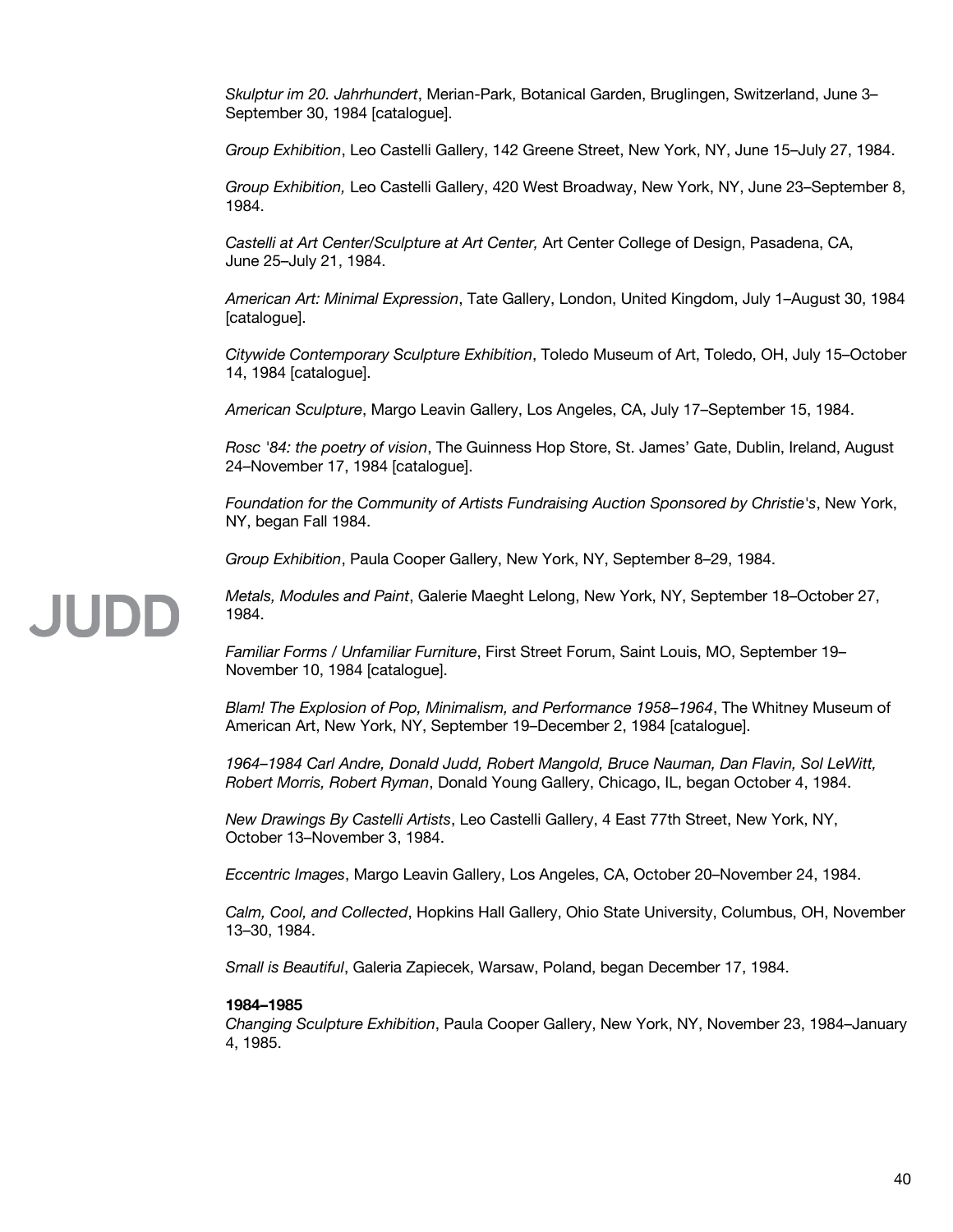*Skulptur im 20. Jahrhundert*, Merian-Park, Botanical Garden, Bruglingen, Switzerland, June 3–September 30, 1984 [catalogue].

*Group Exhibition*, Leo Castelli Gallery, 142 Greene Street, New York, NY, June 15–July 27, 1984.

*Group Exhibition,* Leo Castelli Gallery, 420 West Broadway, New York, NY, June 23–September 8, 1984.

*Castelli at Art Center/Sculpture at Art Center,* Art Center College of Design, Pasadena, CA, June 25–July 21, 1984.

*American Art: Minimal Expression*, Tate Gallery, London, United Kingdom, July 1–August 30, 1984 [catalogue].

*Citywide Contemporary Sculpture Exhibition*, Toledo Museum of Art, Toledo, OH, July 15–October 14, 1984 [catalogue].

*American Sculpture*, Margo Leavin Gallery, Los Angeles, CA, July 17–September 15, 1984.

*Rosc '84: the poetry of vision*, The Guinness Hop Store, St. James' Gate, Dublin, Ireland, August 24–November 17, 1984 [catalogue].

*Foundation for the Community of Artists Fundraising Auction Sponsored by Christie's*, New York, NY, began Fall 1984.

*Group Exhibition*, Paula Cooper Gallery, New York, NY, September 8–29, 1984.

*Metals, Modules and Paint*, Galerie Maeght Lelong, New York, NY, September 18–October 27, 1984.

*Familiar Forms / Unfamiliar Furniture*, First Street Forum, Saint Louis, MO, September 19–November 10, 1984 [catalogue].

*Blam! The Explosion of Pop, Minimalism, and Performance 1958–1964*, The Whitney Museum of American Art, New York, NY, September 19–December 2, 1984 [catalogue].

*1964–1984 Carl Andre, Donald Judd, Robert Mangold, Bruce Nauman, Dan Flavin, Sol LeWitt, Robert Morris, Robert Ryman*, Donald Young Gallery, Chicago, IL, began October 4, 1984.

*New Drawings By Castelli Artists*, Leo Castelli Gallery, 4 East 77th Street, New York, NY, October 13–November 3, 1984.

*Eccentric Images*, Margo Leavin Gallery, Los Angeles, CA, October 20–November 24, 1984.

*Calm, Cool, and Collected*, Hopkins Hall Gallery, Ohio State University, Columbus, OH, November 13–30, 1984.

*Small is Beautiful*, Galeria Zapiecek, Warsaw, Poland, began December 17, 1984.

**1984–1985**

*Changing Sculpture Exhibition*, Paula Cooper Gallery, New York, NY, November 23, 1984–January 4, 1985.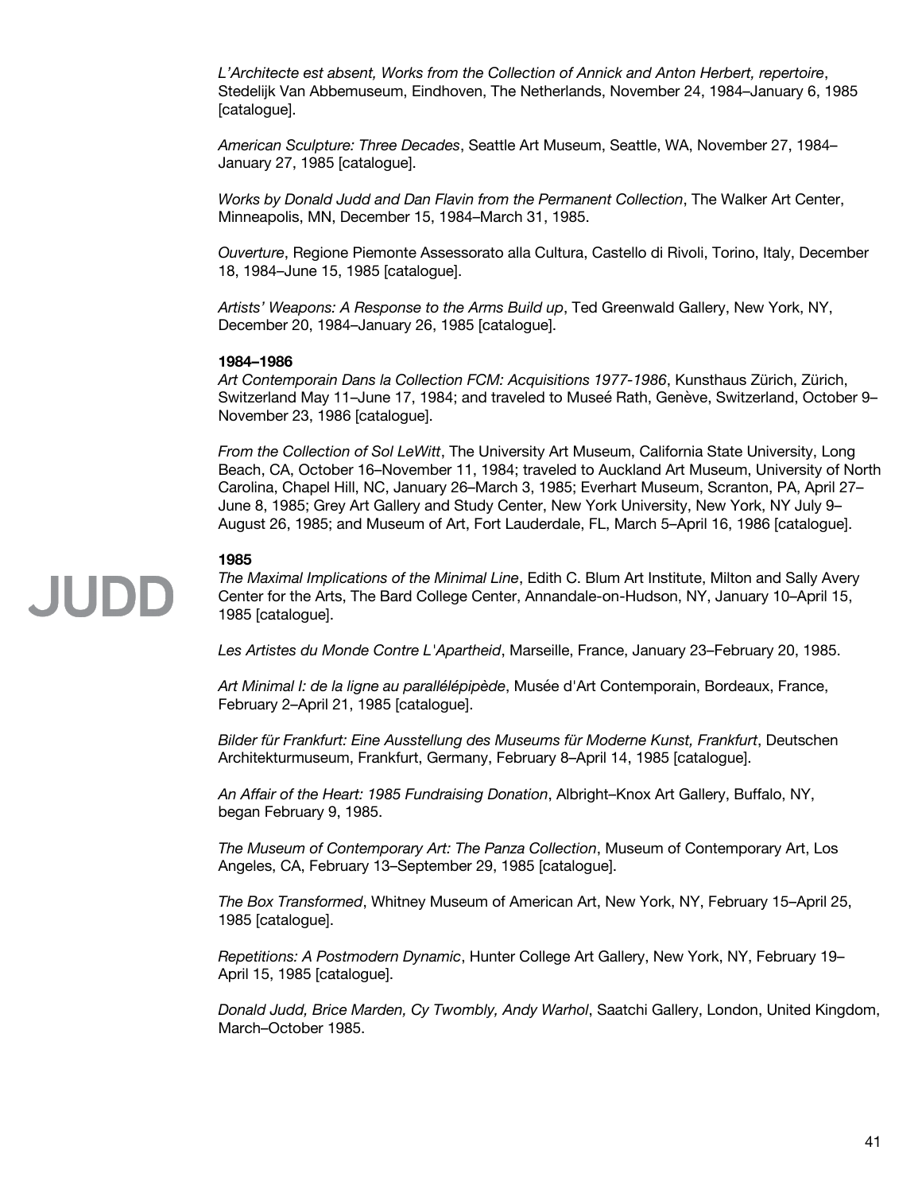*L'Architecte est absent, Works from the Collection of Annick and Anton Herbert, repertoire*, Stedelijk Van Abbemuseum, Eindhoven, The Netherlands, November 24, 1984–January 6, 1985 [catalogue].

*American Sculpture: Three Decades*, Seattle Art Museum, Seattle, WA, November 27, 1984–January 27, 1985 [catalogue].

*Works by Donald Judd and Dan Flavin from the Permanent Collection*, The Walker Art Center, Minneapolis, MN, December 15, 1984–March 31, 1985.

*Ouverture*, Regione Piemonte Assessorato alla Cultura, Castello di Rivoli, Torino, Italy, December 18, 1984–June 15, 1985 [catalogue].

*Artists' Weapons: A Response to the Arms Build up*, Ted Greenwald Gallery, New York, NY, December 20, 1984–January 26, 1985 [catalogue].

**1984–1986**

*Art Contemporain Dans la Collection FCM: Acquisitions 1977-1986*, Kunsthaus Zürich, Zürich, Switzerland May 11–June 17, 1984; and traveled to Museé Rath, Genève, Switzerland, October 9–November 23, 1986 [catalogue].

*From the Collection of Sol LeWitt*, The University Art Museum, California State University, Long Beach, CA, October 16–November 11, 1984; traveled to Auckland Art Museum, University of North Carolina, Chapel Hill, NC, January 26–March 3, 1985; Everhart Museum, Scranton, PA, April 27–June 8, 1985; Grey Art Gallery and Study Center, New York University, New York, NY July 9–August 26, 1985; and Museum of Art, Fort Lauderdale, FL, March 5–April 16, 1986 [catalogue].

**1985**

*The Maximal Implications of the Minimal Line*, Edith C. Blum Art Institute, Milton and Sally Avery Center for the Arts, The Bard College Center, Annandale-on-Hudson, NY, January 10–April 15, 1985 [catalogue].

*Les Artistes du Monde Contre L'Apartheid*, Marseille, France, January 23–February 20, 1985.

*Art Minimal I: de la ligne au parallélépipède*, Musée d'Art Contemporain, Bordeaux, France, February 2–April 21, 1985 [catalogue].

*Bilder für Frankfurt: Eine Ausstellung des Museums für Moderne Kunst, Frankfurt*, Deutschen Architekturmuseum, Frankfurt, Germany, February 8–April 14, 1985 [catalogue].

*An Affair of the Heart: 1985 Fundraising Donation*, Albright–Knox Art Gallery, Buffalo, NY, began February 9, 1985.

*The Museum of Contemporary Art: The Panza Collection*, Museum of Contemporary Art, Los Angeles, CA, February 13–September 29, 1985 [catalogue].

*The Box Transformed*, Whitney Museum of American Art, New York, NY, February 15–April 25, 1985 [catalogue].

*Repetitions: A Postmodern Dynamic*, Hunter College Art Gallery, New York, NY, February 19–April 15, 1985 [catalogue].

*Donald Judd, Brice Marden, Cy Twombly, Andy Warhol*, Saatchi Gallery, London, United Kingdom, March–October 1985.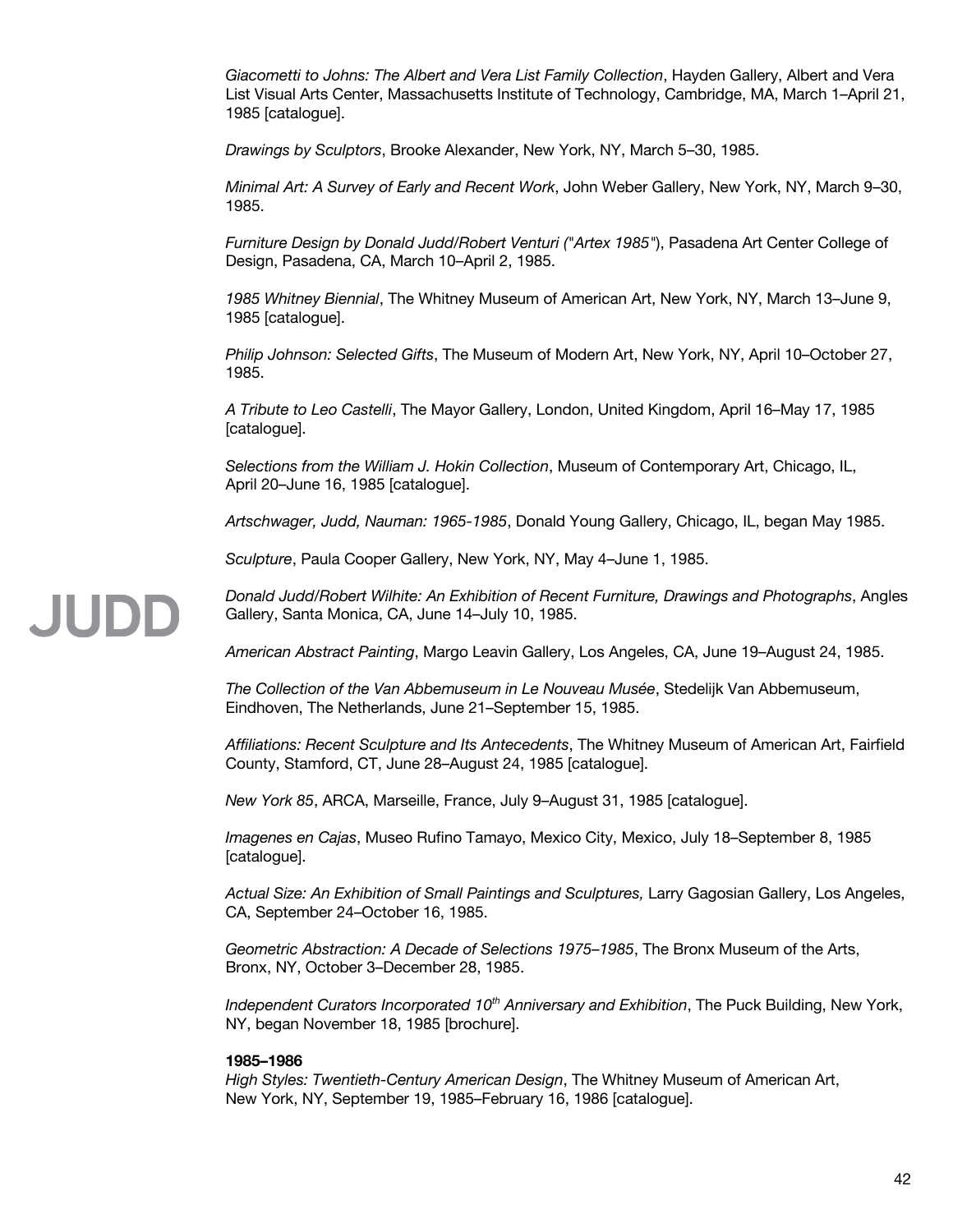*Giacometti to Johns: The Albert and Vera List Family Collection*, Hayden Gallery, Albert and Vera List Visual Arts Center, Massachusetts Institute of Technology, Cambridge, MA, March 1–April 21, 1985 [catalogue].

*Drawings by Sculptors*, Brooke Alexander, New York, NY, March 5–30, 1985.

*Minimal Art: A Survey of Early and Recent Work*, John Weber Gallery, New York, NY, March 9–30, 1985.

*Furniture Design by Donald Judd/Robert Venturi ("Artex 1985")*, Pasadena Art Center College of Design, Pasadena, CA, March 10–April 2, 1985.

*1985 Whitney Biennial*, The Whitney Museum of American Art, New York, NY, March 13–June 9, 1985 [catalogue].

*Philip Johnson: Selected Gifts*, The Museum of Modern Art, New York, NY, April 10–October 27, 1985.

*A Tribute to Leo Castelli*, The Mayor Gallery, London, United Kingdom, April 16–May 17, 1985 [catalogue].

*Selections from the William J. Hokin Collection*, Museum of Contemporary Art, Chicago, IL, April 20–June 16, 1985 [catalogue].

*Artschwager, Judd, Nauman: 1965-1985*, Donald Young Gallery, Chicago, IL, began May 1985.

*Sculpture*, Paula Cooper Gallery, New York, NY, May 4–June 1, 1985.

*Donald Judd/Robert Wilhite: An Exhibition of Recent Furniture, Drawings and Photographs*, Angles Gallery, Santa Monica, CA, June 14–July 10, 1985.

*American Abstract Painting*, Margo Leavin Gallery, Los Angeles, CA, June 19–August 24, 1985.

*The Collection of the Van Abbemuseum in Le Nouveau Musée*, Stedelijk Van Abbemuseum, Eindhoven, The Netherlands, June 21–September 15, 1985.

*Affiliations: Recent Sculpture and Its Antecedents*, The Whitney Museum of American Art, Fairfield County, Stamford, CT, June 28–August 24, 1985 [catalogue].

*New York 85*, ARCA, Marseille, France, July 9–August 31, 1985 [catalogue].

*Imagenes en Cajas*, Museo Rufino Tamayo, Mexico City, Mexico, July 18–September 8, 1985 [catalogue].

*Actual Size: An Exhibition of Small Paintings and Sculptures,* Larry Gagosian Gallery, Los Angeles, CA, September 24–October 16, 1985.

*Geometric Abstraction: A Decade of Selections 1975–1985*, The Bronx Museum of the Arts, Bronx, NY, October 3–December 28, 1985.

*Independent Curators Incorporated 10th Anniversary and Exhibition*, The Puck Building, New York, NY, began November 18, 1985 [brochure].

**1985–1986**

*High Styles: Twentieth-Century American Design*, The Whitney Museum of American Art, New York, NY, September 19, 1985–February 16, 1986 [catalogue].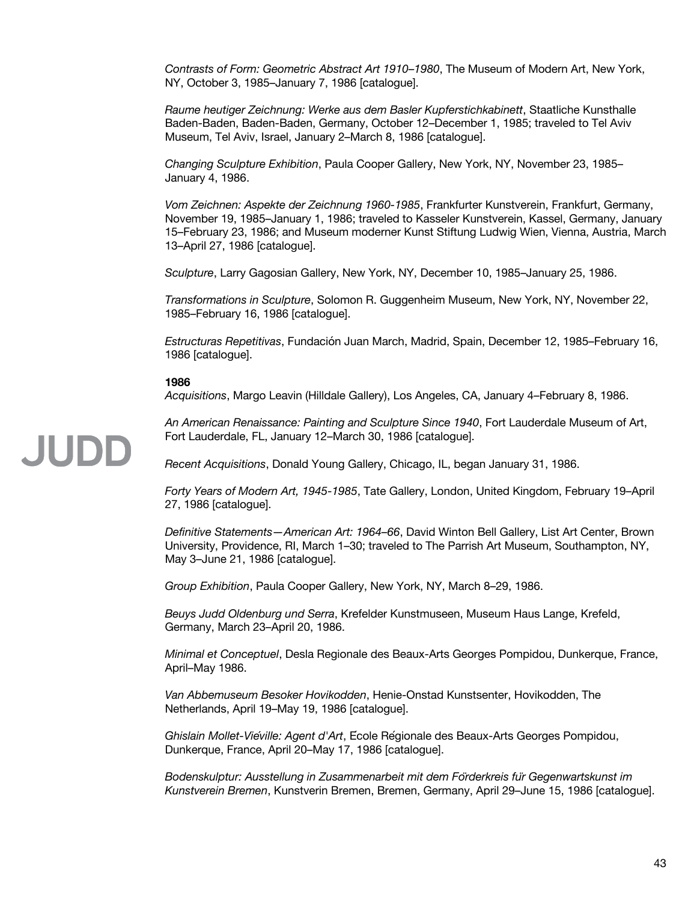*Contrasts of Form: Geometric Abstract Art 1910–1980*, The Museum of Modern Art, New York, NY, October 3, 1985–January 7, 1986 [catalogue].

*Raume heutiger Zeichnung: Werke aus dem Basler Kupferstichkabinett*, Staatliche Kunsthalle Baden-Baden, Baden-Baden, Germany, October 12–December 1, 1985; traveled to Tel Aviv Museum, Tel Aviv, Israel, January 2–March 8, 1986 [catalogue].

*Changing Sculpture Exhibition*, Paula Cooper Gallery, New York, NY, November 23, 1985–January 4, 1986.

*Vom Zeichnen: Aspekte der Zeichnung 1960-1985*, Frankfurter Kunstverein, Frankfurt, Germany, November 19, 1985–January 1, 1986; traveled to Kasseler Kunstverein, Kassel, Germany, January 15–February 23, 1986; and Museum moderner Kunst Stiftung Ludwig Wien, Vienna, Austria, March 13–April 27, 1986 [catalogue].

*Sculpture*, Larry Gagosian Gallery, New York, NY, December 10, 1985–January 25, 1986.

*Transformations in Sculpture*, Solomon R. Guggenheim Museum, New York, NY, November 22, 1985–February 16, 1986 [catalogue].

*Estructuras Repetitivas*, Fundación Juan March, Madrid, Spain, December 12, 1985–February 16, 1986 [catalogue].

**1986**

*Acquisitions*, Margo Leavin (Hilldale Gallery), Los Angeles, CA, January 4–February 8, 1986.

*An American Renaissance: Painting and Sculpture Since 1940*, Fort Lauderdale Museum of Art, Fort Lauderdale, FL, January 12–March 30, 1986 [catalogue].

*Recent Acquisitions*, Donald Young Gallery, Chicago, IL, began January 31, 1986.

*Forty Years of Modern Art, 1945-1985*, Tate Gallery, London, United Kingdom, February 19–April 27, 1986 [catalogue].

*Definitive Statements—American Art: 1964–66*, David Winton Bell Gallery, List Art Center, Brown University, Providence, RI, March 1–30; traveled to The Parrish Art Museum, Southampton, NY, May 3–June 21, 1986 [catalogue].

*Group Exhibition*, Paula Cooper Gallery, New York, NY, March 8–29, 1986.

*Beuys Judd Oldenburg und Serra*, Krefelder Kunstmuseen, Museum Haus Lange, Krefeld, Germany, March 23–April 20, 1986.

*Minimal et Conceptuel*, Desla Regionale des Beaux-Arts Georges Pompidou, Dunkerque, France, April–May 1986.

*Van Abbemuseum Besoker Hovikodden*, Henie-Onstad Kunstsenter, Hovikodden, The Netherlands, April 19–May 19, 1986 [catalogue].

*Ghislain Mollet-Viéville: Agent d'Art*, École Régionale des Beaux-Arts Georges Pompidou, Dunkerque, France, April 20–May 17, 1986 [catalogue].

*Bodenskulptur: Ausstellung in Zusammenarbeit mit dem Förderkreis für Gegenwartskunst im Kunstverein Bremen*, Kunstverin Bremen, Bremen, Germany, April 29–June 15, 1986 [catalogue].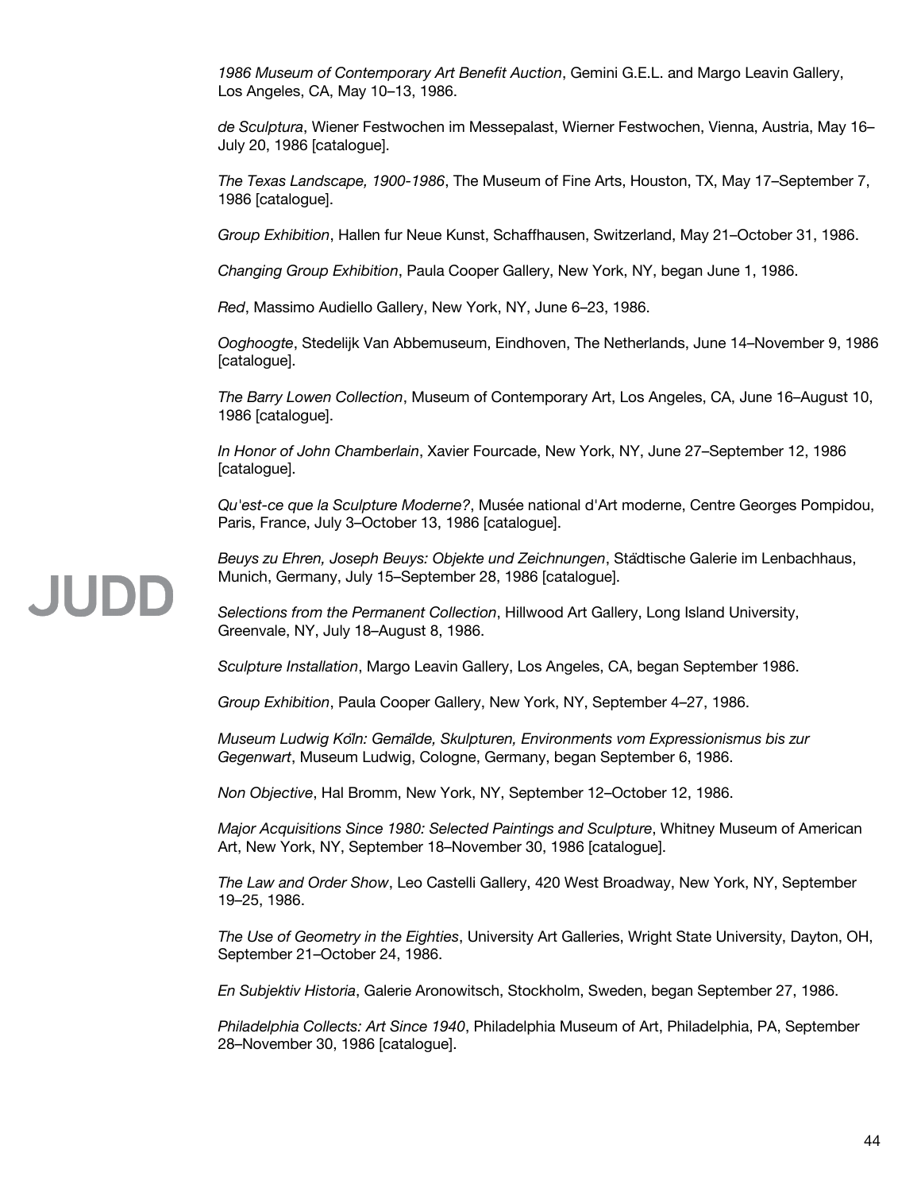*1986 Museum of Contemporary Art Benefit Auction*, Gemini G.E.L. and Margo Leavin Gallery, Los Angeles, CA, May 10–13, 1986.

*de Sculptura*, Wiener Festwochen im Messepalast, Wierner Festwochen, Vienna, Austria, May 16–July 20, 1986 [catalogue].

*The Texas Landscape, 1900-1986*, The Museum of Fine Arts, Houston, TX, May 17–September 7, 1986 [catalogue].

*Group Exhibition*, Hallen fur Neue Kunst, Schaffhausen, Switzerland, May 21–October 31, 1986.

*Changing Group Exhibition*, Paula Cooper Gallery, New York, NY, began June 1, 1986.

*Red*, Massimo Audiello Gallery, New York, NY, June 6–23, 1986.

*Ooghoogte*, Stedelijk Van Abbemuseum, Eindhoven, The Netherlands, June 14–November 9, 1986 [catalogue].

*The Barry Lowen Collection*, Museum of Contemporary Art, Los Angeles, CA, June 16–August 10, 1986 [catalogue].

*In Honor of John Chamberlain*, Xavier Fourcade, New York, NY, June 27–September 12, 1986 [catalogue].

*Qu'est-ce que la Sculpture Moderne?*, Musée national d'Art moderne, Centre Georges Pompidou, Paris, France, July 3–October 13, 1986 [catalogue].

*Beuys zu Ehren, Joseph Beuys: Objekte und Zeichnungen*, Städtische Galerie im Lenbachhaus, Munich, Germany, July 15–September 28, 1986 [catalogue].

*Selections from the Permanent Collection*, Hillwood Art Gallery, Long Island University, Greenvale, NY, July 18–August 8, 1986.

*Sculpture Installation*, Margo Leavin Gallery, Los Angeles, CA, began September 1986.

*Group Exhibition*, Paula Cooper Gallery, New York, NY, September 4–27, 1986.

*Museum Ludwig Köln: Gemälde, Skulpturen, Environments vom Expressionismus bis zur Gegenwart*, Museum Ludwig, Cologne, Germany, began September 6, 1986.

*Non Objective*, Hal Bromm, New York, NY, September 12–October 12, 1986.

*Major Acquisitions Since 1980: Selected Paintings and Sculpture*, Whitney Museum of American Art, New York, NY, September 18–November 30, 1986 [catalogue].

*The Law and Order Show*, Leo Castelli Gallery, 420 West Broadway, New York, NY, September 19–25, 1986.

*The Use of Geometry in the Eighties*, University Art Galleries, Wright State University, Dayton, OH, September 21–October 24, 1986.

*En Subjektiv Historia*, Galerie Aronowitsch, Stockholm, Sweden, began September 27, 1986.

*Philadelphia Collects: Art Since 1940*, Philadelphia Museum of Art, Philadelphia, PA, September 28–November 30, 1986 [catalogue].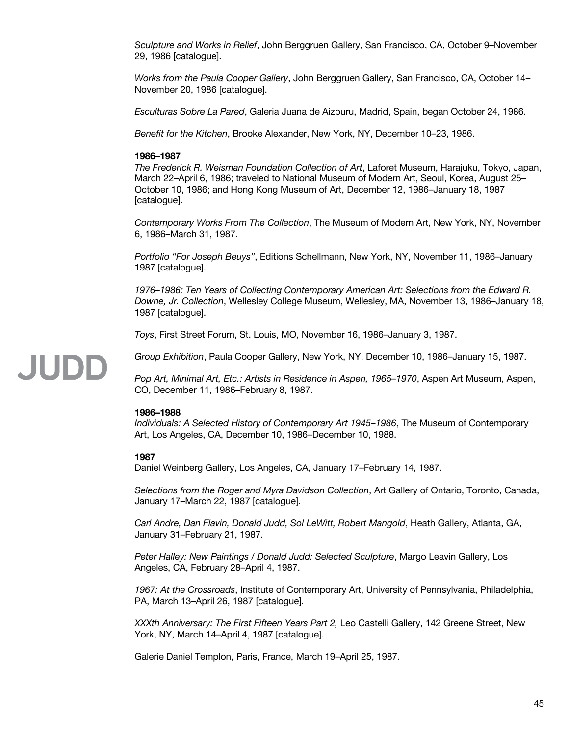*Sculpture and Works in Relief*, John Berggruen Gallery, San Francisco, CA, October 9–November 29, 1986 [catalogue].

*Works from the Paula Cooper Gallery*, John Berggruen Gallery, San Francisco, CA, October 14–November 20, 1986 [catalogue].

*Esculturas Sobre La Pared*, Galeria Juana de Aizpuru, Madrid, Spain, began October 24, 1986.

*Benefit for the Kitchen*, Brooke Alexander, New York, NY, December 10–23, 1986.

**1986–1987**
*The Frederick R. Weisman Foundation Collection of Art*, Laforet Museum, Harajuku, Tokyo, Japan, March 22–April 6, 1986; traveled to National Museum of Modern Art, Seoul, Korea, August 25–October 10, 1986; and Hong Kong Museum of Art, December 12, 1986–January 18, 1987 [catalogue].

*Contemporary Works From The Collection*, The Museum of Modern Art, New York, NY, November 6, 1986–March 31, 1987.

*Portfolio "For Joseph Beuys"*, Editions Schellmann, New York, NY, November 11, 1986–January 1987 [catalogue].

*1976–1986: Ten Years of Collecting Contemporary American Art: Selections from the Edward R. Downe, Jr. Collection*, Wellesley College Museum, Wellesley, MA, November 13, 1986–January 18, 1987 [catalogue].

*Toys*, First Street Forum, St. Louis, MO, November 16, 1986–January 3, 1987.

*Group Exhibition*, Paula Cooper Gallery, New York, NY, December 10, 1986–January 15, 1987.

*Pop Art, Minimal Art, Etc.: Artists in Residence in Aspen, 1965–1970*, Aspen Art Museum, Aspen, CO, December 11, 1986–February 8, 1987.

**1986–1988**
*Individuals: A Selected History of Contemporary Art 1945–1986*, The Museum of Contemporary Art, Los Angeles, CA, December 10, 1986–December 10, 1988.

**1987**
Daniel Weinberg Gallery, Los Angeles, CA, January 17–February 14, 1987.

*Selections from the Roger and Myra Davidson Collection*, Art Gallery of Ontario, Toronto, Canada, January 17–March 22, 1987 [catalogue].

*Carl Andre, Dan Flavin, Donald Judd, Sol LeWitt, Robert Mangold*, Heath Gallery, Atlanta, GA, January 31–February 21, 1987.

*Peter Halley: New Paintings / Donald Judd: Selected Sculpture*, Margo Leavin Gallery, Los Angeles, CA, February 28–April 4, 1987.

*1967: At the Crossroads*, Institute of Contemporary Art, University of Pennsylvania, Philadelphia, PA, March 13–April 26, 1987 [catalogue].

*XXXth Anniversary: The First Fifteen Years Part 2,* Leo Castelli Gallery, 142 Greene Street, New York, NY, March 14–April 4, 1987 [catalogue].

Galerie Daniel Templon, Paris, France, March 19–April 25, 1987.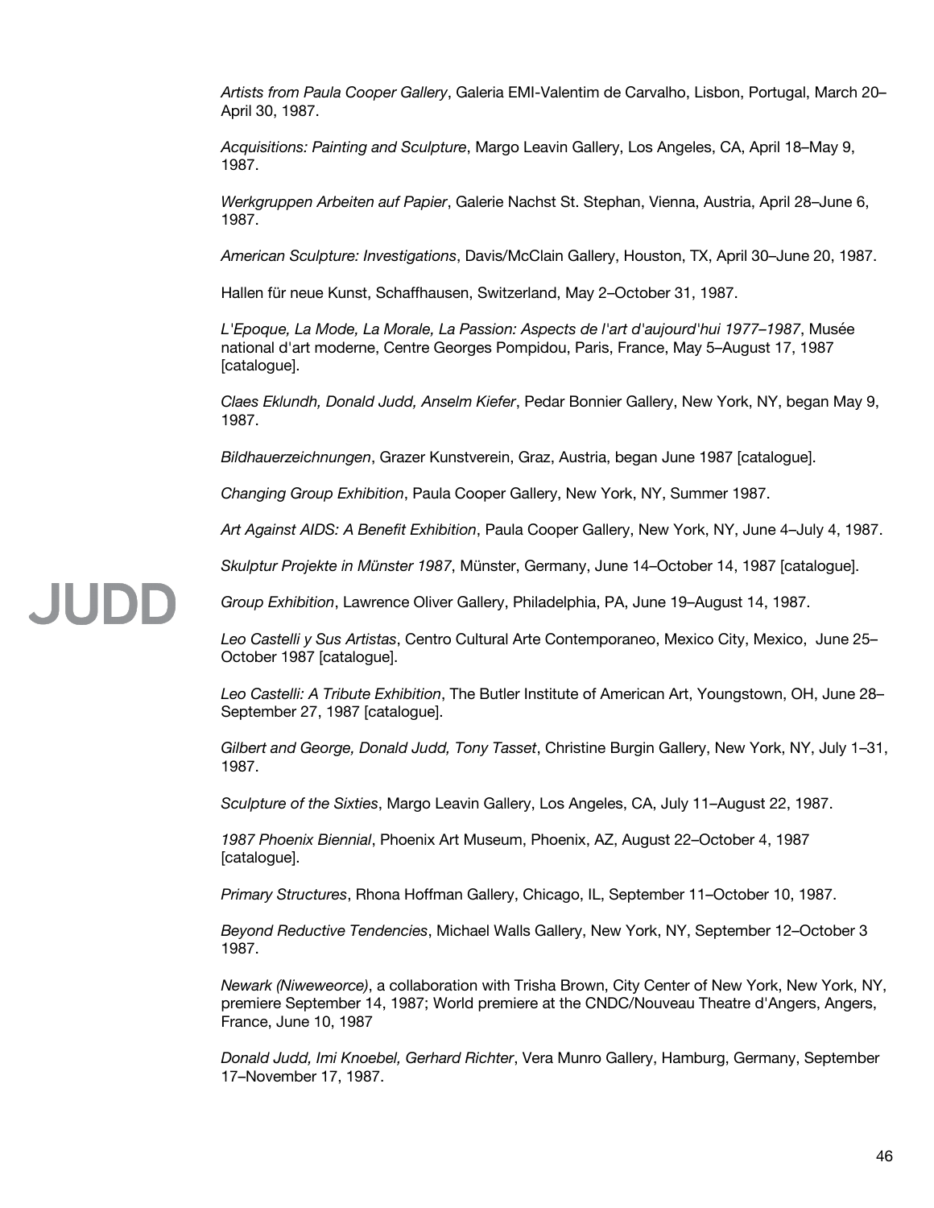*Artists from Paula Cooper Gallery*, Galeria EMI-Valentim de Carvalho, Lisbon, Portugal, March 20–April 30, 1987.

*Acquisitions: Painting and Sculpture*, Margo Leavin Gallery, Los Angeles, CA, April 18–May 9, 1987.

*Werkgruppen Arbeiten auf Papier*, Galerie Nachst St. Stephan, Vienna, Austria, April 28–June 6, 1987.

*American Sculpture: Investigations*, Davis/McClain Gallery, Houston, TX, April 30–June 20, 1987.

Hallen für neue Kunst, Schaffhausen, Switzerland, May 2–October 31, 1987.

*L'Epoque, La Mode, La Morale, La Passion: Aspects de l'art d'aujourd'hui 1977–1987*, Musée national d'art moderne, Centre Georges Pompidou, Paris, France, May 5–August 17, 1987 [catalogue].

*Claes Eklundh, Donald Judd, Anselm Kiefer*, Pedar Bonnier Gallery, New York, NY, began May 9, 1987.

*Bildhauerzeichnungen*, Grazer Kunstverein, Graz, Austria, began June 1987 [catalogue].

*Changing Group Exhibition*, Paula Cooper Gallery, New York, NY, Summer 1987.

*Art Against AIDS: A Benefit Exhibition*, Paula Cooper Gallery, New York, NY, June 4–July 4, 1987.

*Skulptur Projekte in Münster 1987*, Münster, Germany, June 14–October 14, 1987 [catalogue].

*Group Exhibition*, Lawrence Oliver Gallery, Philadelphia, PA, June 19–August 14, 1987.

*Leo Castelli y Sus Artistas*, Centro Cultural Arte Contemporaneo, Mexico City, Mexico, June 25–October 1987 [catalogue].

*Leo Castelli: A Tribute Exhibition*, The Butler Institute of American Art, Youngstown, OH, June 28–September 27, 1987 [catalogue].

*Gilbert and George, Donald Judd, Tony Tasset*, Christine Burgin Gallery, New York, NY, July 1–31, 1987.

*Sculpture of the Sixties*, Margo Leavin Gallery, Los Angeles, CA, July 11–August 22, 1987.

*1987 Phoenix Biennial*, Phoenix Art Museum, Phoenix, AZ, August 22–October 4, 1987 [catalogue].

*Primary Structures*, Rhona Hoffman Gallery, Chicago, IL, September 11–October 10, 1987.

*Beyond Reductive Tendencies*, Michael Walls Gallery, New York, NY, September 12–October 3 1987.

*Newark (Niweweorce)*, a collaboration with Trisha Brown, City Center of New York, New York, NY, premiere September 14, 1987; World premiere at the CNDC/Nouveau Theatre d'Angers, Angers, France, June 10, 1987

*Donald Judd, Imi Knoebel, Gerhard Richter*, Vera Munro Gallery, Hamburg, Germany, September 17–November 17, 1987.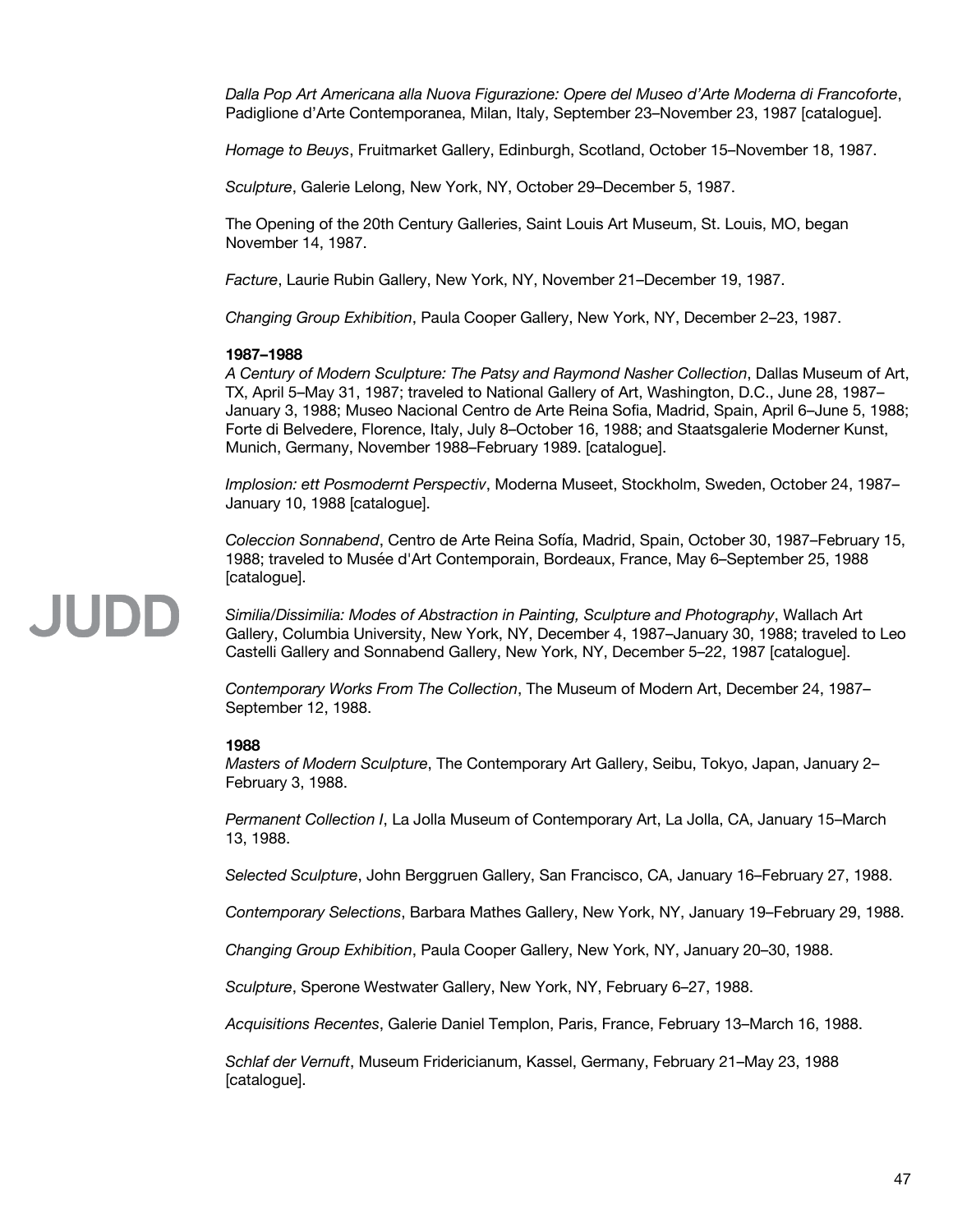*Dalla Pop Art Americana alla Nuova Figurazione: Opere del Museo d'Arte Moderna di Francoforte*, Padiglione d'Arte Contemporanea, Milan, Italy, September 23–November 23, 1987 [catalogue].

*Homage to Beuys*, Fruitmarket Gallery, Edinburgh, Scotland, October 15–November 18, 1987.

*Sculpture*, Galerie Lelong, New York, NY, October 29–December 5, 1987.

The Opening of the 20th Century Galleries, Saint Louis Art Museum, St. Louis, MO, began November 14, 1987.

*Facture*, Laurie Rubin Gallery, New York, NY, November 21–December 19, 1987.

*Changing Group Exhibition*, Paula Cooper Gallery, New York, NY, December 2–23, 1987.

**1987–1988**

*A Century of Modern Sculpture: The Patsy and Raymond Nasher Collection*, Dallas Museum of Art, TX, April 5–May 31, 1987; traveled to National Gallery of Art, Washington, D.C., June 28, 1987–January 3, 1988; Museo Nacional Centro de Arte Reina Sofia, Madrid, Spain, April 6–June 5, 1988; Forte di Belvedere, Florence, Italy, July 8–October 16, 1988; and Staatsgalerie Moderner Kunst, Munich, Germany, November 1988–February 1989. [catalogue].

*Implosion: ett Posmodernt Perspectiv*, Moderna Museet, Stockholm, Sweden, October 24, 1987–January 10, 1988 [catalogue].

*Coleccion Sonnabend*, Centro de Arte Reina Sofía, Madrid, Spain, October 30, 1987–February 15, 1988; traveled to Musée d'Art Contemporain, Bordeaux, France, May 6–September 25, 1988 [catalogue].

*Similia/Dissimilia: Modes of Abstraction in Painting, Sculpture and Photography*, Wallach Art Gallery, Columbia University, New York, NY, December 4, 1987–January 30, 1988; traveled to Leo Castelli Gallery and Sonnabend Gallery, New York, NY, December 5–22, 1987 [catalogue].

*Contemporary Works From The Collection*, The Museum of Modern Art, December 24, 1987–September 12, 1988.

**1988**

*Masters of Modern Sculpture*, The Contemporary Art Gallery, Seibu, Tokyo, Japan, January 2–February 3, 1988.

*Permanent Collection I*, La Jolla Museum of Contemporary Art, La Jolla, CA, January 15–March 13, 1988.

*Selected Sculpture*, John Berggruen Gallery, San Francisco, CA, January 16–February 27, 1988.

*Contemporary Selections*, Barbara Mathes Gallery, New York, NY, January 19–February 29, 1988.

*Changing Group Exhibition*, Paula Cooper Gallery, New York, NY, January 20–30, 1988.

*Sculpture*, Sperone Westwater Gallery, New York, NY, February 6–27, 1988.

*Acquisitions Recentes*, Galerie Daniel Templon, Paris, France, February 13–March 16, 1988.

*Schlaf der Vernuft*, Museum Fridericianum, Kassel, Germany, February 21–May 23, 1988 [catalogue].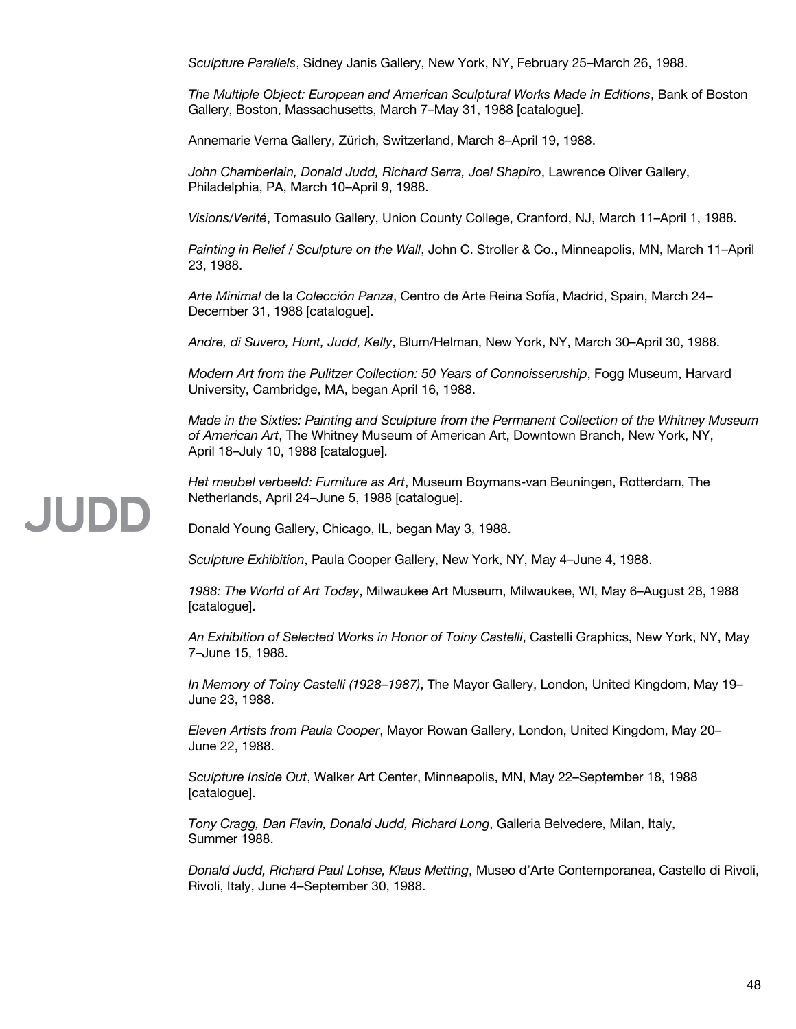*Sculpture Parallels*, Sidney Janis Gallery, New York, NY, February 25–March 26, 1988.

*The Multiple Object: European and American Sculptural Works Made in Editions*, Bank of Boston Gallery, Boston, Massachusetts, March 7–May 31, 1988 [catalogue].

Annemarie Verna Gallery, Zürich, Switzerland, March 8–April 19, 1988.

*John Chamberlain, Donald Judd, Richard Serra, Joel Shapiro*, Lawrence Oliver Gallery, Philadelphia, PA, March 10–April 9, 1988.

*Visions/Verité*, Tomasulo Gallery, Union County College, Cranford, NJ, March 11–April 1, 1988.

*Painting in Relief / Sculpture on the Wall*, John C. Stroller & Co., Minneapolis, MN, March 11–April 23, 1988.

*Arte Minimal* de la *Colección Panza*, Centro de Arte Reina Sofía, Madrid, Spain, March 24–December 31, 1988 [catalogue].

*Andre, di Suvero, Hunt, Judd, Kelly*, Blum/Helman, New York, NY, March 30–April 30, 1988.

*Modern Art from the Pulitzer Collection: 50 Years of Connoisseruship*, Fogg Museum, Harvard University, Cambridge, MA, began April 16, 1988.

*Made in the Sixties: Painting and Sculpture from the Permanent Collection of the Whitney Museum of American Art*, The Whitney Museum of American Art, Downtown Branch, New York, NY, April 18–July 10, 1988 [catalogue].

*Het meubel verbeeld: Furniture as Art*, Museum Boymans-van Beuningen, Rotterdam, The Netherlands, April 24–June 5, 1988 [catalogue].

Donald Young Gallery, Chicago, IL, began May 3, 1988.

*Sculpture Exhibition*, Paula Cooper Gallery, New York, NY, May 4–June 4, 1988.

*1988: The World of Art Today*, Milwaukee Art Museum, Milwaukee, WI, May 6–August 28, 1988 [catalogue].

*An Exhibition of Selected Works in Honor of Toiny Castelli*, Castelli Graphics, New York, NY, May 7–June 15, 1988.

*In Memory of Toiny Castelli (1928–1987)*, The Mayor Gallery, London, United Kingdom, May 19–June 23, 1988.

*Eleven Artists from Paula Cooper*, Mayor Rowan Gallery, London, United Kingdom, May 20–June 22, 1988.

*Sculpture Inside Out*, Walker Art Center, Minneapolis, MN, May 22–September 18, 1988 [catalogue].

*Tony Cragg, Dan Flavin, Donald Judd, Richard Long*, Galleria Belvedere, Milan, Italy, Summer 1988.

*Donald Judd, Richard Paul Lohse, Klaus Metting*, Museo d'Arte Contemporanea, Castello di Rivoli, Rivoli, Italy, June 4–September 30, 1988.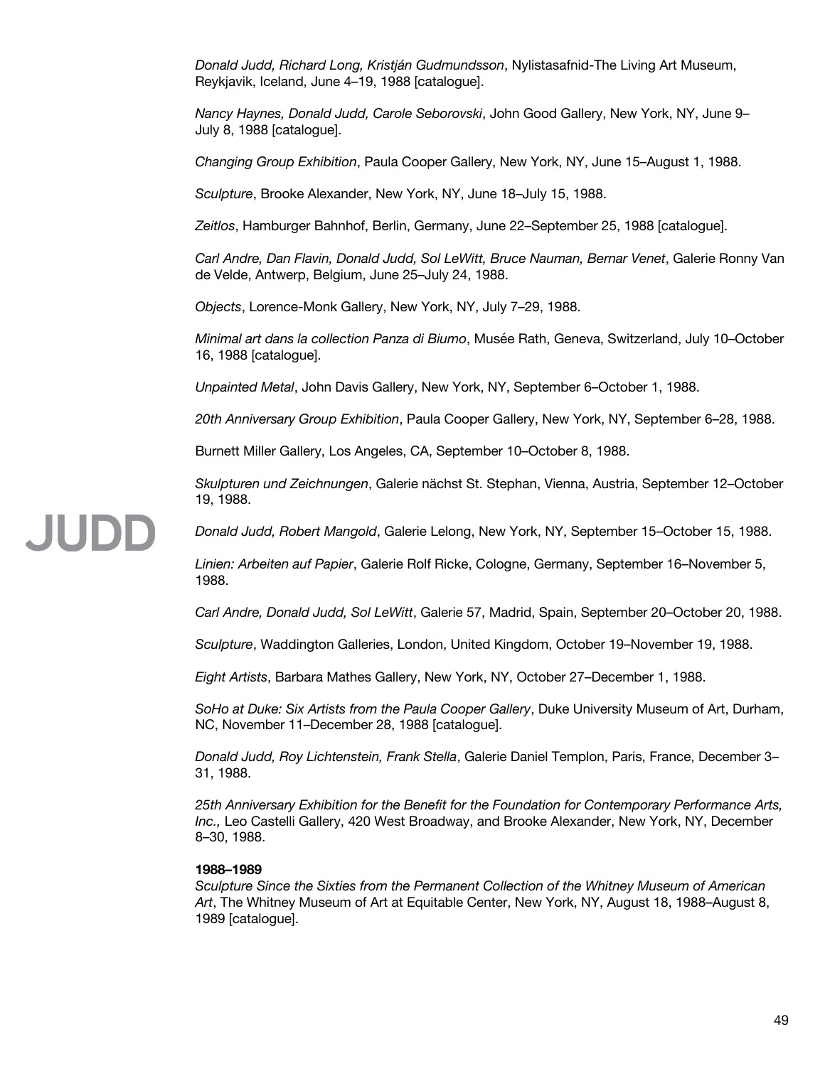*Donald Judd, Richard Long, Kristján Gudmundsson*, Nylistasafnid-The Living Art Museum, Reykjavik, Iceland, June 4–19, 1988 [catalogue].

*Nancy Haynes, Donald Judd, Carole Seborovski*, John Good Gallery, New York, NY, June 9–July 8, 1988 [catalogue].

*Changing Group Exhibition*, Paula Cooper Gallery, New York, NY, June 15–August 1, 1988.

*Sculpture*, Brooke Alexander, New York, NY, June 18–July 15, 1988.

*Zeitlos*, Hamburger Bahnhof, Berlin, Germany, June 22–September 25, 1988 [catalogue].

*Carl Andre, Dan Flavin, Donald Judd, Sol LeWitt, Bruce Nauman, Bernar Venet*, Galerie Ronny Van de Velde, Antwerp, Belgium, June 25–July 24, 1988.

*Objects*, Lorence-Monk Gallery, New York, NY, July 7–29, 1988.

*Minimal art dans la collection Panza di Biumo*, Musée Rath, Geneva, Switzerland, July 10–October 16, 1988 [catalogue].

*Unpainted Metal*, John Davis Gallery, New York, NY, September 6–October 1, 1988.

*20th Anniversary Group Exhibition*, Paula Cooper Gallery, New York, NY, September 6–28, 1988.

Burnett Miller Gallery, Los Angeles, CA, September 10–October 8, 1988.

*Skulpturen und Zeichnungen*, Galerie nächst St. Stephan, Vienna, Austria, September 12–October 19, 1988.

*Donald Judd, Robert Mangold*, Galerie Lelong, New York, NY, September 15–October 15, 1988.

*Linien: Arbeiten auf Papier*, Galerie Rolf Ricke, Cologne, Germany, September 16–November 5, 1988.

*Carl Andre, Donald Judd, Sol LeWitt*, Galerie 57, Madrid, Spain, September 20–October 20, 1988.

*Sculpture*, Waddington Galleries, London, United Kingdom, October 19–November 19, 1988.

*Eight Artists*, Barbara Mathes Gallery, New York, NY, October 27–December 1, 1988.

*SoHo at Duke: Six Artists from the Paula Cooper Gallery*, Duke University Museum of Art, Durham, NC, November 11–December 28, 1988 [catalogue].

*Donald Judd, Roy Lichtenstein, Frank Stella*, Galerie Daniel Templon, Paris, France, December 3–31, 1988.

*25th Anniversary Exhibition for the Benefit for the Foundation for Contemporary Performance Arts, Inc.,* Leo Castelli Gallery, 420 West Broadway, and Brooke Alexander, New York, NY, December 8–30, 1988.

**1988–1989**

*Sculpture Since the Sixties from the Permanent Collection of the Whitney Museum of American Art*, The Whitney Museum of Art at Equitable Center, New York, NY, August 18, 1988–August 8, 1989 [catalogue].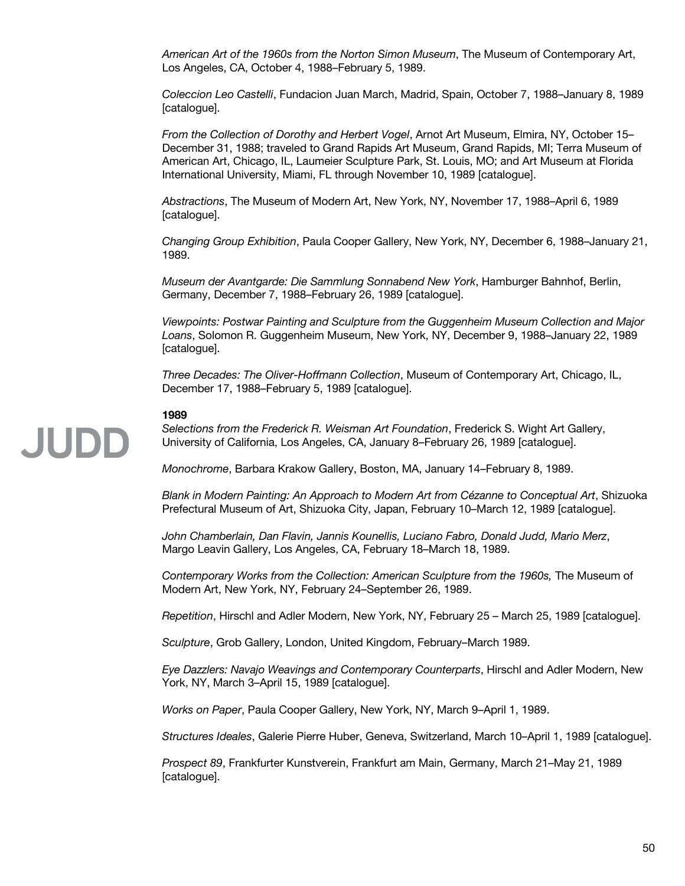*American Art of the 1960s from the Norton Simon Museum*, The Museum of Contemporary Art, Los Angeles, CA, October 4, 1988–February 5, 1989.

*Coleccion Leo Castelli*, Fundacion Juan March, Madrid, Spain, October 7, 1988–January 8, 1989 [catalogue].

*From the Collection of Dorothy and Herbert Vogel*, Arnot Art Museum, Elmira, NY, October 15–December 31, 1988; traveled to Grand Rapids Art Museum, Grand Rapids, MI; Terra Museum of American Art, Chicago, IL, Laumeier Sculpture Park, St. Louis, MO; and Art Museum at Florida International University, Miami, FL through November 10, 1989 [catalogue].

*Abstractions*, The Museum of Modern Art, New York, NY, November 17, 1988–April 6, 1989 [catalogue].

*Changing Group Exhibition*, Paula Cooper Gallery, New York, NY, December 6, 1988–January 21, 1989.

*Museum der Avantgarde: Die Sammlung Sonnabend New York*, Hamburger Bahnhof, Berlin, Germany, December 7, 1988–February 26, 1989 [catalogue].

*Viewpoints: Postwar Painting and Sculpture from the Guggenheim Museum Collection and Major Loans*, Solomon R. Guggenheim Museum, New York, NY, December 9, 1988–January 22, 1989 [catalogue].

*Three Decades: The Oliver-Hoffmann Collection*, Museum of Contemporary Art, Chicago, IL, December 17, 1988–February 5, 1989 [catalogue].

**1989**

*Selections from the Frederick R. Weisman Art Foundation*, Frederick S. Wight Art Gallery, University of California, Los Angeles, CA, January 8–February 26, 1989 [catalogue].

*Monochrome*, Barbara Krakow Gallery, Boston, MA, January 14–February 8, 1989.

*Blank in Modern Painting: An Approach to Modern Art from Cézanne to Conceptual Art*, Shizuoka Prefectural Museum of Art, Shizuoka City, Japan, February 10–March 12, 1989 [catalogue].

*John Chamberlain, Dan Flavin, Jannis Kounellis, Luciano Fabro, Donald Judd, Mario Merz*, Margo Leavin Gallery, Los Angeles, CA, February 18–March 18, 1989.

*Contemporary Works from the Collection: American Sculpture from the 1960s,* The Museum of Modern Art, New York, NY, February 24–September 26, 1989.

*Repetition*, Hirschl and Adler Modern, New York, NY, February 25 – March 25, 1989 [catalogue].

*Sculpture*, Grob Gallery, London, United Kingdom, February–March 1989.

*Eye Dazzlers: Navajo Weavings and Contemporary Counterparts*, Hirschl and Adler Modern, New York, NY, March 3–April 15, 1989 [catalogue].

*Works on Paper*, Paula Cooper Gallery, New York, NY, March 9–April 1, 1989.

*Structures Ideales*, Galerie Pierre Huber, Geneva, Switzerland, March 10–April 1, 1989 [catalogue].

*Prospect 89*, Frankfurter Kunstverein, Frankfurt am Main, Germany, March 21–May 21, 1989 [catalogue].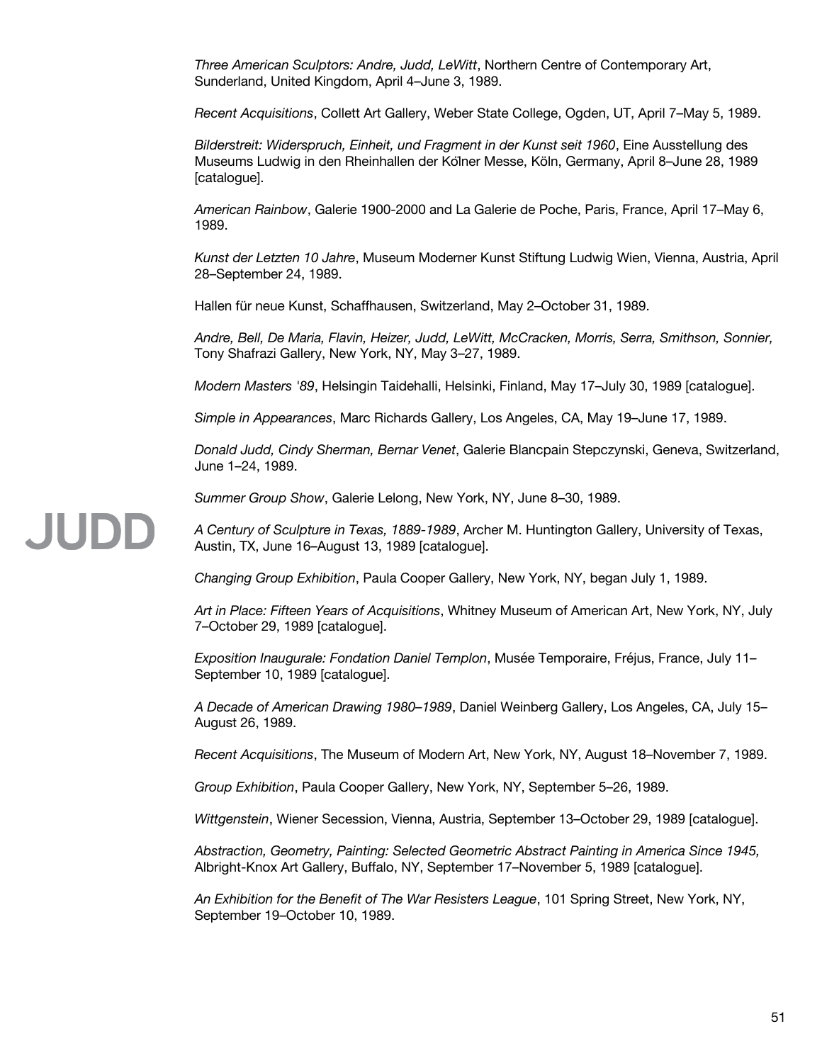*Three American Sculptors: Andre, Judd, LeWitt*, Northern Centre of Contemporary Art, Sunderland, United Kingdom, April 4–June 3, 1989.

*Recent Acquisitions*, Collett Art Gallery, Weber State College, Ogden, UT, April 7–May 5, 1989.

*Bilderstreit: Widerspruch, Einheit, und Fragment in der Kunst seit 1960*, Eine Ausstellung des Museums Ludwig in den Rheinhallen der Kölner Messe, Köln, Germany, April 8–June 28, 1989 [catalogue].

*American Rainbow*, Galerie 1900-2000 and La Galerie de Poche, Paris, France, April 17–May 6, 1989.

*Kunst der Letzten 10 Jahre*, Museum Moderner Kunst Stiftung Ludwig Wien, Vienna, Austria, April 28–September 24, 1989.

Hallen für neue Kunst, Schaffhausen, Switzerland, May 2–October 31, 1989.

*Andre, Bell, De Maria, Flavin, Heizer, Judd, LeWitt, McCracken, Morris, Serra, Smithson, Sonnier,* Tony Shafrazi Gallery, New York, NY, May 3–27, 1989.

*Modern Masters '89*, Helsingin Taidehalli, Helsinki, Finland, May 17–July 30, 1989 [catalogue].

*Simple in Appearances*, Marc Richards Gallery, Los Angeles, CA, May 19–June 17, 1989.

*Donald Judd, Cindy Sherman, Bernar Venet*, Galerie Blancpain Stepczynski, Geneva, Switzerland, June 1–24, 1989.

*Summer Group Show*, Galerie Lelong, New York, NY, June 8–30, 1989.

*A Century of Sculpture in Texas, 1889-1989*, Archer M. Huntington Gallery, University of Texas, Austin, TX, June 16–August 13, 1989 [catalogue].

*Changing Group Exhibition*, Paula Cooper Gallery, New York, NY, began July 1, 1989.

*Art in Place: Fifteen Years of Acquisitions*, Whitney Museum of American Art, New York, NY, July 7–October 29, 1989 [catalogue].

*Exposition Inaugurale: Fondation Daniel Templon*, Musée Temporaire, Fréjus, France, July 11–September 10, 1989 [catalogue].

*A Decade of American Drawing 1980–1989*, Daniel Weinberg Gallery, Los Angeles, CA, July 15–August 26, 1989.

*Recent Acquisitions*, The Museum of Modern Art, New York, NY, August 18–November 7, 1989.

*Group Exhibition*, Paula Cooper Gallery, New York, NY, September 5–26, 1989.

*Wittgenstein*, Wiener Secession, Vienna, Austria, September 13–October 29, 1989 [catalogue].

*Abstraction, Geometry, Painting: Selected Geometric Abstract Painting in America Since 1945,* Albright-Knox Art Gallery, Buffalo, NY, September 17–November 5, 1989 [catalogue].

*An Exhibition for the Benefit of The War Resisters League*, 101 Spring Street, New York, NY, September 19–October 10, 1989.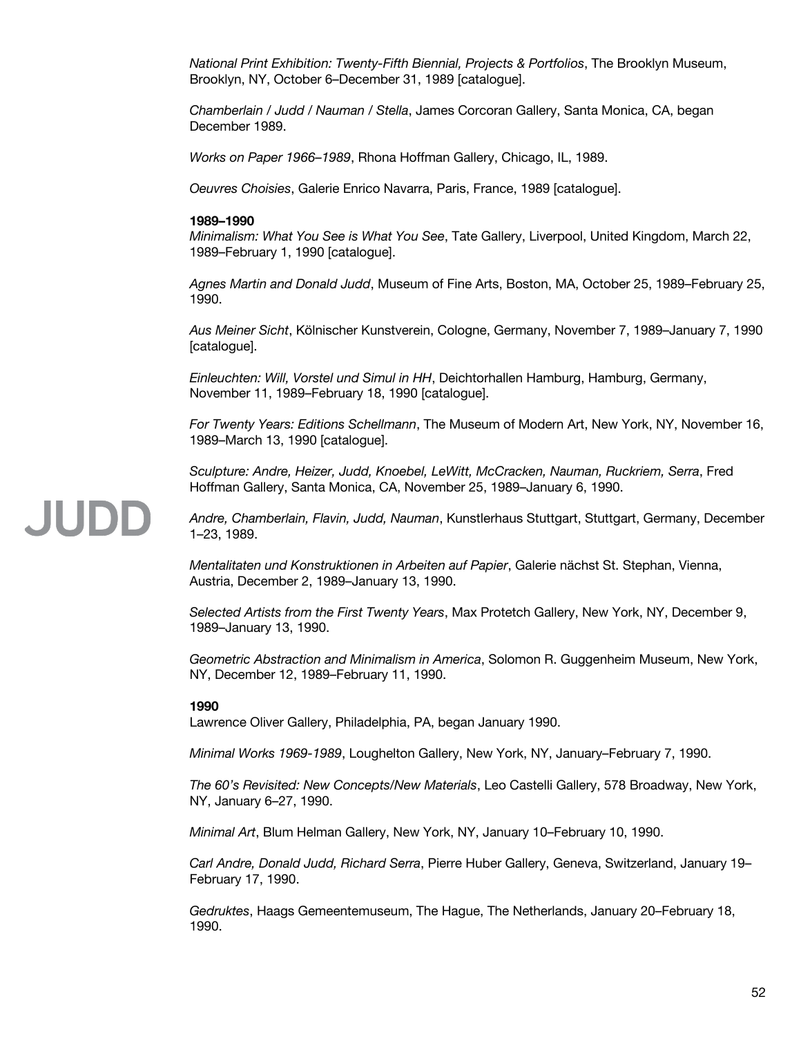*National Print Exhibition: Twenty-Fifth Biennial, Projects & Portfolios*, The Brooklyn Museum, Brooklyn, NY, October 6–December 31, 1989 [catalogue].

*Chamberlain / Judd / Nauman / Stella*, James Corcoran Gallery, Santa Monica, CA, began December 1989.

*Works on Paper 1966–1989*, Rhona Hoffman Gallery, Chicago, IL, 1989.

*Oeuvres Choisies*, Galerie Enrico Navarra, Paris, France, 1989 [catalogue].

**1989–1990**
*Minimalism: What You See is What You See*, Tate Gallery, Liverpool, United Kingdom, March 22, 1989–February 1, 1990 [catalogue].

*Agnes Martin and Donald Judd*, Museum of Fine Arts, Boston, MA, October 25, 1989–February 25, 1990.

*Aus Meiner Sicht*, Kölnischer Kunstverein, Cologne, Germany, November 7, 1989–January 7, 1990 [catalogue].

*Einleuchten: Will, Vorstel und Simul in HH*, Deichtorhallen Hamburg, Hamburg, Germany, November 11, 1989–February 18, 1990 [catalogue].

*For Twenty Years: Editions Schellmann*, The Museum of Modern Art, New York, NY, November 16, 1989–March 13, 1990 [catalogue].

*Sculpture: Andre, Heizer, Judd, Knoebel, LeWitt, McCracken, Nauman, Ruckriem, Serra*, Fred Hoffman Gallery, Santa Monica, CA, November 25, 1989–January 6, 1990.

*Andre, Chamberlain, Flavin, Judd, Nauman*, Kunstlerhaus Stuttgart, Stuttgart, Germany, December 1–23, 1989.

*Mentalitaten und Konstruktionen in Arbeiten auf Papier*, Galerie nächst St. Stephan, Vienna, Austria, December 2, 1989–January 13, 1990.

*Selected Artists from the First Twenty Years*, Max Protetch Gallery, New York, NY, December 9, 1989–January 13, 1990.

*Geometric Abstraction and Minimalism in America*, Solomon R. Guggenheim Museum, New York, NY, December 12, 1989–February 11, 1990.

**1990**
Lawrence Oliver Gallery, Philadelphia, PA, began January 1990.

*Minimal Works 1969-1989*, Loughelton Gallery, New York, NY, January–February 7, 1990.

*The 60's Revisited: New Concepts/New Materials*, Leo Castelli Gallery, 578 Broadway, New York, NY, January 6–27, 1990.

*Minimal Art*, Blum Helman Gallery, New York, NY, January 10–February 10, 1990.

*Carl Andre, Donald Judd, Richard Serra*, Pierre Huber Gallery, Geneva, Switzerland, January 19–February 17, 1990.

*Gedruktes*, Haags Gemeentemuseum, The Hague, The Netherlands, January 20–February 18, 1990.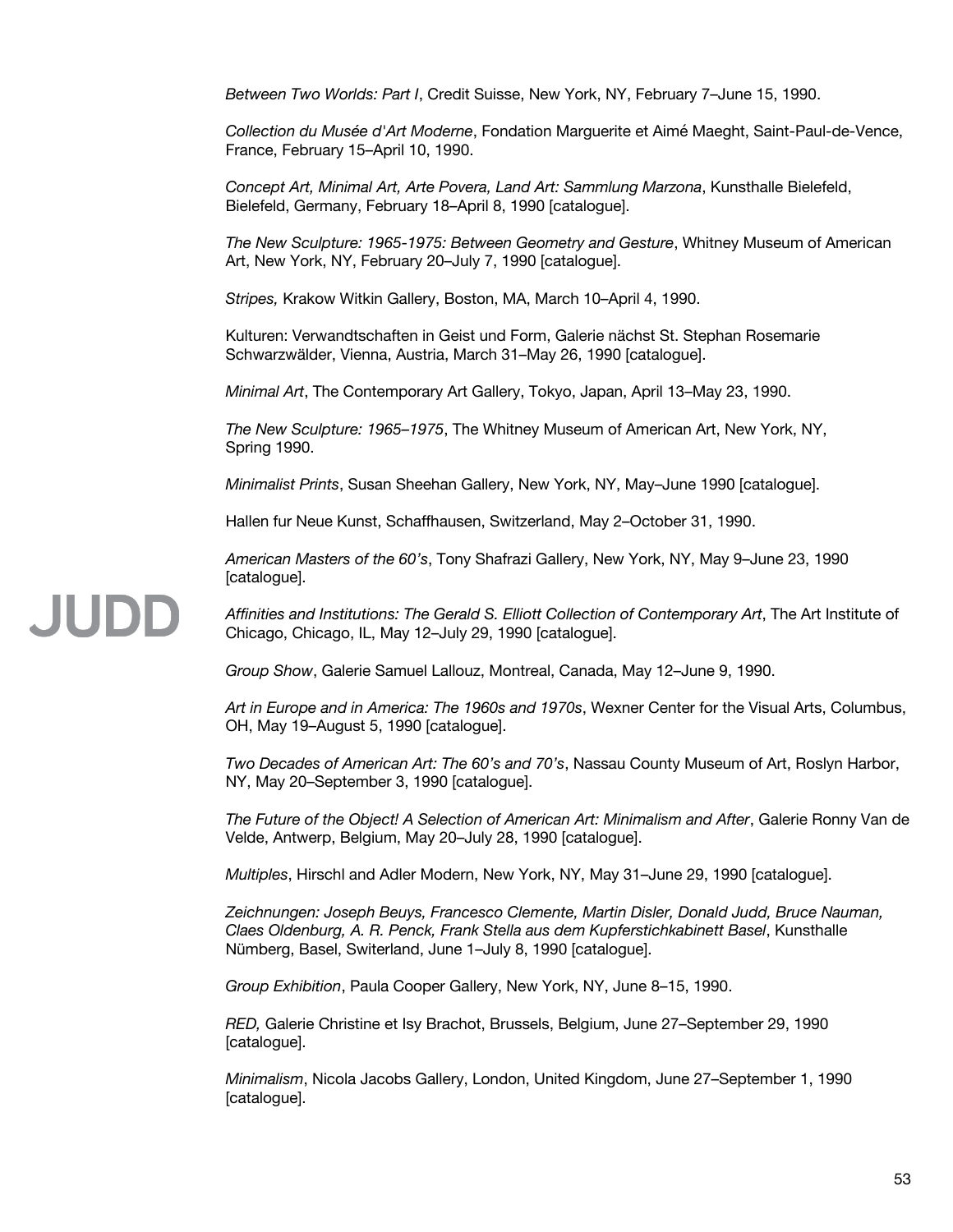*Between Two Worlds: Part I*, Credit Suisse, New York, NY, February 7–June 15, 1990.

*Collection du Musée d'Art Moderne*, Fondation Marguerite et Aimé Maeght, Saint-Paul-de-Vence, France, February 15–April 10, 1990.

*Concept Art, Minimal Art, Arte Povera, Land Art: Sammlung Marzona*, Kunsthalle Bielefeld, Bielefeld, Germany, February 18–April 8, 1990 [catalogue].

*The New Sculpture: 1965-1975: Between Geometry and Gesture*, Whitney Museum of American Art, New York, NY, February 20–July 7, 1990 [catalogue].

*Stripes,* Krakow Witkin Gallery, Boston, MA, March 10–April 4, 1990.

Kulturen: Verwandtschaften in Geist und Form, Galerie nächst St. Stephan Rosemarie Schwarzwälder, Vienna, Austria, March 31–May 26, 1990 [catalogue].

*Minimal Art*, The Contemporary Art Gallery, Tokyo, Japan, April 13–May 23, 1990.

*The New Sculpture: 1965–1975*, The Whitney Museum of American Art, New York, NY, Spring 1990.

*Minimalist Prints*, Susan Sheehan Gallery, New York, NY, May–June 1990 [catalogue].

Hallen fur Neue Kunst, Schaffhausen, Switzerland, May 2–October 31, 1990.

*American Masters of the 60's*, Tony Shafrazi Gallery, New York, NY, May 9–June 23, 1990 [catalogue].

*Affinities and Institutions: The Gerald S. Elliott Collection of Contemporary Art*, The Art Institute of Chicago, Chicago, IL, May 12–July 29, 1990 [catalogue].

*Group Show*, Galerie Samuel Lallouz, Montreal, Canada, May 12–June 9, 1990.

*Art in Europe and in America: The 1960s and 1970s*, Wexner Center for the Visual Arts, Columbus, OH, May 19–August 5, 1990 [catalogue].

*Two Decades of American Art: The 60's and 70's*, Nassau County Museum of Art, Roslyn Harbor, NY, May 20–September 3, 1990 [catalogue].

*The Future of the Object! A Selection of American Art: Minimalism and After*, Galerie Ronny Van de Velde, Antwerp, Belgium, May 20–July 28, 1990 [catalogue].

*Multiples*, Hirschl and Adler Modern, New York, NY, May 31–June 29, 1990 [catalogue].

*Zeichnungen: Joseph Beuys, Francesco Clemente, Martin Disler, Donald Judd, Bruce Nauman, Claes Oldenburg, A. R. Penck, Frank Stella aus dem Kupferstichkabinett Basel*, Kunsthalle Nümberg, Basel, Switerland, June 1–July 8, 1990 [catalogue].

*Group Exhibition*, Paula Cooper Gallery, New York, NY, June 8–15, 1990.

*RED,* Galerie Christine et Isy Brachot, Brussels, Belgium, June 27–September 29, 1990 [catalogue].

*Minimalism*, Nicola Jacobs Gallery, London, United Kingdom, June 27–September 1, 1990 [catalogue].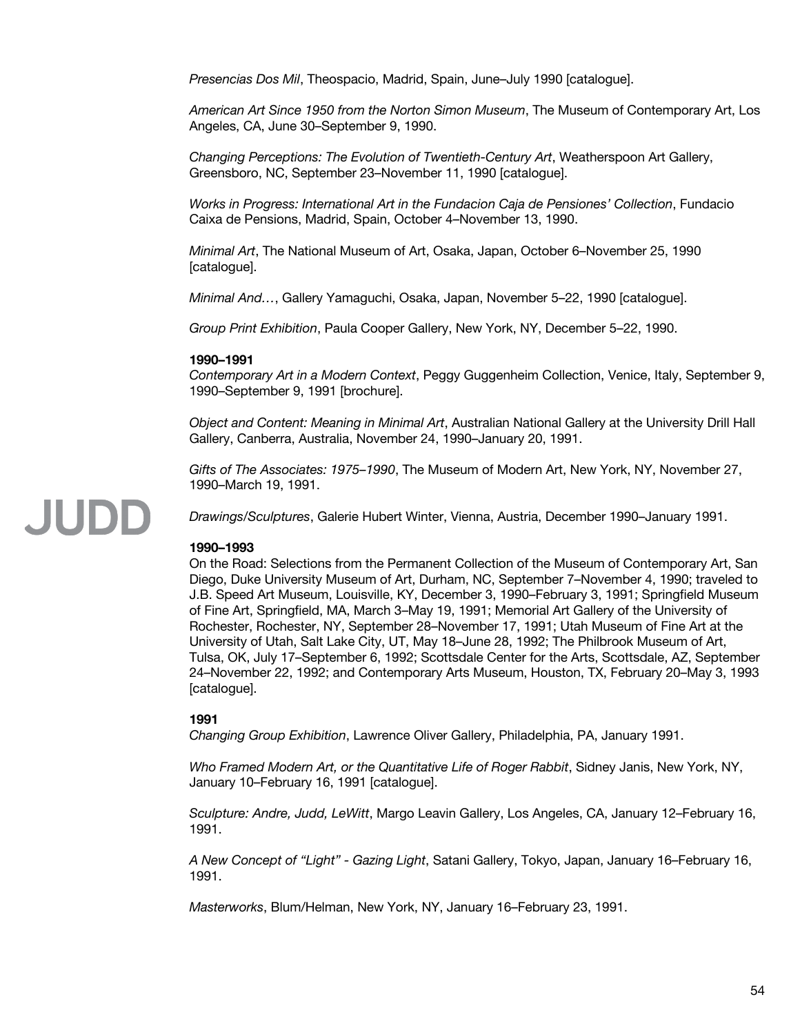*Presencias Dos Mil*, Theospacio, Madrid, Spain, June–July 1990 [catalogue].

*American Art Since 1950 from the Norton Simon Museum*, The Museum of Contemporary Art, Los Angeles, CA, June 30–September 9, 1990.

*Changing Perceptions: The Evolution of Twentieth-Century Art*, Weatherspoon Art Gallery, Greensboro, NC, September 23–November 11, 1990 [catalogue].

*Works in Progress: International Art in the Fundacion Caja de Pensiones' Collection*, Fundacio Caixa de Pensions, Madrid, Spain, October 4–November 13, 1990.

*Minimal Art*, The National Museum of Art, Osaka, Japan, October 6–November 25, 1990 [catalogue].

*Minimal And…*, Gallery Yamaguchi, Osaka, Japan, November 5–22, 1990 [catalogue].

*Group Print Exhibition*, Paula Cooper Gallery, New York, NY, December 5–22, 1990.

**1990–1991**
*Contemporary Art in a Modern Context*, Peggy Guggenheim Collection, Venice, Italy, September 9, 1990–September 9, 1991 [brochure].

*Object and Content: Meaning in Minimal Art*, Australian National Gallery at the University Drill Hall Gallery, Canberra, Australia, November 24, 1990–January 20, 1991.

*Gifts of The Associates: 1975–1990*, The Museum of Modern Art, New York, NY, November 27, 1990–March 19, 1991.

*Drawings/Sculptures*, Galerie Hubert Winter, Vienna, Austria, December 1990–January 1991.

**1990–1993**
On the Road: Selections from the Permanent Collection of the Museum of Contemporary Art, San Diego, Duke University Museum of Art, Durham, NC, September 7–November 4, 1990; traveled to J.B. Speed Art Museum, Louisville, KY, December 3, 1990–February 3, 1991; Springfield Museum of Fine Art, Springfield, MA, March 3–May 19, 1991; Memorial Art Gallery of the University of Rochester, Rochester, NY, September 28–November 17, 1991; Utah Museum of Fine Art at the University of Utah, Salt Lake City, UT, May 18–June 28, 1992; The Philbrook Museum of Art, Tulsa, OK, July 17–September 6, 1992; Scottsdale Center for the Arts, Scottsdale, AZ, September 24–November 22, 1992; and Contemporary Arts Museum, Houston, TX, February 20–May 3, 1993 [catalogue].

**1991**
*Changing Group Exhibition*, Lawrence Oliver Gallery, Philadelphia, PA, January 1991.

*Who Framed Modern Art, or the Quantitative Life of Roger Rabbit*, Sidney Janis, New York, NY, January 10–February 16, 1991 [catalogue].

*Sculpture: Andre, Judd, LeWitt*, Margo Leavin Gallery, Los Angeles, CA, January 12–February 16, 1991.

*A New Concept of "Light" - Gazing Light*, Satani Gallery, Tokyo, Japan, January 16–February 16, 1991.

*Masterworks*, Blum/Helman, New York, NY, January 16–February 23, 1991.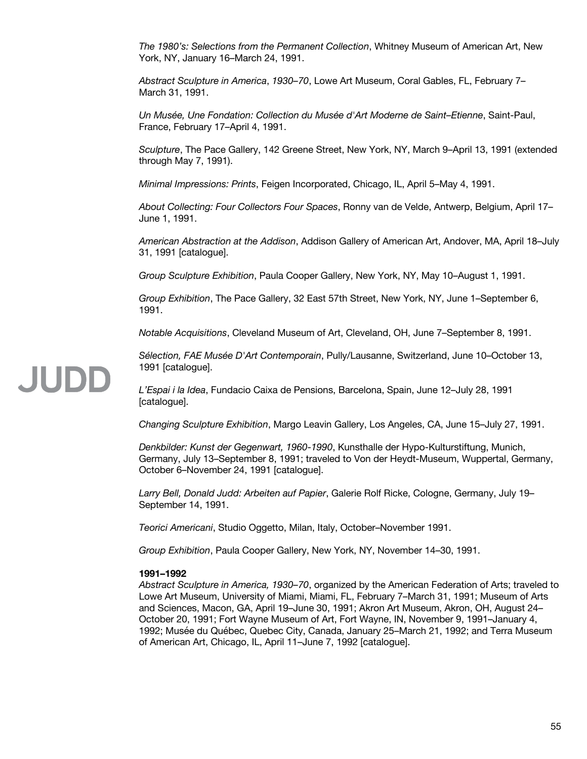*The 1980's: Selections from the Permanent Collection*, Whitney Museum of American Art, New York, NY, January 16–March 24, 1991.

*Abstract Sculpture in America*, *1930–70*, Lowe Art Museum, Coral Gables, FL, February 7–March 31, 1991.

*Un Musée, Une Fondation: Collection du Musée d'Art Moderne de Saint–Etienne*, Saint-Paul, France, February 17–April 4, 1991.

*Sculpture*, The Pace Gallery, 142 Greene Street, New York, NY, March 9–April 13, 1991 (extended through May 7, 1991).

*Minimal Impressions: Prints*, Feigen Incorporated, Chicago, IL, April 5–May 4, 1991.

*About Collecting: Four Collectors Four Spaces*, Ronny van de Velde, Antwerp, Belgium, April 17–June 1, 1991.

*American Abstraction at the Addison*, Addison Gallery of American Art, Andover, MA, April 18–July 31, 1991 [catalogue].

*Group Sculpture Exhibition*, Paula Cooper Gallery, New York, NY, May 10–August 1, 1991.

*Group Exhibition*, The Pace Gallery, 32 East 57th Street, New York, NY, June 1–September 6, 1991.

*Notable Acquisitions*, Cleveland Museum of Art, Cleveland, OH, June 7–September 8, 1991.

*Sélection, FAE Musée D'Art Contemporain*, Pully/Lausanne, Switzerland, June 10–October 13, 1991 [catalogue].

*L'Espai i la Idea*, Fundacio Caixa de Pensions, Barcelona, Spain, June 12–July 28, 1991 [catalogue].

*Changing Sculpture Exhibition*, Margo Leavin Gallery, Los Angeles, CA, June 15–July 27, 1991.

*Denkbilder: Kunst der Gegenwart, 1960-1990*, Kunsthalle der Hypo-Kulturstiftung, Munich, Germany, July 13–September 8, 1991; traveled to Von der Heydt-Museum, Wuppertal, Germany, October 6–November 24, 1991 [catalogue].

*Larry Bell, Donald Judd: Arbeiten auf Papier*, Galerie Rolf Ricke, Cologne, Germany, July 19–September 14, 1991.

*Teorici Americani*, Studio Oggetto, Milan, Italy, October–November 1991.

*Group Exhibition*, Paula Cooper Gallery, New York, NY, November 14–30, 1991.

**1991–1992**

*Abstract Sculpture in America, 1930–70*, organized by the American Federation of Arts; traveled to Lowe Art Museum, University of Miami, Miami, FL, February 7–March 31, 1991; Museum of Arts and Sciences, Macon, GA, April 19–June 30, 1991; Akron Art Museum, Akron, OH, August 24–October 20, 1991; Fort Wayne Museum of Art, Fort Wayne, IN, November 9, 1991–January 4, 1992; Musée du Québec, Quebec City, Canada, January 25–March 21, 1992; and Terra Museum of American Art, Chicago, IL, April 11–June 7, 1992 [catalogue].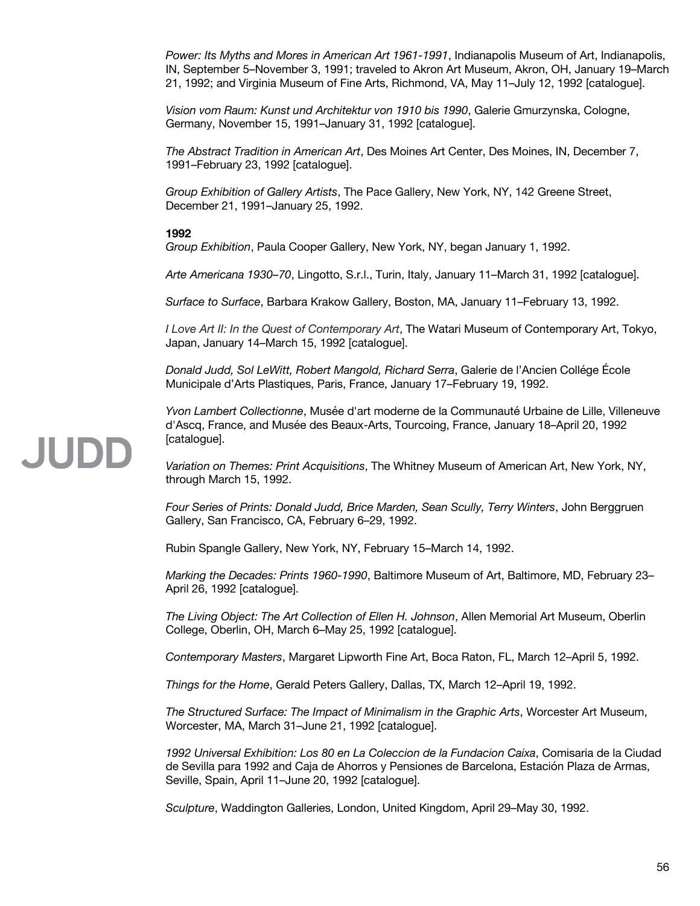*Power: Its Myths and Mores in American Art 1961-1991*, Indianapolis Museum of Art, Indianapolis, IN, September 5–November 3, 1991; traveled to Akron Art Museum, Akron, OH, January 19–March 21, 1992; and Virginia Museum of Fine Arts, Richmond, VA, May 11–July 12, 1992 [catalogue].

*Vision vom Raum: Kunst und Architektur von 1910 bis 1990*, Galerie Gmurzynska, Cologne, Germany, November 15, 1991–January 31, 1992 [catalogue].

*The Abstract Tradition in American Art*, Des Moines Art Center, Des Moines, IN, December 7, 1991–February 23, 1992 [catalogue].

*Group Exhibition of Gallery Artists*, The Pace Gallery, New York, NY, 142 Greene Street, December 21, 1991–January 25, 1992.

**1992**

*Group Exhibition*, Paula Cooper Gallery, New York, NY, began January 1, 1992.

*Arte Americana 1930–70*, Lingotto, S.r.l., Turin, Italy, January 11–March 31, 1992 [catalogue].

*Surface to Surface*, Barbara Krakow Gallery, Boston, MA, January 11–February 13, 1992.

*I Love Art II: In the Quest of Contemporary Art*, The Watari Museum of Contemporary Art, Tokyo, Japan, January 14–March 15, 1992 [catalogue].

*Donald Judd, Sol LeWitt, Robert Mangold, Richard Serra*, Galerie de l'Ancien Collége École Municipale d'Arts Plastiques, Paris, France, January 17–February 19, 1992.

*Yvon Lambert Collectionne*, Musée d'art moderne de la Communauté Urbaine de Lille, Villeneuve d'Ascq, France, and Musée des Beaux-Arts, Tourcoing, France, January 18–April 20, 1992 [catalogue].

*Variation on Themes: Print Acquisitions*, The Whitney Museum of American Art, New York, NY, through March 15, 1992.

*Four Series of Prints: Donald Judd, Brice Marden, Sean Scully, Terry Winters*, John Berggruen Gallery, San Francisco, CA, February 6–29, 1992.

Rubin Spangle Gallery, New York, NY, February 15–March 14, 1992.

*Marking the Decades: Prints 1960-1990*, Baltimore Museum of Art, Baltimore, MD, February 23–April 26, 1992 [catalogue].

*The Living Object: The Art Collection of Ellen H. Johnson*, Allen Memorial Art Museum, Oberlin College, Oberlin, OH, March 6–May 25, 1992 [catalogue].

*Contemporary Masters*, Margaret Lipworth Fine Art, Boca Raton, FL, March 12–April 5, 1992.

*Things for the Home*, Gerald Peters Gallery, Dallas, TX, March 12–April 19, 1992.

*The Structured Surface: The Impact of Minimalism in the Graphic Arts*, Worcester Art Museum, Worcester, MA, March 31–June 21, 1992 [catalogue].

*1992 Universal Exhibition: Los 80 en La Coleccion de la Fundacion Caixa*, Comisaria de la Ciudad de Sevilla para 1992 and Caja de Ahorros y Pensiones de Barcelona, Estación Plaza de Armas, Seville, Spain, April 11–June 20, 1992 [catalogue].

*Sculpture*, Waddington Galleries, London, United Kingdom, April 29–May 30, 1992.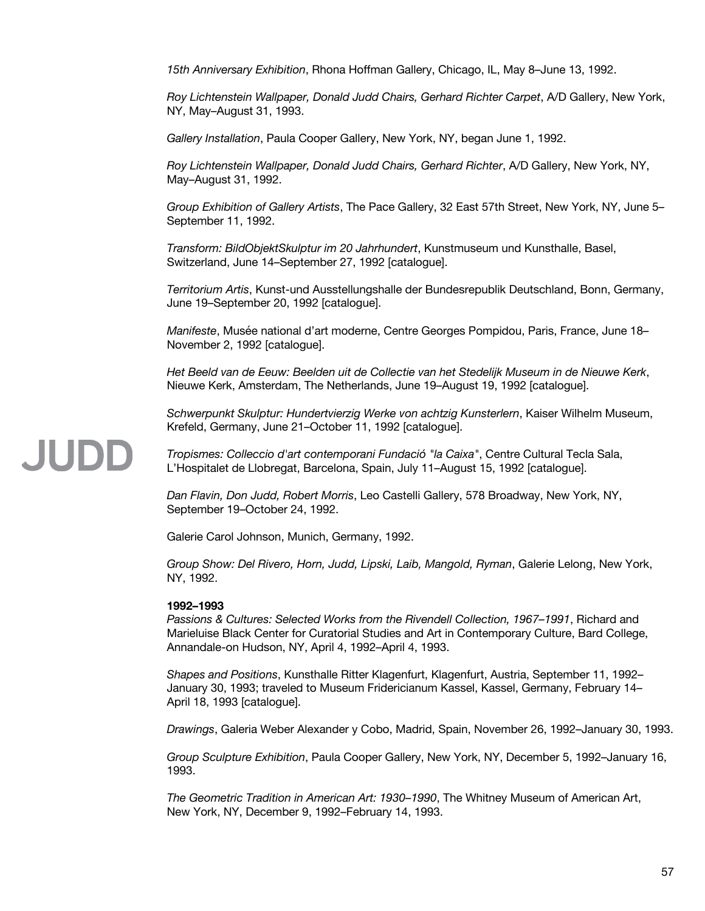*15th Anniversary Exhibition*, Rhona Hoffman Gallery, Chicago, IL, May 8–June 13, 1992.

*Roy Lichtenstein Wallpaper, Donald Judd Chairs, Gerhard Richter Carpet*, A/D Gallery, New York, NY, May–August 31, 1993.

*Gallery Installation*, Paula Cooper Gallery, New York, NY, began June 1, 1992.

*Roy Lichtenstein Wallpaper, Donald Judd Chairs, Gerhard Richter*, A/D Gallery, New York, NY, May–August 31, 1992.

*Group Exhibition of Gallery Artists*, The Pace Gallery, 32 East 57th Street, New York, NY, June 5–September 11, 1992.

*Transform: BildObjektSkulptur im 20 Jahrhundert*, Kunstmuseum und Kunsthalle, Basel, Switzerland, June 14–September 27, 1992 [catalogue].

*Territorium Artis*, Kunst-und Ausstellungshalle der Bundesrepublik Deutschland, Bonn, Germany, June 19–September 20, 1992 [catalogue].

*Manifeste*, Musée national d'art moderne, Centre Georges Pompidou, Paris, France, June 18–November 2, 1992 [catalogue].

*Het Beeld van de Eeuw: Beelden uit de Collectie van het Stedelijk Museum in de Nieuwe Kerk*, Nieuwe Kerk, Amsterdam, The Netherlands, June 19–August 19, 1992 [catalogue].

*Schwerpunkt Skulptur: Hundertvierzig Werke von achtzig Kunsterlern*, Kaiser Wilhelm Museum, Krefeld, Germany, June 21–October 11, 1992 [catalogue].

*Tropismes: Colleccio d'art contemporani Fundació "la Caixa"*, Centre Cultural Tecla Sala, L'Hospitalet de Llobregat, Barcelona, Spain, July 11–August 15, 1992 [catalogue].

*Dan Flavin, Don Judd, Robert Morris*, Leo Castelli Gallery, 578 Broadway, New York, NY, September 19–October 24, 1992.

Galerie Carol Johnson, Munich, Germany, 1992.

*Group Show: Del Rivero, Horn, Judd, Lipski, Laib, Mangold, Ryman*, Galerie Lelong, New York, NY, 1992.

**1992–1993**
*Passions & Cultures: Selected Works from the Rivendell Collection, 1967–1991*, Richard and Marieluise Black Center for Curatorial Studies and Art in Contemporary Culture, Bard College, Annandale-on Hudson, NY, April 4, 1992–April 4, 1993.

*Shapes and Positions*, Kunsthalle Ritter Klagenfurt, Klagenfurt, Austria, September 11, 1992–January 30, 1993; traveled to Museum Fridericianum Kassel, Kassel, Germany, February 14–April 18, 1993 [catalogue].

*Drawings*, Galeria Weber Alexander y Cobo, Madrid, Spain, November 26, 1992–January 30, 1993.

*Group Sculpture Exhibition*, Paula Cooper Gallery, New York, NY, December 5, 1992–January 16, 1993.

*The Geometric Tradition in American Art: 1930–1990*, The Whitney Museum of American Art, New York, NY, December 9, 1992–February 14, 1993.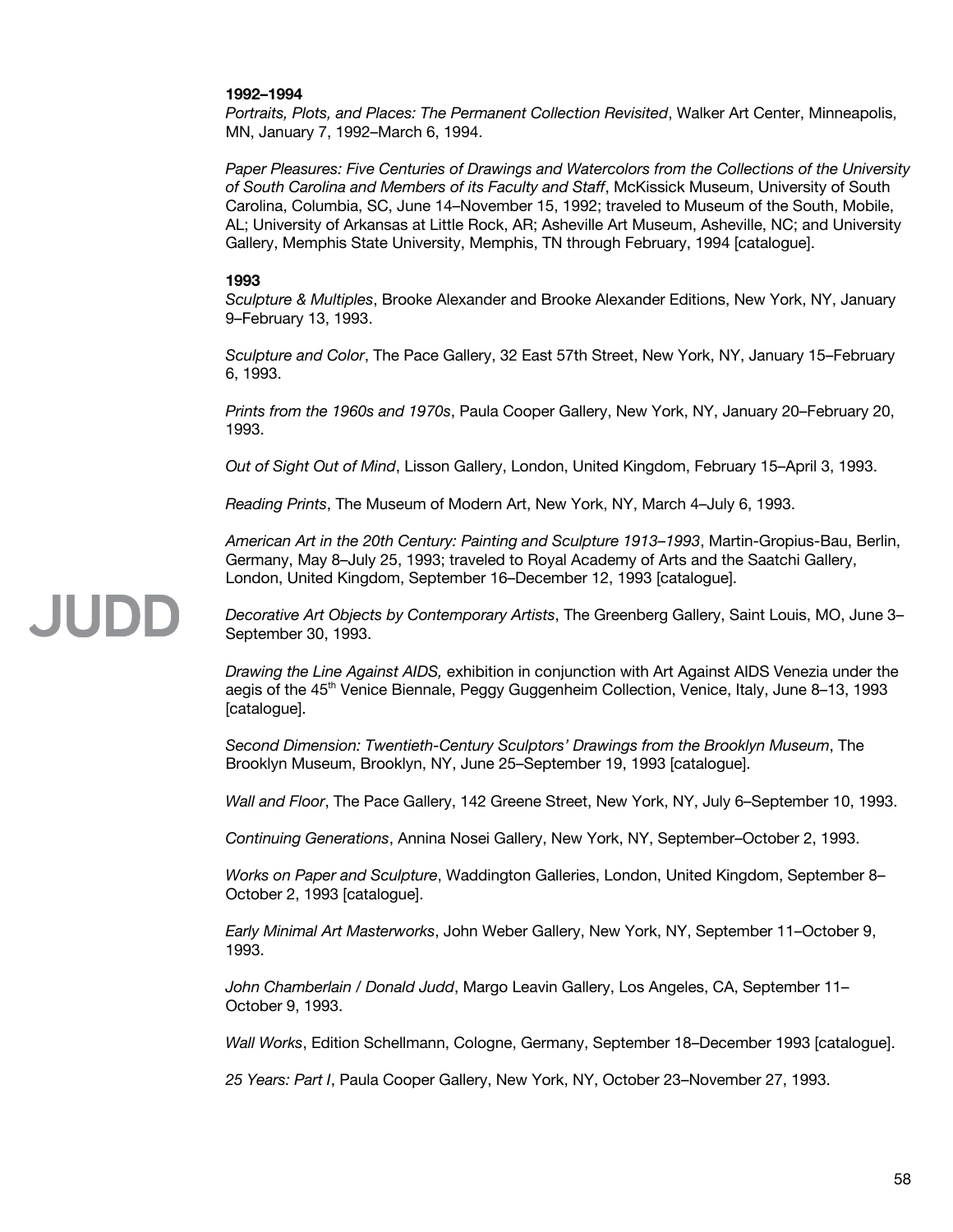**1992–1994**

*Portraits, Plots, and Places: The Permanent Collection Revisited*, Walker Art Center, Minneapolis, MN, January 7, 1992–March 6, 1994.

*Paper Pleasures: Five Centuries of Drawings and Watercolors from the Collections of the University of South Carolina and Members of its Faculty and Staff*, McKissick Museum, University of South Carolina, Columbia, SC, June 14–November 15, 1992; traveled to Museum of the South, Mobile, AL; University of Arkansas at Little Rock, AR; Asheville Art Museum, Asheville, NC; and University Gallery, Memphis State University, Memphis, TN through February, 1994 [catalogue].

**1993**

*Sculpture & Multiples*, Brooke Alexander and Brooke Alexander Editions, New York, NY, January 9–February 13, 1993.

*Sculpture and Color*, The Pace Gallery, 32 East 57th Street, New York, NY, January 15–February 6, 1993.

*Prints from the 1960s and 1970s*, Paula Cooper Gallery, New York, NY, January 20–February 20, 1993.

*Out of Sight Out of Mind*, Lisson Gallery, London, United Kingdom, February 15–April 3, 1993.

*Reading Prints*, The Museum of Modern Art, New York, NY, March 4–July 6, 1993.

*American Art in the 20th Century: Painting and Sculpture 1913–1993*, Martin-Gropius-Bau, Berlin, Germany, May 8–July 25, 1993; traveled to Royal Academy of Arts and the Saatchi Gallery, London, United Kingdom, September 16–December 12, 1993 [catalogue].

*Decorative Art Objects by Contemporary Artists*, The Greenberg Gallery, Saint Louis, MO, June 3–September 30, 1993.

*Drawing the Line Against AIDS,* exhibition in conjunction with Art Against AIDS Venezia under the aegis of the 45th Venice Biennale, Peggy Guggenheim Collection, Venice, Italy, June 8–13, 1993 [catalogue].

*Second Dimension: Twentieth-Century Sculptors' Drawings from the Brooklyn Museum*, The Brooklyn Museum, Brooklyn, NY, June 25–September 19, 1993 [catalogue].

*Wall and Floor*, The Pace Gallery, 142 Greene Street, New York, NY, July 6–September 10, 1993.

*Continuing Generations*, Annina Nosei Gallery, New York, NY, September–October 2, 1993.

*Works on Paper and Sculpture*, Waddington Galleries, London, United Kingdom, September 8–October 2, 1993 [catalogue].

*Early Minimal Art Masterworks*, John Weber Gallery, New York, NY, September 11–October 9, 1993.

*John Chamberlain / Donald Judd*, Margo Leavin Gallery, Los Angeles, CA, September 11–October 9, 1993.

*Wall Works*, Edition Schellmann, Cologne, Germany, September 18–December 1993 [catalogue].

*25 Years: Part I*, Paula Cooper Gallery, New York, NY, October 23–November 27, 1993.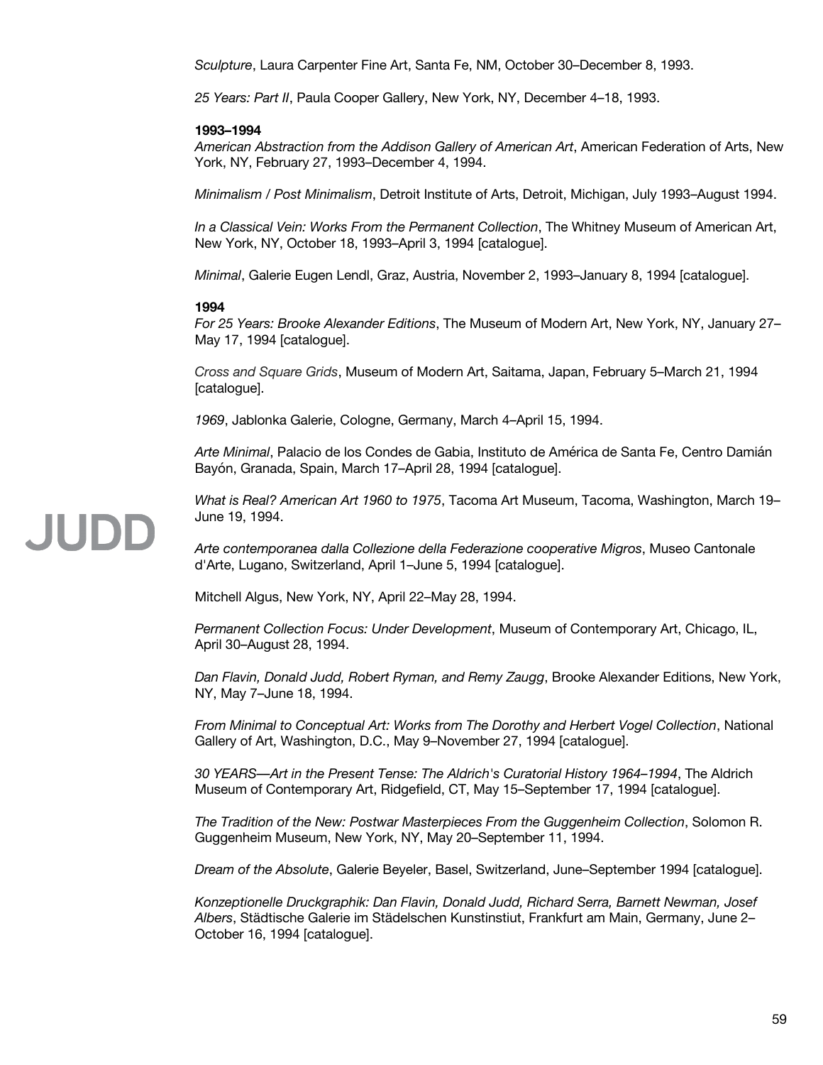*Sculpture*, Laura Carpenter Fine Art, Santa Fe, NM, October 30–December 8, 1993.

*25 Years: Part II*, Paula Cooper Gallery, New York, NY, December 4–18, 1993.

**1993–1994**

*American Abstraction from the Addison Gallery of American Art*, American Federation of Arts, New York, NY, February 27, 1993–December 4, 1994.

*Minimalism / Post Minimalism*, Detroit Institute of Arts, Detroit, Michigan, July 1993–August 1994.

*In a Classical Vein: Works From the Permanent Collection*, The Whitney Museum of American Art, New York, NY, October 18, 1993–April 3, 1994 [catalogue].

*Minimal*, Galerie Eugen Lendl, Graz, Austria, November 2, 1993–January 8, 1994 [catalogue].

**1994**

*For 25 Years: Brooke Alexander Editions*, The Museum of Modern Art, New York, NY, January 27–May 17, 1994 [catalogue].

*Cross and Square Grids*, Museum of Modern Art, Saitama, Japan, February 5–March 21, 1994 [catalogue].

*1969*, Jablonka Galerie, Cologne, Germany, March 4–April 15, 1994.

*Arte Minimal*, Palacio de los Condes de Gabia, Instituto de América de Santa Fe, Centro Damián Bayón, Granada, Spain, March 17–April 28, 1994 [catalogue].

*What is Real? American Art 1960 to 1975*, Tacoma Art Museum, Tacoma, Washington, March 19–June 19, 1994.

*Arte contemporanea dalla Collezione della Federazione cooperative Migros*, Museo Cantonale d'Arte, Lugano, Switzerland, April 1–June 5, 1994 [catalogue].

Mitchell Algus, New York, NY, April 22–May 28, 1994.

*Permanent Collection Focus: Under Development*, Museum of Contemporary Art, Chicago, IL, April 30–August 28, 1994.

*Dan Flavin, Donald Judd, Robert Ryman, and Remy Zaugg*, Brooke Alexander Editions, New York, NY, May 7–June 18, 1994.

*From Minimal to Conceptual Art: Works from The Dorothy and Herbert Vogel Collection*, National Gallery of Art, Washington, D.C., May 9–November 27, 1994 [catalogue].

*30 YEARS—Art in the Present Tense: The Aldrich's Curatorial History 1964–1994*, The Aldrich Museum of Contemporary Art, Ridgefield, CT, May 15–September 17, 1994 [catalogue].

*The Tradition of the New: Postwar Masterpieces From the Guggenheim Collection*, Solomon R. Guggenheim Museum, New York, NY, May 20–September 11, 1994.

*Dream of the Absolute*, Galerie Beyeler, Basel, Switzerland, June–September 1994 [catalogue].

*Konzeptionelle Druckgraphik: Dan Flavin, Donald Judd, Richard Serra, Barnett Newman, Josef Albers*, Städtische Galerie im Städelschen Kunstinstiut, Frankfurt am Main, Germany, June 2–October 16, 1994 [catalogue].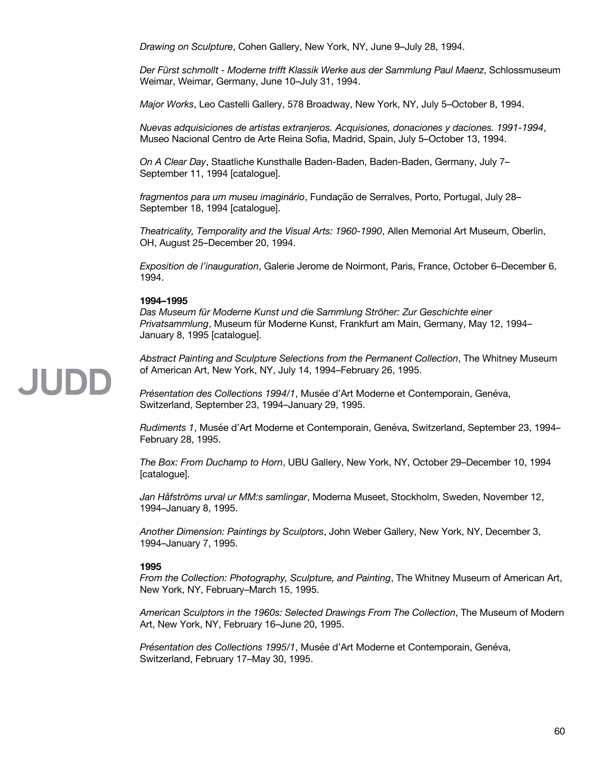*Drawing on Sculpture*, Cohen Gallery, New York, NY, June 9–July 28, 1994.

*Der Fürst schmollt - Moderne trifft Klassik Werke aus der Sammlung Paul Maenz*, Schlossmuseum Weimar, Weimar, Germany, June 10–July 31, 1994.

*Major Works*, Leo Castelli Gallery, 578 Broadway, New York, NY, July 5–October 8, 1994.

*Nuevas adquisiciones de artistas extranjeros. Acquisiones, donaciones y daciones. 1991-1994*, Museo Nacional Centro de Arte Reina Sofia, Madrid, Spain, July 5–October 13, 1994.

*On A Clear Day*, Staatliche Kunsthalle Baden-Baden, Baden-Baden, Germany, July 7–September 11, 1994 [catalogue].

*fragmentos para um museu imaginário*, Fundação de Serralves, Porto, Portugal, July 28–September 18, 1994 [catalogue].

*Theatricality, Temporality and the Visual Arts: 1960-1990*, Allen Memorial Art Museum, Oberlin, OH, August 25–December 20, 1994.

*Exposition de l'inauguration*, Galerie Jerome de Noirmont, Paris, France, October 6–December 6, 1994.

**1994–1995**
*Das Museum für Moderne Kunst und die Sammlung Ströher: Zur Geschichte einer Privatsammlung*, Museum für Moderne Kunst, Frankfurt am Main, Germany, May 12, 1994–January 8, 1995 [catalogue].

*Abstract Painting and Sculpture Selections from the Permanent Collection*, The Whitney Museum of American Art, New York, NY, July 14, 1994–February 26, 1995.

*Présentation des Collections 1994/1*, Musée d'Art Moderne et Contemporain, Genéva, Switzerland, September 23, 1994–January 29, 1995.

*Rudiments 1*, Musée d'Art Moderne et Contemporain, Genéva, Switzerland, September 23, 1994–February 28, 1995.

*The Box: From Duchamp to Horn*, UBU Gallery, New York, NY, October 29–December 10, 1994 [catalogue].

*Jan Håfströms urval ur MM:s samlingar*, Moderna Museet, Stockholm, Sweden, November 12, 1994–January 8, 1995.

*Another Dimension: Paintings by Sculptors*, John Weber Gallery, New York, NY, December 3, 1994–January 7, 1995.

**1995**
*From the Collection: Photography, Sculpture, and Painting*, The Whitney Museum of American Art, New York, NY, February–March 15, 1995.

*American Sculptors in the 1960s: Selected Drawings From The Collection*, The Museum of Modern Art, New York, NY, February 16–June 20, 1995.

*Présentation des Collections 1995/1*, Musée d'Art Moderne et Contemporain, Genéva, Switzerland, February 17–May 30, 1995.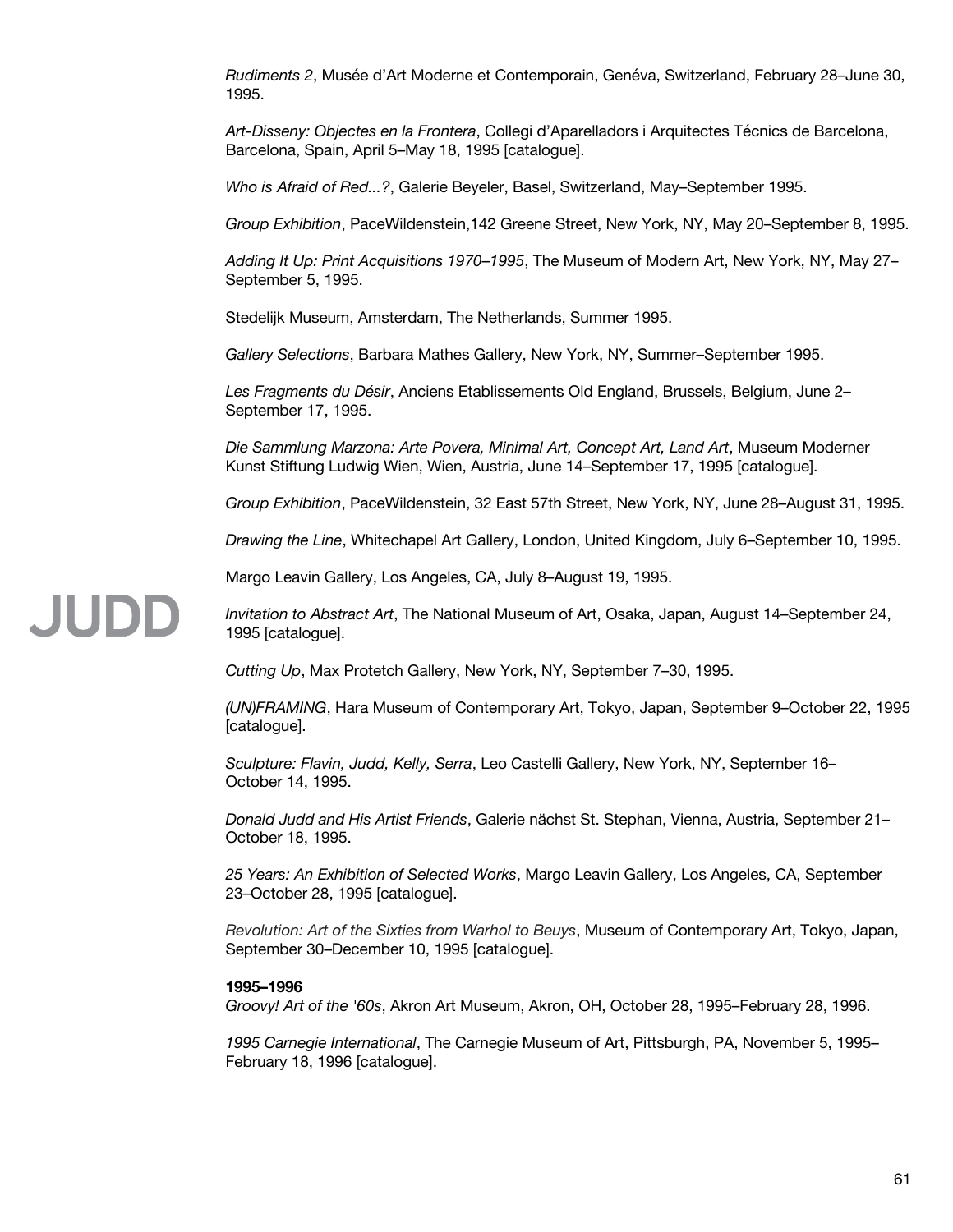*Rudiments 2*, Musée d'Art Moderne et Contemporain, Genéva, Switzerland, February 28–June 30, 1995.

*Art-Disseny: Objectes en la Frontera*, Collegi d'Aparelladors i Arquitectes Técnics de Barcelona, Barcelona, Spain, April 5–May 18, 1995 [catalogue].

*Who is Afraid of Red...?*, Galerie Beyeler, Basel, Switzerland, May–September 1995.

*Group Exhibition*, PaceWildenstein,142 Greene Street, New York, NY, May 20–September 8, 1995.

*Adding It Up: Print Acquisitions 1970–1995*, The Museum of Modern Art, New York, NY, May 27–September 5, 1995.

Stedelijk Museum, Amsterdam, The Netherlands, Summer 1995.

*Gallery Selections*, Barbara Mathes Gallery, New York, NY, Summer–September 1995.

*Les Fragments du Désir*, Anciens Etablissements Old England, Brussels, Belgium, June 2–September 17, 1995.

*Die Sammlung Marzona: Arte Povera, Minimal Art, Concept Art, Land Art*, Museum Moderner Kunst Stiftung Ludwig Wien, Wien, Austria, June 14–September 17, 1995 [catalogue].

*Group Exhibition*, PaceWildenstein, 32 East 57th Street, New York, NY, June 28–August 31, 1995.

*Drawing the Line*, Whitechapel Art Gallery, London, United Kingdom, July 6–September 10, 1995.

Margo Leavin Gallery, Los Angeles, CA, July 8–August 19, 1995.

*Invitation to Abstract Art*, The National Museum of Art, Osaka, Japan, August 14–September 24, 1995 [catalogue].

*Cutting Up*, Max Protetch Gallery, New York, NY, September 7–30, 1995.

*(UN)FRAMING*, Hara Museum of Contemporary Art, Tokyo, Japan, September 9–October 22, 1995 [catalogue].

*Sculpture: Flavin, Judd, Kelly, Serra*, Leo Castelli Gallery, New York, NY, September 16–October 14, 1995.

*Donald Judd and His Artist Friends*, Galerie nächst St. Stephan, Vienna, Austria, September 21–October 18, 1995.

*25 Years: An Exhibition of Selected Works*, Margo Leavin Gallery, Los Angeles, CA, September 23–October 28, 1995 [catalogue].

*Revolution: Art of the Sixties from Warhol to Beuys*, Museum of Contemporary Art, Tokyo, Japan, September 30–December 10, 1995 [catalogue].

**1995–1996**

*Groovy! Art of the '60s*, Akron Art Museum, Akron, OH, October 28, 1995–February 28, 1996.

*1995 Carnegie International*, The Carnegie Museum of Art, Pittsburgh, PA, November 5, 1995–February 18, 1996 [catalogue].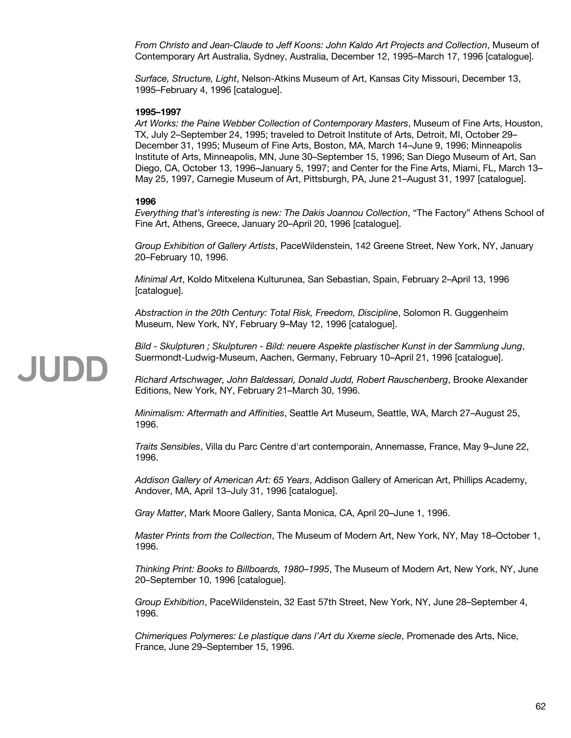*From Christo and Jean-Claude to Jeff Koons: John Kaldo Art Projects and Collection*, Museum of Contemporary Art Australia, Sydney, Australia, December 12, 1995–March 17, 1996 [catalogue].

*Surface, Structure, Light*, Nelson-Atkins Museum of Art, Kansas City Missouri, December 13, 1995–February 4, 1996 [catalogue].

**1995–1997**

*Art Works: the Paine Webber Collection of Contemporary Masters*, Museum of Fine Arts, Houston, TX, July 2–September 24, 1995; traveled to Detroit Institute of Arts, Detroit, MI, October 29–December 31, 1995; Museum of Fine Arts, Boston, MA, March 14–June 9, 1996; Minneapolis Institute of Arts, Minneapolis, MN, June 30–September 15, 1996; San Diego Museum of Art, San Diego, CA, October 13, 1996–January 5, 1997; and Center for the Fine Arts, Miami, FL, March 13–May 25, 1997, Carnegie Museum of Art, Pittsburgh, PA, June 21–August 31, 1997 [catalogue].

**1996**

*Everything that's interesting is new: The Dakis Joannou Collection*, "The Factory" Athens School of Fine Art, Athens, Greece, January 20–April 20, 1996 [catalogue].

*Group Exhibition of Gallery Artists*, PaceWildenstein, 142 Greene Street, New York, NY, January 20–February 10, 1996.

*Minimal Art*, Koldo Mitxelena Kulturunea, San Sebastian, Spain, February 2–April 13, 1996 [catalogue].

*Abstraction in the 20th Century: Total Risk, Freedom, Discipline*, Solomon R. Guggenheim Museum, New York, NY, February 9–May 12, 1996 [catalogue].

*Bild - Skulpturen ; Skulpturen - Bild: neuere Aspekte plastischer Kunst in der Sammlung Jung*, Suermondt-Ludwig-Museum, Aachen, Germany, February 10–April 21, 1996 [catalogue].

*Richard Artschwager, John Baldessari, Donald Judd, Robert Rauschenberg*, Brooke Alexander Editions, New York, NY, February 21–March 30, 1996.

*Minimalism: Aftermath and Affinities*, Seattle Art Museum, Seattle, WA, March 27–August 25, 1996.

*Traits Sensibles*, Villa du Parc Centre d'art contemporain, Annemasse, France, May 9–June 22, 1996.

*Addison Gallery of American Art: 65 Years*, Addison Gallery of American Art, Phillips Academy, Andover, MA, April 13–July 31, 1996 [catalogue].

*Gray Matter*, Mark Moore Gallery, Santa Monica, CA, April 20–June 1, 1996.

*Master Prints from the Collection*, The Museum of Modern Art, New York, NY, May 18–October 1, 1996.

*Thinking Print: Books to Billboards, 1980–1995*, The Museum of Modern Art, New York, NY, June 20–September 10, 1996 [catalogue].

*Group Exhibition*, PaceWildenstein, 32 East 57th Street, New York, NY, June 28–September 4, 1996.

*Chimeriques Polymeres: Le plastique dans l'Art du Xxeme siecle*, Promenade des Arts, Nice, France, June 29–September 15, 1996.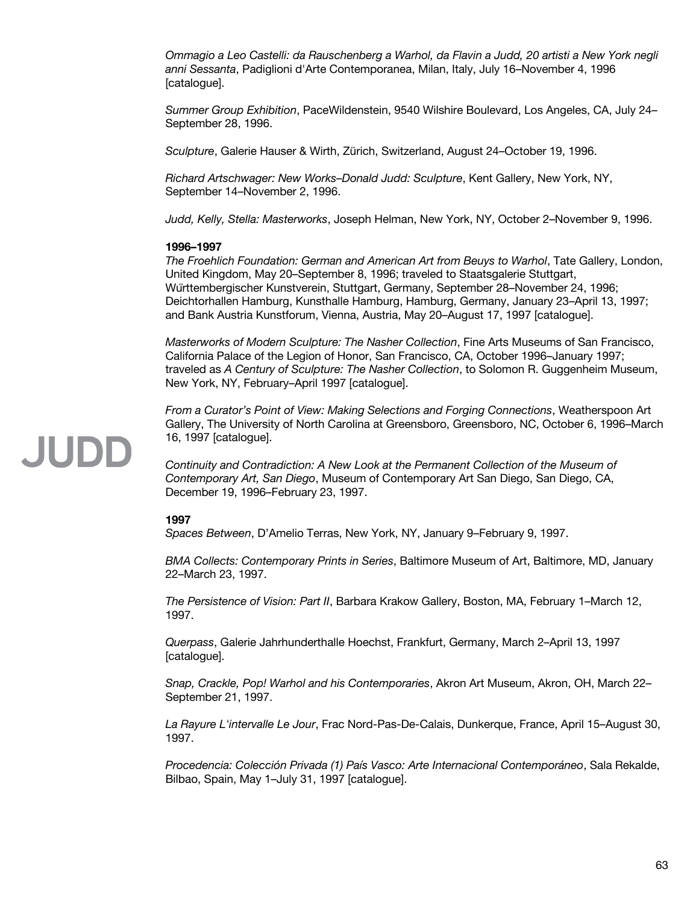*Ommagio a Leo Castelli: da Rauschenberg a Warhol, da Flavin a Judd, 20 artisti a New York negli anni Sessanta*, Padiglioni d'Arte Contemporanea, Milan, Italy, July 16–November 4, 1996 [catalogue].

*Summer Group Exhibition*, PaceWildenstein, 9540 Wilshire Boulevard, Los Angeles, CA, July 24–September 28, 1996.

*Sculpture*, Galerie Hauser & Wirth, Zürich, Switzerland, August 24–October 19, 1996.

*Richard Artschwager: New Works–Donald Judd: Sculpture*, Kent Gallery, New York, NY, September 14–November 2, 1996.

*Judd, Kelly, Stella: Masterworks*, Joseph Helman, New York, NY, October 2–November 9, 1996.

**1996–1997**

*The Froehlich Foundation: German and American Art from Beuys to Warhol*, Tate Gallery, London, United Kingdom, May 20–September 8, 1996; traveled to Staatsgalerie Stuttgart, Württembergischer Kunstverein, Stuttgart, Germany, September 28–November 24, 1996; Deichtorhallen Hamburg, Kunsthalle Hamburg, Hamburg, Germany, January 23–April 13, 1997; and Bank Austria Kunstforum, Vienna, Austria, May 20–August 17, 1997 [catalogue].

*Masterworks of Modern Sculpture: The Nasher Collection*, Fine Arts Museums of San Francisco, California Palace of the Legion of Honor, San Francisco, CA, October 1996–January 1997; traveled as *A Century of Sculpture: The Nasher Collection*, to Solomon R. Guggenheim Museum, New York, NY, February–April 1997 [catalogue].

*From a Curator's Point of View: Making Selections and Forging Connections*, Weatherspoon Art Gallery, The University of North Carolina at Greensboro, Greensboro, NC, October 6, 1996–March 16, 1997 [catalogue].

*Continuity and Contradiction: A New Look at the Permanent Collection of the Museum of Contemporary Art, San Diego*, Museum of Contemporary Art San Diego, San Diego, CA, December 19, 1996–February 23, 1997.

**1997**

*Spaces Between*, D'Amelio Terras, New York, NY, January 9–February 9, 1997.

*BMA Collects: Contemporary Prints in Series*, Baltimore Museum of Art, Baltimore, MD, January 22–March 23, 1997.

*The Persistence of Vision: Part II*, Barbara Krakow Gallery, Boston, MA, February 1–March 12, 1997.

*Querpass*, Galerie Jahrhunderthalle Hoechst, Frankfurt, Germany, March 2–April 13, 1997 [catalogue].

*Snap, Crackle, Pop! Warhol and his Contemporaries*, Akron Art Museum, Akron, OH, March 22–September 21, 1997.

*La Rayure L'intervalle Le Jour*, Frac Nord-Pas-De-Calais, Dunkerque, France, April 15–August 30, 1997.

*Procedencia: Colección Privada (1) País Vasco: Arte Internacional Contemporáneo*, Sala Rekalde, Bilbao, Spain, May 1–July 31, 1997 [catalogue].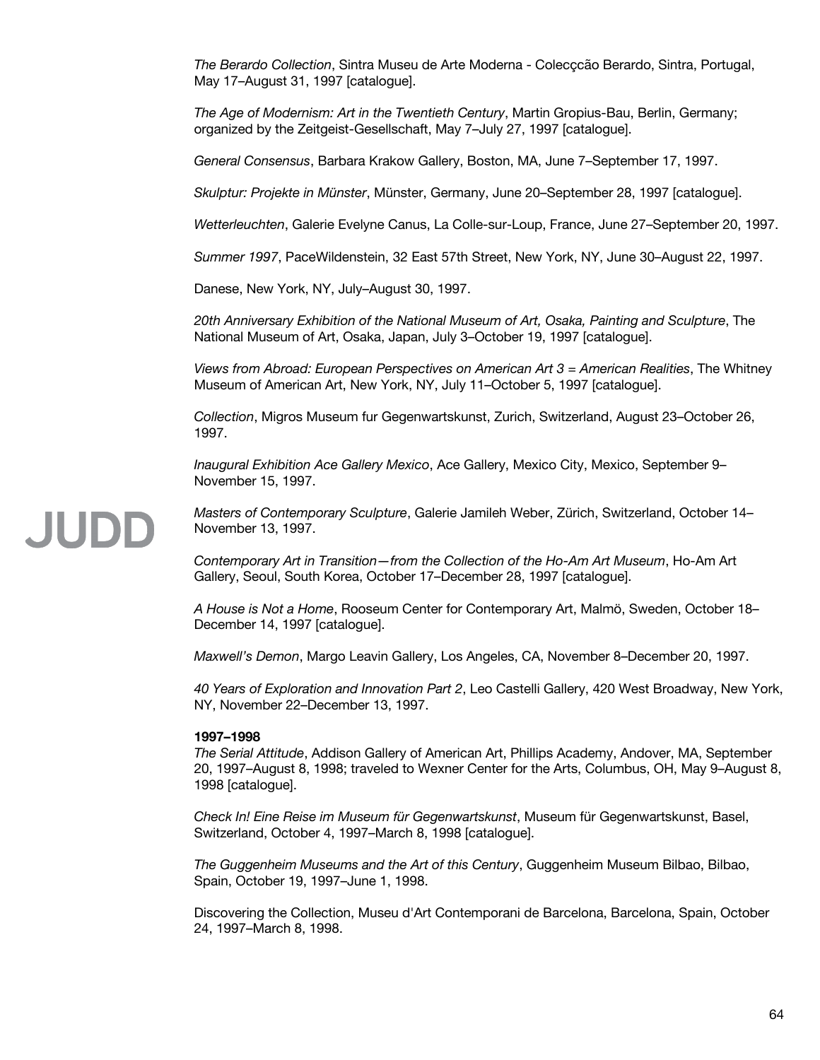*The Berardo Collection*, Sintra Museu de Arte Moderna - Colecçcão Berardo, Sintra, Portugal, May 17–August 31, 1997 [catalogue].

*The Age of Modernism: Art in the Twentieth Century*, Martin Gropius-Bau, Berlin, Germany; organized by the Zeitgeist-Gesellschaft, May 7–July 27, 1997 [catalogue].

*General Consensus*, Barbara Krakow Gallery, Boston, MA, June 7–September 17, 1997.

*Skulptur: Projekte in Münster*, Münster, Germany, June 20–September 28, 1997 [catalogue].

*Wetterleuchten*, Galerie Evelyne Canus, La Colle-sur-Loup, France, June 27–September 20, 1997.

*Summer 1997*, PaceWildenstein, 32 East 57th Street, New York, NY, June 30–August 22, 1997.

Danese, New York, NY, July–August 30, 1997.

*20th Anniversary Exhibition of the National Museum of Art, Osaka, Painting and Sculpture*, The National Museum of Art, Osaka, Japan, July 3–October 19, 1997 [catalogue].

*Views from Abroad: European Perspectives on American Art 3 = American Realities*, The Whitney Museum of American Art, New York, NY, July 11–October 5, 1997 [catalogue].

*Collection*, Migros Museum fur Gegenwartskunst, Zurich, Switzerland, August 23–October 26, 1997.

*Inaugural Exhibition Ace Gallery Mexico*, Ace Gallery, Mexico City, Mexico, September 9–November 15, 1997.

*Masters of Contemporary Sculpture*, Galerie Jamileh Weber, Zürich, Switzerland, October 14–November 13, 1997.

*Contemporary Art in Transition—from the Collection of the Ho-Am Art Museum*, Ho-Am Art Gallery, Seoul, South Korea, October 17–December 28, 1997 [catalogue].

*A House is Not a Home*, Rooseum Center for Contemporary Art, Malmö, Sweden, October 18–December 14, 1997 [catalogue].

*Maxwell's Demon*, Margo Leavin Gallery, Los Angeles, CA, November 8–December 20, 1997.

*40 Years of Exploration and Innovation Part 2*, Leo Castelli Gallery, 420 West Broadway, New York, NY, November 22–December 13, 1997.

**1997–1998**

*The Serial Attitude*, Addison Gallery of American Art, Phillips Academy, Andover, MA, September 20, 1997–August 8, 1998; traveled to Wexner Center for the Arts, Columbus, OH, May 9–August 8, 1998 [catalogue].

*Check In! Eine Reise im Museum für Gegenwartskunst*, Museum für Gegenwartskunst, Basel, Switzerland, October 4, 1997–March 8, 1998 [catalogue].

*The Guggenheim Museums and the Art of this Century*, Guggenheim Museum Bilbao, Bilbao, Spain, October 19, 1997–June 1, 1998.

Discovering the Collection, Museu d'Art Contemporani de Barcelona, Barcelona, Spain, October 24, 1997–March 8, 1998.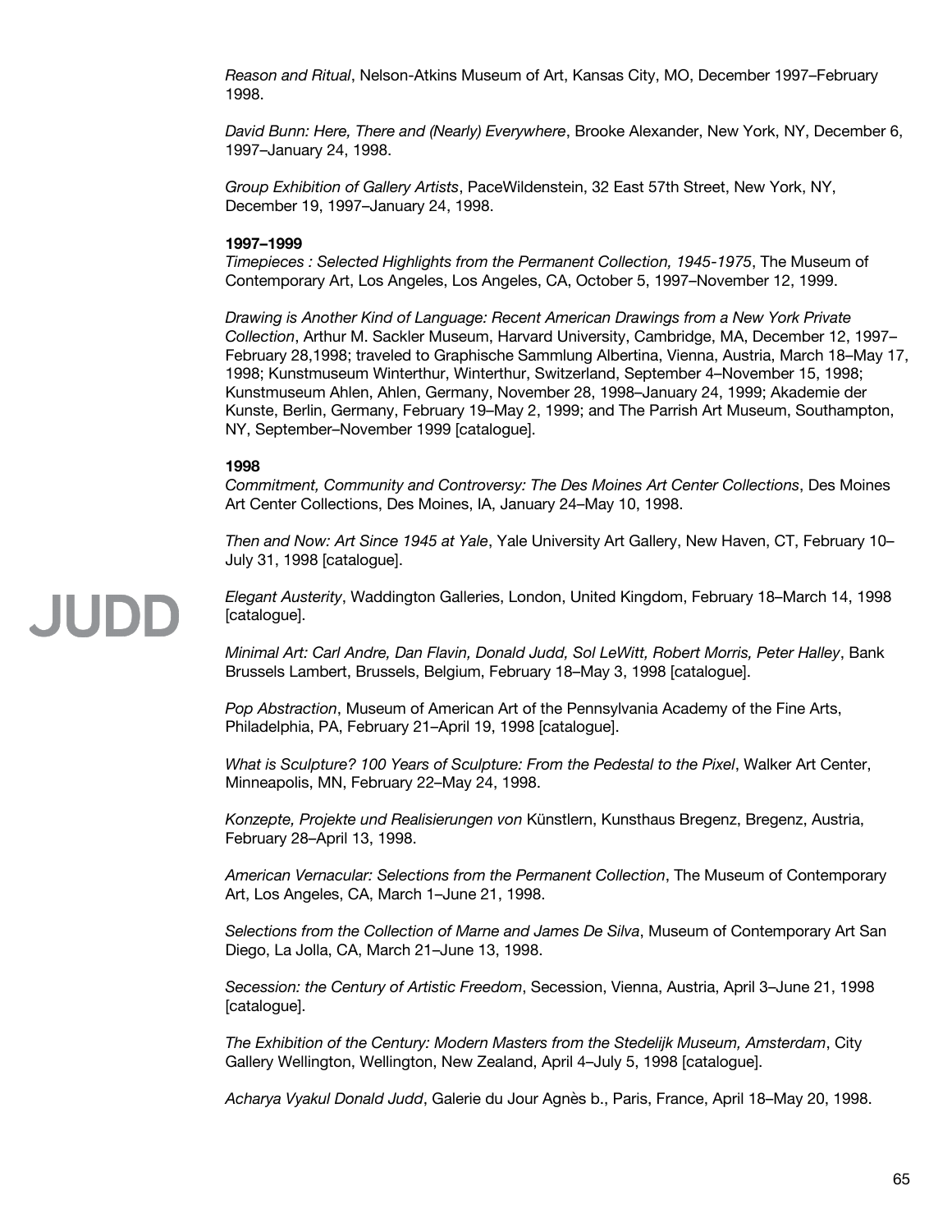*Reason and Ritual*, Nelson-Atkins Museum of Art, Kansas City, MO, December 1997–February 1998.

*David Bunn: Here, There and (Nearly) Everywhere*, Brooke Alexander, New York, NY, December 6, 1997–January 24, 1998.

*Group Exhibition of Gallery Artists*, PaceWildenstein, 32 East 57th Street, New York, NY, December 19, 1997–January 24, 1998.

**1997–1999**
*Timepieces : Selected Highlights from the Permanent Collection, 1945-1975*, The Museum of Contemporary Art, Los Angeles, Los Angeles, CA, October 5, 1997–November 12, 1999.

*Drawing is Another Kind of Language: Recent American Drawings from a New York Private Collection*, Arthur M. Sackler Museum, Harvard University, Cambridge, MA, December 12, 1997–February 28,1998; traveled to Graphische Sammlung Albertina, Vienna, Austria, March 18–May 17, 1998; Kunstmuseum Winterthur, Winterthur, Switzerland, September 4–November 15, 1998; Kunstmuseum Ahlen, Ahlen, Germany, November 28, 1998–January 24, 1999; Akademie der Kunste, Berlin, Germany, February 19–May 2, 1999; and The Parrish Art Museum, Southampton, NY, September–November 1999 [catalogue].

**1998**
*Commitment, Community and Controversy: The Des Moines Art Center Collections*, Des Moines Art Center Collections, Des Moines, IA, January 24–May 10, 1998.

*Then and Now: Art Since 1945 at Yale*, Yale University Art Gallery, New Haven, CT, February 10–July 31, 1998 [catalogue].

*Elegant Austerity*, Waddington Galleries, London, United Kingdom, February 18–March 14, 1998 [catalogue].

*Minimal Art: Carl Andre, Dan Flavin, Donald Judd, Sol LeWitt, Robert Morris, Peter Halley*, Bank Brussels Lambert, Brussels, Belgium, February 18–May 3, 1998 [catalogue].

*Pop Abstraction*, Museum of American Art of the Pennsylvania Academy of the Fine Arts, Philadelphia, PA, February 21–April 19, 1998 [catalogue].

*What is Sculpture? 100 Years of Sculpture: From the Pedestal to the Pixel*, Walker Art Center, Minneapolis, MN, February 22–May 24, 1998.

*Konzepte, Projekte und Realisierungen von* Künstlern, Kunsthaus Bregenz, Bregenz, Austria, February 28–April 13, 1998.

*American Vernacular: Selections from the Permanent Collection*, The Museum of Contemporary Art, Los Angeles, CA, March 1–June 21, 1998.

*Selections from the Collection of Marne and James De Silva*, Museum of Contemporary Art San Diego, La Jolla, CA, March 21–June 13, 1998.

*Secession: the Century of Artistic Freedom*, Secession, Vienna, Austria, April 3–June 21, 1998 [catalogue].

*The Exhibition of the Century: Modern Masters from the Stedelijk Museum, Amsterdam*, City Gallery Wellington, Wellington, New Zealand, April 4–July 5, 1998 [catalogue].

*Acharya Vyakul Donald Judd*, Galerie du Jour Agnès b., Paris, France, April 18–May 20, 1998.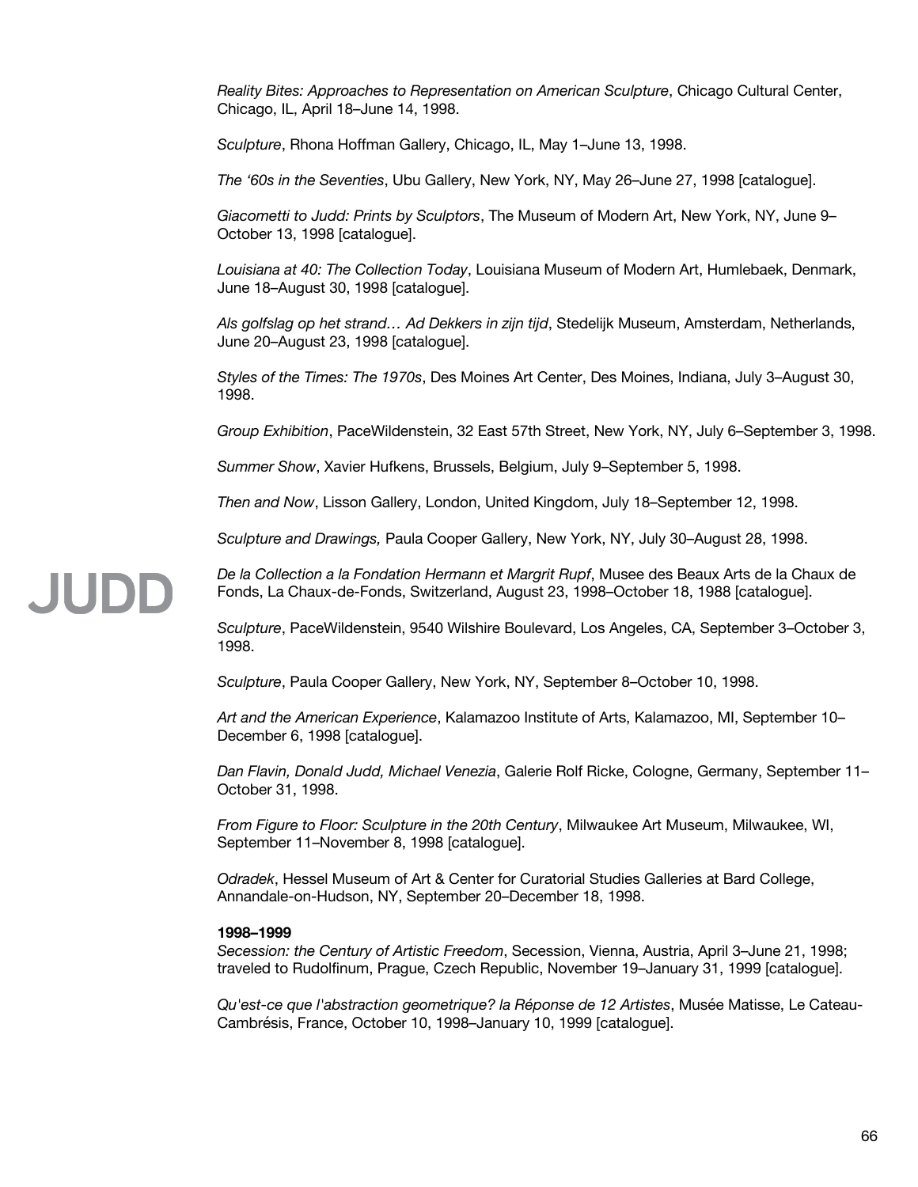*Reality Bites: Approaches to Representation on American Sculpture*, Chicago Cultural Center, Chicago, IL, April 18–June 14, 1998.

*Sculpture*, Rhona Hoffman Gallery, Chicago, IL, May 1–June 13, 1998.

*The '60s in the Seventies*, Ubu Gallery, New York, NY, May 26–June 27, 1998 [catalogue].

*Giacometti to Judd: Prints by Sculptors*, The Museum of Modern Art, New York, NY, June 9–October 13, 1998 [catalogue].

*Louisiana at 40: The Collection Today*, Louisiana Museum of Modern Art, Humlebaek, Denmark, June 18–August 30, 1998 [catalogue].

*Als golfslag op het strand… Ad Dekkers in zijn tijd*, Stedelijk Museum, Amsterdam, Netherlands, June 20–August 23, 1998 [catalogue].

*Styles of the Times: The 1970s*, Des Moines Art Center, Des Moines, Indiana, July 3–August 30, 1998.

*Group Exhibition*, PaceWildenstein, 32 East 57th Street, New York, NY, July 6–September 3, 1998.

*Summer Show*, Xavier Hufkens, Brussels, Belgium, July 9–September 5, 1998.

*Then and Now*, Lisson Gallery, London, United Kingdom, July 18–September 12, 1998.

*Sculpture and Drawings,* Paula Cooper Gallery, New York, NY, July 30–August 28, 1998.

*De la Collection a la Fondation Hermann et Margrit Rupf*, Musee des Beaux Arts de la Chaux de Fonds, La Chaux-de-Fonds, Switzerland, August 23, 1998–October 18, 1988 [catalogue].

*Sculpture*, PaceWildenstein, 9540 Wilshire Boulevard, Los Angeles, CA, September 3–October 3, 1998.

*Sculpture*, Paula Cooper Gallery, New York, NY, September 8–October 10, 1998.

*Art and the American Experience*, Kalamazoo Institute of Arts, Kalamazoo, MI, September 10–December 6, 1998 [catalogue].

*Dan Flavin, Donald Judd, Michael Venezia*, Galerie Rolf Ricke, Cologne, Germany, September 11–October 31, 1998.

*From Figure to Floor: Sculpture in the 20th Century*, Milwaukee Art Museum, Milwaukee, WI, September 11–November 8, 1998 [catalogue].

*Odradek*, Hessel Museum of Art & Center for Curatorial Studies Galleries at Bard College, Annandale-on-Hudson, NY, September 20–December 18, 1998.

**1998–1999**

*Secession: the Century of Artistic Freedom*, Secession, Vienna, Austria, April 3–June 21, 1998; traveled to Rudolfinum, Prague, Czech Republic, November 19–January 31, 1999 [catalogue].

*Qu'est-ce que l'abstraction geometrique? la Réponse de 12 Artistes*, Musée Matisse, Le Cateau-Cambrésis, France, October 10, 1998–January 10, 1999 [catalogue].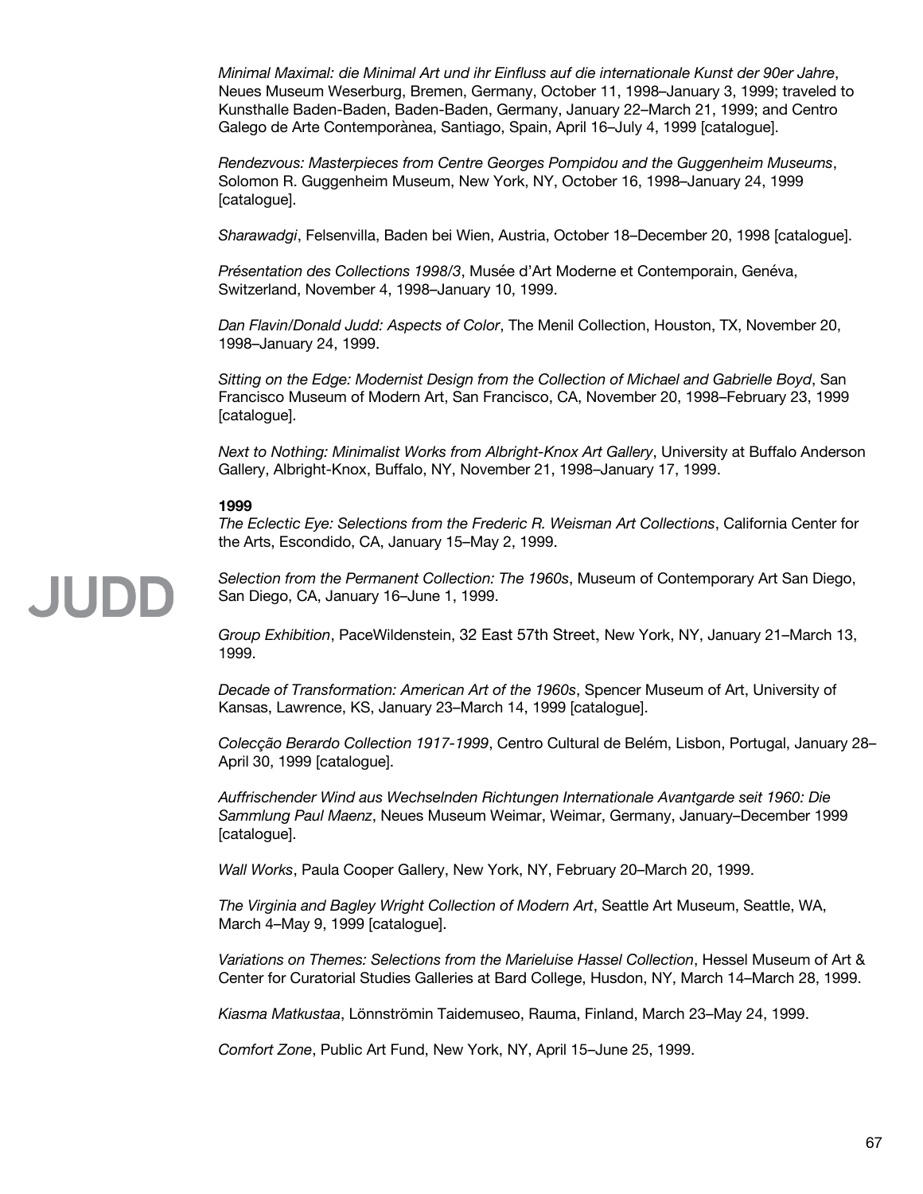*Minimal Maximal: die Minimal Art und ihr Einfluss auf die internationale Kunst der 90er Jahre*, Neues Museum Weserburg, Bremen, Germany, October 11, 1998–January 3, 1999; traveled to Kunsthalle Baden-Baden, Baden-Baden, Germany, January 22–March 21, 1999; and Centro Galego de Arte Contemporànea, Santiago, Spain, April 16–July 4, 1999 [catalogue].

*Rendezvous: Masterpieces from Centre Georges Pompidou and the Guggenheim Museums*, Solomon R. Guggenheim Museum, New York, NY, October 16, 1998–January 24, 1999 [catalogue].

*Sharawadgi*, Felsenvilla, Baden bei Wien, Austria, October 18–December 20, 1998 [catalogue].

*Présentation des Collections 1998/3*, Musée d'Art Moderne et Contemporain, Genéva, Switzerland, November 4, 1998–January 10, 1999.

*Dan Flavin/Donald Judd: Aspects of Color*, The Menil Collection, Houston, TX, November 20, 1998–January 24, 1999.

*Sitting on the Edge: Modernist Design from the Collection of Michael and Gabrielle Boyd*, San Francisco Museum of Modern Art, San Francisco, CA, November 20, 1998–February 23, 1999 [catalogue].

*Next to Nothing: Minimalist Works from Albright-Knox Art Gallery*, University at Buffalo Anderson Gallery, Albright-Knox, Buffalo, NY, November 21, 1998–January 17, 1999.

**1999**

*The Eclectic Eye: Selections from the Frederic R. Weisman Art Collections*, California Center for the Arts, Escondido, CA, January 15–May 2, 1999.

*Selection from the Permanent Collection: The 1960s*, Museum of Contemporary Art San Diego, San Diego, CA, January 16–June 1, 1999.

*Group Exhibition*, PaceWildenstein, 32 East 57th Street, New York, NY, January 21–March 13, 1999.

*Decade of Transformation: American Art of the 1960s*, Spencer Museum of Art, University of Kansas, Lawrence, KS, January 23–March 14, 1999 [catalogue].

*Colecção Berardo Collection 1917-1999*, Centro Cultural de Belém, Lisbon, Portugal, January 28–April 30, 1999 [catalogue].

*Auffrischender Wind aus Wechselnden Richtungen Internationale Avantgarde seit 1960: Die Sammlung Paul Maenz*, Neues Museum Weimar, Weimar, Germany, January–December 1999 [catalogue].

*Wall Works*, Paula Cooper Gallery, New York, NY, February 20–March 20, 1999.

*The Virginia and Bagley Wright Collection of Modern Art*, Seattle Art Museum, Seattle, WA, March 4–May 9, 1999 [catalogue].

*Variations on Themes: Selections from the Marieluise Hassel Collection*, Hessel Museum of Art & Center for Curatorial Studies Galleries at Bard College, Husdon, NY, March 14–March 28, 1999.

*Kiasma Matkustaa*, Lönnströmin Taidemuseo, Rauma, Finland, March 23–May 24, 1999.

*Comfort Zone*, Public Art Fund, New York, NY, April 15–June 25, 1999.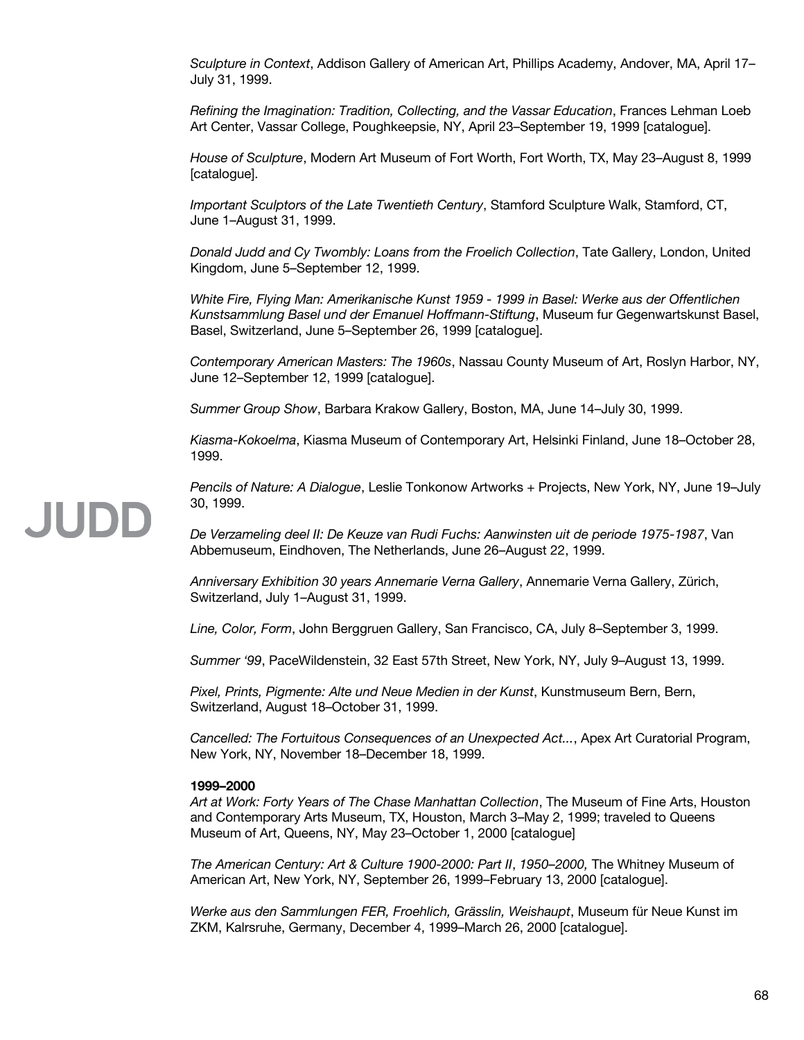*Sculpture in Context*, Addison Gallery of American Art, Phillips Academy, Andover, MA, April 17–July 31, 1999.

*Refining the Imagination: Tradition, Collecting, and the Vassar Education*, Frances Lehman Loeb Art Center, Vassar College, Poughkeepsie, NY, April 23–September 19, 1999 [catalogue].

*House of Sculpture*, Modern Art Museum of Fort Worth, Fort Worth, TX, May 23–August 8, 1999 [catalogue].

*Important Sculptors of the Late Twentieth Century*, Stamford Sculpture Walk, Stamford, CT, June 1–August 31, 1999.

*Donald Judd and Cy Twombly: Loans from the Froelich Collection*, Tate Gallery, London, United Kingdom, June 5–September 12, 1999.

*White Fire, Flying Man: Amerikanische Kunst 1959 - 1999 in Basel: Werke aus der Offentlichen Kunstsammlung Basel und der Emanuel Hoffmann-Stiftung*, Museum fur Gegenwartskunst Basel, Basel, Switzerland, June 5–September 26, 1999 [catalogue].

*Contemporary American Masters: The 1960s*, Nassau County Museum of Art, Roslyn Harbor, NY, June 12–September 12, 1999 [catalogue].

*Summer Group Show*, Barbara Krakow Gallery, Boston, MA, June 14–July 30, 1999.

*Kiasma-Kokoelma*, Kiasma Museum of Contemporary Art, Helsinki Finland, June 18–October 28, 1999.

*Pencils of Nature: A Dialogue*, Leslie Tonkonow Artworks + Projects, New York, NY, June 19–July 30, 1999.

*De Verzameling deel II: De Keuze van Rudi Fuchs: Aanwinsten uit de periode 1975-1987*, Van Abbemuseum, Eindhoven, The Netherlands, June 26–August 22, 1999.

*Anniversary Exhibition 30 years Annemarie Verna Gallery*, Annemarie Verna Gallery, Zürich, Switzerland, July 1–August 31, 1999.

*Line, Color, Form*, John Berggruen Gallery, San Francisco, CA, July 8–September 3, 1999.

*Summer '99*, PaceWildenstein, 32 East 57th Street, New York, NY, July 9–August 13, 1999.

*Pixel, Prints, Pigmente: Alte und Neue Medien in der Kunst*, Kunstmuseum Bern, Bern, Switzerland, August 18–October 31, 1999.

*Cancelled: The Fortuitous Consequences of an Unexpected Act...*, Apex Art Curatorial Program, New York, NY, November 18–December 18, 1999.

**1999–2000**

*Art at Work: Forty Years of The Chase Manhattan Collection*, The Museum of Fine Arts, Houston and Contemporary Arts Museum, TX, Houston, March 3–May 2, 1999; traveled to Queens Museum of Art, Queens, NY, May 23–October 1, 2000 [catalogue]

*The American Century: Art & Culture 1900-2000: Part II*, *1950–2000,* The Whitney Museum of American Art, New York, NY, September 26, 1999–February 13, 2000 [catalogue].

*Werke aus den Sammlungen FER, Froehlich, Grässlin, Weishaupt*, Museum für Neue Kunst im ZKM, Kalrsruhe, Germany, December 4, 1999–March 26, 2000 [catalogue].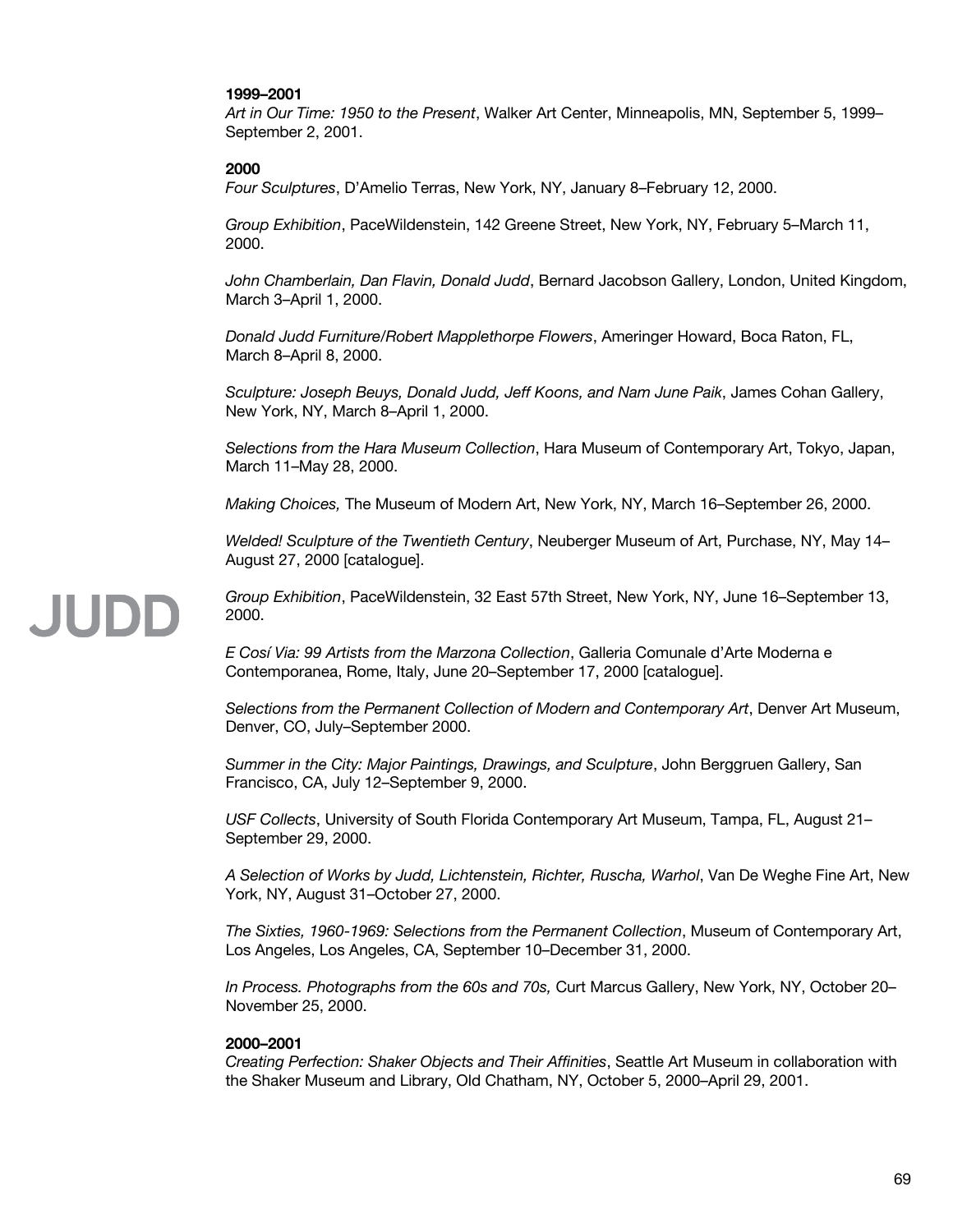**1999–2001**
*Art in Our Time: 1950 to the Present*, Walker Art Center, Minneapolis, MN, September 5, 1999–September 2, 2001.

**2000**
*Four Sculptures*, D'Amelio Terras, New York, NY, January 8–February 12, 2000.

*Group Exhibition*, PaceWildenstein, 142 Greene Street, New York, NY, February 5–March 11, 2000.

*John Chamberlain, Dan Flavin, Donald Judd*, Bernard Jacobson Gallery, London, United Kingdom, March 3–April 1, 2000.

*Donald Judd Furniture/Robert Mapplethorpe Flowers*, Ameringer Howard, Boca Raton, FL, March 8–April 8, 2000.

*Sculpture: Joseph Beuys, Donald Judd, Jeff Koons, and Nam June Paik*, James Cohan Gallery, New York, NY, March 8–April 1, 2000.

*Selections from the Hara Museum Collection*, Hara Museum of Contemporary Art, Tokyo, Japan, March 11–May 28, 2000.

*Making Choices,* The Museum of Modern Art, New York, NY, March 16–September 26, 2000.

*Welded! Sculpture of the Twentieth Century*, Neuberger Museum of Art, Purchase, NY, May 14–August 27, 2000 [catalogue].

*Group Exhibition*, PaceWildenstein, 32 East 57th Street, New York, NY, June 16–September 13, 2000.

*E Cosí Via: 99 Artists from the Marzona Collection*, Galleria Comunale d'Arte Moderna e Contemporanea, Rome, Italy, June 20–September 17, 2000 [catalogue].

*Selections from the Permanent Collection of Modern and Contemporary Art*, Denver Art Museum, Denver, CO, July–September 2000.

*Summer in the City: Major Paintings, Drawings, and Sculpture*, John Berggruen Gallery, San Francisco, CA, July 12–September 9, 2000.

*USF Collects*, University of South Florida Contemporary Art Museum, Tampa, FL, August 21–September 29, 2000.

*A Selection of Works by Judd, Lichtenstein, Richter, Ruscha, Warhol*, Van De Weghe Fine Art, New York, NY, August 31–October 27, 2000.

*The Sixties, 1960-1969: Selections from the Permanent Collection*, Museum of Contemporary Art, Los Angeles, Los Angeles, CA, September 10–December 31, 2000.

*In Process. Photographs from the 60s and 70s,* Curt Marcus Gallery, New York, NY, October 20–November 25, 2000.

**2000–2001**
*Creating Perfection: Shaker Objects and Their Affinities*, Seattle Art Museum in collaboration with the Shaker Museum and Library, Old Chatham, NY, October 5, 2000–April 29, 2001.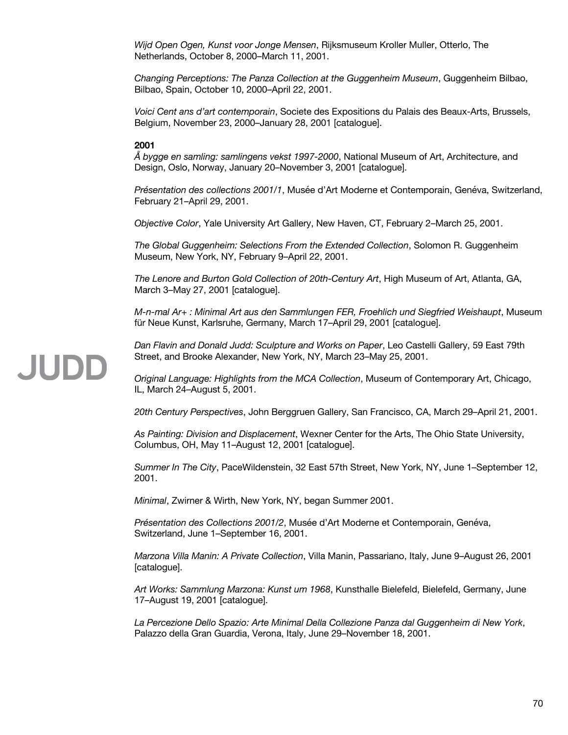*Wijd Open Ogen, Kunst voor Jonge Mensen*, Rijksmuseum Kroller Muller, Otterlo, The Netherlands, October 8, 2000–March 11, 2001.

*Changing Perceptions: The Panza Collection at the Guggenheim Museum*, Guggenheim Bilbao, Bilbao, Spain, October 10, 2000–April 22, 2001.

*Voici Cent ans d'art contemporain*, Societe des Expositions du Palais des Beaux-Arts, Brussels, Belgium, November 23, 2000–January 28, 2001 [catalogue].

**2001**

*Å bygge en samling: samlingens vekst 1997-2000*, National Museum of Art, Architecture, and Design, Oslo, Norway, January 20–November 3, 2001 [catalogue].

*Présentation des collections 2001/1*, Musée d'Art Moderne et Contemporain, Genéva, Switzerland, February 21–April 29, 2001.

*Objective Color*, Yale University Art Gallery, New Haven, CT, February 2–March 25, 2001.

*The Global Guggenheim: Selections From the Extended Collection*, Solomon R. Guggenheim Museum, New York, NY, February 9–April 22, 2001.

*The Lenore and Burton Gold Collection of 20th-Century Art*, High Museum of Art, Atlanta, GA, March 3–May 27, 2001 [catalogue].

*M-n-mal Ar+ : Minimal Art aus den Sammlungen FER, Froehlich und Siegfried Weishaupt*, Museum für Neue Kunst, Karlsruhe, Germany, March 17–April 29, 2001 [catalogue].

*Dan Flavin and Donald Judd: Sculpture and Works on Paper*, Leo Castelli Gallery, 59 East 79th Street, and Brooke Alexander, New York, NY, March 23–May 25, 2001.

*Original Language: Highlights from the MCA Collection*, Museum of Contemporary Art, Chicago, IL, March 24–August 5, 2001.

*20th Century Perspectives*, John Berggruen Gallery, San Francisco, CA, March 29–April 21, 2001.

*As Painting: Division and Displacement*, Wexner Center for the Arts, The Ohio State University, Columbus, OH, May 11–August 12, 2001 [catalogue].

*Summer In The City*, PaceWildenstein, 32 East 57th Street, New York, NY, June 1–September 12, 2001.

*Minimal*, Zwirner & Wirth, New York, NY, began Summer 2001.

*Présentation des Collections 2001/2*, Musée d'Art Moderne et Contemporain, Genéva, Switzerland, June 1–September 16, 2001.

*Marzona Villa Manin: A Private Collection*, Villa Manin, Passariano, Italy, June 9–August 26, 2001 [catalogue].

*Art Works: Sammlung Marzona: Kunst um 1968*, Kunsthalle Bielefeld, Bielefeld, Germany, June 17–August 19, 2001 [catalogue].

*La Percezione Dello Spazio: Arte Minimal Della Collezione Panza dal Guggenheim di New York*, Palazzo della Gran Guardia, Verona, Italy, June 29–November 18, 2001.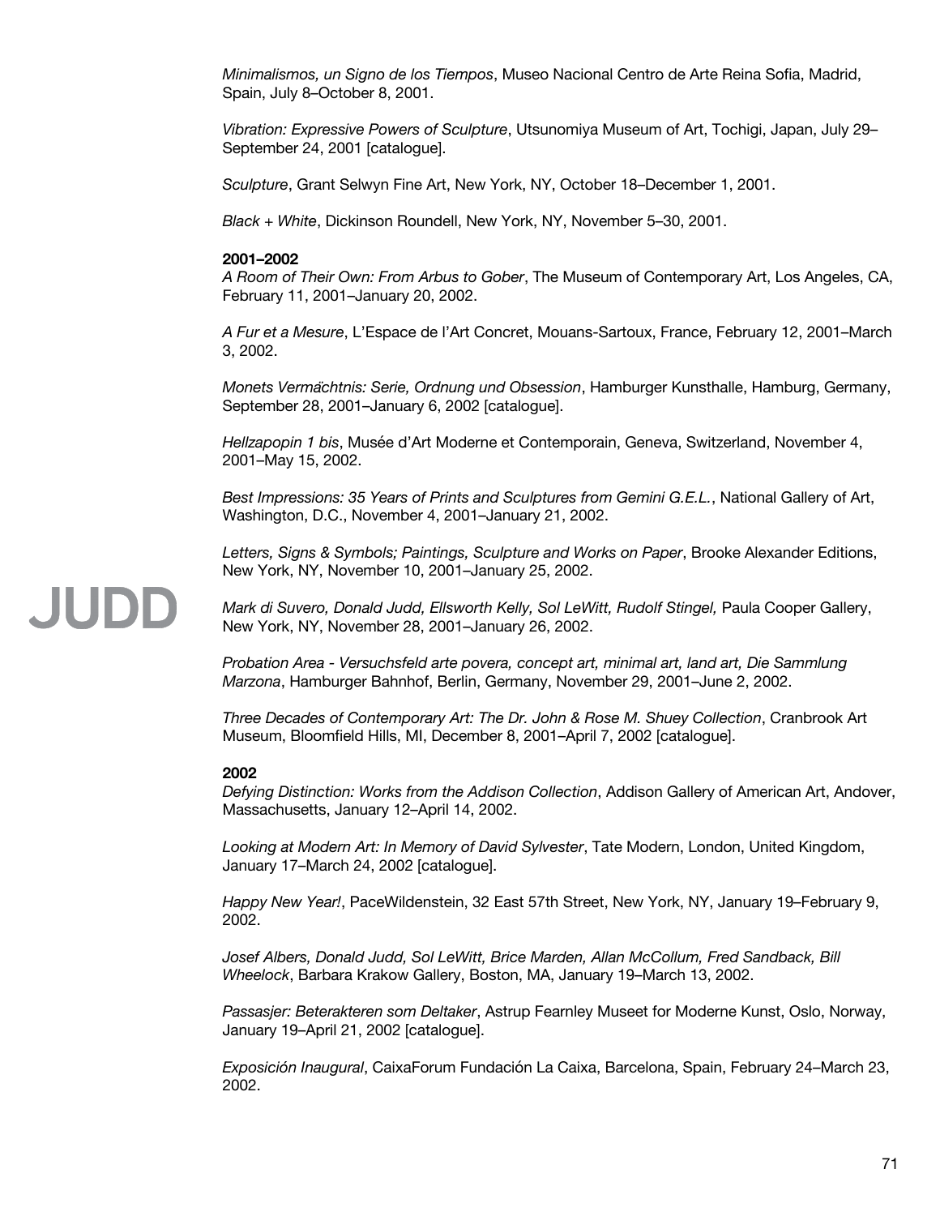*Minimalismos, un Signo de los Tiempos*, Museo Nacional Centro de Arte Reina Sofia, Madrid, Spain, July 8–October 8, 2001.

*Vibration: Expressive Powers of Sculpture*, Utsunomiya Museum of Art, Tochigi, Japan, July 29–September 24, 2001 [catalogue].

*Sculpture*, Grant Selwyn Fine Art, New York, NY, October 18–December 1, 2001.

*Black + White*, Dickinson Roundell, New York, NY, November 5–30, 2001.

**2001–2002**

*A Room of Their Own: From Arbus to Gober*, The Museum of Contemporary Art, Los Angeles, CA, February 11, 2001–January 20, 2002.

*A Fur et a Mesure*, L'Espace de l'Art Concret, Mouans-Sartoux, France, February 12, 2001–March 3, 2002.

*Monets Vermächtnis: Serie, Ordnung und Obsession*, Hamburger Kunsthalle, Hamburg, Germany, September 28, 2001–January 6, 2002 [catalogue].

*Hellzapopin 1 bis*, Musée d'Art Moderne et Contemporain, Geneva, Switzerland, November 4, 2001–May 15, 2002.

*Best Impressions: 35 Years of Prints and Sculptures from Gemini G.E.L.*, National Gallery of Art, Washington, D.C., November 4, 2001–January 21, 2002.

*Letters, Signs & Symbols; Paintings, Sculpture and Works on Paper*, Brooke Alexander Editions, New York, NY, November 10, 2001–January 25, 2002.

*Mark di Suvero, Donald Judd, Ellsworth Kelly, Sol LeWitt, Rudolf Stingel,* Paula Cooper Gallery, New York, NY, November 28, 2001–January 26, 2002.

*Probation Area - Versuchsfeld arte povera, concept art, minimal art, land art, Die Sammlung Marzona*, Hamburger Bahnhof, Berlin, Germany, November 29, 2001–June 2, 2002.

*Three Decades of Contemporary Art: The Dr. John & Rose M. Shuey Collection*, Cranbrook Art Museum, Bloomfield Hills, MI, December 8, 2001–April 7, 2002 [catalogue].

**2002**

*Defying Distinction: Works from the Addison Collection*, Addison Gallery of American Art, Andover, Massachusetts, January 12–April 14, 2002.

*Looking at Modern Art: In Memory of David Sylvester*, Tate Modern, London, United Kingdom, January 17–March 24, 2002 [catalogue].

*Happy New Year!*, PaceWildenstein, 32 East 57th Street, New York, NY, January 19–February 9, 2002.

*Josef Albers, Donald Judd, Sol LeWitt, Brice Marden, Allan McCollum, Fred Sandback, Bill Wheelock*, Barbara Krakow Gallery, Boston, MA, January 19–March 13, 2002.

*Passasjer: Beterakteren som Deltaker*, Astrup Fearnley Museet for Moderne Kunst, Oslo, Norway, January 19–April 21, 2002 [catalogue].

*Exposición Inaugural*, CaixaForum Fundación La Caixa, Barcelona, Spain, February 24–March 23, 2002.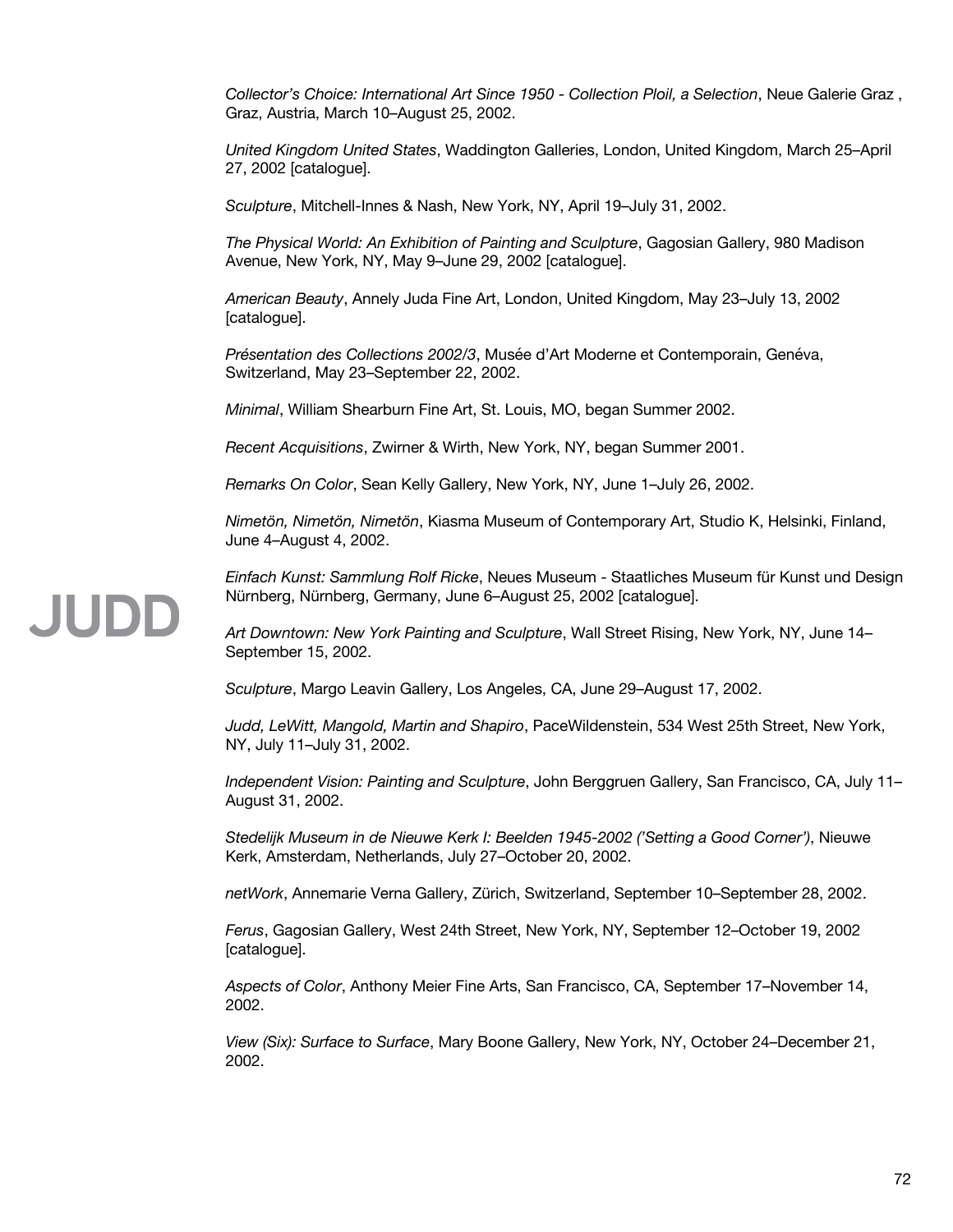*Collector's Choice: International Art Since 1950 - Collection Ploil, a Selection*, Neue Galerie Graz , Graz, Austria, March 10–August 25, 2002.

*United Kingdom United States*, Waddington Galleries, London, United Kingdom, March 25–April 27, 2002 [catalogue].

*Sculpture*, Mitchell-Innes & Nash, New York, NY, April 19–July 31, 2002.

*The Physical World: An Exhibition of Painting and Sculpture*, Gagosian Gallery, 980 Madison Avenue, New York, NY, May 9–June 29, 2002 [catalogue].

*American Beauty*, Annely Juda Fine Art, London, United Kingdom, May 23–July 13, 2002 [catalogue].

*Présentation des Collections 2002/3*, Musée d'Art Moderne et Contemporain, Genéva, Switzerland, May 23–September 22, 2002.

*Minimal*, William Shearburn Fine Art, St. Louis, MO, began Summer 2002.

*Recent Acquisitions*, Zwirner & Wirth, New York, NY, began Summer 2001.

*Remarks On Color*, Sean Kelly Gallery, New York, NY, June 1–July 26, 2002.

*Nimetön, Nimetön, Nimetön*, Kiasma Museum of Contemporary Art, Studio K, Helsinki, Finland, June 4–August 4, 2002.

*Einfach Kunst: Sammlung Rolf Ricke*, Neues Museum - Staatliches Museum für Kunst und Design Nürnberg, Nürnberg, Germany, June 6–August 25, 2002 [catalogue].

*Art Downtown: New York Painting and Sculpture*, Wall Street Rising, New York, NY, June 14–September 15, 2002.

*Sculpture*, Margo Leavin Gallery, Los Angeles, CA, June 29–August 17, 2002.

*Judd, LeWitt, Mangold, Martin and Shapiro*, PaceWildenstein, 534 West 25th Street, New York, NY, July 11–July 31, 2002.

*Independent Vision: Painting and Sculpture*, John Berggruen Gallery, San Francisco, CA, July 11–August 31, 2002.

*Stedelijk Museum in de Nieuwe Kerk I: Beelden 1945-2002 ('Setting a Good Corner')*, Nieuwe Kerk, Amsterdam, Netherlands, July 27–October 20, 2002.

*netWork*, Annemarie Verna Gallery, Zürich, Switzerland, September 10–September 28, 2002.

*Ferus*, Gagosian Gallery, West 24th Street, New York, NY, September 12–October 19, 2002 [catalogue].

*Aspects of Color*, Anthony Meier Fine Arts, San Francisco, CA, September 17–November 14, 2002.

*View (Six): Surface to Surface*, Mary Boone Gallery, New York, NY, October 24–December 21, 2002.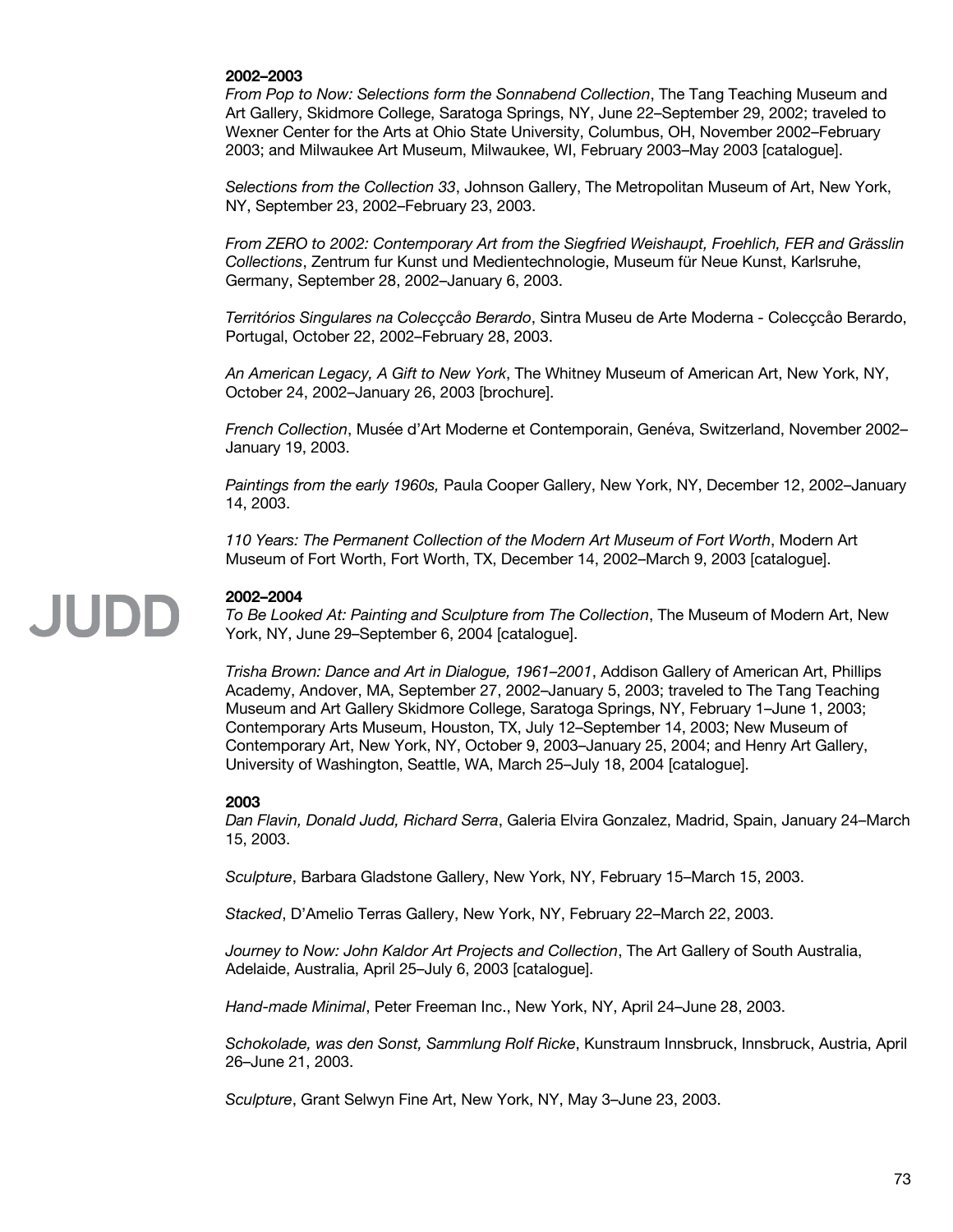**2002–2003**

*From Pop to Now: Selections form the Sonnabend Collection*, The Tang Teaching Museum and Art Gallery, Skidmore College, Saratoga Springs, NY, June 22–September 29, 2002; traveled to Wexner Center for the Arts at Ohio State University, Columbus, OH, November 2002–February 2003; and Milwaukee Art Museum, Milwaukee, WI, February 2003–May 2003 [catalogue].

*Selections from the Collection 33*, Johnson Gallery, The Metropolitan Museum of Art, New York, NY, September 23, 2002–February 23, 2003.

*From ZERO to 2002: Contemporary Art from the Siegfried Weishaupt, Froehlich, FER and Grässlin Collections*, Zentrum fur Kunst und Medientechnologie, Museum für Neue Kunst, Karlsruhe, Germany, September 28, 2002–January 6, 2003.

*Territórios Singulares na Colecçcåo Berardo*, Sintra Museu de Arte Moderna - Colecçcåo Berardo, Portugal, October 22, 2002–February 28, 2003.

*An American Legacy, A Gift to New York*, The Whitney Museum of American Art, New York, NY, October 24, 2002–January 26, 2003 [brochure].

*French Collection*, Musée d'Art Moderne et Contemporain, Genéva, Switzerland, November 2002–January 19, 2003.

*Paintings from the early 1960s,* Paula Cooper Gallery, New York, NY, December 12, 2002–January 14, 2003.

*110 Years: The Permanent Collection of the Modern Art Museum of Fort Worth*, Modern Art Museum of Fort Worth, Fort Worth, TX, December 14, 2002–March 9, 2003 [catalogue].

**2002–2004**

*To Be Looked At: Painting and Sculpture from The Collection*, The Museum of Modern Art, New York, NY, June 29–September 6, 2004 [catalogue].

*Trisha Brown: Dance and Art in Dialogue, 1961–2001*, Addison Gallery of American Art, Phillips Academy, Andover, MA, September 27, 2002–January 5, 2003; traveled to The Tang Teaching Museum and Art Gallery Skidmore College, Saratoga Springs, NY, February 1–June 1, 2003; Contemporary Arts Museum, Houston, TX, July 12–September 14, 2003; New Museum of Contemporary Art, New York, NY, October 9, 2003–January 25, 2004; and Henry Art Gallery, University of Washington, Seattle, WA, March 25–July 18, 2004 [catalogue].

**2003**

*Dan Flavin, Donald Judd, Richard Serra*, Galeria Elvira Gonzalez, Madrid, Spain, January 24–March 15, 2003.

*Sculpture*, Barbara Gladstone Gallery, New York, NY, February 15–March 15, 2003.

*Stacked*, D'Amelio Terras Gallery, New York, NY, February 22–March 22, 2003.

*Journey to Now: John Kaldor Art Projects and Collection*, The Art Gallery of South Australia, Adelaide, Australia, April 25–July 6, 2003 [catalogue].

*Hand-made Minimal*, Peter Freeman Inc., New York, NY, April 24–June 28, 2003.

*Schokolade, was den Sonst, Sammlung Rolf Ricke*, Kunstraum Innsbruck, Innsbruck, Austria, April 26–June 21, 2003.

*Sculpture*, Grant Selwyn Fine Art, New York, NY, May 3–June 23, 2003.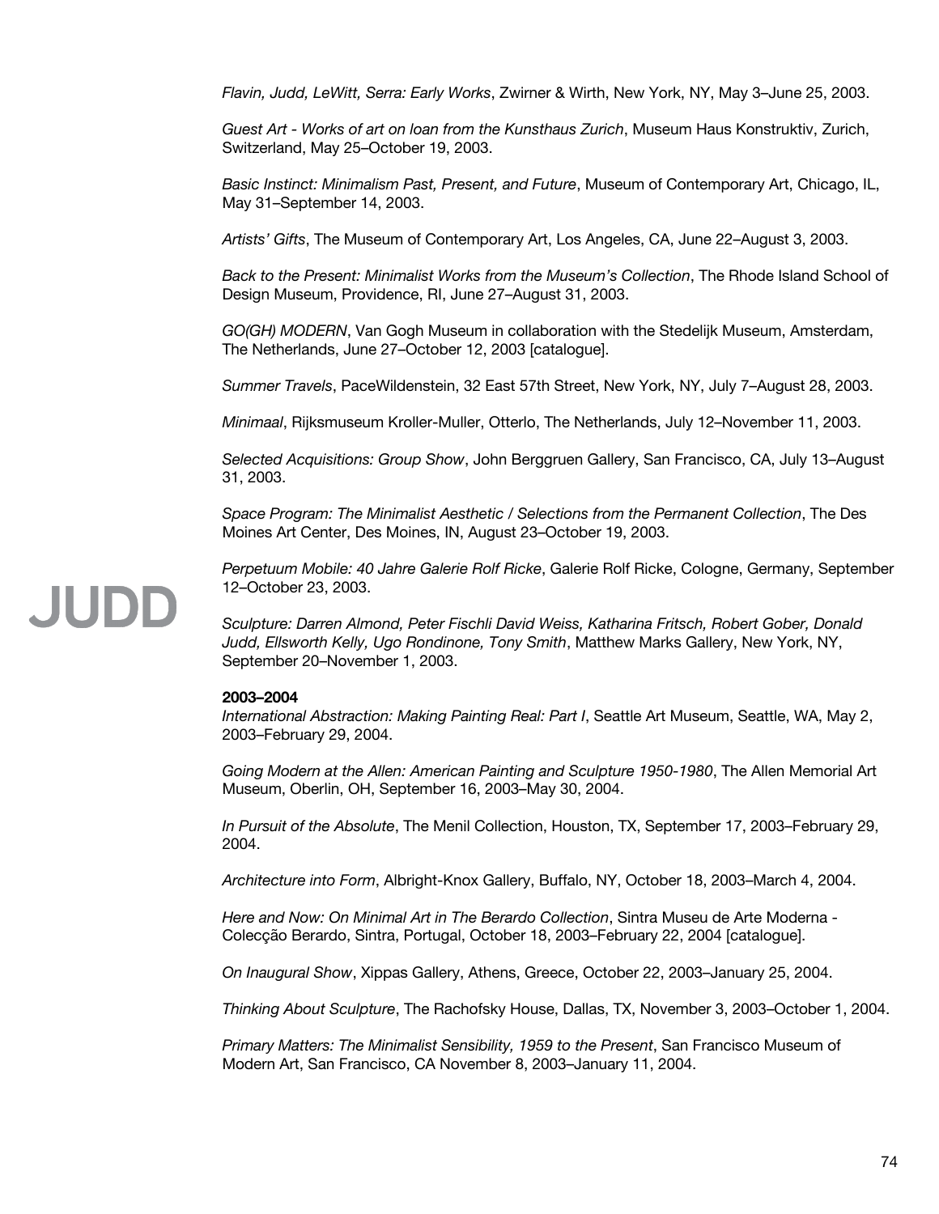*Flavin, Judd, LeWitt, Serra: Early Works*, Zwirner & Wirth, New York, NY, May 3–June 25, 2003.

*Guest Art - Works of art on loan from the Kunsthaus Zurich*, Museum Haus Konstruktiv, Zurich, Switzerland, May 25–October 19, 2003.

*Basic Instinct: Minimalism Past, Present, and Future*, Museum of Contemporary Art, Chicago, IL, May 31–September 14, 2003.

*Artists' Gifts*, The Museum of Contemporary Art, Los Angeles, CA, June 22–August 3, 2003.

*Back to the Present: Minimalist Works from the Museum's Collection*, The Rhode Island School of Design Museum, Providence, RI, June 27–August 31, 2003.

*GO(GH) MODERN*, Van Gogh Museum in collaboration with the Stedelijk Museum, Amsterdam, The Netherlands, June 27–October 12, 2003 [catalogue].

*Summer Travels*, PaceWildenstein, 32 East 57th Street, New York, NY, July 7–August 28, 2003.

*Minimaal*, Rijksmuseum Kroller-Muller, Otterlo, The Netherlands, July 12–November 11, 2003.

*Selected Acquisitions: Group Show*, John Berggruen Gallery, San Francisco, CA, July 13–August 31, 2003.

*Space Program: The Minimalist Aesthetic / Selections from the Permanent Collection*, The Des Moines Art Center, Des Moines, IN, August 23–October 19, 2003.

*Perpetuum Mobile: 40 Jahre Galerie Rolf Ricke*, Galerie Rolf Ricke, Cologne, Germany, September 12–October 23, 2003.

*Sculpture: Darren Almond, Peter Fischli David Weiss, Katharina Fritsch, Robert Gober, Donald Judd, Ellsworth Kelly, Ugo Rondinone, Tony Smith*, Matthew Marks Gallery, New York, NY, September 20–November 1, 2003.

**2003–2004**

*International Abstraction: Making Painting Real: Part I*, Seattle Art Museum, Seattle, WA, May 2, 2003–February 29, 2004.

*Going Modern at the Allen: American Painting and Sculpture 1950-1980*, The Allen Memorial Art Museum, Oberlin, OH, September 16, 2003–May 30, 2004.

*In Pursuit of the Absolute*, The Menil Collection, Houston, TX, September 17, 2003–February 29, 2004.

*Architecture into Form*, Albright-Knox Gallery, Buffalo, NY, October 18, 2003–March 4, 2004.

*Here and Now: On Minimal Art in The Berardo Collection*, Sintra Museu de Arte Moderna - Colecção Berardo, Sintra, Portugal, October 18, 2003–February 22, 2004 [catalogue].

*On Inaugural Show*, Xippas Gallery, Athens, Greece, October 22, 2003–January 25, 2004.

*Thinking About Sculpture*, The Rachofsky House, Dallas, TX, November 3, 2003–October 1, 2004.

*Primary Matters: The Minimalist Sensibility, 1959 to the Present*, San Francisco Museum of Modern Art, San Francisco, CA November 8, 2003–January 11, 2004.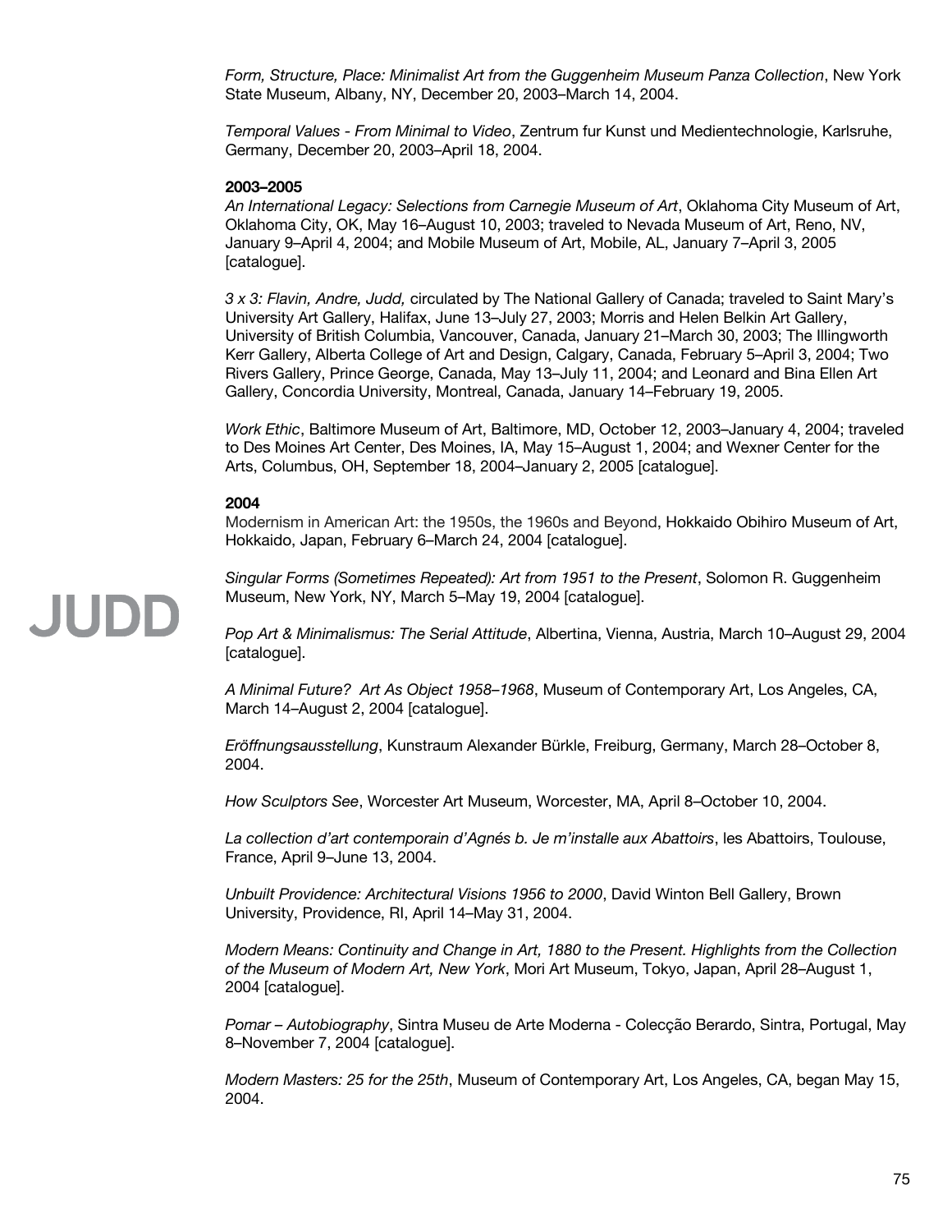*Form, Structure, Place: Minimalist Art from the Guggenheim Museum Panza Collection*, New York State Museum, Albany, NY, December 20, 2003–March 14, 2004.

*Temporal Values - From Minimal to Video*, Zentrum fur Kunst und Medientechnologie, Karlsruhe, Germany, December 20, 2003–April 18, 2004.

**2003–2005**

*An International Legacy: Selections from Carnegie Museum of Art*, Oklahoma City Museum of Art, Oklahoma City, OK, May 16–August 10, 2003; traveled to Nevada Museum of Art, Reno, NV, January 9–April 4, 2004; and Mobile Museum of Art, Mobile, AL, January 7–April 3, 2005 [catalogue].

*3 x 3: Flavin, Andre, Judd,* circulated by The National Gallery of Canada; traveled to Saint Mary's University Art Gallery, Halifax, June 13–July 27, 2003; Morris and Helen Belkin Art Gallery, University of British Columbia, Vancouver, Canada, January 21–March 30, 2003; The Illingworth Kerr Gallery, Alberta College of Art and Design, Calgary, Canada, February 5–April 3, 2004; Two Rivers Gallery, Prince George, Canada, May 13–July 11, 2004; and Leonard and Bina Ellen Art Gallery, Concordia University, Montreal, Canada, January 14–February 19, 2005.

*Work Ethic*, Baltimore Museum of Art, Baltimore, MD, October 12, 2003–January 4, 2004; traveled to Des Moines Art Center, Des Moines, IA, May 15–August 1, 2004; and Wexner Center for the Arts, Columbus, OH, September 18, 2004–January 2, 2005 [catalogue].

**2004**

Modernism in American Art: the 1950s, the 1960s and Beyond, Hokkaido Obihiro Museum of Art, Hokkaido, Japan, February 6–March 24, 2004 [catalogue].

*Singular Forms (Sometimes Repeated): Art from 1951 to the Present*, Solomon R. Guggenheim Museum, New York, NY, March 5–May 19, 2004 [catalogue].

*Pop Art & Minimalismus: The Serial Attitude*, Albertina, Vienna, Austria, March 10–August 29, 2004 [catalogue].

*A Minimal Future? Art As Object 1958–1968*, Museum of Contemporary Art, Los Angeles, CA, March 14–August 2, 2004 [catalogue].

*Eröffnungsausstellung*, Kunstraum Alexander Bürkle, Freiburg, Germany, March 28–October 8, 2004.

*How Sculptors See*, Worcester Art Museum, Worcester, MA, April 8–October 10, 2004.

*La collection d'art contemporain d'Agnés b. Je m'installe aux Abattoirs*, les Abattoirs, Toulouse, France, April 9–June 13, 2004.

*Unbuilt Providence: Architectural Visions 1956 to 2000*, David Winton Bell Gallery, Brown University, Providence, RI, April 14–May 31, 2004.

*Modern Means: Continuity and Change in Art, 1880 to the Present. Highlights from the Collection of the Museum of Modern Art, New York*, Mori Art Museum, Tokyo, Japan, April 28–August 1, 2004 [catalogue].

*Pomar – Autobiography*, Sintra Museu de Arte Moderna - Colecção Berardo, Sintra, Portugal, May 8–November 7, 2004 [catalogue].

*Modern Masters: 25 for the 25th*, Museum of Contemporary Art, Los Angeles, CA, began May 15, 2004.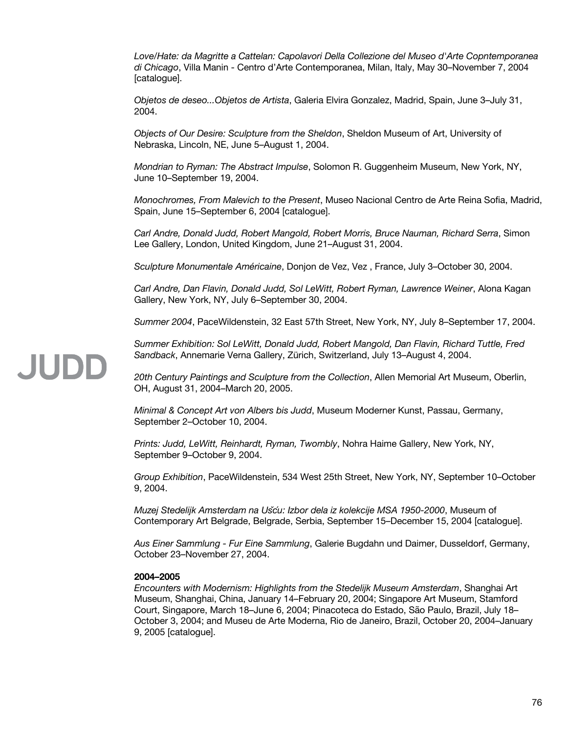*Love/Hate: da Magritte a Cattelan: Capolavori Della Collezione del Museo d'Arte Copntemporanea di Chicago*, Villa Manin - Centro d'Arte Contemporanea, Milan, Italy, May 30–November 7, 2004 [catalogue].

*Objetos de deseo...Objetos de Artista*, Galeria Elvira Gonzalez, Madrid, Spain, June 3–July 31, 2004.

*Objects of Our Desire: Sculpture from the Sheldon*, Sheldon Museum of Art, University of Nebraska, Lincoln, NE, June 5–August 1, 2004.

*Mondrian to Ryman: The Abstract Impulse*, Solomon R. Guggenheim Museum, New York, NY, June 10–September 19, 2004.

*Monochromes, From Malevich to the Present*, Museo Nacional Centro de Arte Reina Sofia, Madrid, Spain, June 15–September 6, 2004 [catalogue].

*Carl Andre, Donald Judd, Robert Mangold, Robert Morris, Bruce Nauman, Richard Serra*, Simon Lee Gallery, London, United Kingdom, June 21–August 31, 2004.

*Sculpture Monumentale Américaine*, Donjon de Vez, Vez , France, July 3–October 30, 2004.

*Carl Andre, Dan Flavin, Donald Judd, Sol LeWitt, Robert Ryman, Lawrence Weiner*, Alona Kagan Gallery, New York, NY, July 6–September 30, 2004.

*Summer 2004*, PaceWildenstein, 32 East 57th Street, New York, NY, July 8–September 17, 2004.

*Summer Exhibition: Sol LeWitt, Donald Judd, Robert Mangold, Dan Flavin, Richard Tuttle, Fred Sandback*, Annemarie Verna Gallery, Zürich, Switzerland, July 13–August 4, 2004.

*20th Century Paintings and Sculpture from the Collection*, Allen Memorial Art Museum, Oberlin, OH, August 31, 2004–March 20, 2005.

*Minimal & Concept Art von Albers bis Judd*, Museum Moderner Kunst, Passau, Germany, September 2–October 10, 2004.

*Prints: Judd, LeWitt, Reinhardt, Ryman, Twombly*, Nohra Haime Gallery, New York, NY, September 9–October 9, 2004.

*Group Exhibition*, PaceWildenstein, 534 West 25th Street, New York, NY, September 10–October 9, 2004.

*Muzej Stedelijk Amsterdam na Ušću: Izbor dela iz kolekcije MSA 1950-2000*, Museum of Contemporary Art Belgrade, Belgrade, Serbia, September 15–December 15, 2004 [catalogue].

*Aus Einer Sammlung - Fur Eine Sammlung*, Galerie Bugdahn und Daimer, Dusseldorf, Germany, October 23–November 27, 2004.

**2004–2005**
*Encounters with Modernism: Highlights from the Stedelijk Museum Amsterdam*, Shanghai Art Museum, Shanghai, China, January 14–February 20, 2004; Singapore Art Museum, Stamford Court, Singapore, March 18–June 6, 2004; Pinacoteca do Estado, São Paulo, Brazil, July 18–October 3, 2004; and Museu de Arte Moderna, Rio de Janeiro, Brazil, October 20, 2004–January 9, 2005 [catalogue].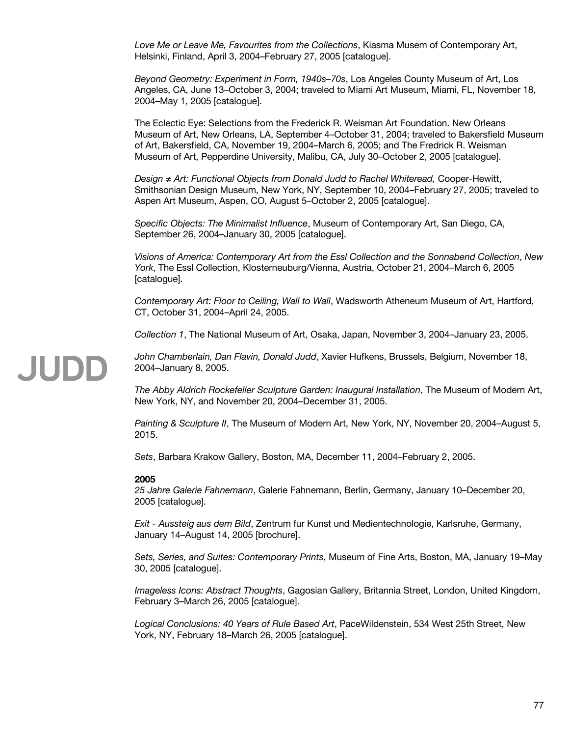*Love Me or Leave Me, Favourites from the Collections*, Kiasma Musem of Contemporary Art, Helsinki, Finland, April 3, 2004–February 27, 2005 [catalogue].

*Beyond Geometry: Experiment in Form, 1940s–70s*, Los Angeles County Museum of Art, Los Angeles, CA, June 13–October 3, 2004; traveled to Miami Art Museum, Miami, FL, November 18, 2004–May 1, 2005 [catalogue].

The Eclectic Eye: Selections from the Frederick R. Weisman Art Foundation. New Orleans Museum of Art, New Orleans, LA, September 4–October 31, 2004; traveled to Bakersfield Museum of Art, Bakersfield, CA, November 19, 2004–March 6, 2005; and The Fredrick R. Weisman Museum of Art, Pepperdine University, Malibu, CA, July 30–October 2, 2005 [catalogue].

*Design ≠ Art: Functional Objects from Donald Judd to Rachel Whiteread,* Cooper-Hewitt, Smithsonian Design Museum, New York, NY, September 10, 2004–February 27, 2005; traveled to Aspen Art Museum, Aspen, CO, August 5–October 2, 2005 [catalogue].

*Specific Objects: The Minimalist Influence*, Museum of Contemporary Art, San Diego, CA, September 26, 2004–January 30, 2005 [catalogue].

*Visions of America: Contemporary Art from the Essl Collection and the Sonnabend Collection*, *New York*, The Essl Collection, Klosterneuburg/Vienna, Austria, October 21, 2004–March 6, 2005 [catalogue].

*Contemporary Art: Floor to Ceiling, Wall to Wall*, Wadsworth Atheneum Museum of Art, Hartford, CT, October 31, 2004–April 24, 2005.

*Collection 1*, The National Museum of Art, Osaka, Japan, November 3, 2004–January 23, 2005.

*John Chamberlain, Dan Flavin, Donald Judd*, Xavier Hufkens, Brussels, Belgium, November 18, 2004–January 8, 2005.

*The Abby Aldrich Rockefeller Sculpture Garden: Inaugural Installation*, The Museum of Modern Art, New York, NY, and November 20, 2004–December 31, 2005.

*Painting & Sculpture II*, The Museum of Modern Art, New York, NY, November 20, 2004–August 5, 2015.

*Sets*, Barbara Krakow Gallery, Boston, MA, December 11, 2004–February 2, 2005.

**2005**

*25 Jahre Galerie Fahnemann*, Galerie Fahnemann, Berlin, Germany, January 10–December 20, 2005 [catalogue].

*Exit - Aussteig aus dem Bild*, Zentrum fur Kunst und Medientechnologie, Karlsruhe, Germany, January 14–August 14, 2005 [brochure].

*Sets, Series, and Suites: Contemporary Prints*, Museum of Fine Arts, Boston, MA, January 19–May 30, 2005 [catalogue].

*Imageless Icons: Abstract Thoughts*, Gagosian Gallery, Britannia Street, London, United Kingdom, February 3–March 26, 2005 [catalogue].

*Logical Conclusions: 40 Years of Rule Based Art*, PaceWildenstein, 534 West 25th Street, New York, NY, February 18–March 26, 2005 [catalogue].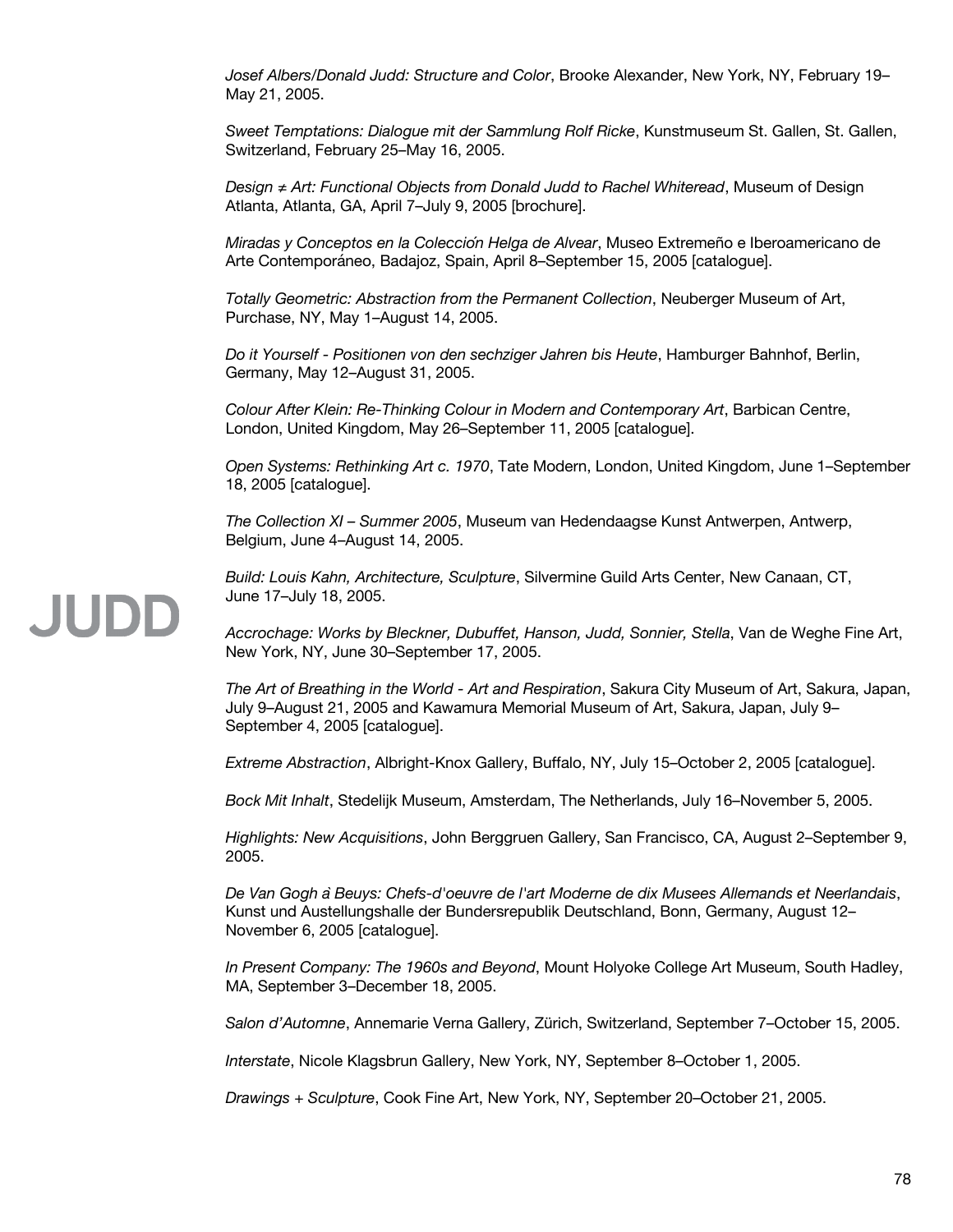*Josef Albers/Donald Judd: Structure and Color*, Brooke Alexander, New York, NY, February 19–May 21, 2005.

*Sweet Temptations: Dialogue mit der Sammlung Rolf Ricke*, Kunstmuseum St. Gallen, St. Gallen, Switzerland, February 25–May 16, 2005.

*Design ≠ Art: Functional Objects from Donald Judd to Rachel Whiteread*, Museum of Design Atlanta, Atlanta, GA, April 7–July 9, 2005 [brochure].

*Miradas y Conceptos en la Colección Helga de Alvear*, Museo Extremeño e Iberoamericano de Arte Contemporáneo, Badajoz, Spain, April 8–September 15, 2005 [catalogue].

*Totally Geometric: Abstraction from the Permanent Collection*, Neuberger Museum of Art, Purchase, NY, May 1–August 14, 2005.

*Do it Yourself - Positionen von den sechziger Jahren bis Heute*, Hamburger Bahnhof, Berlin, Germany, May 12–August 31, 2005.

*Colour After Klein: Re-Thinking Colour in Modern and Contemporary Art*, Barbican Centre, London, United Kingdom, May 26–September 11, 2005 [catalogue].

*Open Systems: Rethinking Art c. 1970*, Tate Modern, London, United Kingdom, June 1–September 18, 2005 [catalogue].

*The Collection XI – Summer 2005*, Museum van Hedendaagse Kunst Antwerpen, Antwerp, Belgium, June 4–August 14, 2005.

*Build: Louis Kahn, Architecture, Sculpture*, Silvermine Guild Arts Center, New Canaan, CT, June 17–July 18, 2005.

*Accrochage: Works by Bleckner, Dubuffet, Hanson, Judd, Sonnier, Stella*, Van de Weghe Fine Art, New York, NY, June 30–September 17, 2005.

*The Art of Breathing in the World - Art and Respiration*, Sakura City Museum of Art, Sakura, Japan, July 9–August 21, 2005 and Kawamura Memorial Museum of Art, Sakura, Japan, July 9–September 4, 2005 [catalogue].

*Extreme Abstraction*, Albright-Knox Gallery, Buffalo, NY, July 15–October 2, 2005 [catalogue].

*Bock Mit Inhalt*, Stedelijk Museum, Amsterdam, The Netherlands, July 16–November 5, 2005.

*Highlights: New Acquisitions*, John Berggruen Gallery, San Francisco, CA, August 2–September 9, 2005.

*De Van Gogh à Beuys: Chefs-d'oeuvre de l'art Moderne de dix Musees Allemands et Neerlandais*, Kunst und Austellungshalle der Bundersrepublik Deutschland, Bonn, Germany, August 12–November 6, 2005 [catalogue].

*In Present Company: The 1960s and Beyond*, Mount Holyoke College Art Museum, South Hadley, MA, September 3–December 18, 2005.

*Salon d'Automne*, Annemarie Verna Gallery, Zürich, Switzerland, September 7–October 15, 2005.

*Interstate*, Nicole Klagsbrun Gallery, New York, NY, September 8–October 1, 2005.

*Drawings + Sculpture*, Cook Fine Art, New York, NY, September 20–October 21, 2005.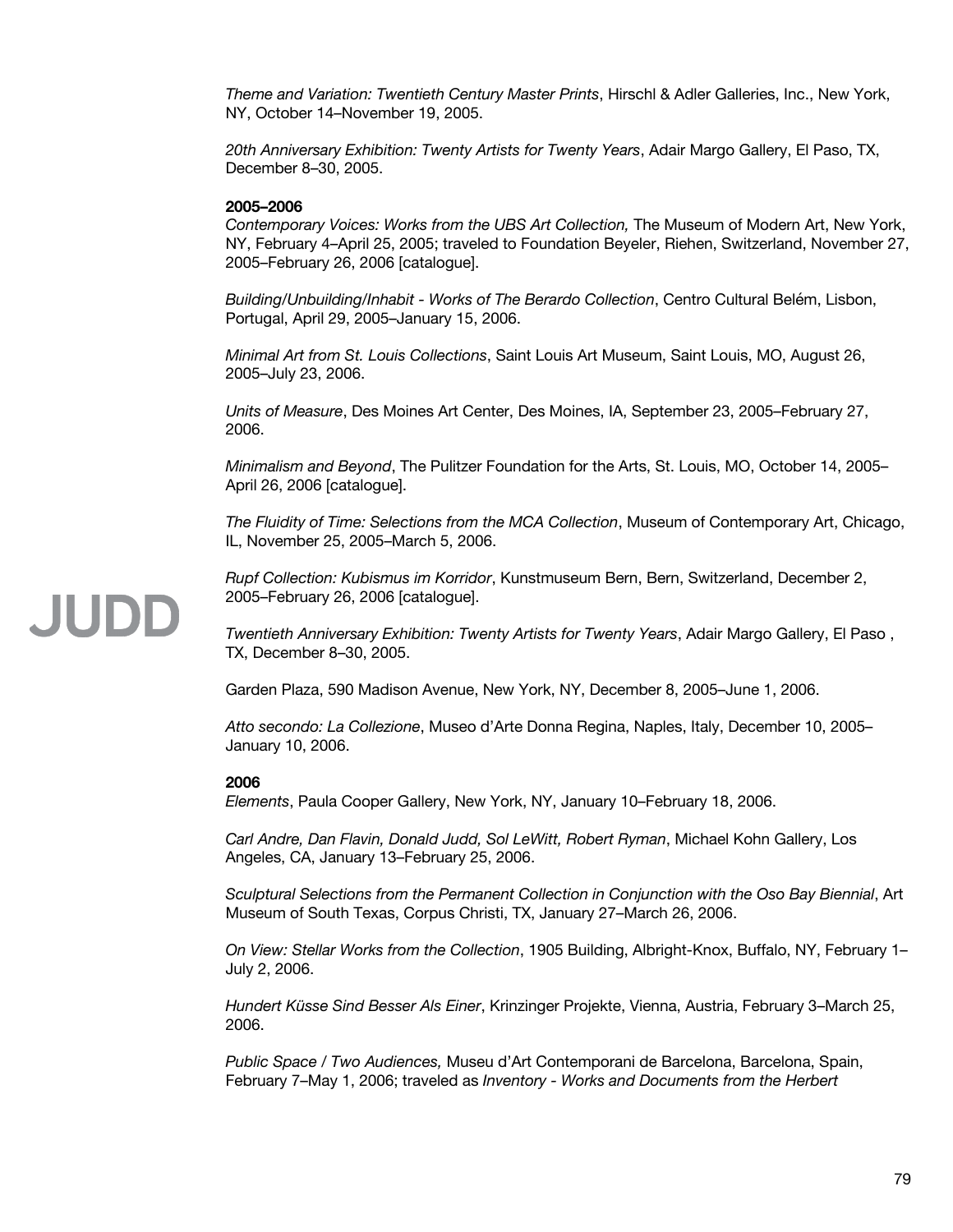*Theme and Variation: Twentieth Century Master Prints*, Hirschl & Adler Galleries, Inc., New York, NY, October 14–November 19, 2005.

*20th Anniversary Exhibition: Twenty Artists for Twenty Years*, Adair Margo Gallery, El Paso, TX, December 8–30, 2005.

**2005–2006**

*Contemporary Voices: Works from the UBS Art Collection,* The Museum of Modern Art, New York, NY, February 4–April 25, 2005; traveled to Foundation Beyeler, Riehen, Switzerland, November 27, 2005–February 26, 2006 [catalogue].

*Building/Unbuilding/Inhabit - Works of The Berardo Collection*, Centro Cultural Belém, Lisbon, Portugal, April 29, 2005–January 15, 2006.

*Minimal Art from St. Louis Collections*, Saint Louis Art Museum, Saint Louis, MO, August 26, 2005–July 23, 2006.

*Units of Measure*, Des Moines Art Center, Des Moines, IA, September 23, 2005–February 27, 2006.

*Minimalism and Beyond*, The Pulitzer Foundation for the Arts, St. Louis, MO, October 14, 2005–April 26, 2006 [catalogue].

*The Fluidity of Time: Selections from the MCA Collection*, Museum of Contemporary Art, Chicago, IL, November 25, 2005–March 5, 2006.

*Rupf Collection: Kubismus im Korridor*, Kunstmuseum Bern, Bern, Switzerland, December 2, 2005–February 26, 2006 [catalogue].

*Twentieth Anniversary Exhibition: Twenty Artists for Twenty Years*, Adair Margo Gallery, El Paso , TX, December 8–30, 2005.

Garden Plaza, 590 Madison Avenue, New York, NY, December 8, 2005–June 1, 2006.

*Atto secondo: La Collezione*, Museo d'Arte Donna Regina, Naples, Italy, December 10, 2005–January 10, 2006.

**2006**

*Elements*, Paula Cooper Gallery, New York, NY, January 10–February 18, 2006.

*Carl Andre, Dan Flavin, Donald Judd, Sol LeWitt, Robert Ryman*, Michael Kohn Gallery, Los Angeles, CA, January 13–February 25, 2006.

*Sculptural Selections from the Permanent Collection in Conjunction with the Oso Bay Biennial*, Art Museum of South Texas, Corpus Christi, TX, January 27–March 26, 2006.

*On View: Stellar Works from the Collection*, 1905 Building, Albright-Knox, Buffalo, NY, February 1–July 2, 2006.

*Hundert Küsse Sind Besser Als Einer*, Krinzinger Projekte, Vienna, Austria, February 3–March 25, 2006.

*Public Space / Two Audiences,* Museu d'Art Contemporani de Barcelona, Barcelona, Spain, February 7–May 1, 2006; traveled as *Inventory - Works and Documents from the Herbert*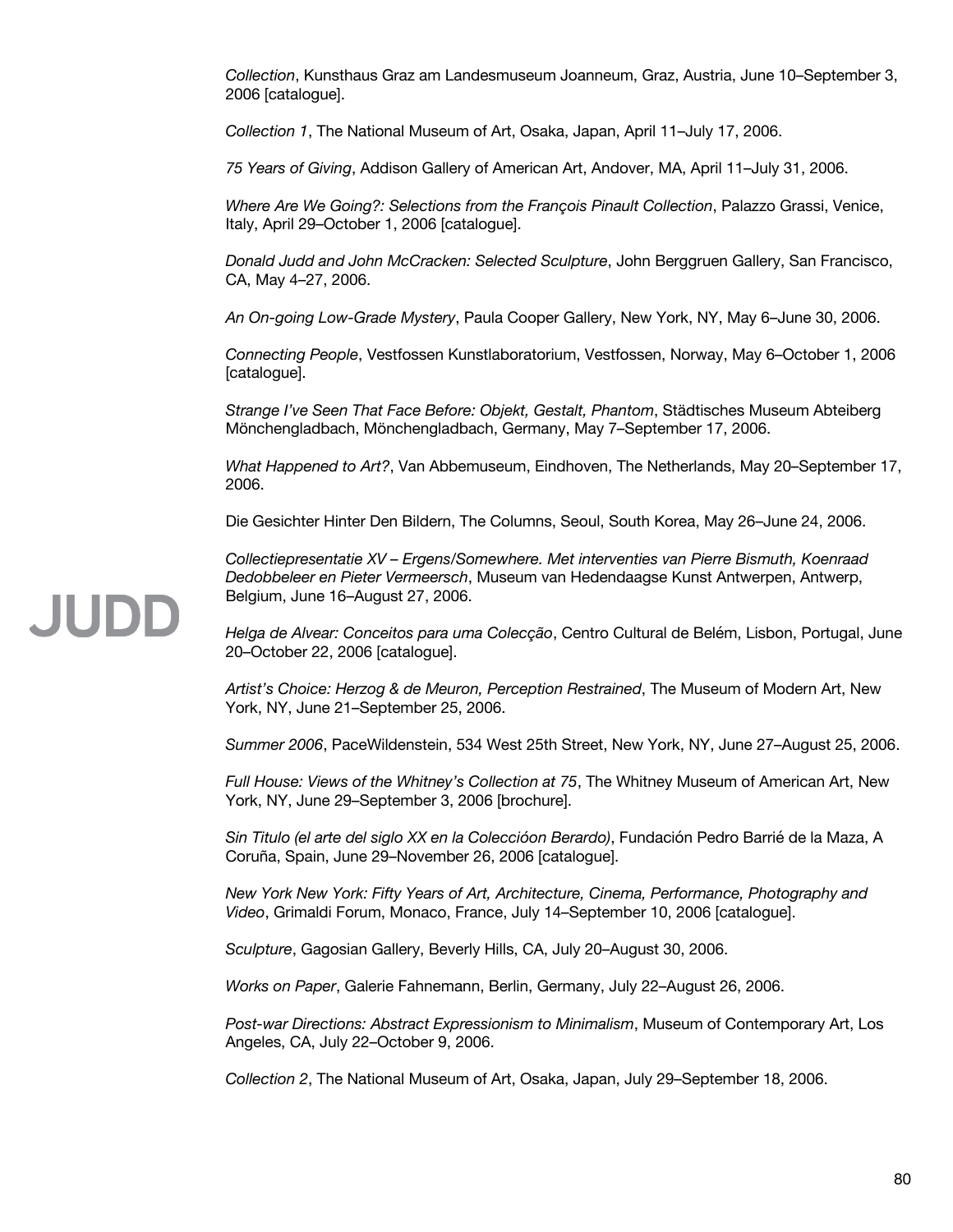*Collection*, Kunsthaus Graz am Landesmuseum Joanneum, Graz, Austria, June 10–September 3, 2006 [catalogue].

*Collection 1*, The National Museum of Art, Osaka, Japan, April 11–July 17, 2006.

*75 Years of Giving*, Addison Gallery of American Art, Andover, MA, April 11–July 31, 2006.

*Where Are We Going?: Selections from the François Pinault Collection*, Palazzo Grassi, Venice, Italy, April 29–October 1, 2006 [catalogue].

*Donald Judd and John McCracken: Selected Sculpture*, John Berggruen Gallery, San Francisco, CA, May 4–27, 2006.

*An On-going Low-Grade Mystery*, Paula Cooper Gallery, New York, NY, May 6–June 30, 2006.

*Connecting People*, Vestfossen Kunstlaboratorium, Vestfossen, Norway, May 6–October 1, 2006 [catalogue].

*Strange I've Seen That Face Before: Objekt, Gestalt, Phantom*, Städtisches Museum Abteiberg Mönchengladbach, Mönchengladbach, Germany, May 7–September 17, 2006.

*What Happened to Art?*, Van Abbemuseum, Eindhoven, The Netherlands, May 20–September 17, 2006.

Die Gesichter Hinter Den Bildern, The Columns, Seoul, South Korea, May 26–June 24, 2006.

*Collectiepresentatie XV – Ergens/Somewhere. Met interventies van Pierre Bismuth, Koenraad Dedobbeleer en Pieter Vermeersch*, Museum van Hedendaagse Kunst Antwerpen, Antwerp, Belgium, June 16–August 27, 2006.

*Helga de Alvear: Conceitos para uma Colecção*, Centro Cultural de Belém, Lisbon, Portugal, June 20–October 22, 2006 [catalogue].

*Artist's Choice: Herzog & de Meuron, Perception Restrained*, The Museum of Modern Art, New York, NY, June 21–September 25, 2006.

*Summer 2006*, PaceWildenstein, 534 West 25th Street, New York, NY, June 27–August 25, 2006.

*Full House: Views of the Whitney's Collection at 75*, The Whitney Museum of American Art, New York, NY, June 29–September 3, 2006 [brochure].

*Sin Titulo (el arte del siglo XX en la Collecióon Berardo)*, Fundación Pedro Barrié de la Maza, A Coruña, Spain, June 29–November 26, 2006 [catalogue].

*New York New York: Fifty Years of Art, Architecture, Cinema, Performance, Photography and Video*, Grimaldi Forum, Monaco, France, July 14–September 10, 2006 [catalogue].

*Sculpture*, Gagosian Gallery, Beverly Hills, CA, July 20–August 30, 2006.

*Works on Paper*, Galerie Fahnemann, Berlin, Germany, July 22–August 26, 2006.

*Post-war Directions: Abstract Expressionism to Minimalism*, Museum of Contemporary Art, Los Angeles, CA, July 22–October 9, 2006.

*Collection 2*, The National Museum of Art, Osaka, Japan, July 29–September 18, 2006.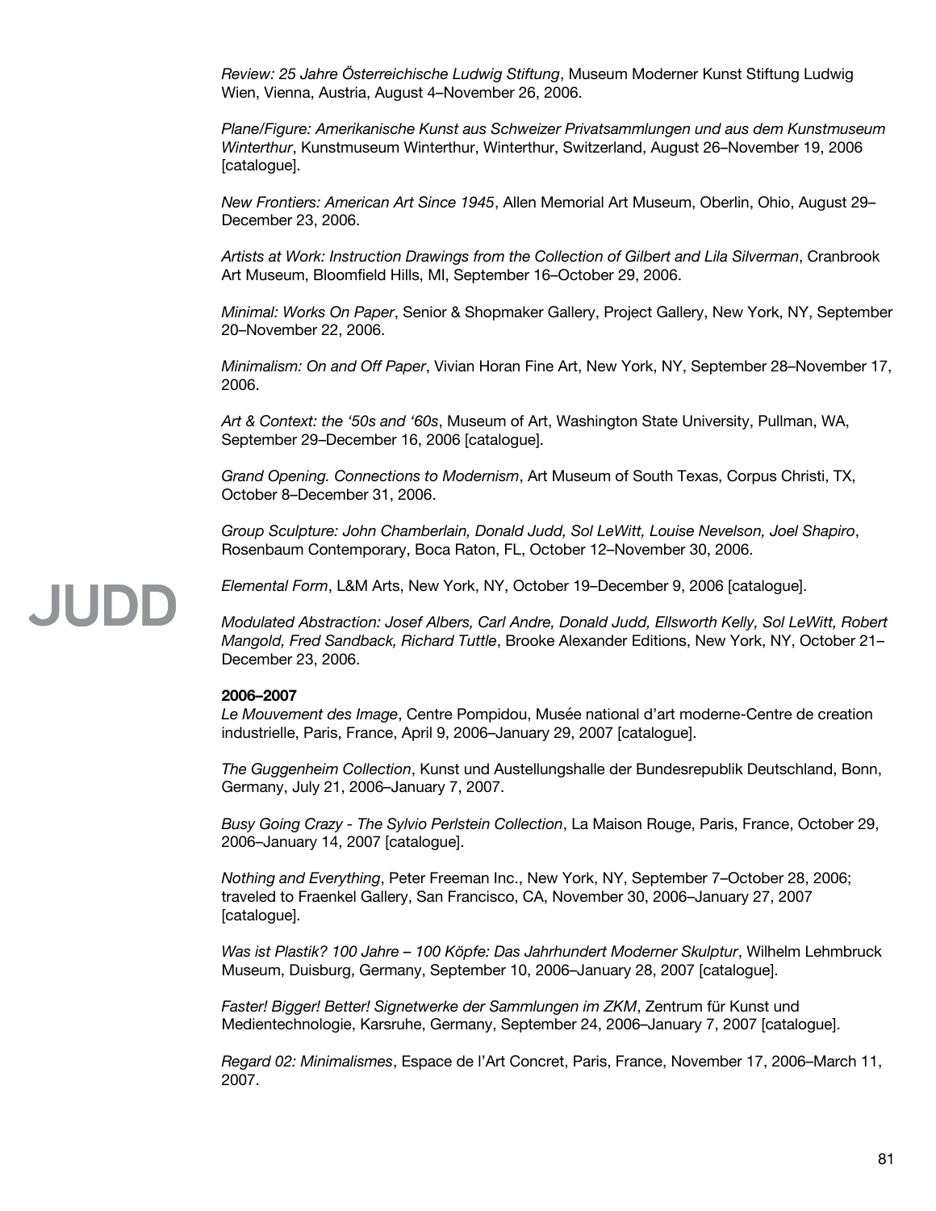*Review: 25 Jahre Österreichische Ludwig Stiftung*, Museum Moderner Kunst Stiftung Ludwig Wien, Vienna, Austria, August 4–November 26, 2006.

*Plane/Figure: Amerikanische Kunst aus Schweizer Privatsammlungen und aus dem Kunstmuseum Winterthur*, Kunstmuseum Winterthur, Winterthur, Switzerland, August 26–November 19, 2006 [catalogue].

*New Frontiers: American Art Since 1945*, Allen Memorial Art Museum, Oberlin, Ohio, August 29–December 23, 2006.

*Artists at Work: Instruction Drawings from the Collection of Gilbert and Lila Silverman*, Cranbrook Art Museum, Bloomfield Hills, MI, September 16–October 29, 2006.

*Minimal: Works On Paper*, Senior & Shopmaker Gallery, Project Gallery, New York, NY, September 20–November 22, 2006.

*Minimalism: On and Off Paper*, Vivian Horan Fine Art, New York, NY, September 28–November 17, 2006.

*Art & Context: the '50s and '60s*, Museum of Art, Washington State University, Pullman, WA, September 29–December 16, 2006 [catalogue].

*Grand Opening. Connections to Modernism*, Art Museum of South Texas, Corpus Christi, TX, October 8–December 31, 2006.

*Group Sculpture: John Chamberlain, Donald Judd, Sol LeWitt, Louise Nevelson, Joel Shapiro*, Rosenbaum Contemporary, Boca Raton, FL, October 12–November 30, 2006.

*Elemental Form*, L&M Arts, New York, NY, October 19–December 9, 2006 [catalogue].

*Modulated Abstraction: Josef Albers, Carl Andre, Donald Judd, Ellsworth Kelly, Sol LeWitt, Robert Mangold, Fred Sandback, Richard Tuttle*, Brooke Alexander Editions, New York, NY, October 21–December 23, 2006.

**2006–2007**

*Le Mouvement des Image*, Centre Pompidou, Musée national d'art moderne-Centre de creation industrielle, Paris, France, April 9, 2006–January 29, 2007 [catalogue].

*The Guggenheim Collection*, Kunst und Austellungshalle der Bundesrepublik Deutschland, Bonn, Germany, July 21, 2006–January 7, 2007.

*Busy Going Crazy - The Sylvio Perlstein Collection*, La Maison Rouge, Paris, France, October 29, 2006–January 14, 2007 [catalogue].

*Nothing and Everything*, Peter Freeman Inc., New York, NY, September 7–October 28, 2006; traveled to Fraenkel Gallery, San Francisco, CA, November 30, 2006–January 27, 2007 [catalogue].

*Was ist Plastik? 100 Jahre – 100 Köpfe: Das Jahrhundert Moderner Skulptur*, Wilhelm Lehmbruck Museum, Duisburg, Germany, September 10, 2006–January 28, 2007 [catalogue].

*Faster! Bigger! Better! Signetwerke der Sammlungen im ZKM*, Zentrum für Kunst und Medientechnologie, Karsruhe, Germany, September 24, 2006–January 7, 2007 [catalogue].

*Regard 02: Minimalismes*, Espace de l'Art Concret, Paris, France, November 17, 2006–March 11, 2007.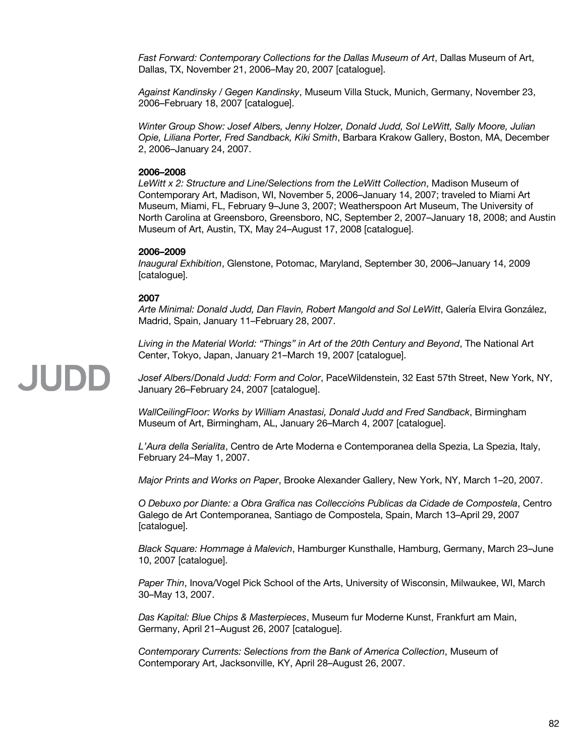*Fast Forward: Contemporary Collections for the Dallas Museum of Art*, Dallas Museum of Art, Dallas, TX, November 21, 2006–May 20, 2007 [catalogue].

*Against Kandinsky / Gegen Kandinsky*, Museum Villa Stuck, Munich, Germany, November 23, 2006–February 18, 2007 [catalogue].

*Winter Group Show: Josef Albers, Jenny Holzer, Donald Judd, Sol LeWitt, Sally Moore, Julian Opie, Liliana Porter, Fred Sandback, Kiki Smith*, Barbara Krakow Gallery, Boston, MA, December 2, 2006–January 24, 2007.

**2006–2008**
*LeWitt x 2: Structure and Line/Selections from the LeWitt Collection*, Madison Museum of Contemporary Art, Madison, WI, November 5, 2006–January 14, 2007; traveled to Miami Art Museum, Miami, FL, February 9–June 3, 2007; Weatherspoon Art Museum, The University of North Carolina at Greensboro, Greensboro, NC, September 2, 2007–January 18, 2008; and Austin Museum of Art, Austin, TX, May 24–August 17, 2008 [catalogue].

**2006–2009**
*Inaugural Exhibition*, Glenstone, Potomac, Maryland, September 30, 2006–January 14, 2009 [catalogue].

**2007**
*Arte Minimal: Donald Judd, Dan Flavin, Robert Mangold and Sol LeWitt*, Galería Elvira González, Madrid, Spain, January 11–February 28, 2007.

*Living in the Material World: "Things" in Art of the 20th Century and Beyond*, The National Art Center, Tokyo, Japan, January 21–March 19, 2007 [catalogue].

*Josef Albers/Donald Judd: Form and Color*, PaceWildenstein, 32 East 57th Street, New York, NY, January 26–February 24, 2007 [catalogue].

*WallCeilingFloor: Works by William Anastasi, Donald Judd and Fred Sandback*, Birmingham Museum of Art, Birmingham, AL, January 26–March 4, 2007 [catalogue].

*L'Aura della Serialita*, Centro de Arte Moderna e Contemporanea della Spezia, La Spezia, Italy, February 24–May 1, 2007.

*Major Prints and Works on Paper*, Brooke Alexander Gallery, New York, NY, March 1–20, 2007.

*O Debuxo por Diante: a Obra Gráfica nas Coleccións Públicas da Cidade de Compostela*, Centro Galego de Art Contemporanea, Santiago de Compostela, Spain, March 13–April 29, 2007 [catalogue].

*Black Square: Hommage à Malevich*, Hamburger Kunsthalle, Hamburg, Germany, March 23–June 10, 2007 [catalogue].

*Paper Thin*, Inova/Vogel Pick School of the Arts, University of Wisconsin, Milwaukee, WI, March 30–May 13, 2007.

*Das Kapital: Blue Chips & Masterpieces*, Museum fur Moderne Kunst, Frankfurt am Main, Germany, April 21–August 26, 2007 [catalogue].

*Contemporary Currents: Selections from the Bank of America Collection*, Museum of Contemporary Art, Jacksonville, KY, April 28–August 26, 2007.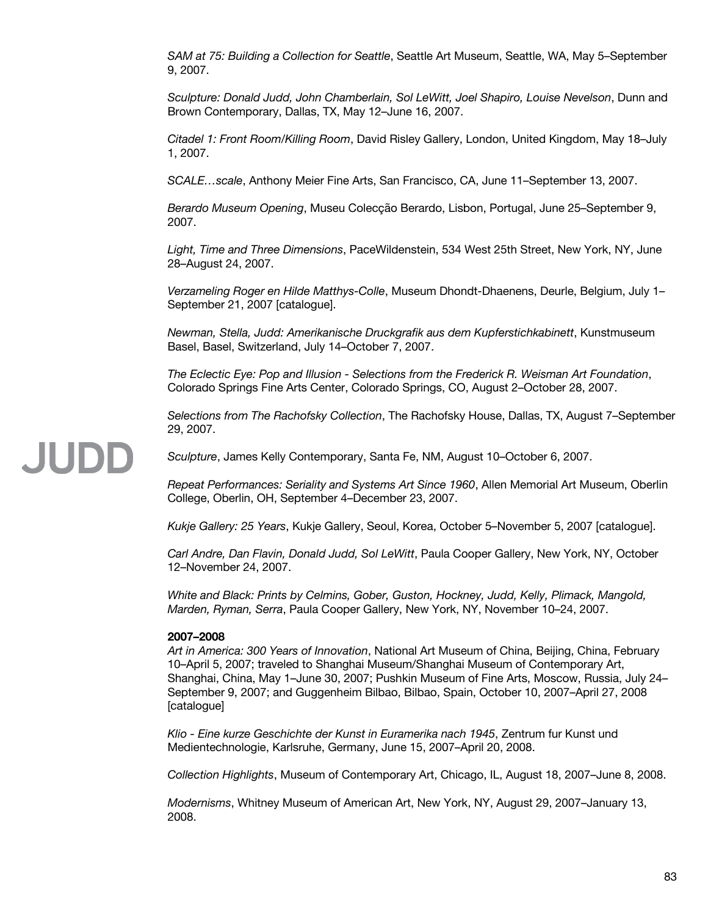*SAM at 75: Building a Collection for Seattle*, Seattle Art Museum, Seattle, WA, May 5–September 9, 2007.

*Sculpture: Donald Judd, John Chamberlain, Sol LeWitt, Joel Shapiro, Louise Nevelson*, Dunn and Brown Contemporary, Dallas, TX, May 12–June 16, 2007.

*Citadel 1: Front Room/Killing Room*, David Risley Gallery, London, United Kingdom, May 18–July 1, 2007.

*SCALE…scale*, Anthony Meier Fine Arts, San Francisco, CA, June 11–September 13, 2007.

*Berardo Museum Opening*, Museu Colecção Berardo, Lisbon, Portugal, June 25–September 9, 2007.

*Light, Time and Three Dimensions*, PaceWildenstein, 534 West 25th Street, New York, NY, June 28–August 24, 2007.

*Verzameling Roger en Hilde Matthys-Colle*, Museum Dhondt-Dhaenens, Deurle, Belgium, July 1–September 21, 2007 [catalogue].

*Newman, Stella, Judd: Amerikanische Druckgrafik aus dem Kupferstichkabinett*, Kunstmuseum Basel, Basel, Switzerland, July 14–October 7, 2007.

*The Eclectic Eye: Pop and Illusion - Selections from the Frederick R. Weisman Art Foundation*, Colorado Springs Fine Arts Center, Colorado Springs, CO, August 2–October 28, 2007.

*Selections from The Rachofsky Collection*, The Rachofsky House, Dallas, TX, August 7–September 29, 2007.

*Sculpture*, James Kelly Contemporary, Santa Fe, NM, August 10–October 6, 2007.

*Repeat Performances: Seriality and Systems Art Since 1960*, Allen Memorial Art Museum, Oberlin College, Oberlin, OH, September 4–December 23, 2007.

*Kukje Gallery: 25 Years*, Kukje Gallery, Seoul, Korea, October 5–November 5, 2007 [catalogue].

*Carl Andre, Dan Flavin, Donald Judd, Sol LeWitt*, Paula Cooper Gallery, New York, NY, October 12–November 24, 2007.

*White and Black: Prints by Celmins, Gober, Guston, Hockney, Judd, Kelly, Plimack, Mangold, Marden, Ryman, Serra*, Paula Cooper Gallery, New York, NY, November 10–24, 2007.

**2007–2008**

*Art in America: 300 Years of Innovation*, National Art Museum of China, Beijing, China, February 10–April 5, 2007; traveled to Shanghai Museum/Shanghai Museum of Contemporary Art, Shanghai, China, May 1–June 30, 2007; Pushkin Museum of Fine Arts, Moscow, Russia, July 24–September 9, 2007; and Guggenheim Bilbao, Bilbao, Spain, October 10, 2007–April 27, 2008 [catalogue]

*Klio - Eine kurze Geschichte der Kunst in Euramerika nach 1945*, Zentrum fur Kunst und Medientechnologie, Karlsruhe, Germany, June 15, 2007–April 20, 2008.

*Collection Highlights*, Museum of Contemporary Art, Chicago, IL, August 18, 2007–June 8, 2008.

*Modernisms*, Whitney Museum of American Art, New York, NY, August 29, 2007–January 13, 2008.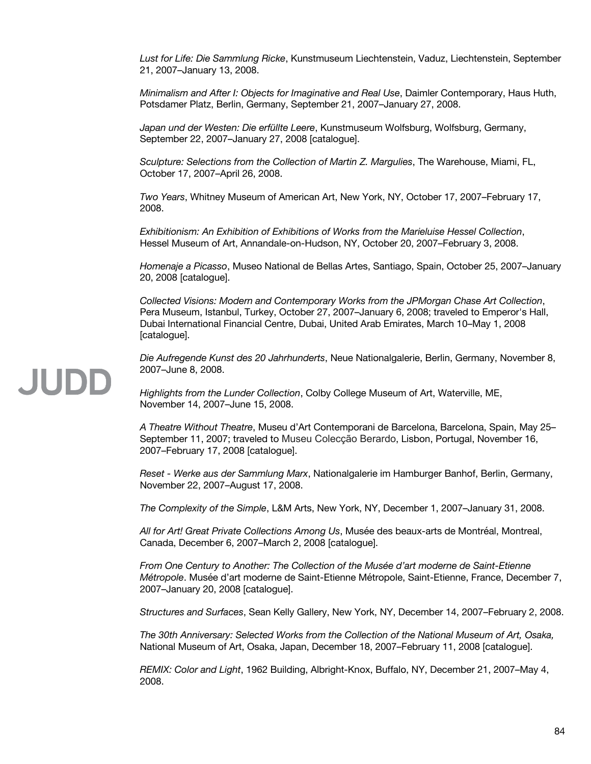*Lust for Life: Die Sammlung Ricke*, Kunstmuseum Liechtenstein, Vaduz, Liechtenstein, September 21, 2007–January 13, 2008.

*Minimalism and After I: Objects for Imaginative and Real Use*, Daimler Contemporary, Haus Huth, Potsdamer Platz, Berlin, Germany, September 21, 2007–January 27, 2008.

*Japan und der Westen: Die erfüllte Leere*, Kunstmuseum Wolfsburg, Wolfsburg, Germany, September 22, 2007–January 27, 2008 [catalogue].

*Sculpture: Selections from the Collection of Martin Z. Margulies*, The Warehouse, Miami, FL, October 17, 2007–April 26, 2008.

*Two Years*, Whitney Museum of American Art, New York, NY, October 17, 2007–February 17, 2008.

*Exhibitionism: An Exhibition of Exhibitions of Works from the Marieluise Hessel Collection*, Hessel Museum of Art, Annandale-on-Hudson, NY, October 20, 2007–February 3, 2008.

*Homenaje a Picasso*, Museo National de Bellas Artes, Santiago, Spain, October 25, 2007–January 20, 2008 [catalogue].

*Collected Visions: Modern and Contemporary Works from the JPMorgan Chase Art Collection*, Pera Museum, Istanbul, Turkey, October 27, 2007–January 6, 2008; traveled to Emperor's Hall, Dubai International Financial Centre, Dubai, United Arab Emirates, March 10–May 1, 2008 [catalogue].

*Die Aufregende Kunst des 20 Jahrhunderts*, Neue Nationalgalerie, Berlin, Germany, November 8, 2007–June 8, 2008.

*Highlights from the Lunder Collection*, Colby College Museum of Art, Waterville, ME, November 14, 2007–June 15, 2008.

*A Theatre Without Theatre*, Museu d'Art Contemporani de Barcelona, Barcelona, Spain, May 25–September 11, 2007; traveled to Museu Colecção Berardo, Lisbon, Portugal, November 16, 2007–February 17, 2008 [catalogue].

*Reset - Werke aus der Sammlung Marx*, Nationalgalerie im Hamburger Banhof, Berlin, Germany, November 22, 2007–August 17, 2008.

*The Complexity of the Simple*, L&M Arts, New York, NY, December 1, 2007–January 31, 2008.

*All for Art! Great Private Collections Among Us*, Musée des beaux-arts de Montréal, Montreal, Canada, December 6, 2007–March 2, 2008 [catalogue].

*From One Century to Another: The Collection of the Musée d'art moderne de Saint-Etienne Métropole*. Musée d'art moderne de Saint-Etienne Métropole, Saint-Etienne, France, December 7, 2007–January 20, 2008 [catalogue].

*Structures and Surfaces*, Sean Kelly Gallery, New York, NY, December 14, 2007–February 2, 2008.

*The 30th Anniversary: Selected Works from the Collection of the National Museum of Art, Osaka,* National Museum of Art, Osaka, Japan, December 18, 2007–February 11, 2008 [catalogue].

*REMIX: Color and Light*, 1962 Building, Albright-Knox, Buffalo, NY, December 21, 2007–May 4, 2008.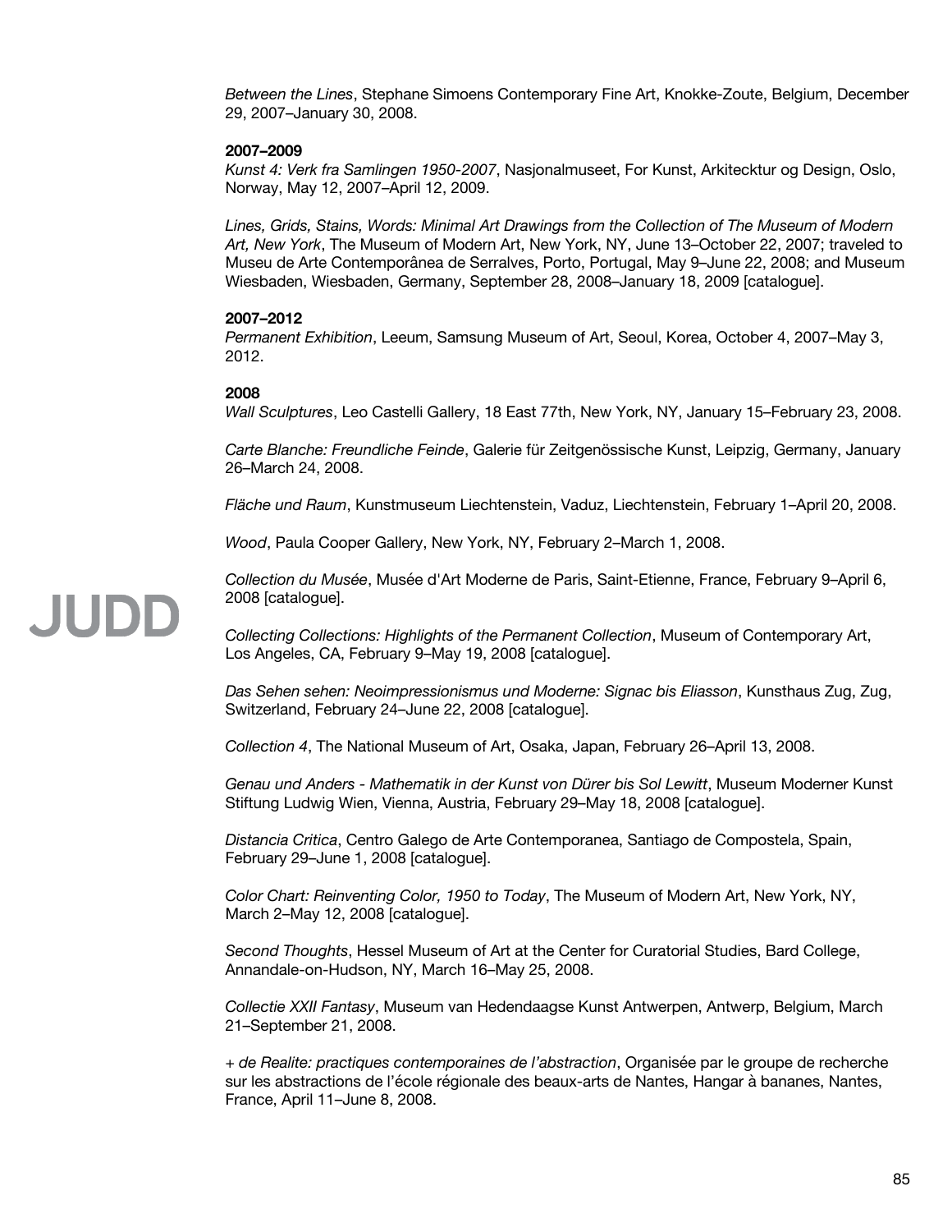*Between the Lines*, Stephane Simoens Contemporary Fine Art, Knokke-Zoute, Belgium, December 29, 2007–January 30, 2008.

**2007–2009**

*Kunst 4: Verk fra Samlingen 1950-2007*, Nasjonalmuseet, For Kunst, Arkitecktur og Design, Oslo, Norway, May 12, 2007–April 12, 2009.

*Lines, Grids, Stains, Words: Minimal Art Drawings from the Collection of The Museum of Modern Art, New York*, The Museum of Modern Art, New York, NY, June 13–October 22, 2007; traveled to Museu de Arte Contemporânea de Serralves, Porto, Portugal, May 9–June 22, 2008; and Museum Wiesbaden, Wiesbaden, Germany, September 28, 2008–January 18, 2009 [catalogue].

**2007–2012**

*Permanent Exhibition*, Leeum, Samsung Museum of Art, Seoul, Korea, October 4, 2007–May 3, 2012.

**2008**

*Wall Sculptures*, Leo Castelli Gallery, 18 East 77th, New York, NY, January 15–February 23, 2008.

*Carte Blanche: Freundliche Feinde*, Galerie für Zeitgenössische Kunst, Leipzig, Germany, January 26–March 24, 2008.

*Fläche und Raum*, Kunstmuseum Liechtenstein, Vaduz, Liechtenstein, February 1–April 20, 2008.

*Wood*, Paula Cooper Gallery, New York, NY, February 2–March 1, 2008.

*Collection du Musée*, Musée d'Art Moderne de Paris, Saint-Etienne, France, February 9–April 6, 2008 [catalogue].

*Collecting Collections: Highlights of the Permanent Collection*, Museum of Contemporary Art, Los Angeles, CA, February 9–May 19, 2008 [catalogue].

*Das Sehen sehen: Neoimpressionismus und Moderne: Signac bis Eliasson*, Kunsthaus Zug, Zug, Switzerland, February 24–June 22, 2008 [catalogue].

*Collection 4*, The National Museum of Art, Osaka, Japan, February 26–April 13, 2008.

*Genau und Anders - Mathematik in der Kunst von Dürer bis Sol Lewitt*, Museum Moderner Kunst Stiftung Ludwig Wien, Vienna, Austria, February 29–May 18, 2008 [catalogue].

*Distancia Critica*, Centro Galego de Arte Contemporanea, Santiago de Compostela, Spain, February 29–June 1, 2008 [catalogue].

*Color Chart: Reinventing Color, 1950 to Today*, The Museum of Modern Art, New York, NY, March 2–May 12, 2008 [catalogue].

*Second Thoughts*, Hessel Museum of Art at the Center for Curatorial Studies, Bard College, Annandale-on-Hudson, NY, March 16–May 25, 2008.

*Collectie XXII Fantasy*, Museum van Hedendaagse Kunst Antwerpen, Antwerp, Belgium, March 21–September 21, 2008.

*+ de Realite: practiques contemporaines de l'abstraction*, Organisée par le groupe de recherche sur les abstractions de l'école régionale des beaux-arts de Nantes, Hangar à bananes, Nantes, France, April 11–June 8, 2008.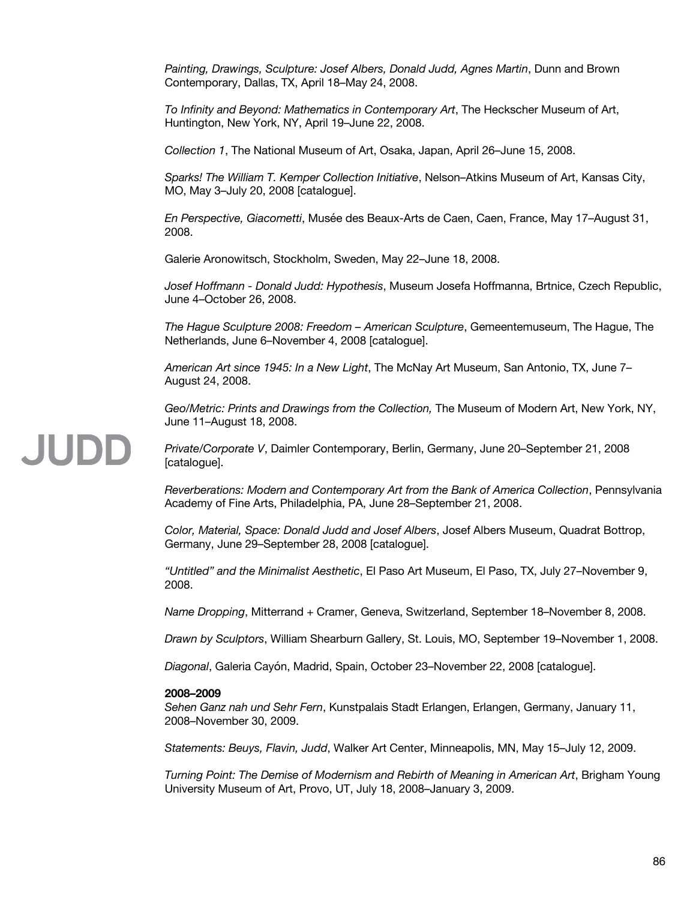*Painting, Drawings, Sculpture: Josef Albers, Donald Judd, Agnes Martin*, Dunn and Brown Contemporary, Dallas, TX, April 18–May 24, 2008.

*To Infinity and Beyond: Mathematics in Contemporary Art*, The Heckscher Museum of Art, Huntington, New York, NY, April 19–June 22, 2008.

*Collection 1*, The National Museum of Art, Osaka, Japan, April 26–June 15, 2008.

*Sparks! The William T. Kemper Collection Initiative*, Nelson–Atkins Museum of Art, Kansas City, MO, May 3–July 20, 2008 [catalogue].

*En Perspective, Giacometti*, Musée des Beaux-Arts de Caen, Caen, France, May 17–August 31, 2008.

Galerie Aronowitsch, Stockholm, Sweden, May 22–June 18, 2008.

*Josef Hoffmann - Donald Judd: Hypothesis*, Museum Josefa Hoffmanna, Brtnice, Czech Republic, June 4–October 26, 2008.

*The Hague Sculpture 2008: Freedom – American Sculpture*, Gemeentemuseum, The Hague, The Netherlands, June 6–November 4, 2008 [catalogue].

*American Art since 1945: In a New Light*, The McNay Art Museum, San Antonio, TX, June 7–August 24, 2008.

*Geo/Metric: Prints and Drawings from the Collection,* The Museum of Modern Art, New York, NY, June 11–August 18, 2008.

*Private/Corporate V*, Daimler Contemporary, Berlin, Germany, June 20–September 21, 2008 [catalogue].

*Reverberations: Modern and Contemporary Art from the Bank of America Collection*, Pennsylvania Academy of Fine Arts, Philadelphia, PA, June 28–September 21, 2008.

*Color, Material, Space: Donald Judd and Josef Albers*, Josef Albers Museum, Quadrat Bottrop, Germany, June 29–September 28, 2008 [catalogue].

*"Untitled" and the Minimalist Aesthetic*, El Paso Art Museum, El Paso, TX, July 27–November 9, 2008.

*Name Dropping*, Mitterrand + Cramer, Geneva, Switzerland, September 18–November 8, 2008.

*Drawn by Sculptors*, William Shearburn Gallery, St. Louis, MO, September 19–November 1, 2008.

*Diagonal*, Galeria Cayón, Madrid, Spain, October 23–November 22, 2008 [catalogue].

**2008–2009**

*Sehen Ganz nah und Sehr Fern*, Kunstpalais Stadt Erlangen, Erlangen, Germany, January 11, 2008–November 30, 2009.

*Statements: Beuys, Flavin, Judd*, Walker Art Center, Minneapolis, MN, May 15–July 12, 2009.

*Turning Point: The Demise of Modernism and Rebirth of Meaning in American Art*, Brigham Young University Museum of Art, Provo, UT, July 18, 2008–January 3, 2009.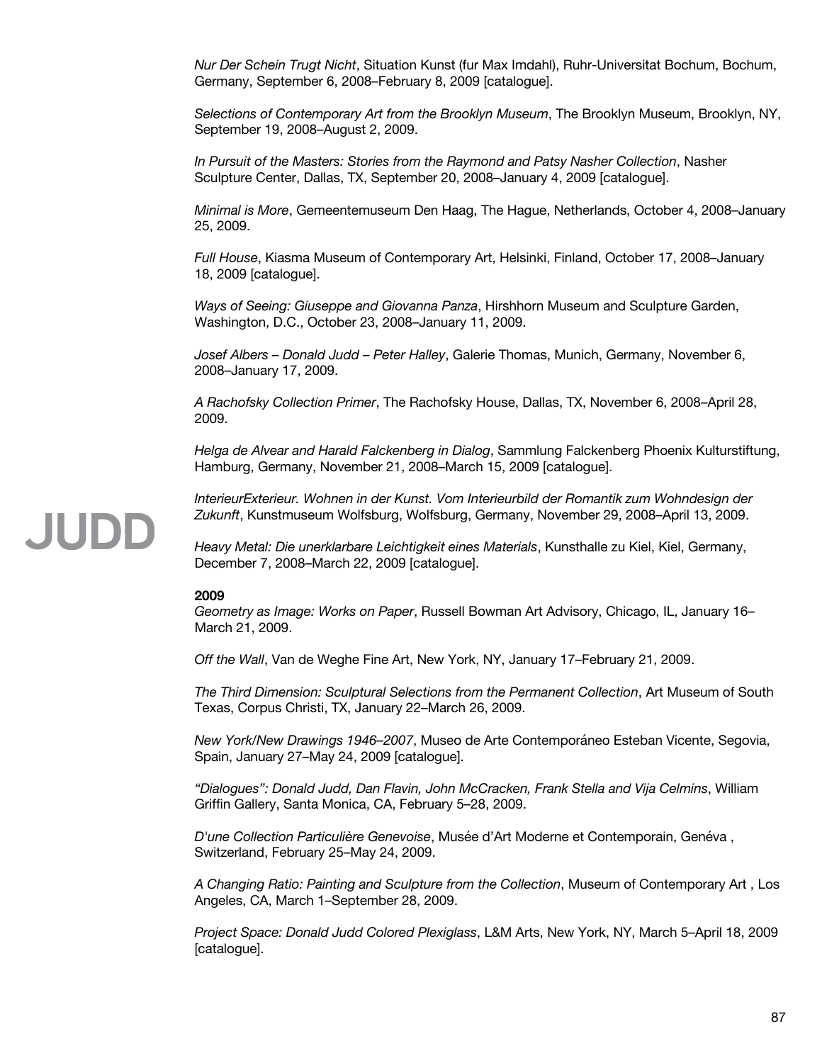*Nur Der Schein Trugt Nicht*, Situation Kunst (fur Max Imdahl), Ruhr-Universitat Bochum, Bochum, Germany, September 6, 2008–February 8, 2009 [catalogue].

*Selections of Contemporary Art from the Brooklyn Museum*, The Brooklyn Museum, Brooklyn, NY, September 19, 2008–August 2, 2009.

*In Pursuit of the Masters: Stories from the Raymond and Patsy Nasher Collection*, Nasher Sculpture Center, Dallas, TX, September 20, 2008–January 4, 2009 [catalogue].

*Minimal is More*, Gemeentemuseum Den Haag, The Hague, Netherlands, October 4, 2008–January 25, 2009.

*Full House*, Kiasma Museum of Contemporary Art, Helsinki, Finland, October 17, 2008–January 18, 2009 [catalogue].

*Ways of Seeing: Giuseppe and Giovanna Panza*, Hirshhorn Museum and Sculpture Garden, Washington, D.C., October 23, 2008–January 11, 2009.

*Josef Albers – Donald Judd – Peter Halley*, Galerie Thomas, Munich, Germany, November 6, 2008–January 17, 2009.

*A Rachofsky Collection Primer*, The Rachofsky House, Dallas, TX, November 6, 2008–April 28, 2009.

*Helga de Alvear and Harald Falckenberg in Dialog*, Sammlung Falckenberg Phoenix Kulturstiftung, Hamburg, Germany, November 21, 2008–March 15, 2009 [catalogue].

*InterieurExterieur. Wohnen in der Kunst. Vom Interieurbild der Romantik zum Wohndesign der Zukunft*, Kunstmuseum Wolfsburg, Wolfsburg, Germany, November 29, 2008–April 13, 2009.

*Heavy Metal: Die unerklarbare Leichtigkeit eines Materials*, Kunsthalle zu Kiel, Kiel, Germany, December 7, 2008–March 22, 2009 [catalogue].

**2009**

*Geometry as Image: Works on Paper*, Russell Bowman Art Advisory, Chicago, IL, January 16–March 21, 2009.

*Off the Wall*, Van de Weghe Fine Art, New York, NY, January 17–February 21, 2009.

*The Third Dimension: Sculptural Selections from the Permanent Collection*, Art Museum of South Texas, Corpus Christi, TX, January 22–March 26, 2009.

*New York/New Drawings 1946–2007*, Museo de Arte Contemporáneo Esteban Vicente, Segovia, Spain, January 27–May 24, 2009 [catalogue].

*"Dialogues": Donald Judd, Dan Flavin, John McCracken, Frank Stella and Vija Celmins*, William Griffin Gallery, Santa Monica, CA, February 5–28, 2009.

*D'une Collection Particulière Genevoise*, Musée d'Art Moderne et Contemporain, Genéva , Switzerland, February 25–May 24, 2009.

*A Changing Ratio: Painting and Sculpture from the Collection*, Museum of Contemporary Art , Los Angeles, CA, March 1–September 28, 2009.

*Project Space: Donald Judd Colored Plexiglass*, L&M Arts, New York, NY, March 5–April 18, 2009 [catalogue].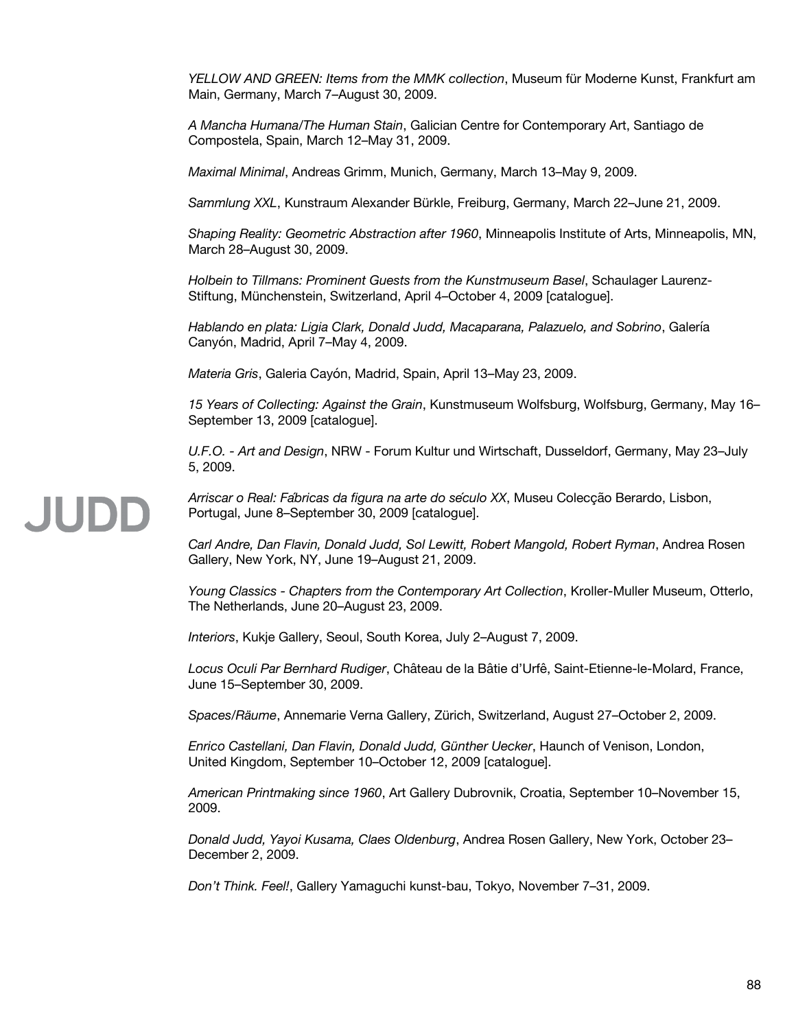*YELLOW AND GREEN: Items from the MMK collection*, Museum für Moderne Kunst, Frankfurt am Main, Germany, March 7–August 30, 2009.

*A Mancha Humana/The Human Stain*, Galician Centre for Contemporary Art, Santiago de Compostela, Spain, March 12–May 31, 2009.

*Maximal Minimal*, Andreas Grimm, Munich, Germany, March 13–May 9, 2009.

*Sammlung XXL*, Kunstraum Alexander Bürkle, Freiburg, Germany, March 22–June 21, 2009.

*Shaping Reality: Geometric Abstraction after 1960*, Minneapolis Institute of Arts, Minneapolis, MN, March 28–August 30, 2009.

*Holbein to Tillmans: Prominent Guests from the Kunstmuseum Basel*, Schaulager Laurenz-Stiftung, Münchenstein, Switzerland, April 4–October 4, 2009 [catalogue].

*Hablando en plata: Ligia Clark, Donald Judd, Macaparana, Palazuelo, and Sobrino*, Galería Canyón, Madrid, April 7–May 4, 2009.

*Materia Gris*, Galeria Cayón, Madrid, Spain, April 13–May 23, 2009.

*15 Years of Collecting: Against the Grain*, Kunstmuseum Wolfsburg, Wolfsburg, Germany, May 16–September 13, 2009 [catalogue].

*U.F.O. - Art and Design*, NRW - Forum Kultur und Wirtschaft, Dusseldorf, Germany, May 23–July 5, 2009.

*Arriscar o Real: Fábricas da figura na arte do século XX*, Museu Colecção Berardo, Lisbon, Portugal, June 8–September 30, 2009 [catalogue].

*Carl Andre, Dan Flavin, Donald Judd, Sol Lewitt, Robert Mangold, Robert Ryman*, Andrea Rosen Gallery, New York, NY, June 19–August 21, 2009.

*Young Classics - Chapters from the Contemporary Art Collection*, Kroller-Muller Museum, Otterlo, The Netherlands, June 20–August 23, 2009.

*Interiors*, Kukje Gallery, Seoul, South Korea, July 2–August 7, 2009.

*Locus Oculi Par Bernhard Rudiger*, Château de la Bâtie d'Urfê, Saint-Etienne-le-Molard, France, June 15–September 30, 2009.

*Spaces/Räume*, Annemarie Verna Gallery, Zürich, Switzerland, August 27–October 2, 2009.

*Enrico Castellani, Dan Flavin, Donald Judd, Günther Uecker*, Haunch of Venison, London, United Kingdom, September 10–October 12, 2009 [catalogue].

*American Printmaking since 1960*, Art Gallery Dubrovnik, Croatia, September 10–November 15, 2009.

*Donald Judd, Yayoi Kusama, Claes Oldenburg*, Andrea Rosen Gallery, New York, October 23–December 2, 2009.

*Don't Think. Feel!*, Gallery Yamaguchi kunst-bau, Tokyo, November 7–31, 2009.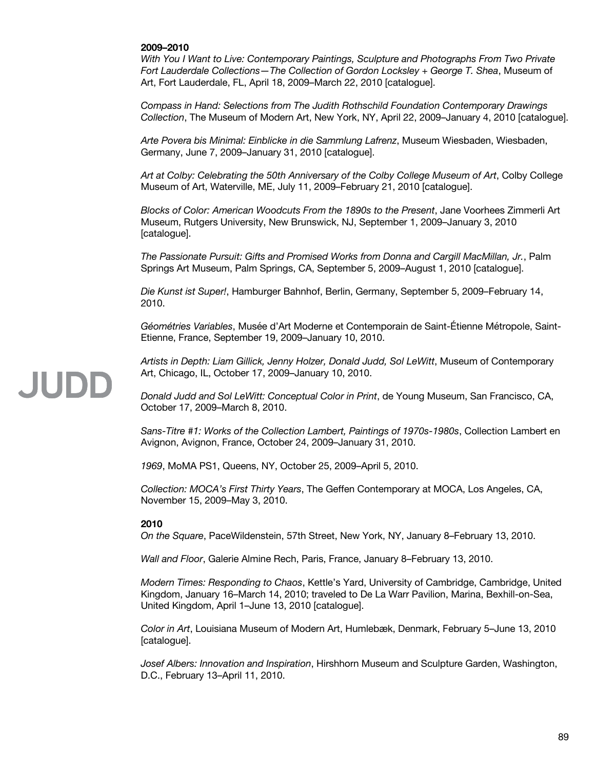**2009–2010**

*With You I Want to Live: Contemporary Paintings, Sculpture and Photographs From Two Private Fort Lauderdale Collections—The Collection of Gordon Locksley + George T. Shea*, Museum of Art, Fort Lauderdale, FL, April 18, 2009–March 22, 2010 [catalogue].

*Compass in Hand: Selections from The Judith Rothschild Foundation Contemporary Drawings Collection*, The Museum of Modern Art, New York, NY, April 22, 2009–January 4, 2010 [catalogue].

*Arte Povera bis Minimal: Einblicke in die Sammlung Lafrenz*, Museum Wiesbaden, Wiesbaden, Germany, June 7, 2009–January 31, 2010 [catalogue].

*Art at Colby: Celebrating the 50th Anniversary of the Colby College Museum of Art*, Colby College Museum of Art, Waterville, ME, July 11, 2009–February 21, 2010 [catalogue].

*Blocks of Color: American Woodcuts From the 1890s to the Present*, Jane Voorhees Zimmerli Art Museum, Rutgers University, New Brunswick, NJ, September 1, 2009–January 3, 2010 [catalogue].

*The Passionate Pursuit: Gifts and Promised Works from Donna and Cargill MacMillan, Jr.*, Palm Springs Art Museum, Palm Springs, CA, September 5, 2009–August 1, 2010 [catalogue].

*Die Kunst ist Super!*, Hamburger Bahnhof, Berlin, Germany, September 5, 2009–February 14, 2010.

*Géométries Variables*, Musée d'Art Moderne et Contemporain de Saint-Étienne Métropole, Saint-Etienne, France, September 19, 2009–January 10, 2010.

*Artists in Depth: Liam Gillick, Jenny Holzer, Donald Judd, Sol LeWitt*, Museum of Contemporary Art, Chicago, IL, October 17, 2009–January 10, 2010.

*Donald Judd and Sol LeWitt: Conceptual Color in Print*, de Young Museum, San Francisco, CA, October 17, 2009–March 8, 2010.

*Sans-Titre #1: Works of the Collection Lambert, Paintings of 1970s-1980s*, Collection Lambert en Avignon, Avignon, France, October 24, 2009–January 31, 2010.

*1969*, MoMA PS1, Queens, NY, October 25, 2009–April 5, 2010.

*Collection: MOCA's First Thirty Years*, The Geffen Contemporary at MOCA, Los Angeles, CA, November 15, 2009–May 3, 2010.

**2010**

*On the Square*, PaceWildenstein, 57th Street, New York, NY, January 8–February 13, 2010.

*Wall and Floor*, Galerie Almine Rech, Paris, France, January 8–February 13, 2010.

*Modern Times: Responding to Chaos*, Kettle's Yard, University of Cambridge, Cambridge, United Kingdom, January 16–March 14, 2010; traveled to De La Warr Pavilion, Marina, Bexhill-on-Sea, United Kingdom, April 1–June 13, 2010 [catalogue].

*Color in Art*, Louisiana Museum of Modern Art, Humlebæk, Denmark, February 5–June 13, 2010 [catalogue].

*Josef Albers: Innovation and Inspiration*, Hirshhorn Museum and Sculpture Garden, Washington, D.C., February 13–April 11, 2010.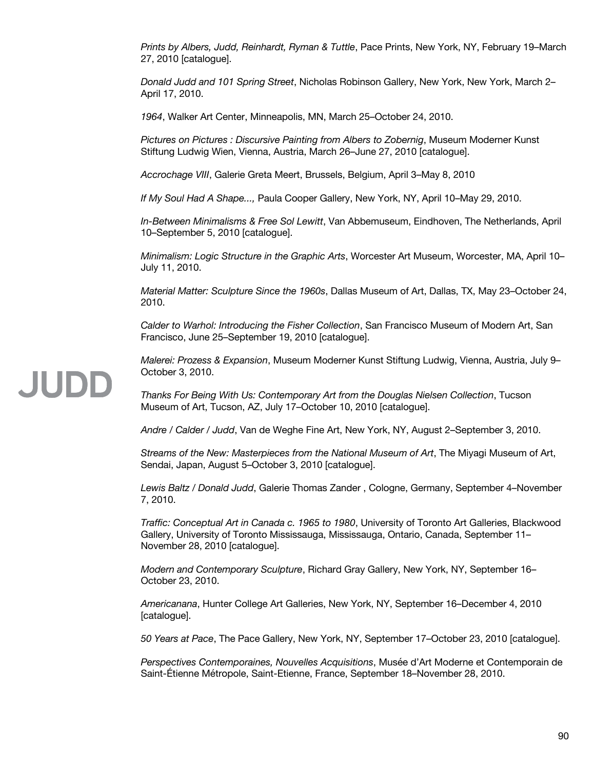*Prints by Albers, Judd, Reinhardt, Ryman & Tuttle*, Pace Prints, New York, NY, February 19–March 27, 2010 [catalogue].

*Donald Judd and 101 Spring Street*, Nicholas Robinson Gallery, New York, New York, March 2–April 17, 2010.

*1964*, Walker Art Center, Minneapolis, MN, March 25–October 24, 2010.

*Pictures on Pictures : Discursive Painting from Albers to Zobernig*, Museum Moderner Kunst Stiftung Ludwig Wien, Vienna, Austria, March 26–June 27, 2010 [catalogue].

*Accrochage VIII*, Galerie Greta Meert, Brussels, Belgium, April 3–May 8, 2010

*If My Soul Had A Shape...,* Paula Cooper Gallery, New York, NY, April 10–May 29, 2010.

*In-Between Minimalisms & Free Sol Lewitt*, Van Abbemuseum, Eindhoven, The Netherlands, April 10–September 5, 2010 [catalogue].

*Minimalism: Logic Structure in the Graphic Arts*, Worcester Art Museum, Worcester, MA, April 10–July 11, 2010.

*Material Matter: Sculpture Since the 1960s*, Dallas Museum of Art, Dallas, TX, May 23–October 24, 2010.

*Calder to Warhol: Introducing the Fisher Collection*, San Francisco Museum of Modern Art, San Francisco, June 25–September 19, 2010 [catalogue].

*Malerei: Prozess & Expansion*, Museum Moderner Kunst Stiftung Ludwig, Vienna, Austria, July 9–October 3, 2010.

*Thanks For Being With Us: Contemporary Art from the Douglas Nielsen Collection*, Tucson Museum of Art, Tucson, AZ, July 17–October 10, 2010 [catalogue].

*Andre / Calder / Judd*, Van de Weghe Fine Art, New York, NY, August 2–September 3, 2010.

*Streams of the New: Masterpieces from the National Museum of Art*, The Miyagi Museum of Art, Sendai, Japan, August 5–October 3, 2010 [catalogue].

*Lewis Baltz / Donald Judd*, Galerie Thomas Zander , Cologne, Germany, September 4–November 7, 2010.

*Traffic: Conceptual Art in Canada c. 1965 to 1980*, University of Toronto Art Galleries, Blackwood Gallery, University of Toronto Mississauga, Mississauga, Ontario, Canada, September 11–November 28, 2010 [catalogue].

*Modern and Contemporary Sculpture*, Richard Gray Gallery, New York, NY, September 16–October 23, 2010.

*Americanana*, Hunter College Art Galleries, New York, NY, September 16–December 4, 2010 [catalogue].

*50 Years at Pace*, The Pace Gallery, New York, NY, September 17–October 23, 2010 [catalogue].

*Perspectives Contemporaines, Nouvelles Acquisitions*, Musée d'Art Moderne et Contemporain de Saint-Étienne Métropole, Saint-Etienne, France, September 18–November 28, 2010.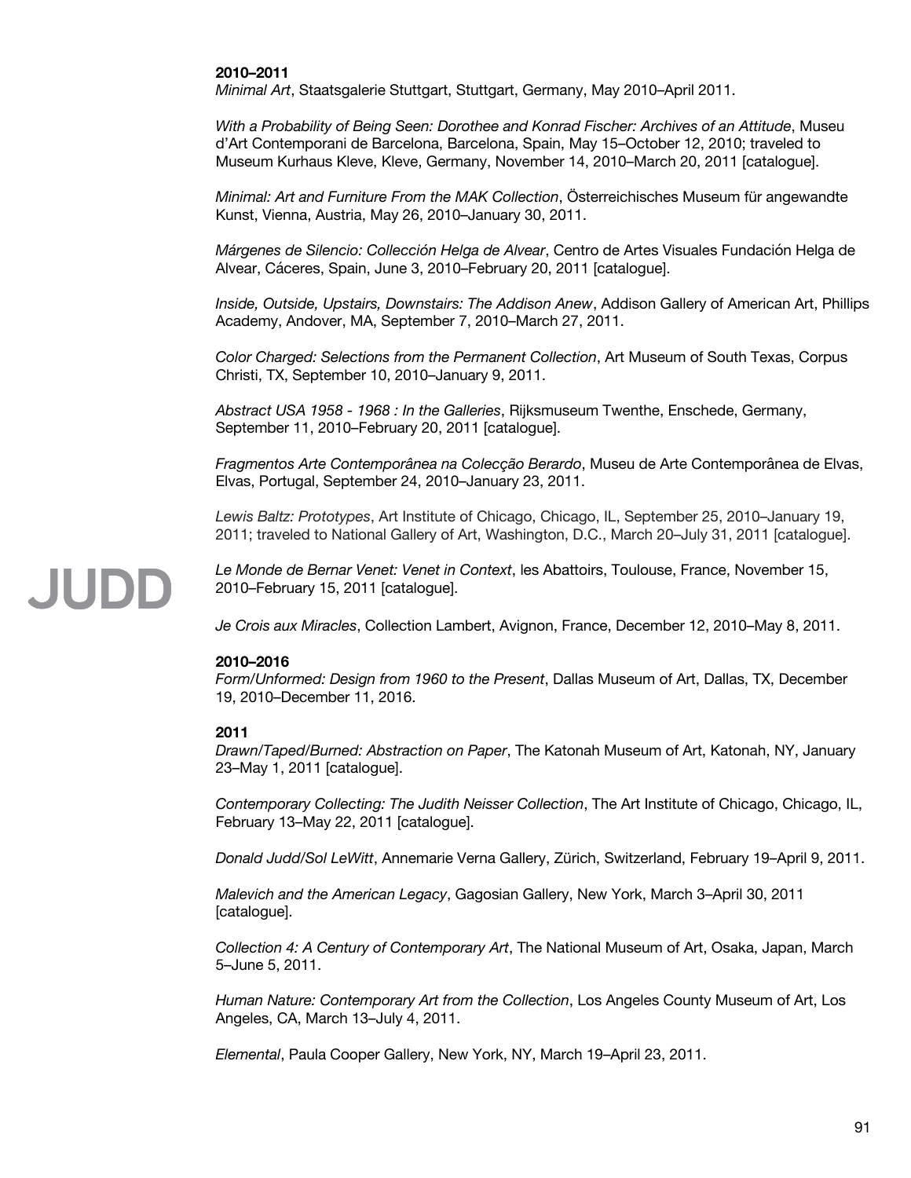**2010–2011**

*Minimal Art*, Staatsgalerie Stuttgart, Stuttgart, Germany, May 2010–April 2011.

*With a Probability of Being Seen: Dorothee and Konrad Fischer: Archives of an Attitude*, Museu d'Art Contemporani de Barcelona, Barcelona, Spain, May 15–October 12, 2010; traveled to Museum Kurhaus Kleve, Kleve, Germany, November 14, 2010–March 20, 2011 [catalogue].

*Minimal: Art and Furniture From the MAK Collection*, Österreichisches Museum für angewandte Kunst, Vienna, Austria, May 26, 2010–January 30, 2011.

*Márgenes de Silencio: Collección Helga de Alvear*, Centro de Artes Visuales Fundación Helga de Alvear, Cáceres, Spain, June 3, 2010–February 20, 2011 [catalogue].

*Inside, Outside, Upstairs, Downstairs: The Addison Anew*, Addison Gallery of American Art, Phillips Academy, Andover, MA, September 7, 2010–March 27, 2011.

*Color Charged: Selections from the Permanent Collection*, Art Museum of South Texas, Corpus Christi, TX, September 10, 2010–January 9, 2011.

*Abstract USA 1958 - 1968 : In the Galleries*, Rijksmuseum Twenthe, Enschede, Germany, September 11, 2010–February 20, 2011 [catalogue].

*Fragmentos Arte Contemporânea na Colecção Berardo*, Museu de Arte Contemporânea de Elvas, Elvas, Portugal, September 24, 2010–January 23, 2011.

*Lewis Baltz: Prototypes*, Art Institute of Chicago, Chicago, IL, September 25, 2010–January 19, 2011; traveled to National Gallery of Art, Washington, D.C., March 20–July 31, 2011 [catalogue].

*Le Monde de Bernar Venet: Venet in Context*, les Abattoirs, Toulouse, France, November 15, 2010–February 15, 2011 [catalogue].

*Je Crois aux Miracles*, Collection Lambert, Avignon, France, December 12, 2010–May 8, 2011.

**2010–2016**

*Form/Unformed: Design from 1960 to the Present*, Dallas Museum of Art, Dallas, TX, December 19, 2010–December 11, 2016.

**2011**

*Drawn/Taped/Burned: Abstraction on Paper*, The Katonah Museum of Art, Katonah, NY, January 23–May 1, 2011 [catalogue].

*Contemporary Collecting: The Judith Neisser Collection*, The Art Institute of Chicago, Chicago, IL, February 13–May 22, 2011 [catalogue].

*Donald Judd/Sol LeWitt*, Annemarie Verna Gallery, Zürich, Switzerland, February 19–April 9, 2011.

*Malevich and the American Legacy*, Gagosian Gallery, New York, March 3–April 30, 2011 [catalogue].

*Collection 4: A Century of Contemporary Art*, The National Museum of Art, Osaka, Japan, March 5–June 5, 2011.

*Human Nature: Contemporary Art from the Collection*, Los Angeles County Museum of Art, Los Angeles, CA, March 13–July 4, 2011.

*Elemental*, Paula Cooper Gallery, New York, NY, March 19–April 23, 2011.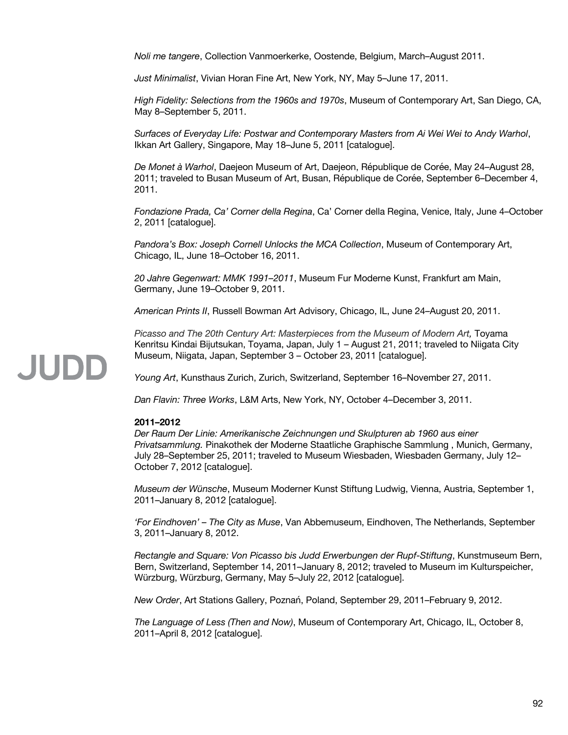*Noli me tangere*, Collection Vanmoerkerke, Oostende, Belgium, March–August 2011.

*Just Minimalist*, Vivian Horan Fine Art, New York, NY, May 5–June 17, 2011.

*High Fidelity: Selections from the 1960s and 1970s*, Museum of Contemporary Art, San Diego, CA, May 8–September 5, 2011.

*Surfaces of Everyday Life: Postwar and Contemporary Masters from Ai Wei Wei to Andy Warhol*, Ikkan Art Gallery, Singapore, May 18–June 5, 2011 [catalogue].

*De Monet à Warhol*, Daejeon Museum of Art, Daejeon, République de Corée, May 24–August 28, 2011; traveled to Busan Museum of Art, Busan, République de Corée, September 6–December 4, 2011.

*Fondazione Prada, Ca' Corner della Regina*, Ca' Corner della Regina, Venice, Italy, June 4–October 2, 2011 [catalogue].

*Pandora's Box: Joseph Cornell Unlocks the MCA Collection*, Museum of Contemporary Art, Chicago, IL, June 18–October 16, 2011.

*20 Jahre Gegenwart: MMK 1991–2011*, Museum Fur Moderne Kunst, Frankfurt am Main, Germany, June 19–October 9, 2011.

*American Prints II*, Russell Bowman Art Advisory, Chicago, IL, June 24–August 20, 2011.

*Picasso and The 20th Century Art: Masterpieces from the Museum of Modern Art,* Toyama Kenritsu Kindai Bijutsukan, Toyama, Japan, July 1 – August 21, 2011; traveled to Niigata City Museum, Niigata, Japan, September 3 – October 23, 2011 [catalogue].

*Young Art*, Kunsthaus Zurich, Zurich, Switzerland, September 16–November 27, 2011.

*Dan Flavin: Three Works*, L&M Arts, New York, NY, October 4–December 3, 2011.

**2011–2012**

*Der Raum Der Linie: Amerikanische Zeichnungen und Skulpturen ab 1960 aus einer Privatsammlung.* Pinakothek der Moderne Staatliche Graphische Sammlung , Munich, Germany, July 28–September 25, 2011; traveled to Museum Wiesbaden, Wiesbaden Germany, July 12–October 7, 2012 [catalogue].

*Museum der Wünsche*, Museum Moderner Kunst Stiftung Ludwig, Vienna, Austria, September 1, 2011–January 8, 2012 [catalogue].

*'For Eindhoven' – The City as Muse*, Van Abbemuseum, Eindhoven, The Netherlands, September 3, 2011–January 8, 2012.

*Rectangle and Square: Von Picasso bis Judd Erwerbungen der Rupf-Stiftung*, Kunstmuseum Bern, Bern, Switzerland, September 14, 2011–January 8, 2012; traveled to Museum im Kulturspeicher, Würzburg, Würzburg, Germany, May 5–July 22, 2012 [catalogue].

*New Order*, Art Stations Gallery, Poznań, Poland, September 29, 2011–February 9, 2012.

*The Language of Less (Then and Now)*, Museum of Contemporary Art, Chicago, IL, October 8, 2011–April 8, 2012 [catalogue].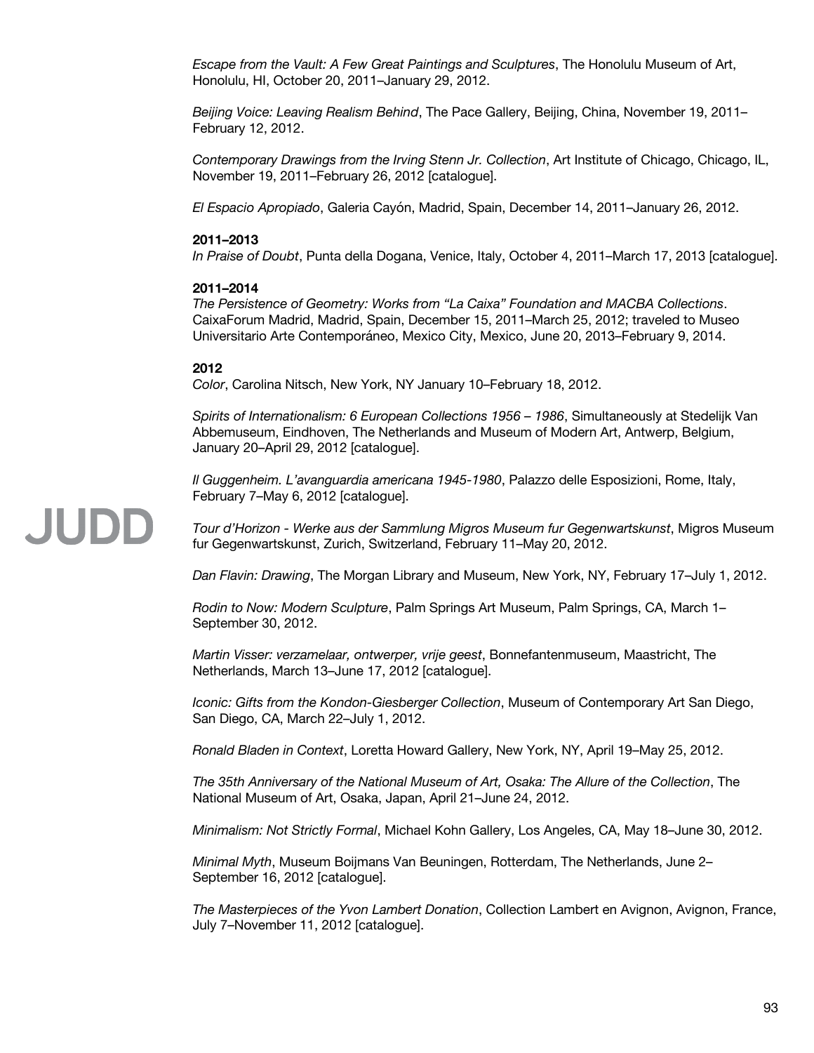*Escape from the Vault: A Few Great Paintings and Sculptures*, The Honolulu Museum of Art, Honolulu, HI, October 20, 2011–January 29, 2012.

*Beijing Voice: Leaving Realism Behind*, The Pace Gallery, Beijing, China, November 19, 2011–February 12, 2012.

*Contemporary Drawings from the Irving Stenn Jr. Collection*, Art Institute of Chicago, Chicago, IL, November 19, 2011–February 26, 2012 [catalogue].

*El Espacio Apropiado*, Galeria Cayón, Madrid, Spain, December 14, 2011–January 26, 2012.

**2011–2013**
*In Praise of Doubt*, Punta della Dogana, Venice, Italy, October 4, 2011–March 17, 2013 [catalogue].

**2011–2014**
*The Persistence of Geometry: Works from "La Caixa" Foundation and MACBA Collections*. CaixaForum Madrid, Madrid, Spain, December 15, 2011–March 25, 2012; traveled to Museo Universitario Arte Contemporáneo, Mexico City, Mexico, June 20, 2013–February 9, 2014.

**2012**
*Color*, Carolina Nitsch, New York, NY January 10–February 18, 2012.

*Spirits of Internationalism: 6 European Collections 1956 – 1986*, Simultaneously at Stedelijk Van Abbemuseum, Eindhoven, The Netherlands and Museum of Modern Art, Antwerp, Belgium, January 20–April 29, 2012 [catalogue].

*Il Guggenheim. L'avanguardia americana 1945-1980*, Palazzo delle Esposizioni, Rome, Italy, February 7–May 6, 2012 [catalogue].

*Tour d'Horizon - Werke aus der Sammlung Migros Museum fur Gegenwartskunst*, Migros Museum fur Gegenwartskunst, Zurich, Switzerland, February 11–May 20, 2012.

*Dan Flavin: Drawing*, The Morgan Library and Museum, New York, NY, February 17–July 1, 2012.

*Rodin to Now: Modern Sculpture*, Palm Springs Art Museum, Palm Springs, CA, March 1–September 30, 2012.

*Martin Visser: verzamelaar, ontwerper, vrije geest*, Bonnefantenmuseum, Maastricht, The Netherlands, March 13–June 17, 2012 [catalogue].

*Iconic: Gifts from the Kondon-Giesberger Collection*, Museum of Contemporary Art San Diego, San Diego, CA, March 22–July 1, 2012.

*Ronald Bladen in Context*, Loretta Howard Gallery, New York, NY, April 19–May 25, 2012.

*The 35th Anniversary of the National Museum of Art, Osaka: The Allure of the Collection*, The National Museum of Art, Osaka, Japan, April 21–June 24, 2012.

*Minimalism: Not Strictly Formal*, Michael Kohn Gallery, Los Angeles, CA, May 18–June 30, 2012.

*Minimal Myth*, Museum Boijmans Van Beuningen, Rotterdam, The Netherlands, June 2–September 16, 2012 [catalogue].

*The Masterpieces of the Yvon Lambert Donation*, Collection Lambert en Avignon, Avignon, France, July 7–November 11, 2012 [catalogue].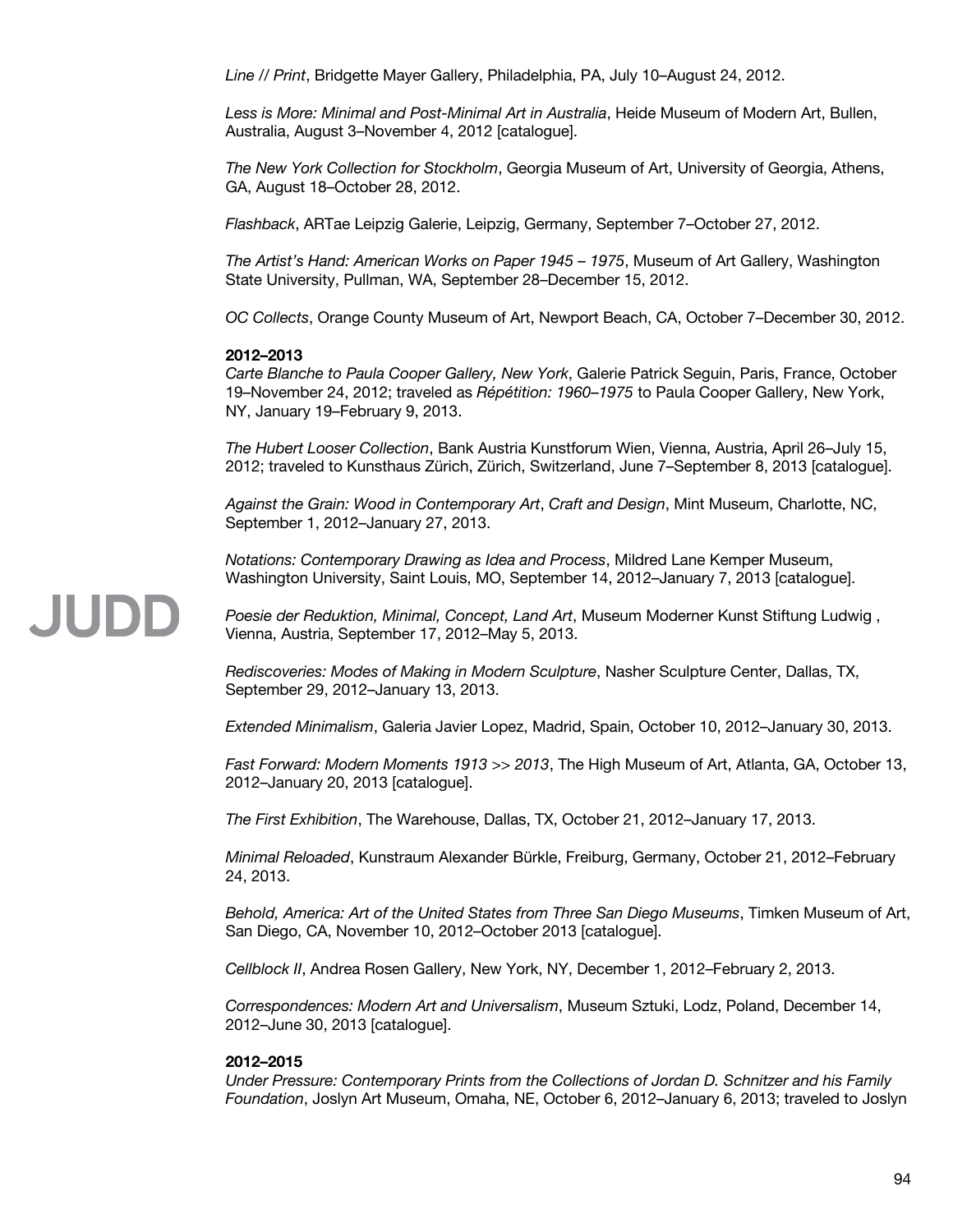*Line // Print*, Bridgette Mayer Gallery, Philadelphia, PA, July 10–August 24, 2012.

*Less is More: Minimal and Post-Minimal Art in Australia*, Heide Museum of Modern Art, Bullen, Australia, August 3–November 4, 2012 [catalogue].

*The New York Collection for Stockholm*, Georgia Museum of Art, University of Georgia, Athens, GA, August 18–October 28, 2012.

*Flashback*, ARTae Leipzig Galerie, Leipzig, Germany, September 7–October 27, 2012.

*The Artist's Hand: American Works on Paper 1945 – 1975*, Museum of Art Gallery, Washington State University, Pullman, WA, September 28–December 15, 2012.

*OC Collects*, Orange County Museum of Art, Newport Beach, CA, October 7–December 30, 2012.

**2012–2013**

*Carte Blanche to Paula Cooper Gallery, New York*, Galerie Patrick Seguin, Paris, France, October 19–November 24, 2012; traveled as *Répétition: 1960–1975* to Paula Cooper Gallery, New York, NY, January 19–February 9, 2013.

*The Hubert Looser Collection*, Bank Austria Kunstforum Wien, Vienna, Austria, April 26–July 15, 2012; traveled to Kunsthaus Zürich, Zürich, Switzerland, June 7–September 8, 2013 [catalogue].

*Against the Grain: Wood in Contemporary Art*, *Craft and Design*, Mint Museum, Charlotte, NC, September 1, 2012–January 27, 2013.

*Notations: Contemporary Drawing as Idea and Process*, Mildred Lane Kemper Museum, Washington University, Saint Louis, MO, September 14, 2012–January 7, 2013 [catalogue].

*Poesie der Reduktion, Minimal, Concept, Land Art*, Museum Moderner Kunst Stiftung Ludwig , Vienna, Austria, September 17, 2012–May 5, 2013.

*Rediscoveries: Modes of Making in Modern Sculpture*, Nasher Sculpture Center, Dallas, TX, September 29, 2012–January 13, 2013.

*Extended Minimalism*, Galeria Javier Lopez, Madrid, Spain, October 10, 2012–January 30, 2013.

*Fast Forward: Modern Moments 1913 >> 2013*, The High Museum of Art, Atlanta, GA, October 13, 2012–January 20, 2013 [catalogue].

*The First Exhibition*, The Warehouse, Dallas, TX, October 21, 2012–January 17, 2013.

*Minimal Reloaded*, Kunstraum Alexander Bürkle, Freiburg, Germany, October 21, 2012–February 24, 2013.

*Behold, America: Art of the United States from Three San Diego Museums*, Timken Museum of Art, San Diego, CA, November 10, 2012–October 2013 [catalogue].

*Cellblock II*, Andrea Rosen Gallery, New York, NY, December 1, 2012–February 2, 2013.

*Correspondences: Modern Art and Universalism*, Museum Sztuki, Lodz, Poland, December 14, 2012–June 30, 2013 [catalogue].

**2012–2015**

*Under Pressure: Contemporary Prints from the Collections of Jordan D. Schnitzer and his Family Foundation*, Joslyn Art Museum, Omaha, NE, October 6, 2012–January 6, 2013; traveled to Joslyn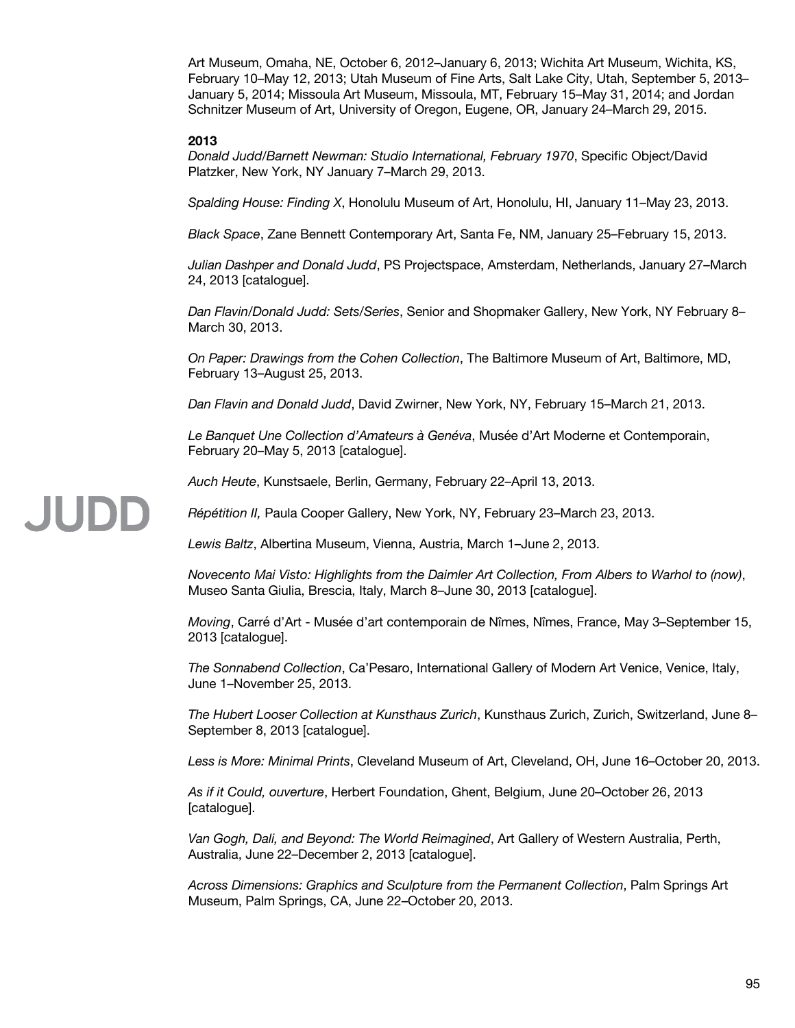Art Museum, Omaha, NE, October 6, 2012–January 6, 2013; Wichita Art Museum, Wichita, KS, February 10–May 12, 2013; Utah Museum of Fine Arts, Salt Lake City, Utah, September 5, 2013–January 5, 2014; Missoula Art Museum, Missoula, MT, February 15–May 31, 2014; and Jordan Schnitzer Museum of Art, University of Oregon, Eugene, OR, January 24–March 29, 2015.

**2013**

*Donald Judd/Barnett Newman: Studio International, February 1970*, Specific Object/David Platzker, New York, NY January 7–March 29, 2013.

*Spalding House: Finding X*, Honolulu Museum of Art, Honolulu, HI, January 11–May 23, 2013.

*Black Space*, Zane Bennett Contemporary Art, Santa Fe, NM, January 25–February 15, 2013.

*Julian Dashper and Donald Judd*, PS Projectspace, Amsterdam, Netherlands, January 27–March 24, 2013 [catalogue].

*Dan Flavin/Donald Judd: Sets/Series*, Senior and Shopmaker Gallery, New York, NY February 8–March 30, 2013.

*On Paper: Drawings from the Cohen Collection*, The Baltimore Museum of Art, Baltimore, MD, February 13–August 25, 2013.

*Dan Flavin and Donald Judd*, David Zwirner, New York, NY, February 15–March 21, 2013.

*Le Banquet Une Collection d'Amateurs à Genéva*, Musée d'Art Moderne et Contemporain, February 20–May 5, 2013 [catalogue].

*Auch Heute*, Kunstsaele, Berlin, Germany, February 22–April 13, 2013.

*Répétition II,* Paula Cooper Gallery, New York, NY, February 23–March 23, 2013.

*Lewis Baltz*, Albertina Museum, Vienna, Austria, March 1–June 2, 2013.

*Novecento Mai Visto: Highlights from the Daimler Art Collection, From Albers to Warhol to (now)*, Museo Santa Giulia, Brescia, Italy, March 8–June 30, 2013 [catalogue].

*Moving*, Carré d'Art - Musée d'art contemporain de Nîmes, Nîmes, France, May 3–September 15, 2013 [catalogue].

*The Sonnabend Collection*, Ca'Pesaro, International Gallery of Modern Art Venice, Venice, Italy, June 1–November 25, 2013.

*The Hubert Looser Collection at Kunsthaus Zurich*, Kunsthaus Zurich, Zurich, Switzerland, June 8–September 8, 2013 [catalogue].

*Less is More: Minimal Prints*, Cleveland Museum of Art, Cleveland, OH, June 16–October 20, 2013.

*As if it Could, ouverture*, Herbert Foundation, Ghent, Belgium, June 20–October 26, 2013 [catalogue].

*Van Gogh, Dali, and Beyond: The World Reimagined*, Art Gallery of Western Australia, Perth, Australia, June 22–December 2, 2013 [catalogue].

*Across Dimensions: Graphics and Sculpture from the Permanent Collection*, Palm Springs Art Museum, Palm Springs, CA, June 22–October 20, 2013.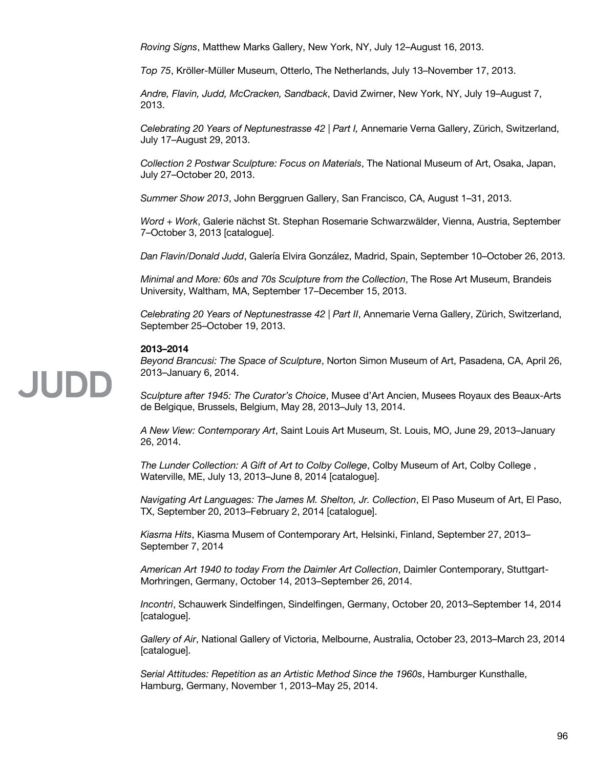*Roving Signs*, Matthew Marks Gallery, New York, NY, July 12–August 16, 2013.

*Top 75*, Kröller-Müller Museum, Otterlo, The Netherlands, July 13–November 17, 2013.

*Andre, Flavin, Judd, McCracken, Sandback*, David Zwirner, New York, NY, July 19–August 7, 2013.

*Celebrating 20 Years of Neptunestrasse 42 | Part I,* Annemarie Verna Gallery, Zürich, Switzerland, July 17–August 29, 2013.

*Collection 2 Postwar Sculpture: Focus on Materials*, The National Museum of Art, Osaka, Japan, July 27–October 20, 2013.

*Summer Show 2013*, John Berggruen Gallery, San Francisco, CA, August 1–31, 2013.

*Word + Work*, Galerie nächst St. Stephan Rosemarie Schwarzwälder, Vienna, Austria, September 7–October 3, 2013 [catalogue].

*Dan Flavin/Donald Judd*, Galería Elvira González, Madrid, Spain, September 10–October 26, 2013.

*Minimal and More: 60s and 70s Sculpture from the Collection*, The Rose Art Museum, Brandeis University, Waltham, MA, September 17–December 15, 2013.

*Celebrating 20 Years of Neptunestrasse 42 | Part II*, Annemarie Verna Gallery, Zürich, Switzerland, September 25–October 19, 2013.

**2013–2014**

*Beyond Brancusi: The Space of Sculpture*, Norton Simon Museum of Art, Pasadena, CA, April 26, 2013–January 6, 2014.

*Sculpture after 1945: The Curator's Choice*, Musee d'Art Ancien, Musees Royaux des Beaux-Arts de Belgique, Brussels, Belgium, May 28, 2013–July 13, 2014.

*A New View: Contemporary Art*, Saint Louis Art Museum, St. Louis, MO, June 29, 2013–January 26, 2014.

*The Lunder Collection: A Gift of Art to Colby College*, Colby Museum of Art, Colby College , Waterville, ME, July 13, 2013–June 8, 2014 [catalogue].

*Navigating Art Languages: The James M. Shelton, Jr. Collection*, El Paso Museum of Art, El Paso, TX, September 20, 2013–February 2, 2014 [catalogue].

*Kiasma Hits*, Kiasma Musem of Contemporary Art, Helsinki, Finland, September 27, 2013–September 7, 2014

*American Art 1940 to today From the Daimler Art Collection*, Daimler Contemporary, Stuttgart-Morhringen, Germany, October 14, 2013–September 26, 2014.

*Incontri*, Schauwerk Sindelfingen, Sindelfingen, Germany, October 20, 2013–September 14, 2014 [catalogue].

*Gallery of Air*, National Gallery of Victoria, Melbourne, Australia, October 23, 2013–March 23, 2014 [catalogue].

*Serial Attitudes: Repetition as an Artistic Method Since the 1960s*, Hamburger Kunsthalle, Hamburg, Germany, November 1, 2013–May 25, 2014.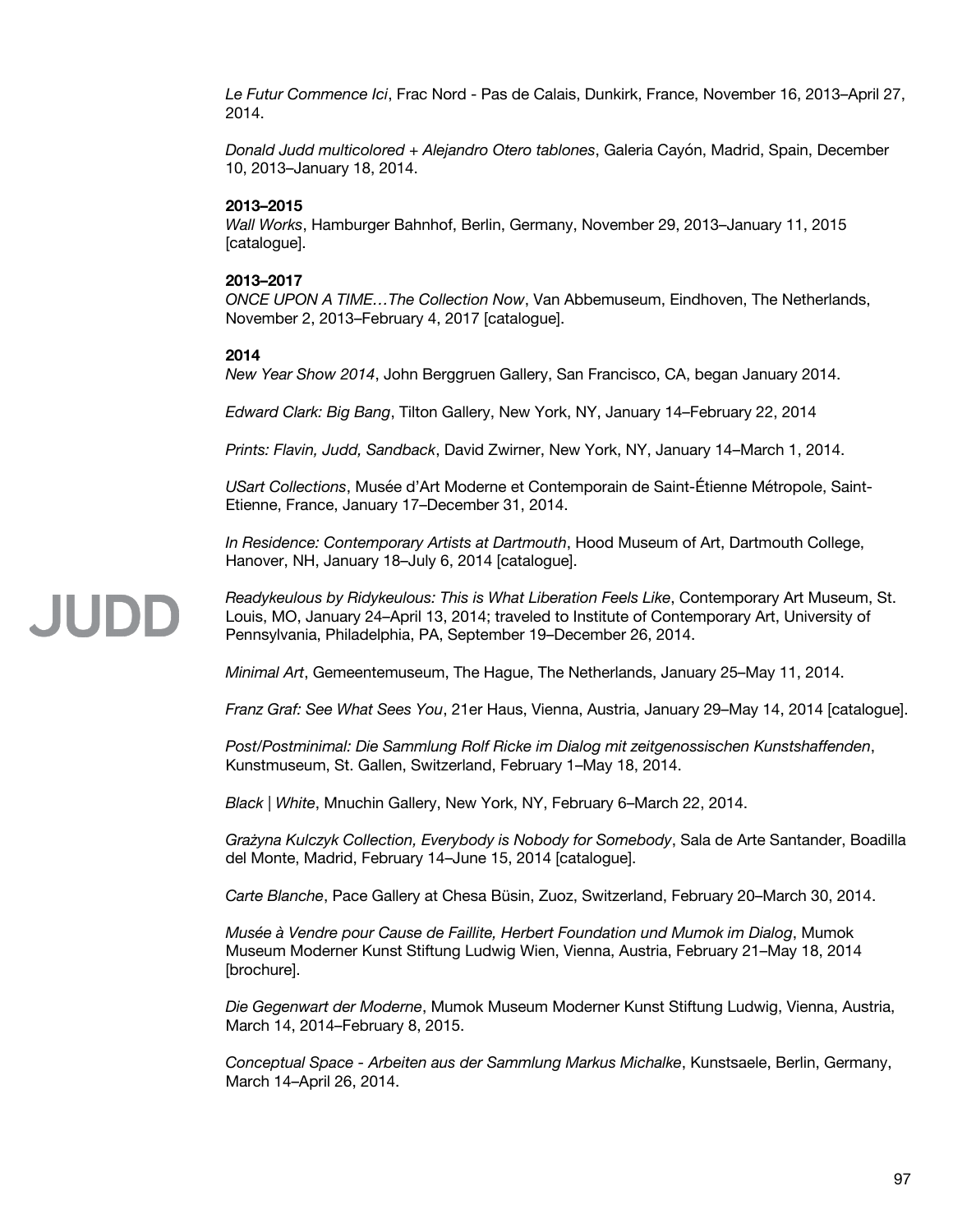*Le Futur Commence Ici*, Frac Nord - Pas de Calais, Dunkirk, France, November 16, 2013–April 27, 2014.

*Donald Judd multicolored + Alejandro Otero tablones*, Galeria Cayón, Madrid, Spain, December 10, 2013–January 18, 2014.

**2013–2015**
*Wall Works*, Hamburger Bahnhof, Berlin, Germany, November 29, 2013–January 11, 2015 [catalogue].

**2013–2017**
*ONCE UPON A TIME…The Collection Now*, Van Abbemuseum, Eindhoven, The Netherlands, November 2, 2013–February 4, 2017 [catalogue].

**2014**
*New Year Show 2014*, John Berggruen Gallery, San Francisco, CA, began January 2014.

*Edward Clark: Big Bang*, Tilton Gallery, New York, NY, January 14–February 22, 2014

*Prints: Flavin, Judd, Sandback*, David Zwirner, New York, NY, January 14–March 1, 2014.

*USart Collections*, Musée d'Art Moderne et Contemporain de Saint-Étienne Métropole, Saint-Etienne, France, January 17–December 31, 2014.

*In Residence: Contemporary Artists at Dartmouth*, Hood Museum of Art, Dartmouth College, Hanover, NH, January 18–July 6, 2014 [catalogue].

*Readykeulous by Ridykeulous: This is What Liberation Feels Like*, Contemporary Art Museum, St. Louis, MO, January 24–April 13, 2014; traveled to Institute of Contemporary Art, University of Pennsylvania, Philadelphia, PA, September 19–December 26, 2014.

*Minimal Art*, Gemeentemuseum, The Hague, The Netherlands, January 25–May 11, 2014.

*Franz Graf: See What Sees You*, 21er Haus, Vienna, Austria, January 29–May 14, 2014 [catalogue].

*Post/Postminimal: Die Sammlung Rolf Ricke im Dialog mit zeitgenossischen Kunstshaffenden*, Kunstmuseum, St. Gallen, Switzerland, February 1–May 18, 2014.

*Black | White*, Mnuchin Gallery, New York, NY, February 6–March 22, 2014.

*Grażyna Kulczyk Collection, Everybody is Nobody for Somebody*, Sala de Arte Santander, Boadilla del Monte, Madrid, February 14–June 15, 2014 [catalogue].

*Carte Blanche*, Pace Gallery at Chesa Büsin, Zuoz, Switzerland, February 20–March 30, 2014.

*Musée à Vendre pour Cause de Faillite, Herbert Foundation und Mumok im Dialog*, Mumok Museum Moderner Kunst Stiftung Ludwig Wien, Vienna, Austria, February 21–May 18, 2014 [brochure].

*Die Gegenwart der Moderne*, Mumok Museum Moderner Kunst Stiftung Ludwig, Vienna, Austria, March 14, 2014–February 8, 2015.

*Conceptual Space - Arbeiten aus der Sammlung Markus Michalke*, Kunstsaele, Berlin, Germany, March 14–April 26, 2014.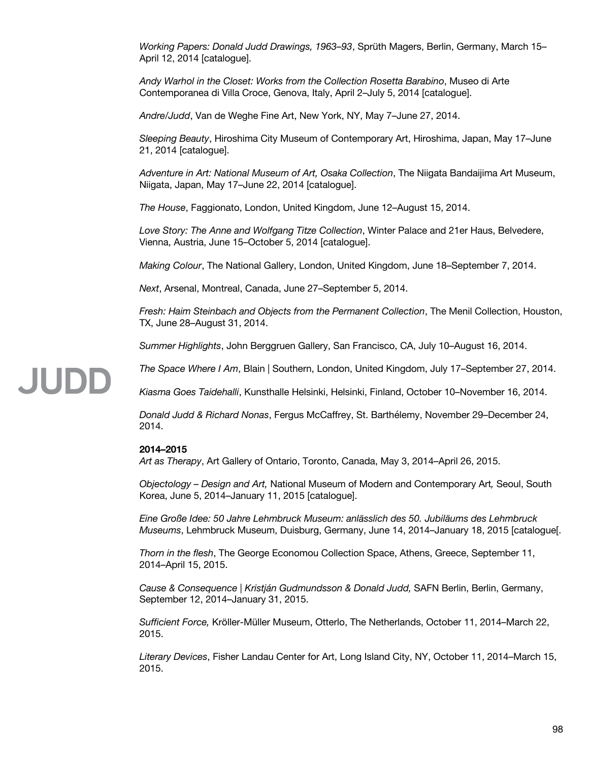*Working Papers: Donald Judd Drawings, 1963–93*, Sprüth Magers, Berlin, Germany, March 15–April 12, 2014 [catalogue].

*Andy Warhol in the Closet: Works from the Collection Rosetta Barabino*, Museo di Arte Contemporanea di Villa Croce, Genova, Italy, April 2–July 5, 2014 [catalogue].

*Andre/Judd*, Van de Weghe Fine Art, New York, NY, May 7–June 27, 2014.

*Sleeping Beauty*, Hiroshima City Museum of Contemporary Art, Hiroshima, Japan, May 17–June 21, 2014 [catalogue].

*Adventure in Art: National Museum of Art, Osaka Collection*, The Niigata Bandaijima Art Museum, Niigata, Japan, May 17–June 22, 2014 [catalogue].

*The House*, Faggionato, London, United Kingdom, June 12–August 15, 2014.

*Love Story: The Anne and Wolfgang Titze Collection*, Winter Palace and 21er Haus, Belvedere, Vienna, Austria, June 15–October 5, 2014 [catalogue].

*Making Colour*, The National Gallery, London, United Kingdom, June 18–September 7, 2014.

*Next*, Arsenal, Montreal, Canada, June 27–September 5, 2014.

*Fresh: Haim Steinbach and Objects from the Permanent Collection*, The Menil Collection, Houston, TX, June 28–August 31, 2014.

*Summer Highlights*, John Berggruen Gallery, San Francisco, CA, July 10–August 16, 2014.

*The Space Where I Am*, Blain | Southern, London, United Kingdom, July 17–September 27, 2014.

*Kiasma Goes Taidehalli*, Kunsthalle Helsinki, Helsinki, Finland, October 10–November 16, 2014.

*Donald Judd & Richard Nonas*, Fergus McCaffrey, St. Barthélemy, November 29–December 24, 2014.

**2014–2015**

*Art as Therapy*, Art Gallery of Ontario, Toronto, Canada, May 3, 2014–April 26, 2015.

*Objectology – Design and Art,* National Museum of Modern and Contemporary Art*,* Seoul, South Korea, June 5, 2014–January 11, 2015 [catalogue].

*Eine Große Idee: 50 Jahre Lehmbruck Museum: anlässlich des 50. Jubiläums des Lehmbruck Museums*, Lehmbruck Museum, Duisburg, Germany, June 14, 2014–January 18, 2015 [catalogue[.

*Thorn in the flesh*, The George Economou Collection Space, Athens, Greece, September 11, 2014–April 15, 2015.

*Cause & Consequence | Kristján Gudmundsson & Donald Judd,* SAFN Berlin, Berlin, Germany, September 12, 2014–January 31, 2015.

*Sufficient Force,* Kröller-Müller Museum, Otterlo, The Netherlands, October 11, 2014–March 22, 2015.

*Literary Devices*, Fisher Landau Center for Art, Long Island City, NY, October 11, 2014–March 15, 2015.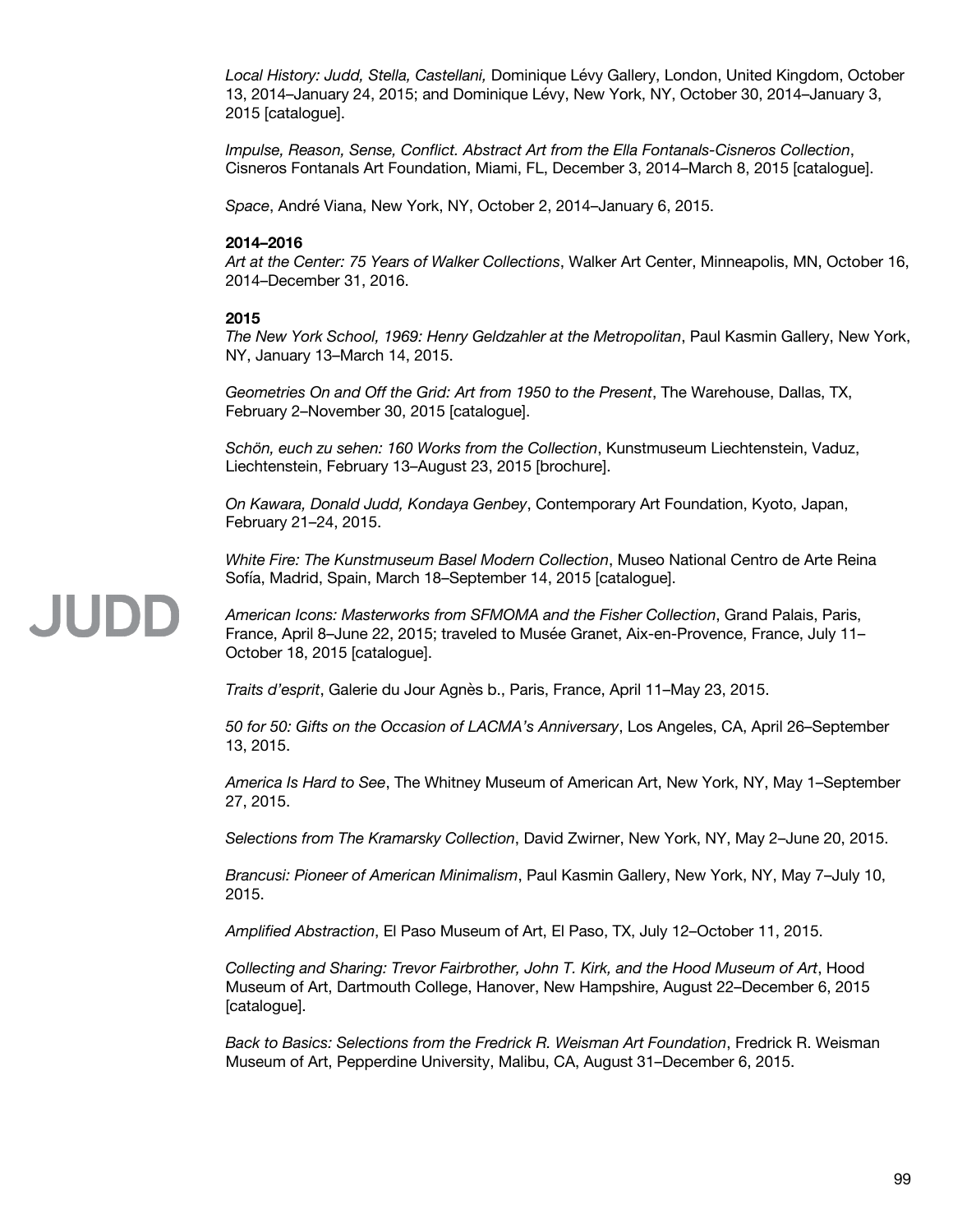*Local History: Judd, Stella, Castellani,* Dominique Lévy Gallery, London, United Kingdom, October 13, 2014–January 24, 2015; and Dominique Lévy, New York, NY, October 30, 2014–January 3, 2015 [catalogue].

*Impulse, Reason, Sense, Conflict. Abstract Art from the Ella Fontanals-Cisneros Collection*, Cisneros Fontanals Art Foundation, Miami, FL, December 3, 2014–March 8, 2015 [catalogue].

*Space*, André Viana, New York, NY, October 2, 2014–January 6, 2015.

**2014–2016**
*Art at the Center: 75 Years of Walker Collections*, Walker Art Center, Minneapolis, MN, October 16, 2014–December 31, 2016.

**2015**
*The New York School, 1969: Henry Geldzahler at the Metropolitan*, Paul Kasmin Gallery, New York, NY, January 13–March 14, 2015.

*Geometries On and Off the Grid: Art from 1950 to the Present*, The Warehouse, Dallas, TX, February 2–November 30, 2015 [catalogue].

*Schön, euch zu sehen: 160 Works from the Collection*, Kunstmuseum Liechtenstein, Vaduz, Liechtenstein, February 13–August 23, 2015 [brochure].

*On Kawara, Donald Judd, Kondaya Genbey*, Contemporary Art Foundation, Kyoto, Japan, February 21–24, 2015.

*White Fire: The Kunstmuseum Basel Modern Collection*, Museo National Centro de Arte Reina Sofía, Madrid, Spain, March 18–September 14, 2015 [catalogue].

*American Icons: Masterworks from SFMOMA and the Fisher Collection*, Grand Palais, Paris, France, April 8–June 22, 2015; traveled to Musée Granet, Aix-en-Provence, France, July 11–October 18, 2015 [catalogue].

*Traits d'esprit*, Galerie du Jour Agnès b., Paris, France, April 11–May 23, 2015.

*50 for 50: Gifts on the Occasion of LACMA's Anniversary*, Los Angeles, CA, April 26–September 13, 2015.

*America Is Hard to See*, The Whitney Museum of American Art, New York, NY, May 1–September 27, 2015.

*Selections from The Kramarsky Collection*, David Zwirner, New York, NY, May 2–June 20, 2015.

*Brancusi: Pioneer of American Minimalism*, Paul Kasmin Gallery, New York, NY, May 7–July 10, 2015.

*Amplified Abstraction*, El Paso Museum of Art, El Paso, TX, July 12–October 11, 2015.

*Collecting and Sharing: Trevor Fairbrother, John T. Kirk, and the Hood Museum of Art*, Hood Museum of Art, Dartmouth College, Hanover, New Hampshire, August 22–December 6, 2015 [catalogue].

*Back to Basics: Selections from the Fredrick R. Weisman Art Foundation*, Fredrick R. Weisman Museum of Art, Pepperdine University, Malibu, CA, August 31–December 6, 2015.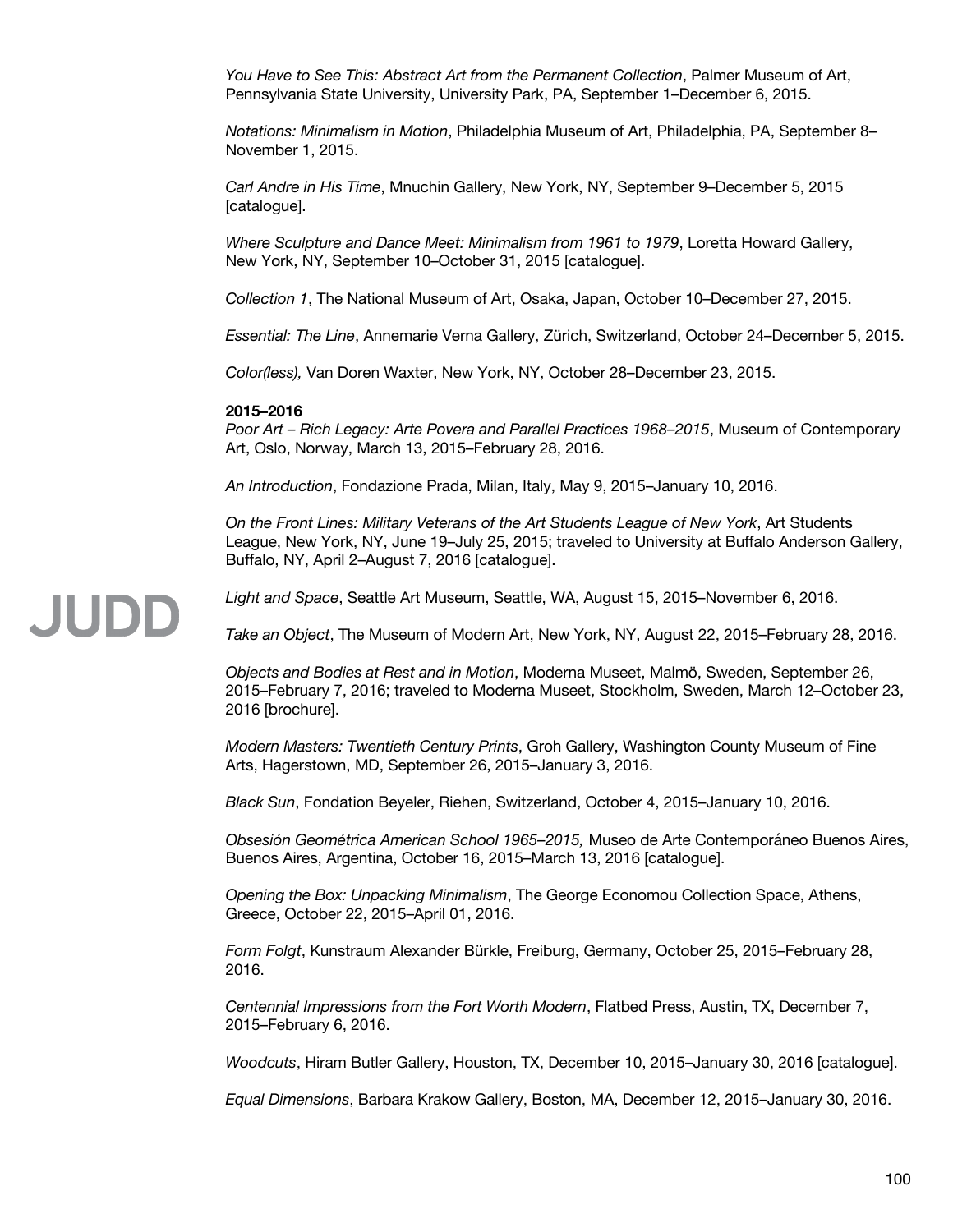*You Have to See This: Abstract Art from the Permanent Collection*, Palmer Museum of Art, Pennsylvania State University, University Park, PA, September 1–December 6, 2015.

*Notations: Minimalism in Motion*, Philadelphia Museum of Art, Philadelphia, PA, September 8–November 1, 2015.

*Carl Andre in His Time*, Mnuchin Gallery, New York, NY, September 9–December 5, 2015 [catalogue].

*Where Sculpture and Dance Meet: Minimalism from 1961 to 1979*, Loretta Howard Gallery, New York, NY, September 10–October 31, 2015 [catalogue].

*Collection 1*, The National Museum of Art, Osaka, Japan, October 10–December 27, 2015.

*Essential: The Line*, Annemarie Verna Gallery, Zürich, Switzerland, October 24–December 5, 2015.

*Color(less),* Van Doren Waxter, New York, NY, October 28–December 23, 2015.

**2015–2016**

*Poor Art – Rich Legacy: Arte Povera and Parallel Practices 1968–2015*, Museum of Contemporary Art, Oslo, Norway, March 13, 2015–February 28, 2016.

*An Introduction*, Fondazione Prada, Milan, Italy, May 9, 2015–January 10, 2016.

*On the Front Lines: Military Veterans of the Art Students League of New York*, Art Students League, New York, NY, June 19–July 25, 2015; traveled to University at Buffalo Anderson Gallery, Buffalo, NY, April 2–August 7, 2016 [catalogue].

*Light and Space*, Seattle Art Museum, Seattle, WA, August 15, 2015–November 6, 2016.

*Take an Object*, The Museum of Modern Art, New York, NY, August 22, 2015–February 28, 2016.

*Objects and Bodies at Rest and in Motion*, Moderna Museet, Malmö, Sweden, September 26, 2015–February 7, 2016; traveled to Moderna Museet, Stockholm, Sweden, March 12–October 23, 2016 [brochure].

*Modern Masters: Twentieth Century Prints*, Groh Gallery, Washington County Museum of Fine Arts, Hagerstown, MD, September 26, 2015–January 3, 2016.

*Black Sun*, Fondation Beyeler, Riehen, Switzerland, October 4, 2015–January 10, 2016.

*Obsesión Geométrica American School 1965–2015,* Museo de Arte Contemporáneo Buenos Aires, Buenos Aires, Argentina, October 16, 2015–March 13, 2016 [catalogue].

*Opening the Box: Unpacking Minimalism*, The George Economou Collection Space, Athens, Greece, October 22, 2015–April 01, 2016.

*Form Folgt*, Kunstraum Alexander Bürkle, Freiburg, Germany, October 25, 2015–February 28, 2016.

*Centennial Impressions from the Fort Worth Modern*, Flatbed Press, Austin, TX, December 7, 2015–February 6, 2016.

*Woodcuts*, Hiram Butler Gallery, Houston, TX, December 10, 2015–January 30, 2016 [catalogue].

*Equal Dimensions*, Barbara Krakow Gallery, Boston, MA, December 12, 2015–January 30, 2016.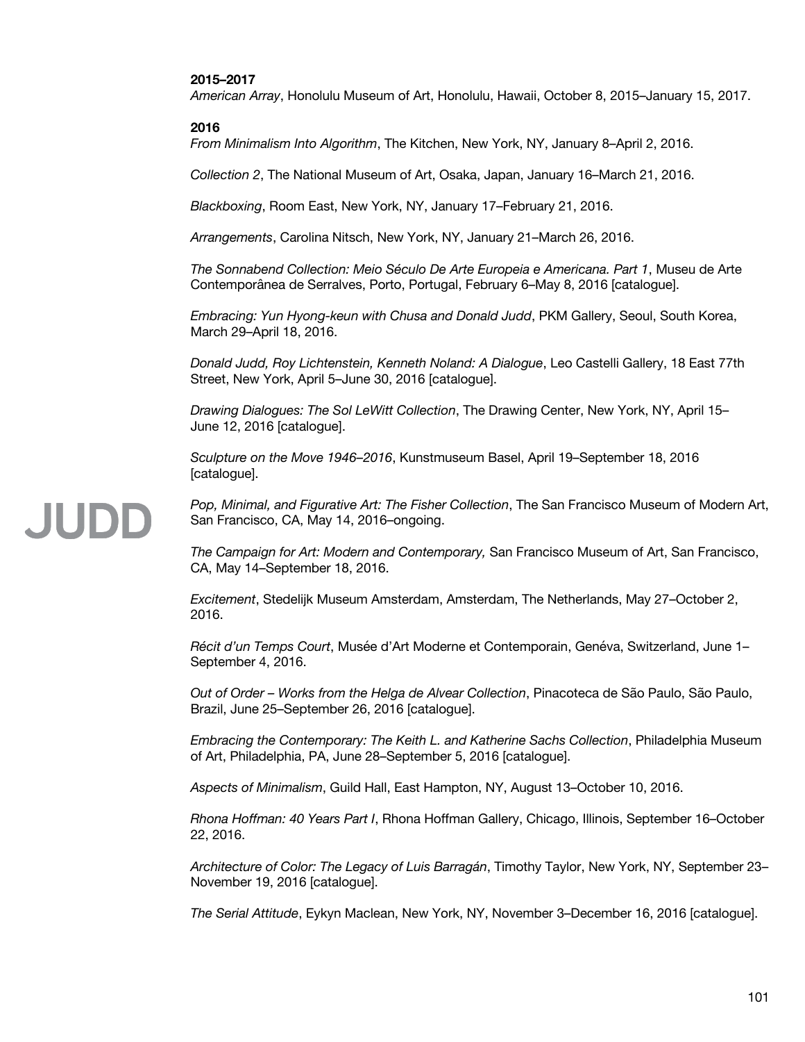**2015–2017**

*American Array*, Honolulu Museum of Art, Honolulu, Hawaii, October 8, 2015–January 15, 2017.

**2016**

*From Minimalism Into Algorithm*, The Kitchen, New York, NY, January 8–April 2, 2016.

*Collection 2*, The National Museum of Art, Osaka, Japan, January 16–March 21, 2016.

*Blackboxing*, Room East, New York, NY, January 17–February 21, 2016.

*Arrangements*, Carolina Nitsch, New York, NY, January 21–March 26, 2016.

*The Sonnabend Collection: Meio Século De Arte Europeia e Americana. Part 1*, Museu de Arte Contemporânea de Serralves, Porto, Portugal, February 6–May 8, 2016 [catalogue].

*Embracing: Yun Hyong-keun with Chusa and Donald Judd*, PKM Gallery, Seoul, South Korea, March 29–April 18, 2016.

*Donald Judd, Roy Lichtenstein, Kenneth Noland: A Dialogue*, Leo Castelli Gallery, 18 East 77th Street, New York, April 5–June 30, 2016 [catalogue].

*Drawing Dialogues: The Sol LeWitt Collection*, The Drawing Center, New York, NY, April 15–June 12, 2016 [catalogue].

*Sculpture on the Move 1946–2016*, Kunstmuseum Basel, April 19–September 18, 2016 [catalogue].

*Pop, Minimal, and Figurative Art: The Fisher Collection*, The San Francisco Museum of Modern Art, San Francisco, CA, May 14, 2016–ongoing.

*The Campaign for Art: Modern and Contemporary,* San Francisco Museum of Art, San Francisco, CA, May 14–September 18, 2016.

*Excitement*, Stedelijk Museum Amsterdam, Amsterdam, The Netherlands, May 27–October 2, 2016.

*Récit d'un Temps Court*, Musée d'Art Moderne et Contemporain, Genéva, Switzerland, June 1–September 4, 2016.

*Out of Order – Works from the Helga de Alvear Collection*, Pinacoteca de São Paulo, São Paulo, Brazil, June 25–September 26, 2016 [catalogue].

*Embracing the Contemporary: The Keith L. and Katherine Sachs Collection*, Philadelphia Museum of Art, Philadelphia, PA, June 28–September 5, 2016 [catalogue].

*Aspects of Minimalism*, Guild Hall, East Hampton, NY, August 13–October 10, 2016.

*Rhona Hoffman: 40 Years Part I*, Rhona Hoffman Gallery, Chicago, Illinois, September 16–October 22, 2016.

*Architecture of Color: The Legacy of Luis Barragán*, Timothy Taylor, New York, NY, September 23–November 19, 2016 [catalogue].

*The Serial Attitude*, Eykyn Maclean, New York, NY, November 3–December 16, 2016 [catalogue].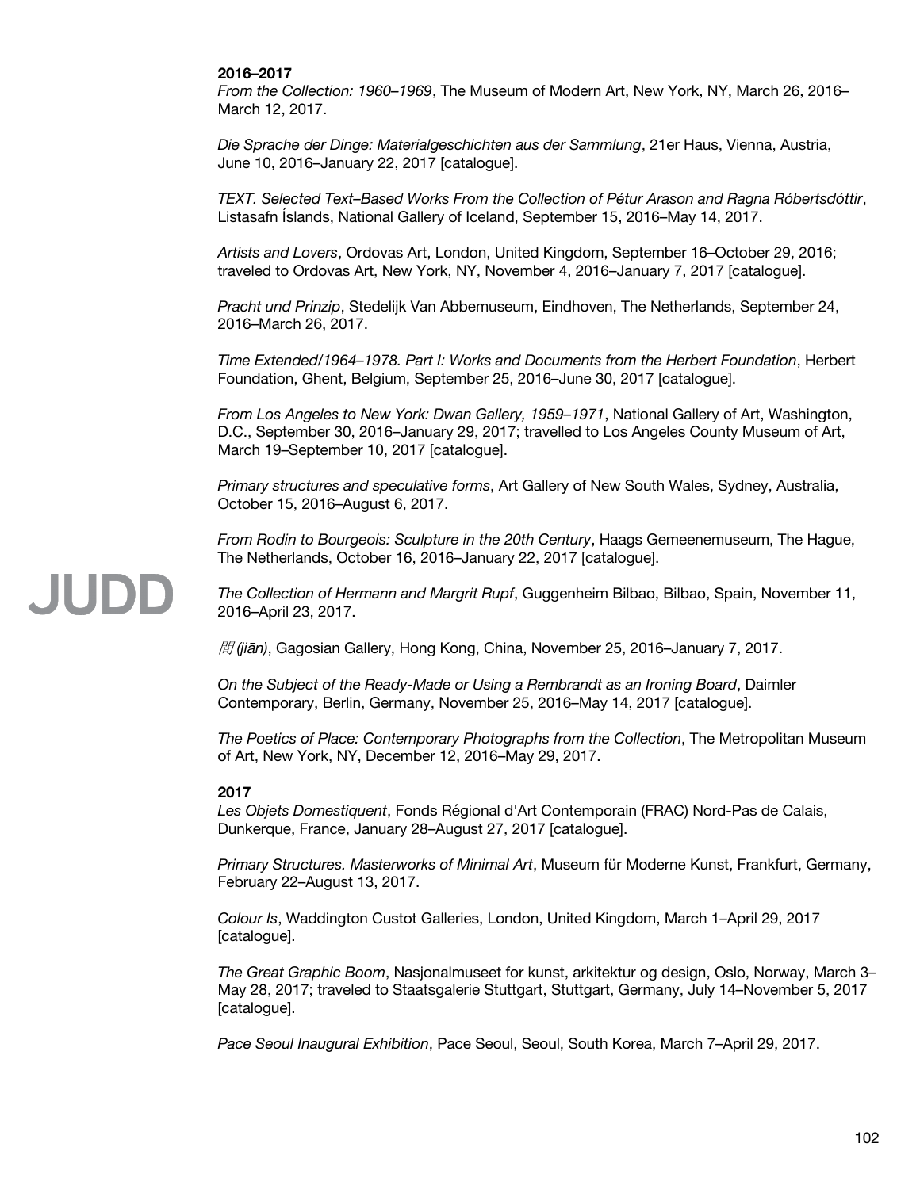**2016–2017**

*From the Collection: 1960–1969*, The Museum of Modern Art, New York, NY, March 26, 2016–March 12, 2017.

*Die Sprache der Dinge: Materialgeschichten aus der Sammlung*, 21er Haus, Vienna, Austria, June 10, 2016–January 22, 2017 [catalogue].

*TEXT. Selected Text–Based Works From the Collection of Pétur Arason and Ragna Róbertsdóttir*, Listasafn Íslands, National Gallery of Iceland, September 15, 2016–May 14, 2017.

*Artists and Lovers*, Ordovas Art, London, United Kingdom, September 16–October 29, 2016; traveled to Ordovas Art, New York, NY, November 4, 2016–January 7, 2017 [catalogue].

*Pracht und Prinzip*, Stedelijk Van Abbemuseum, Eindhoven, The Netherlands, September 24, 2016–March 26, 2017.

*Time Extended/1964–1978. Part I: Works and Documents from the Herbert Foundation*, Herbert Foundation, Ghent, Belgium, September 25, 2016–June 30, 2017 [catalogue].

*From Los Angeles to New York: Dwan Gallery, 1959–1971*, National Gallery of Art, Washington, D.C., September 30, 2016–January 29, 2017; travelled to Los Angeles County Museum of Art, March 19–September 10, 2017 [catalogue].

*Primary structures and speculative forms*, Art Gallery of New South Wales, Sydney, Australia, October 15, 2016–August 6, 2017.

*From Rodin to Bourgeois: Sculpture in the 20th Century*, Haags Gemeenemuseum, The Hague, The Netherlands, October 16, 2016–January 22, 2017 [catalogue].

*The Collection of Hermann and Margrit Rupf*, Guggenheim Bilbao, Bilbao, Spain, November 11, 2016–April 23, 2017.

*間 (jiān)*, Gagosian Gallery, Hong Kong, China, November 25, 2016–January 7, 2017.

*On the Subject of the Ready-Made or Using a Rembrandt as an Ironing Board*, Daimler Contemporary, Berlin, Germany, November 25, 2016–May 14, 2017 [catalogue].

*The Poetics of Place: Contemporary Photographs from the Collection*, The Metropolitan Museum of Art, New York, NY, December 12, 2016–May 29, 2017.

**2017**

*Les Objets Domestiquent*, Fonds Régional d'Art Contemporain (FRAC) Nord-Pas de Calais, Dunkerque, France, January 28–August 27, 2017 [catalogue].

*Primary Structures. Masterworks of Minimal Art*, Museum für Moderne Kunst, Frankfurt, Germany, February 22–August 13, 2017.

*Colour Is*, Waddington Custot Galleries, London, United Kingdom, March 1–April 29, 2017 [catalogue].

*The Great Graphic Boom*, Nasjonalmuseet for kunst, arkitektur og design, Oslo, Norway, March 3–May 28, 2017; traveled to Staatsgalerie Stuttgart, Stuttgart, Germany, July 14–November 5, 2017 [catalogue].

*Pace Seoul Inaugural Exhibition*, Pace Seoul, Seoul, South Korea, March 7–April 29, 2017.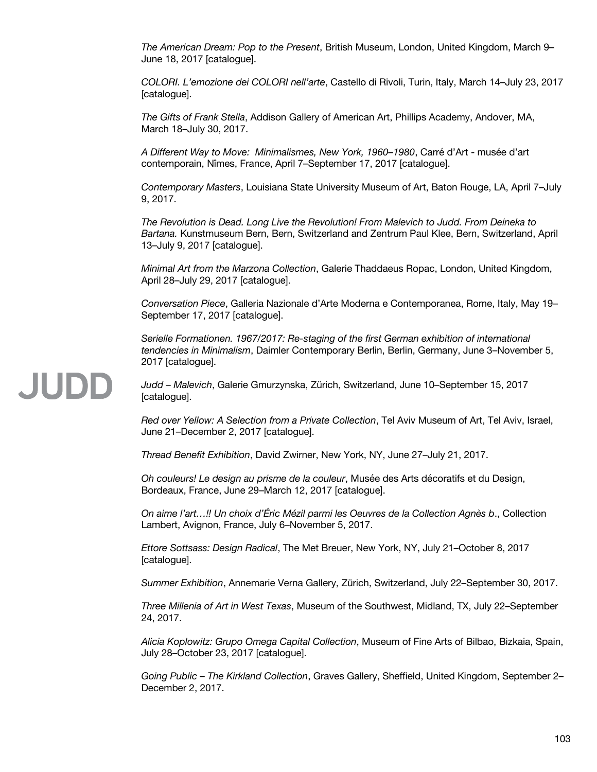*The American Dream: Pop to the Present*, British Museum, London, United Kingdom, March 9–June 18, 2017 [catalogue].

*COLORI. L'emozione dei COLORI nell'arte*, Castello di Rivoli, Turin, Italy, March 14–July 23, 2017 [catalogue].

*The Gifts of Frank Stella*, Addison Gallery of American Art, Phillips Academy, Andover, MA, March 18–July 30, 2017.

*A Different Way to Move: Minimalismes, New York, 1960–1980*, Carré d'Art - musée d'art contemporain, Nîmes, France, April 7–September 17, 2017 [catalogue].

*Contemporary Masters*, Louisiana State University Museum of Art, Baton Rouge, LA, April 7–July 9, 2017.

*The Revolution is Dead. Long Live the Revolution! From Malevich to Judd. From Deineka to Bartana.* Kunstmuseum Bern, Bern, Switzerland and Zentrum Paul Klee, Bern, Switzerland, April 13–July 9, 2017 [catalogue].

*Minimal Art from the Marzona Collection*, Galerie Thaddaeus Ropac, London, United Kingdom, April 28–July 29, 2017 [catalogue].

*Conversation Piece*, Galleria Nazionale d'Arte Moderna e Contemporanea, Rome, Italy, May 19–September 17, 2017 [catalogue].

*Serielle Formationen. 1967/2017: Re-staging of the first German exhibition of international tendencies in Minimalism*, Daimler Contemporary Berlin, Berlin, Germany, June 3–November 5, 2017 [catalogue].

*Judd – Malevich*, Galerie Gmurzynska, Zürich, Switzerland, June 10–September 15, 2017 [catalogue].

*Red over Yellow: A Selection from a Private Collection*, Tel Aviv Museum of Art, Tel Aviv, Israel, June 21–December 2, 2017 [catalogue].

*Thread Benefit Exhibition*, David Zwirner, New York, NY, June 27–July 21, 2017.

*Oh couleurs! Le design au prisme de la couleur*, Musée des Arts décoratifs et du Design, Bordeaux, France, June 29–March 12, 2017 [catalogue].

*On aime l'art…!! Un choix d'Éric Mézil parmi les Oeuvres de la Collection Agnès b*., Collection Lambert, Avignon, France, July 6–November 5, 2017.

*Ettore Sottsass: Design Radical*, The Met Breuer, New York, NY, July 21–October 8, 2017 [catalogue].

*Summer Exhibition*, Annemarie Verna Gallery, Zürich, Switzerland, July 22–September 30, 2017.

*Three Millenia of Art in West Texas*, Museum of the Southwest, Midland, TX, July 22–September 24, 2017.

*Alicia Koplowitz: Grupo Omega Capital Collection*, Museum of Fine Arts of Bilbao, Bizkaia, Spain, July 28–October 23, 2017 [catalogue].

*Going Public – The Kirkland Collection*, Graves Gallery, Sheffield, United Kingdom, September 2–December 2, 2017.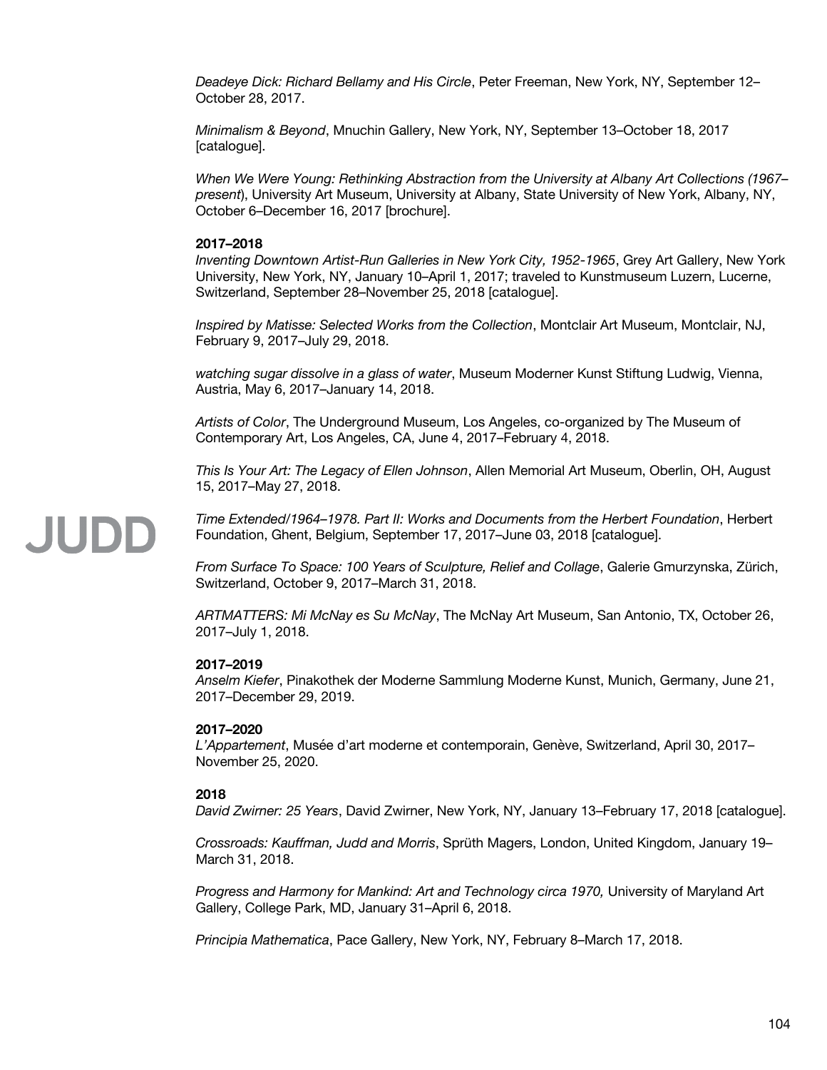*Deadeye Dick: Richard Bellamy and His Circle*, Peter Freeman, New York, NY, September 12–October 28, 2017.

*Minimalism & Beyond*, Mnuchin Gallery, New York, NY, September 13–October 18, 2017 [catalogue].

*When We Were Young: Rethinking Abstraction from the University at Albany Art Collections (1967–present*), University Art Museum, University at Albany, State University of New York, Albany, NY, October 6–December 16, 2017 [brochure].

**2017–2018**

*Inventing Downtown Artist-Run Galleries in New York City, 1952-1965*, Grey Art Gallery, New York University, New York, NY, January 10–April 1, 2017; traveled to Kunstmuseum Luzern, Lucerne, Switzerland, September 28–November 25, 2018 [catalogue].

*Inspired by Matisse: Selected Works from the Collection*, Montclair Art Museum, Montclair, NJ, February 9, 2017–July 29, 2018.

*watching sugar dissolve in a glass of water*, Museum Moderner Kunst Stiftung Ludwig, Vienna, Austria, May 6, 2017–January 14, 2018.

*Artists of Color*, The Underground Museum, Los Angeles, co-organized by The Museum of Contemporary Art, Los Angeles, CA, June 4, 2017–February 4, 2018.

*This Is Your Art: The Legacy of Ellen Johnson*, Allen Memorial Art Museum, Oberlin, OH, August 15, 2017–May 27, 2018.

*Time Extended/1964–1978. Part II: Works and Documents from the Herbert Foundation*, Herbert Foundation, Ghent, Belgium, September 17, 2017–June 03, 2018 [catalogue].

*From Surface To Space: 100 Years of Sculpture, Relief and Collage*, Galerie Gmurzynska, Zürich, Switzerland, October 9, 2017–March 31, 2018.

*ARTMATTERS: Mi McNay es Su McNay*, The McNay Art Museum, San Antonio, TX, October 26, 2017–July 1, 2018.

**2017–2019**

*Anselm Kiefer*, Pinakothek der Moderne Sammlung Moderne Kunst, Munich, Germany, June 21, 2017–December 29, 2019.

**2017–2020**

*L'Appartement*, Musée d'art moderne et contemporain, Genève, Switzerland, April 30, 2017–November 25, 2020.

**2018**

*David Zwirner: 25 Years*, David Zwirner, New York, NY, January 13–February 17, 2018 [catalogue].

*Crossroads: Kauffman, Judd and Morris*, Sprüth Magers, London, United Kingdom, January 19–March 31, 2018.

*Progress and Harmony for Mankind: Art and Technology circa 1970,* University of Maryland Art Gallery, College Park, MD, January 31–April 6, 2018.

*Principia Mathematica*, Pace Gallery, New York, NY, February 8–March 17, 2018.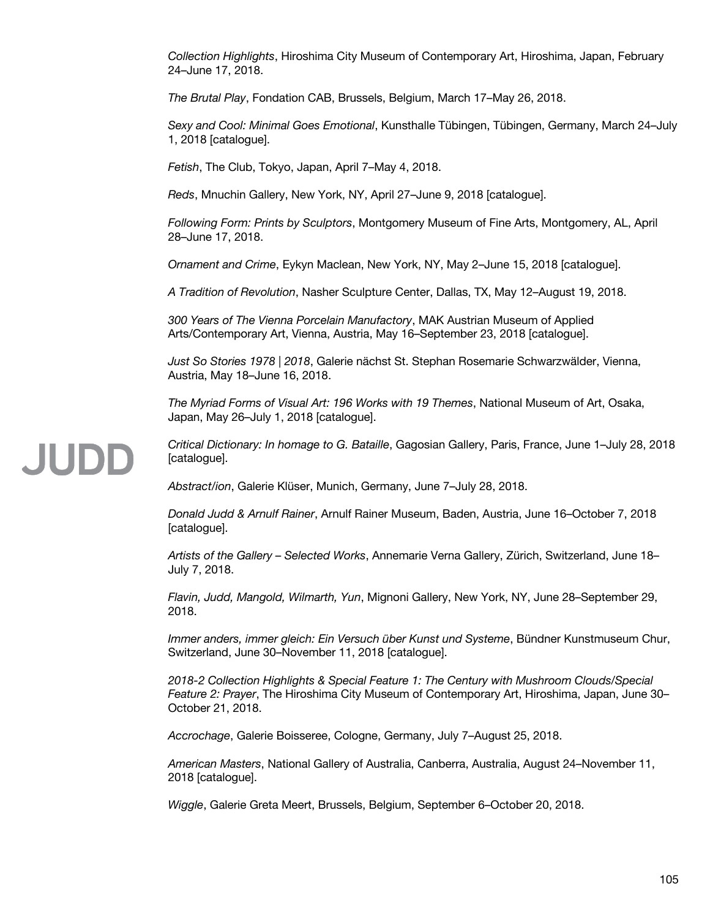*Collection Highlights*, Hiroshima City Museum of Contemporary Art, Hiroshima, Japan, February 24–June 17, 2018.

*The Brutal Play*, Fondation CAB, Brussels, Belgium, March 17–May 26, 2018.

*Sexy and Cool: Minimal Goes Emotional*, Kunsthalle Tübingen, Tübingen, Germany, March 24–July 1, 2018 [catalogue].

*Fetish*, The Club, Tokyo, Japan, April 7–May 4, 2018.

*Reds*, Mnuchin Gallery, New York, NY, April 27–June 9, 2018 [catalogue].

*Following Form: Prints by Sculptors*, Montgomery Museum of Fine Arts, Montgomery, AL, April 28–June 17, 2018.

*Ornament and Crime*, Eykyn Maclean, New York, NY, May 2–June 15, 2018 [catalogue].

*A Tradition of Revolution*, Nasher Sculpture Center, Dallas, TX, May 12–August 19, 2018.

*300 Years of The Vienna Porcelain Manufactory*, MAK Austrian Museum of Applied Arts/Contemporary Art, Vienna, Austria, May 16–September 23, 2018 [catalogue].

*Just So Stories 1978 | 2018*, Galerie nächst St. Stephan Rosemarie Schwarzwälder, Vienna, Austria, May 18–June 16, 2018.

*The Myriad Forms of Visual Art: 196 Works with 19 Themes*, National Museum of Art, Osaka, Japan, May 26–July 1, 2018 [catalogue].

*Critical Dictionary: In homage to G. Bataille*, Gagosian Gallery, Paris, France, June 1–July 28, 2018 [catalogue].

*Abstract/ion*, Galerie Klüser, Munich, Germany, June 7–July 28, 2018.

*Donald Judd & Arnulf Rainer*, Arnulf Rainer Museum, Baden, Austria, June 16–October 7, 2018 [catalogue].

*Artists of the Gallery – Selected Works*, Annemarie Verna Gallery, Zürich, Switzerland, June 18–July 7, 2018.

*Flavin, Judd, Mangold, Wilmarth, Yun*, Mignoni Gallery, New York, NY, June 28–September 29, 2018.

*Immer anders, immer gleich: Ein Versuch über Kunst und Systeme*, Bündner Kunstmuseum Chur, Switzerland, June 30–November 11, 2018 [catalogue].

*2018-2 Collection Highlights & Special Feature 1: The Century with Mushroom Clouds/Special Feature 2: Prayer*, The Hiroshima City Museum of Contemporary Art, Hiroshima, Japan, June 30–October 21, 2018.

*Accrochage*, Galerie Boisseree, Cologne, Germany, July 7–August 25, 2018.

*American Masters*, National Gallery of Australia, Canberra, Australia, August 24–November 11, 2018 [catalogue].

*Wiggle*, Galerie Greta Meert, Brussels, Belgium, September 6–October 20, 2018.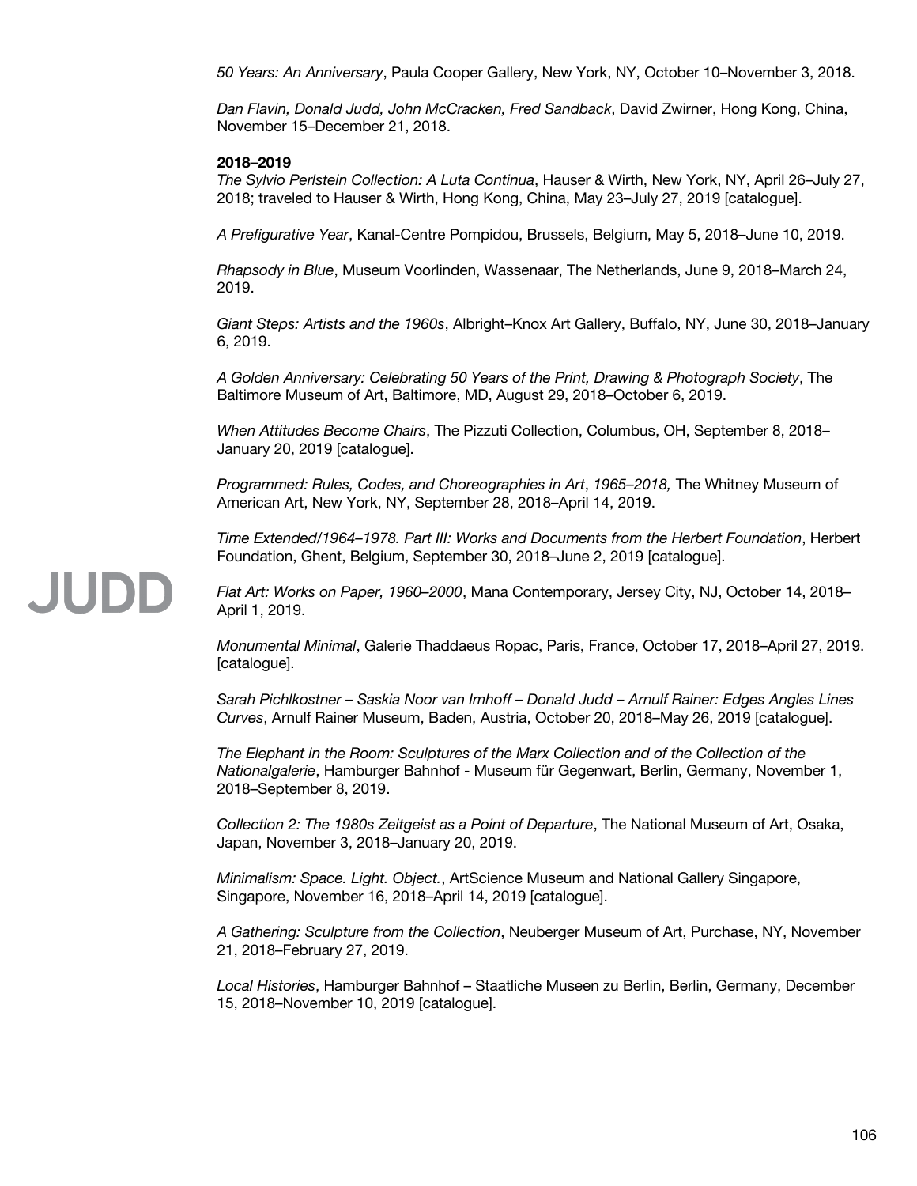*50 Years: An Anniversary*, Paula Cooper Gallery, New York, NY, October 10–November 3, 2018.

*Dan Flavin, Donald Judd, John McCracken, Fred Sandback*, David Zwirner, Hong Kong, China, November 15–December 21, 2018.

**2018–2019**

*The Sylvio Perlstein Collection: A Luta Continua*, Hauser & Wirth, New York, NY, April 26–July 27, 2018; traveled to Hauser & Wirth, Hong Kong, China, May 23–July 27, 2019 [catalogue].

*A Prefigurative Year*, Kanal-Centre Pompidou, Brussels, Belgium, May 5, 2018–June 10, 2019.

*Rhapsody in Blue*, Museum Voorlinden, Wassenaar, The Netherlands, June 9, 2018–March 24, 2019.

*Giant Steps: Artists and the 1960s*, Albright–Knox Art Gallery, Buffalo, NY, June 30, 2018–January 6, 2019.

*A Golden Anniversary: Celebrating 50 Years of the Print, Drawing & Photograph Society*, The Baltimore Museum of Art, Baltimore, MD, August 29, 2018–October 6, 2019.

*When Attitudes Become Chairs*, The Pizzuti Collection, Columbus, OH, September 8, 2018–January 20, 2019 [catalogue].

*Programmed: Rules, Codes, and Choreographies in Art, 1965–2018,* The Whitney Museum of American Art, New York, NY, September 28, 2018–April 14, 2019.

*Time Extended/1964–1978. Part III: Works and Documents from the Herbert Foundation*, Herbert Foundation, Ghent, Belgium, September 30, 2018–June 2, 2019 [catalogue].

*Flat Art: Works on Paper, 1960–2000*, Mana Contemporary, Jersey City, NJ, October 14, 2018–April 1, 2019.

*Monumental Minimal*, Galerie Thaddaeus Ropac, Paris, France, October 17, 2018–April 27, 2019. [catalogue].

*Sarah Pichlkostner – Saskia Noor van Imhoff – Donald Judd – Arnulf Rainer: Edges Angles Lines Curves*, Arnulf Rainer Museum, Baden, Austria, October 20, 2018–May 26, 2019 [catalogue].

*The Elephant in the Room: Sculptures of the Marx Collection and of the Collection of the Nationalgalerie*, Hamburger Bahnhof - Museum für Gegenwart, Berlin, Germany, November 1, 2018–September 8, 2019.

*Collection 2: The 1980s Zeitgeist as a Point of Departure*, The National Museum of Art, Osaka, Japan, November 3, 2018–January 20, 2019.

*Minimalism: Space. Light. Object.*, ArtScience Museum and National Gallery Singapore, Singapore, November 16, 2018–April 14, 2019 [catalogue].

*A Gathering: Sculpture from the Collection*, Neuberger Museum of Art, Purchase, NY, November 21, 2018–February 27, 2019.

*Local Histories*, Hamburger Bahnhof – Staatliche Museen zu Berlin, Berlin, Germany, December 15, 2018–November 10, 2019 [catalogue].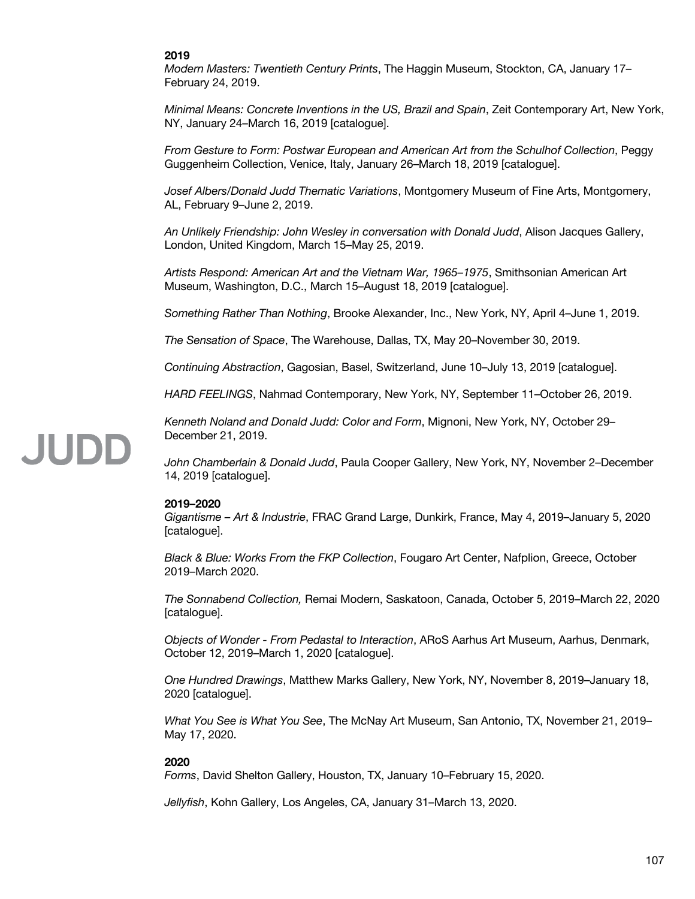**2019**

*Modern Masters: Twentieth Century Prints*, The Haggin Museum, Stockton, CA, January 17–February 24, 2019.

*Minimal Means: Concrete Inventions in the US, Brazil and Spain*, Zeit Contemporary Art, New York, NY, January 24–March 16, 2019 [catalogue].

*From Gesture to Form: Postwar European and American Art from the Schulhof Collection*, Peggy Guggenheim Collection, Venice, Italy, January 26–March 18, 2019 [catalogue].

*Josef Albers/Donald Judd Thematic Variations*, Montgomery Museum of Fine Arts, Montgomery, AL, February 9–June 2, 2019.

*An Unlikely Friendship: John Wesley in conversation with Donald Judd*, Alison Jacques Gallery, London, United Kingdom, March 15–May 25, 2019.

*Artists Respond: American Art and the Vietnam War, 1965–1975*, Smithsonian American Art Museum, Washington, D.C., March 15–August 18, 2019 [catalogue].

*Something Rather Than Nothing*, Brooke Alexander, Inc., New York, NY, April 4–June 1, 2019.

*The Sensation of Space*, The Warehouse, Dallas, TX, May 20–November 30, 2019.

*Continuing Abstraction*, Gagosian, Basel, Switzerland, June 10–July 13, 2019 [catalogue].

*HARD FEELINGS*, Nahmad Contemporary, New York, NY, September 11–October 26, 2019.

*Kenneth Noland and Donald Judd: Color and Form*, Mignoni, New York, NY, October 29–December 21, 2019.

*John Chamberlain & Donald Judd*, Paula Cooper Gallery, New York, NY, November 2–December 14, 2019 [catalogue].

**2019–2020**

*Gigantisme – Art & Industrie*, FRAC Grand Large, Dunkirk, France, May 4, 2019–January 5, 2020 [catalogue].

*Black & Blue: Works From the FKP Collection*, Fougaro Art Center, Nafplion, Greece, October 2019–March 2020.

*The Sonnabend Collection,* Remai Modern, Saskatoon, Canada, October 5, 2019–March 22, 2020 [catalogue].

*Objects of Wonder - From Pedastal to Interaction*, ARoS Aarhus Art Museum, Aarhus, Denmark, October 12, 2019–March 1, 2020 [catalogue].

*One Hundred Drawings*, Matthew Marks Gallery, New York, NY, November 8, 2019–January 18, 2020 [catalogue].

*What You See is What You See*, The McNay Art Museum, San Antonio, TX, November 21, 2019–May 17, 2020.

**2020**

*Forms*, David Shelton Gallery, Houston, TX, January 10–February 15, 2020.

*Jellyfish*, Kohn Gallery, Los Angeles, CA, January 31–March 13, 2020.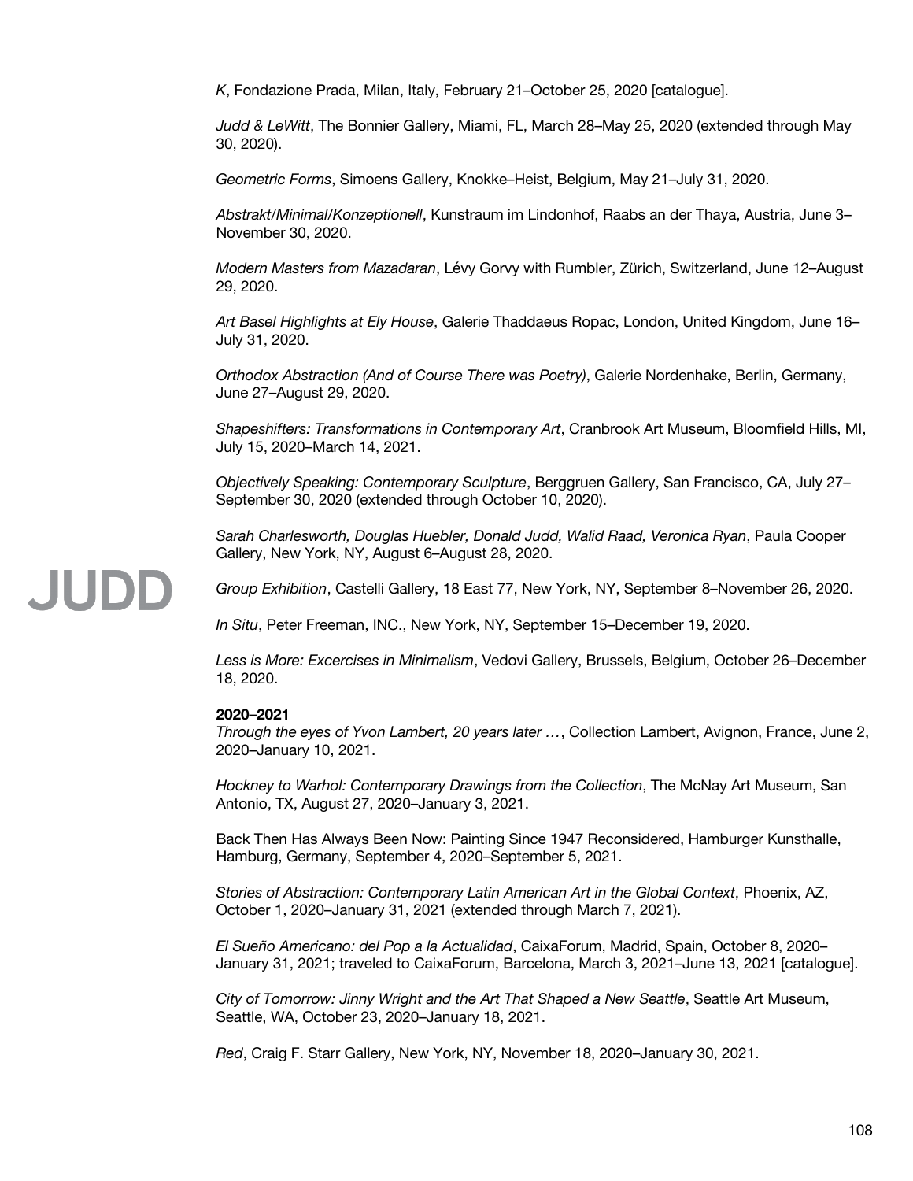*K*, Fondazione Prada, Milan, Italy, February 21–October 25, 2020 [catalogue].

*Judd & LeWitt*, The Bonnier Gallery, Miami, FL, March 28–May 25, 2020 (extended through May 30, 2020).

*Geometric Forms*, Simoens Gallery, Knokke–Heist, Belgium, May 21–July 31, 2020.

*Abstrakt/Minimal/Konzeptionell*, Kunstraum im Lindonhof, Raabs an der Thaya, Austria, June 3–November 30, 2020.

*Modern Masters from Mazadaran*, Lévy Gorvy with Rumbler, Zürich, Switzerland, June 12–August 29, 2020.

*Art Basel Highlights at Ely House*, Galerie Thaddaeus Ropac, London, United Kingdom, June 16–July 31, 2020.

*Orthodox Abstraction (And of Course There was Poetry)*, Galerie Nordenhake, Berlin, Germany, June 27–August 29, 2020.

*Shapeshifters: Transformations in Contemporary Art*, Cranbrook Art Museum, Bloomfield Hills, MI, July 15, 2020–March 14, 2021.

*Objectively Speaking: Contemporary Sculpture*, Berggruen Gallery, San Francisco, CA, July 27–September 30, 2020 (extended through October 10, 2020).

*Sarah Charlesworth, Douglas Huebler, Donald Judd, Walid Raad, Veronica Ryan*, Paula Cooper Gallery, New York, NY, August 6–August 28, 2020.

*Group Exhibition*, Castelli Gallery, 18 East 77, New York, NY, September 8–November 26, 2020.

*In Situ*, Peter Freeman, INC., New York, NY, September 15–December 19, 2020.

*Less is More: Excercises in Minimalism*, Vedovi Gallery, Brussels, Belgium, October 26–December 18, 2020.

**2020–2021**

*Through the eyes of Yvon Lambert, 20 years later …*, Collection Lambert, Avignon, France, June 2, 2020–January 10, 2021.

*Hockney to Warhol: Contemporary Drawings from the Collection*, The McNay Art Museum, San Antonio, TX, August 27, 2020–January 3, 2021.

Back Then Has Always Been Now: Painting Since 1947 Reconsidered, Hamburger Kunsthalle, Hamburg, Germany, September 4, 2020–September 5, 2021.

*Stories of Abstraction: Contemporary Latin American Art in the Global Context*, Phoenix, AZ, October 1, 2020–January 31, 2021 (extended through March 7, 2021).

*El Sueño Americano: del Pop a la Actualidad*, CaixaForum, Madrid, Spain, October 8, 2020–January 31, 2021; traveled to CaixaForum, Barcelona, March 3, 2021–June 13, 2021 [catalogue].

*City of Tomorrow: Jinny Wright and the Art That Shaped a New Seattle*, Seattle Art Museum, Seattle, WA, October 23, 2020–January 18, 2021.

*Red*, Craig F. Starr Gallery, New York, NY, November 18, 2020–January 30, 2021.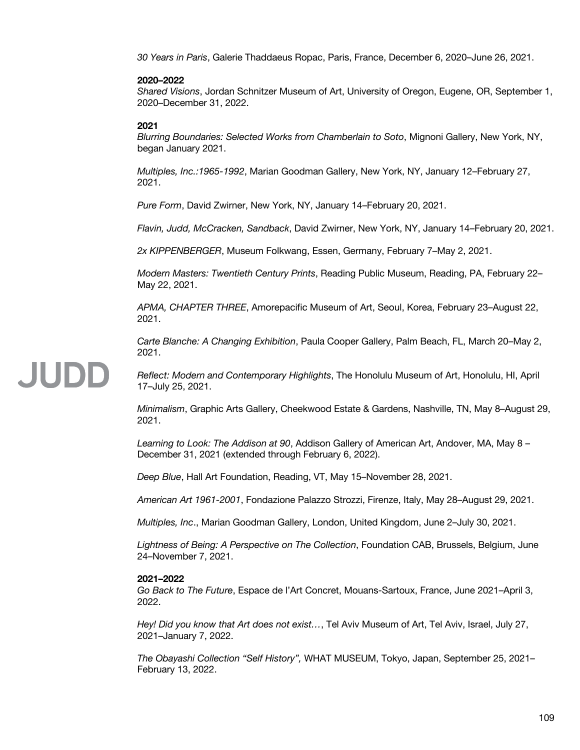*30 Years in Paris*, Galerie Thaddaeus Ropac, Paris, France, December 6, 2020–June 26, 2021.

**2020–2022**

*Shared Visions*, Jordan Schnitzer Museum of Art, University of Oregon, Eugene, OR, September 1, 2020–December 31, 2022.

**2021**

*Blurring Boundaries: Selected Works from Chamberlain to Soto*, Mignoni Gallery, New York, NY, began January 2021.

*Multiples, Inc.:1965-1992*, Marian Goodman Gallery, New York, NY, January 12–February 27, 2021.

*Pure Form*, David Zwirner, New York, NY, January 14–February 20, 2021.

*Flavin, Judd, McCracken, Sandback*, David Zwirner, New York, NY, January 14–February 20, 2021.

*2x KIPPENBERGER*, Museum Folkwang, Essen, Germany, February 7–May 2, 2021.

*Modern Masters: Twentieth Century Prints*, Reading Public Museum, Reading, PA, February 22–May 22, 2021.

*APMA, CHAPTER THREE*, Amorepacific Museum of Art, Seoul, Korea, February 23–August 22, 2021.

*Carte Blanche: A Changing Exhibition*, Paula Cooper Gallery, Palm Beach, FL, March 20–May 2, 2021.

*Reflect: Modern and Contemporary Highlights*, The Honolulu Museum of Art, Honolulu, HI, April 17–July 25, 2021.

*Minimalism*, Graphic Arts Gallery, Cheekwood Estate & Gardens, Nashville, TN, May 8–August 29, 2021.

*Learning to Look: The Addison at 90*, Addison Gallery of American Art, Andover, MA, May 8 – December 31, 2021 (extended through February 6, 2022).

*Deep Blue*, Hall Art Foundation, Reading, VT, May 15–November 28, 2021.

*American Art 1961-2001*, Fondazione Palazzo Strozzi, Firenze, Italy, May 28–August 29, 2021.

*Multiples, Inc*., Marian Goodman Gallery, London, United Kingdom, June 2–July 30, 2021.

*Lightness of Being: A Perspective on The Collection*, Foundation CAB, Brussels, Belgium, June 24–November 7, 2021.

**2021–2022**

*Go Back to The Future*, Espace de l'Art Concret, Mouans-Sartoux, France, June 2021–April 3, 2022.

*Hey! Did you know that Art does not exist…*, Tel Aviv Museum of Art, Tel Aviv, Israel, July 27, 2021–January 7, 2022.

*The Obayashi Collection "Self History",* WHAT MUSEUM, Tokyo, Japan, September 25, 2021–February 13, 2022.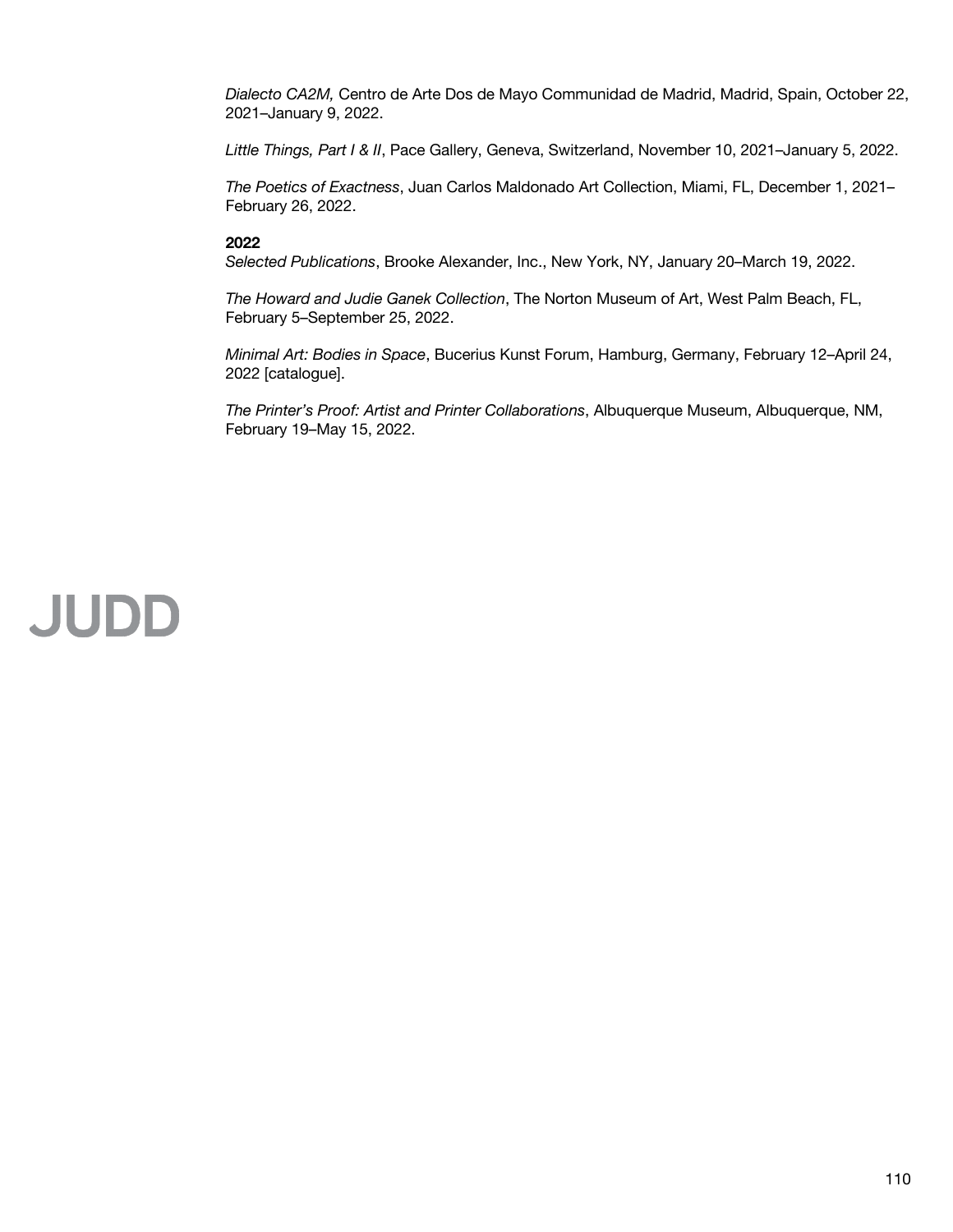*Dialecto CA2M,* Centro de Arte Dos de Mayo Communidad de Madrid, Madrid, Spain, October 22, 2021–January 9, 2022.

*Little Things, Part I & II*, Pace Gallery, Geneva, Switzerland, November 10, 2021–January 5, 2022.

*The Poetics of Exactness*, Juan Carlos Maldonado Art Collection, Miami, FL, December 1, 2021–February 26, 2022.

**2022**

*Selected Publications*, Brooke Alexander, Inc., New York, NY, January 20–March 19, 2022.

*The Howard and Judie Ganek Collection*, The Norton Museum of Art, West Palm Beach, FL, February 5–September 25, 2022.

*Minimal Art: Bodies in Space*, Bucerius Kunst Forum, Hamburg, Germany, February 12–April 24, 2022 [catalogue].

*The Printer's Proof: Artist and Printer Collaborations*, Albuquerque Museum, Albuquerque, NM, February 19–May 15, 2022.